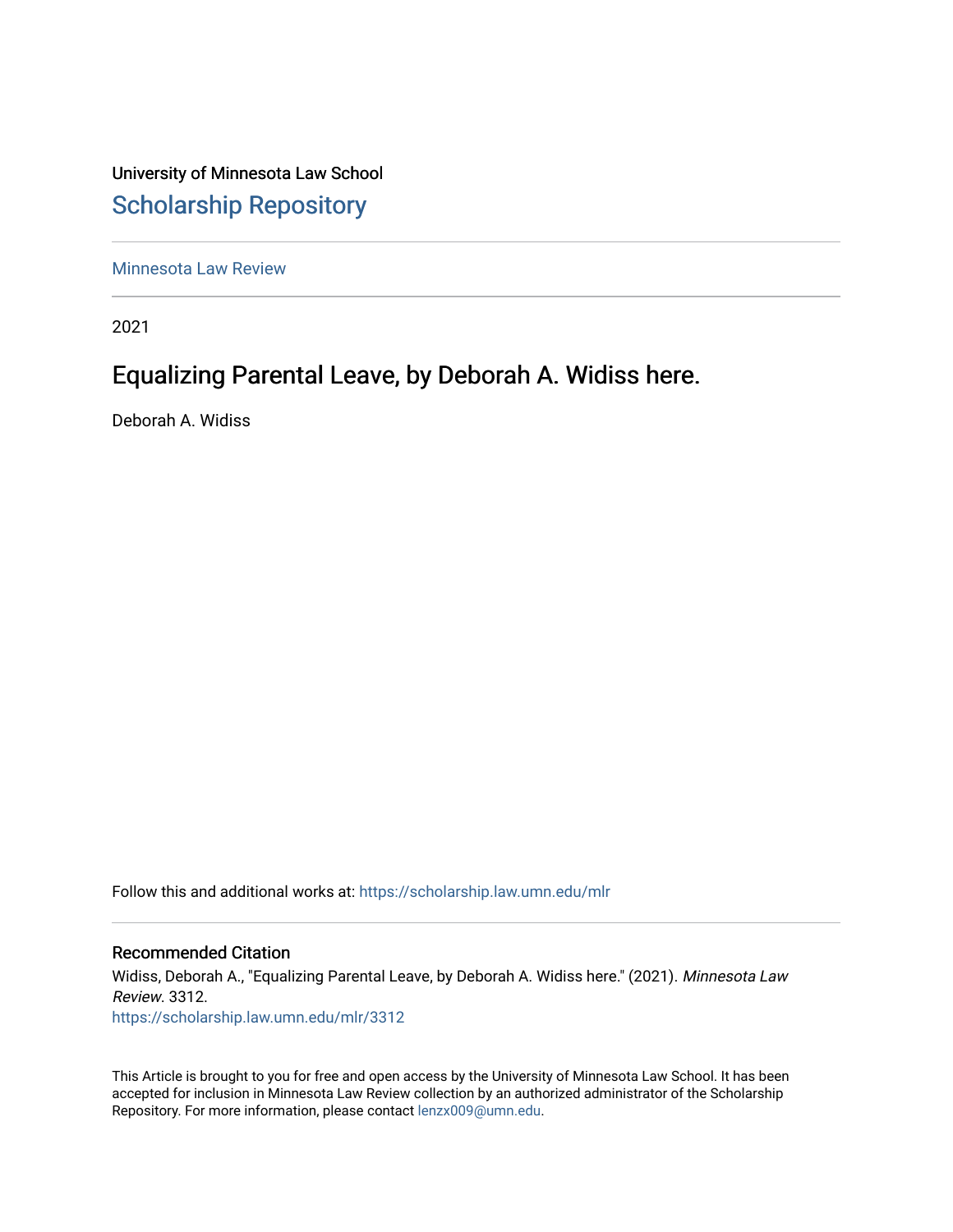University of Minnesota Law School

## Scholarship Repository

Minnesota Law Review

2021

# Equalizing Parental Leave, by Deborah A. Widiss here.

Deborah A. Widiss

Follow this and additional works at: https://scholarship.law.umn.edu/mlr

### Recommended Citation

Widiss, Deborah A., "Equalizing Parental Leave, by Deborah A. Widiss here." (2021). *Minnesota Law Review*. 3312.
https://scholarship.law.umn.edu/mlr/3312

This Article is brought to you for free and open access by the University of Minnesota Law School. It has been accepted for inclusion in Minnesota Law Review collection by an authorized administrator of the Scholarship Repository. For more information, please contact lenzx009@umn.edu.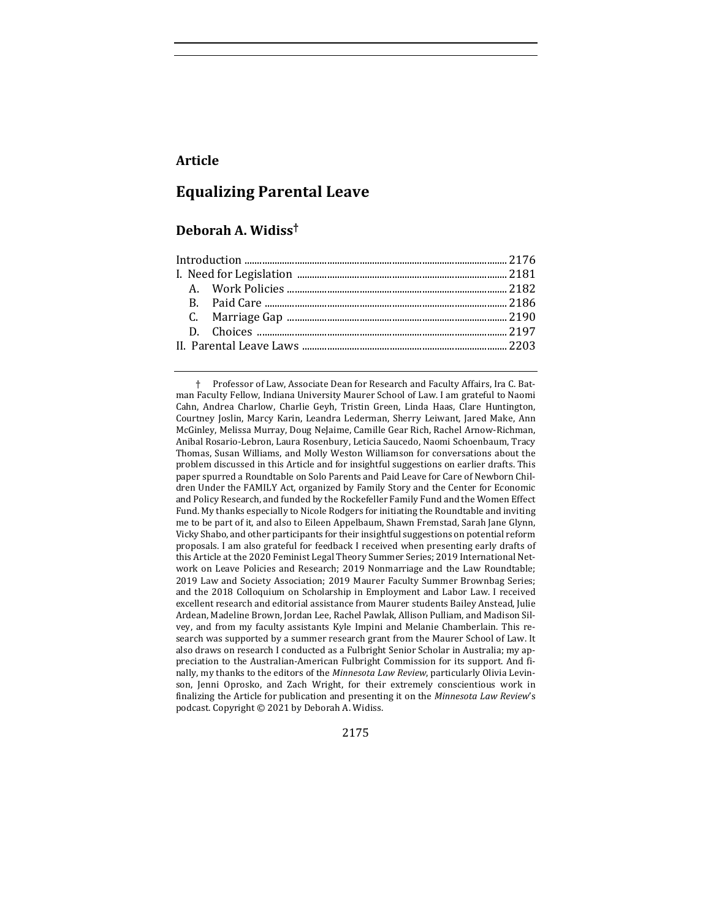**Article**

# Equalizing Parental Leave

## Deborah A. Widiss†

Introduction ........................................................................................................ 2176
I. Need for Legislation ..................................................................................... 2181
   A. Work Policies ........................................................................................... 2182
   B. Paid Care ................................................................................................... 2186
   C. Marriage Gap ........................................................................................... 2190
   D. Choices ...................................................................................................... 2197
II. Parental Leave Laws .................................................................................. 2203

† Professor of Law, Associate Dean for Research and Faculty Affairs, Ira C. Batman Faculty Fellow, Indiana University Maurer School of Law. I am grateful to Naomi Cahn, Andrea Charlow, Charlie Geyh, Tristin Green, Linda Haas, Clare Huntington, Courtney Joslin, Marcy Karin, Leandra Lederman, Sherry Leiwant, Jared Make, Ann McGinley, Melissa Murray, Doug NeJaime, Camille Gear Rich, Rachel Arnow-Richman, Anibal Rosario-Lebron, Laura Rosenbury, Leticia Saucedo, Naomi Schoenbaum, Tracy Thomas, Susan Williams, and Molly Weston Williamson for conversations about the problem discussed in this Article and for insightful suggestions on earlier drafts. This paper spurred a Roundtable on Solo Parents and Paid Leave for Care of Newborn Children Under the FAMILY Act, organized by Family Story and the Center for Economic and Policy Research, and funded by the Rockefeller Family Fund and the Women Effect Fund. My thanks especially to Nicole Rodgers for initiating the Roundtable and inviting me to be part of it, and also to Eileen Appelbaum, Shawn Fremstad, Sarah Jane Glynn, Vicky Shabo, and other participants for their insightful suggestions on potential reform proposals. I am also grateful for feedback I received when presenting early drafts of this Article at the 2020 Feminist Legal Theory Summer Series; 2019 International Network on Leave Policies and Research; 2019 Nonmarriage and the Law Roundtable; 2019 Law and Society Association; 2019 Maurer Faculty Summer Brownbag Series; and the 2018 Colloquium on Scholarship in Employment and Labor Law. I received excellent research and editorial assistance from Maurer students Bailey Anstead, Julie Ardean, Madeline Brown, Jordan Lee, Rachel Pawlak, Allison Pulliam, and Madison Silvey, and from my faculty assistants Kyle Impini and Melanie Chamberlain. This research was supported by a summer research grant from the Maurer School of Law. It also draws on research I conducted as a Fulbright Senior Scholar in Australia; my appreciation to the Australian-American Fulbright Commission for its support. And finally, my thanks to the editors of the *Minnesota Law Review*, particularly Olivia Levinson, Jenni Oprosko, and Zach Wright, for their extremely conscientious work in finalizing the Article for publication and presenting it on the *Minnesota Law Review*'s podcast. Copyright © 2021 by Deborah A. Widiss.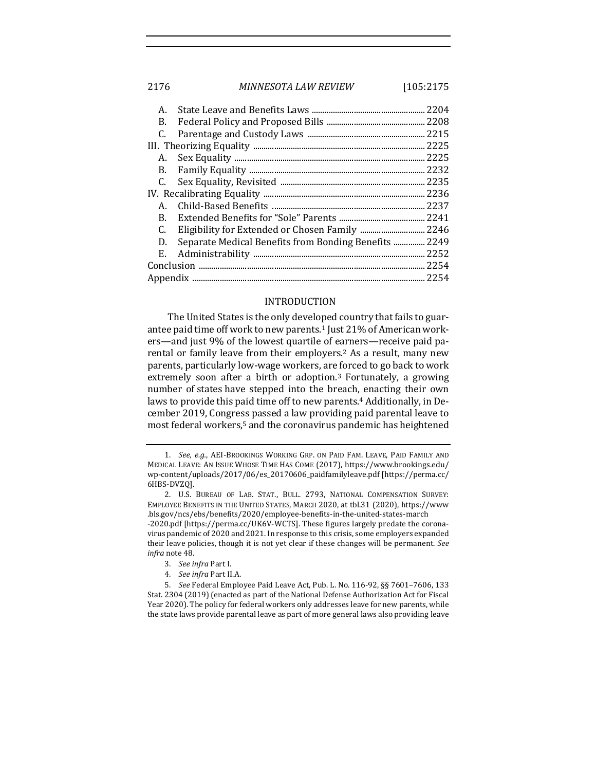| | | |
|---|---|---|
| A. | State Leave and Benefits Laws | 2204 |
| B. | Federal Policy and Proposed Bills | 2208 |
| C. | Parentage and Custody Laws | 2215 |
| III. Theorizing Equality | | 2225 |
| A. | Sex Equality | 2225 |
| B. | Family Equality | 2232 |
| C. | Sex Equality, Revisited | 2235 |
| IV. Recalibrating Equality | | 2236 |
| A. | Child-Based Benefits | 2237 |
| B. | Extended Benefits for "Sole" Parents | 2241 |
| C. | Eligibility for Extended or Chosen Family | 2246 |
| D. | Separate Medical Benefits from Bonding Benefits | 2249 |
| E. | Administrability | 2252 |
| Conclusion | | 2254 |
| Appendix | | 2254 |

## INTRODUCTION

The United States is the only developed country that fails to guarantee paid time off work to new parents.[1] Just 21% of American workers—and just 9% of the lowest quartile of earners—receive paid parental or family leave from their employers.[2] As a result, many new parents, particularly low-wage workers, are forced to go back to work extremely soon after a birth or adoption.[3] Fortunately, a growing number of states have stepped into the breach, enacting their own laws to provide this paid time off to new parents.[4] Additionally, in December 2019, Congress passed a law providing paid parental leave to most federal workers,[5] and the coronavirus pandemic has heightened

---

1. *See, e.g.*, AEI-BROOKINGS WORKING GRP. ON PAID FAM. LEAVE, PAID FAMILY AND MEDICAL LEAVE: AN ISSUE WHOSE TIME HAS COME (2017), https://www.brookings.edu/wp-content/uploads/2017/06/es_20170606_paidfamilyleave.pdf [https://perma.cc/6HBS-DVZQ].

2. U.S. BUREAU OF LAB. STAT., BULL. 2793, NATIONAL COMPENSATION SURVEY: EMPLOYEE BENEFITS IN THE UNITED STATES, MARCH 2020, at tbl.31 (2020), https://www.bls.gov/ncs/ebs/benefits/2020/employee-benefits-in-the-united-states-march-2020.pdf [https://perma.cc/UK6V-WCTS]. These figures largely predate the coronavirus pandemic of 2020 and 2021. In response to this crisis, some employers expanded their leave policies, though it is not yet clear if these changes will be permanent. *See infra* note 48.

3. *See infra* Part I.

4. *See infra* Part II.A.

5. *See* Federal Employee Paid Leave Act, Pub. L. No. 116-92, §§ 7601–7606, 133 Stat. 2304 (2019) (enacted as part of the National Defense Authorization Act for Fiscal Year 2020). The policy for federal workers only addresses leave for new parents, while the state laws provide parental leave as part of more general laws also providing leave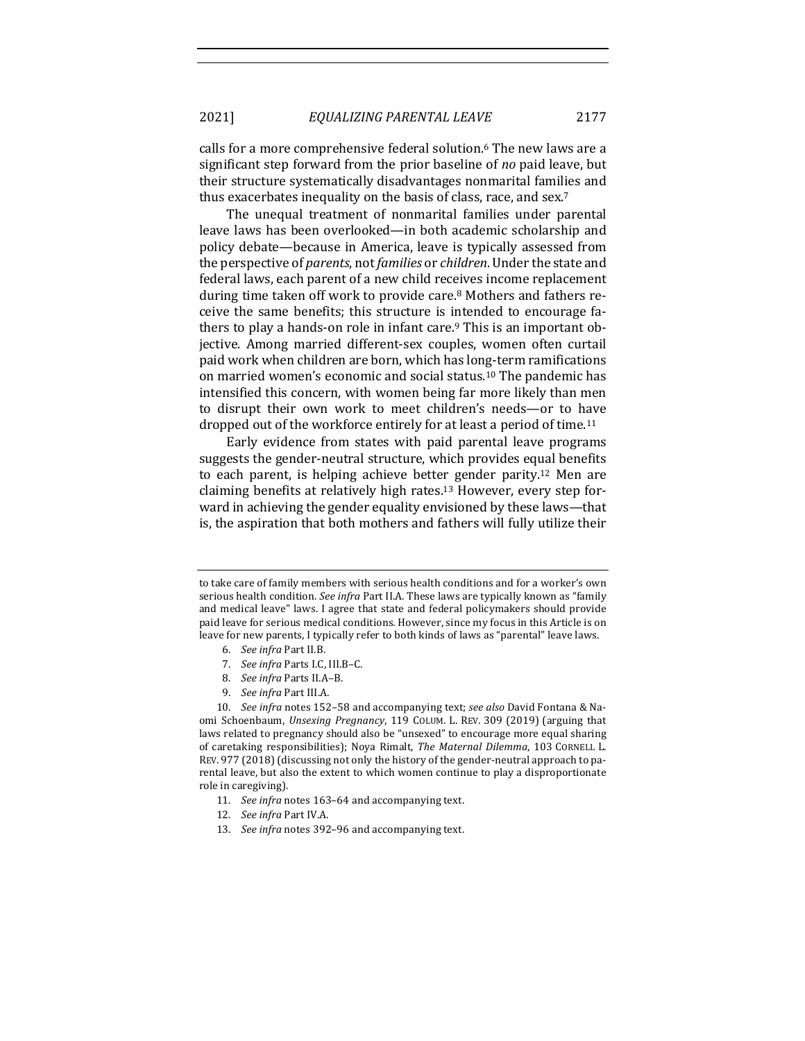calls for a more comprehensive federal solution.[6] The new laws are a significant step forward from the prior baseline of *no* paid leave, but their structure systematically disadvantages nonmarital families and thus exacerbates inequality on the basis of class, race, and sex.[7]

The unequal treatment of nonmarital families under parental leave laws has been overlooked—in both academic scholarship and policy debate—because in America, leave is typically assessed from the perspective of *parents*, not *families* or *children*. Under the state and federal laws, each parent of a new child receives income replacement during time taken off work to provide care.[8] Mothers and fathers receive the same benefits; this structure is intended to encourage fathers to play a hands-on role in infant care.[9] This is an important objective. Among married different-sex couples, women often curtail paid work when children are born, which has long-term ramifications on married women's economic and social status.[10] The pandemic has intensified this concern, with women being far more likely than men to disrupt their own work to meet children's needs—or to have dropped out of the workforce entirely for at least a period of time.[11]

Early evidence from states with paid parental leave programs suggests the gender-neutral structure, which provides equal benefits to each parent, is helping achieve better gender parity.[12] Men are claiming benefits at relatively high rates.[13] However, every step forward in achieving the gender equality envisioned by these laws—that is, the aspiration that both mothers and fathers will fully utilize their

---

to take care of family members with serious health conditions and for a worker's own serious health condition. *See infra* Part II.A. These laws are typically known as "family and medical leave" laws. I agree that state and federal policymakers should provide paid leave for serious medical conditions. However, since my focus in this Article is on leave for new parents, I typically refer to both kinds of laws as "parental" leave laws.

6. *See infra* Part II.B.

7. *See infra* Parts I.C, III.B–C.

8. *See infra* Parts II.A–B.

9. *See infra* Part III.A.

10. *See infra* notes 152–58 and accompanying text; *see also* David Fontana & Naomi Schoenbaum, *Unsexing Pregnancy*, 119 COLUM. L. REV. 309 (2019) (arguing that laws related to pregnancy should also be "unsexed" to encourage more equal sharing of caretaking responsibilities); Noya Rimalt, *The Maternal Dilemma*, 103 CORNELL L. REV. 977 (2018) (discussing not only the history of the gender-neutral approach to parental leave, but also the extent to which women continue to play a disproportionate role in caregiving).

11. *See infra* notes 163–64 and accompanying text.

12. *See infra* Part IV.A.

13. *See infra* notes 392–96 and accompanying text.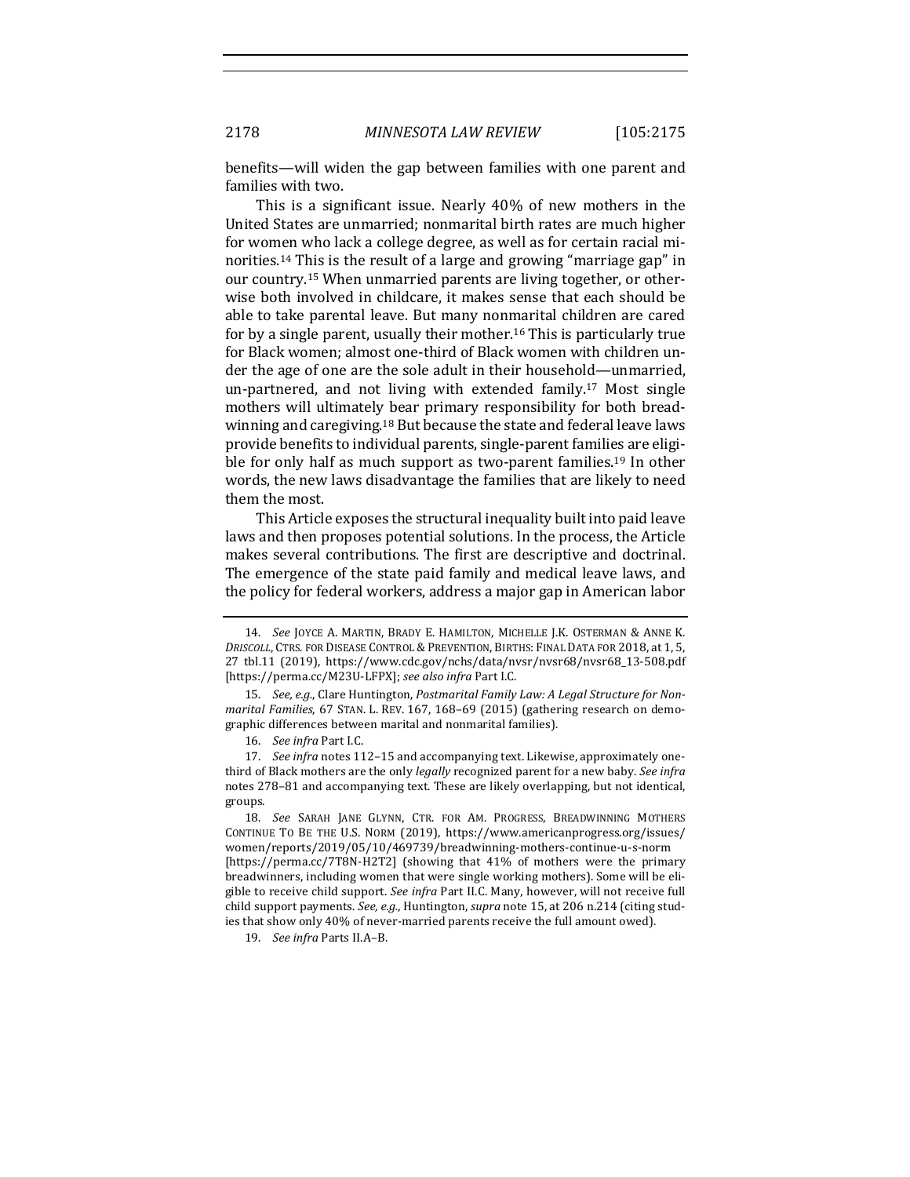benefits—will widen the gap between families with one parent and families with two.

This is a significant issue. Nearly 40% of new mothers in the United States are unmarried; nonmarital birth rates are much higher for women who lack a college degree, as well as for certain racial minorities.[14] This is the result of a large and growing "marriage gap" in our country.[15] When unmarried parents are living together, or otherwise both involved in childcare, it makes sense that each should be able to take parental leave. But many nonmarital children are cared for by a single parent, usually their mother.[16] This is particularly true for Black women; almost one-third of Black women with children under the age of one are the sole adult in their household—unmarried, un-partnered, and not living with extended family.[17] Most single mothers will ultimately bear primary responsibility for both breadwinning and caregiving.[18] But because the state and federal leave laws provide benefits to individual parents, single-parent families are eligible for only half as much support as two-parent families.[19] In other words, the new laws disadvantage the families that are likely to need them the most.

This Article exposes the structural inequality built into paid leave laws and then proposes potential solutions. In the process, the Article makes several contributions. The first are descriptive and doctrinal. The emergence of the state paid family and medical leave laws, and the policy for federal workers, address a major gap in American labor

---

14. *See* JOYCE A. MARTIN, BRADY E. HAMILTON, MICHELLE J.K. OSTERMAN & ANNE K. DRISCOLL, CTRS. FOR DISEASE CONTROL & PREVENTION, BIRTHS: FINAL DATA FOR 2018, at 1, 5, 27 tbl.11 (2019), https://www.cdc.gov/nchs/data/nvsr/nvsr68/nvsr68_13-508.pdf [https://perma.cc/M23U-LFPX]; *see also infra* Part I.C.

15. *See, e.g.*, Clare Huntington, *Postmarital Family Law: A Legal Structure for Nonmarital Families*, 67 STAN. L. REV. 167, 168–69 (2015) (gathering research on demographic differences between marital and nonmarital families).

16. *See infra* Part I.C.

17. *See infra* notes 112–15 and accompanying text. Likewise, approximately one-third of Black mothers are the only *legally* recognized parent for a new baby. *See infra* notes 278–81 and accompanying text. These are likely overlapping, but not identical, groups.

18. *See* SARAH JANE GLYNN, CTR. FOR AM. PROGRESS, BREADWINNING MOTHERS CONTINUE TO BE THE U.S. NORM (2019), https://www.americanprogress.org/issues/women/reports/2019/05/10/469739/breadwinning-mothers-continue-u-s-norm [https://perma.cc/7T8N-H2T2] (showing that 41% of mothers were the primary breadwinners, including women that were single working mothers). Some will be eligible to receive child support. *See infra* Part II.C. Many, however, will not receive full child support payments. *See, e.g.*, Huntington, *supra* note 15, at 206 n.214 (citing studies that show only 40% of never-married parents receive the full amount owed).

19. *See infra* Parts II.A–B.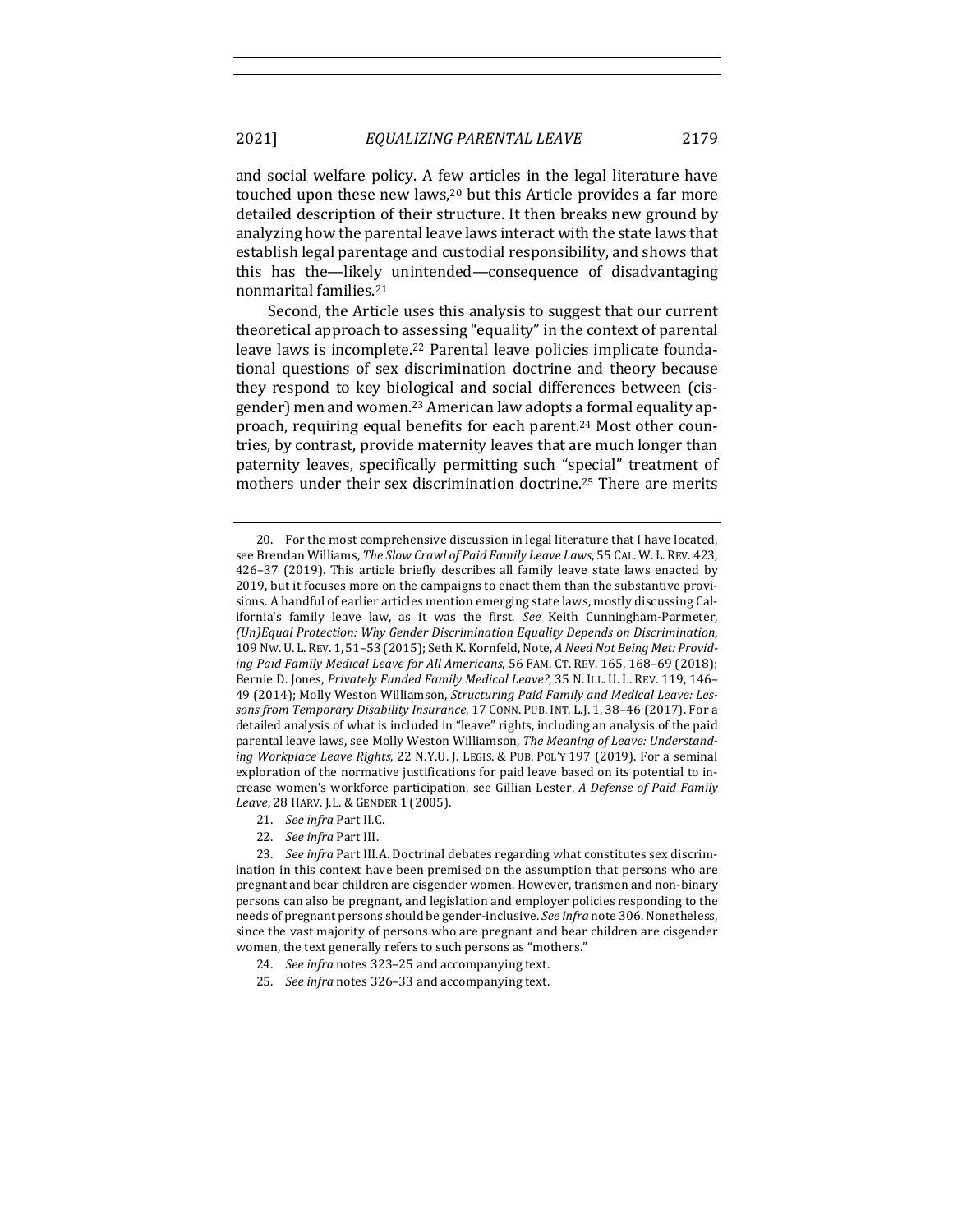and social welfare policy. A few articles in the legal literature have touched upon these new laws,[20] but this Article provides a far more detailed description of their structure. It then breaks new ground by analyzing how the parental leave laws interact with the state laws that establish legal parentage and custodial responsibility, and shows that this has the—likely unintended—consequence of disadvantaging nonmarital families.[21]

Second, the Article uses this analysis to suggest that our current theoretical approach to assessing "equality" in the context of parental leave laws is incomplete.[22] Parental leave policies implicate foundational questions of sex discrimination doctrine and theory because they respond to key biological and social differences between (cisgender) men and women.[23] American law adopts a formal equality approach, requiring equal benefits for each parent.[24] Most other countries, by contrast, provide maternity leaves that are much longer than paternity leaves, specifically permitting such "special" treatment of mothers under their sex discrimination doctrine.[25] There are merits

20. For the most comprehensive discussion in legal literature that I have located, see Brendan Williams, *The Slow Crawl of Paid Family Leave Laws*, 55 CAL. W. L. REV. 423, 426–37 (2019). This article briefly describes all family leave state laws enacted by 2019, but it focuses more on the campaigns to enact them than the substantive provisions. A handful of earlier articles mention emerging state laws, mostly discussing California's family leave law, as it was the first. *See* Keith Cunningham-Parmeter, *(Un)Equal Protection: Why Gender Discrimination Equality Depends on Discrimination*, 109 NW. U. L. REV. 1, 51–53 (2015); Seth K. Kornfeld, Note, *A Need Not Being Met: Providing Paid Family Medical Leave for All Americans*, 56 FAM. CT. REV. 165, 168–69 (2018); Bernie D. Jones, *Privately Funded Family Medical Leave?*, 35 N. ILL. U. L. REV. 119, 146–49 (2014); Molly Weston Williamson, *Structuring Paid Family and Medical Leave: Lessons from Temporary Disability Insurance*, 17 CONN. PUB. INT. L.J. 1, 38–46 (2017). For a detailed analysis of what is included in "leave" rights, including an analysis of the paid parental leave laws, see Molly Weston Williamson, *The Meaning of Leave: Understanding Workplace Leave Rights*, 22 N.Y.U. J. LEGIS. & PUB. POL'Y 197 (2019). For a seminal exploration of the normative justifications for paid leave based on its potential to increase women's workforce participation, see Gillian Lester, *A Defense of Paid Family Leave*, 28 HARV. J.L. & GENDER 1 (2005).

21. *See infra* Part II.C.

22. *See infra* Part III.

23. *See infra* Part III.A. Doctrinal debates regarding what constitutes sex discrimination in this context have been premised on the assumption that persons who are pregnant and bear children are cisgender women. However, transmen and non-binary persons can also be pregnant, and legislation and employer policies responding to the needs of pregnant persons should be gender-inclusive. *See infra* note 306. Nonetheless, since the vast majority of persons who are pregnant and bear children are cisgender women, the text generally refers to such persons as "mothers."

24. *See infra* notes 323–25 and accompanying text.

25. *See infra* notes 326–33 and accompanying text.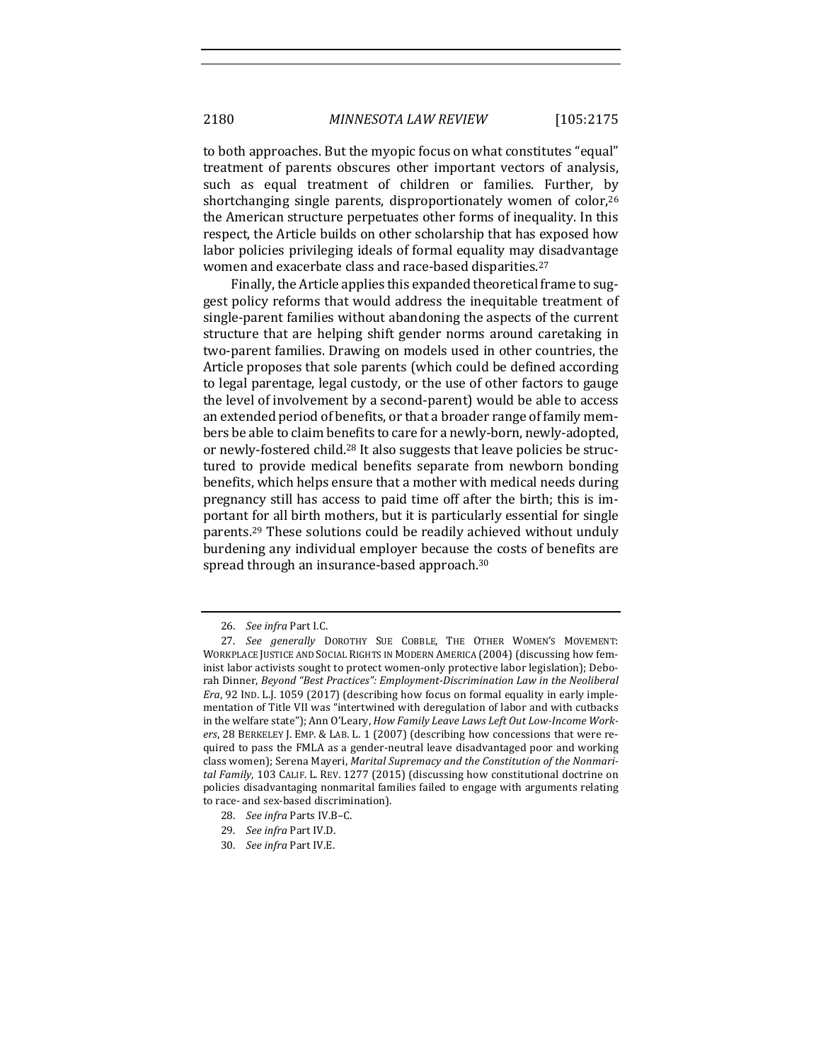to both approaches. But the myopic focus on what constitutes "equal" treatment of parents obscures other important vectors of analysis, such as equal treatment of children or families. Further, by shortchanging single parents, disproportionately women of color,[26] the American structure perpetuates other forms of inequality. In this respect, the Article builds on other scholarship that has exposed how labor policies privileging ideals of formal equality may disadvantage women and exacerbate class and race-based disparities.[27]

Finally, the Article applies this expanded theoretical frame to suggest policy reforms that would address the inequitable treatment of single-parent families without abandoning the aspects of the current structure that are helping shift gender norms around caretaking in two-parent families. Drawing on models used in other countries, the Article proposes that sole parents (which could be defined according to legal parentage, legal custody, or the use of other factors to gauge the level of involvement by a second-parent) would be able to access an extended period of benefits, or that a broader range of family members be able to claim benefits to care for a newly-born, newly-adopted, or newly-fostered child.[28] It also suggests that leave policies be structured to provide medical benefits separate from newborn bonding benefits, which helps ensure that a mother with medical needs during pregnancy still has access to paid time off after the birth; this is important for all birth mothers, but it is particularly essential for single parents.[29] These solutions could be readily achieved without unduly burdening any individual employer because the costs of benefits are spread through an insurance-based approach.[30]

---

26. *See infra* Part I.C.

27. *See generally* DOROTHY SUE COBBLE, THE OTHER WOMEN'S MOVEMENT: WORKPLACE JUSTICE AND SOCIAL RIGHTS IN MODERN AMERICA (2004) (discussing how feminist labor activists sought to protect women-only protective labor legislation); Deborah Dinner, *Beyond "Best Practices": Employment-Discrimination Law in the Neoliberal Era*, 92 IND. L.J. 1059 (2017) (describing how focus on formal equality in early implementation of Title VII was "intertwined with deregulation of labor and with cutbacks in the welfare state"); Ann O'Leary, *How Family Leave Laws Left Out Low-Income Workers*, 28 BERKELEY J. EMP. & LAB. L. 1 (2007) (describing how concessions that were required to pass the FMLA as a gender-neutral leave disadvantaged poor and working class women); Serena Mayeri, *Marital Supremacy and the Constitution of the Nonmarital Family*, 103 CALIF. L. REV. 1277 (2015) (discussing how constitutional doctrine on policies disadvantaging nonmarital families failed to engage with arguments relating to race- and sex-based discrimination).

28. *See infra* Parts IV.B–C.

29. *See infra* Part IV.D.

30. *See infra* Part IV.E.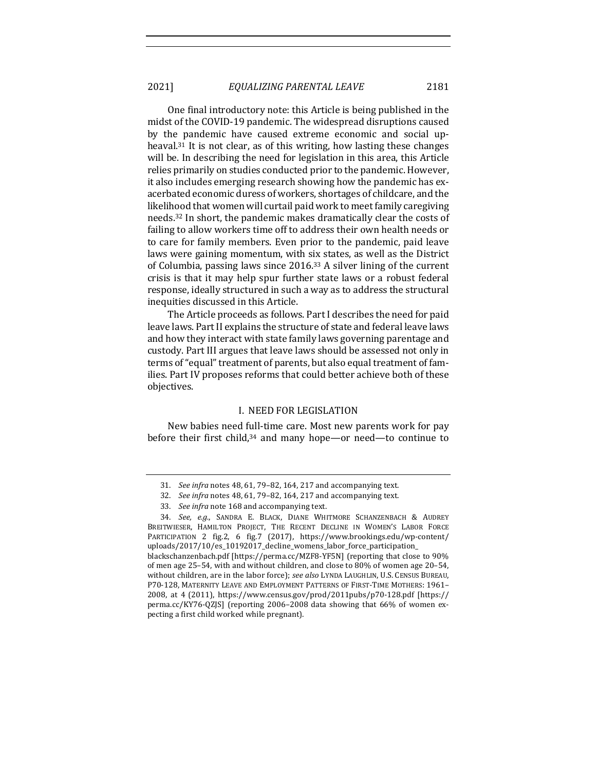One final introductory note: this Article is being published in the midst of the COVID-19 pandemic. The widespread disruptions caused by the pandemic have caused extreme economic and social upheaval.[31] It is not clear, as of this writing, how lasting these changes will be. In describing the need for legislation in this area, this Article relies primarily on studies conducted prior to the pandemic. However, it also includes emerging research showing how the pandemic has exacerbated economic duress of workers, shortages of childcare, and the likelihood that women will curtail paid work to meet family caregiving needs.[32] In short, the pandemic makes dramatically clear the costs of failing to allow workers time off to address their own health needs or to care for family members. Even prior to the pandemic, paid leave laws were gaining momentum, with six states, as well as the District of Columbia, passing laws since 2016.[33] A silver lining of the current crisis is that it may help spur further state laws or a robust federal response, ideally structured in such a way as to address the structural inequities discussed in this Article.

The Article proceeds as follows. Part I describes the need for paid leave laws. Part II explains the structure of state and federal leave laws and how they interact with state family laws governing parentage and custody. Part III argues that leave laws should be assessed not only in terms of "equal" treatment of parents, but also equal treatment of families. Part IV proposes reforms that could better achieve both of these objectives.

## I. NEED FOR LEGISLATION

New babies need full-time care. Most new parents work for pay before their first child,[34] and many hope—or need—to continue to

---

31. *See infra* notes 48, 61, 79–82, 164, 217 and accompanying text.

32. *See infra* notes 48, 61, 79–82, 164, 217 and accompanying text.

33. *See infra* note 168 and accompanying text.

34. *See, e.g.*, SANDRA E. BLACK, DIANE WHITMORE SCHANZENBACH & AUDREY BREITWIESER, HAMILTON PROJECT, THE RECENT DECLINE IN WOMEN'S LABOR FORCE PARTICIPATION 2 fig.2, 6 fig.7 (2017), https://www.brookings.edu/wp-content/uploads/2017/10/es_10192017_decline_womens_labor_force_participation_blackschanzenbach.pdf [https://perma.cc/MZF8-YF5N] (reporting that close to 90% of men age 25–54, with and without children, and close to 80% of women age 20–54, without children, are in the labor force); *see also* LYNDA LAUGHLIN, U.S. CENSUS BUREAU, P70-128, MATERNITY LEAVE AND EMPLOYMENT PATTERNS OF FIRST-TIME MOTHERS: 1961–2008, at 4 (2011), https://www.census.gov/prod/2011pubs/p70-128.pdf [https://perma.cc/KY76-QZJS] (reporting 2006–2008 data showing that 66% of women expecting a first child worked while pregnant).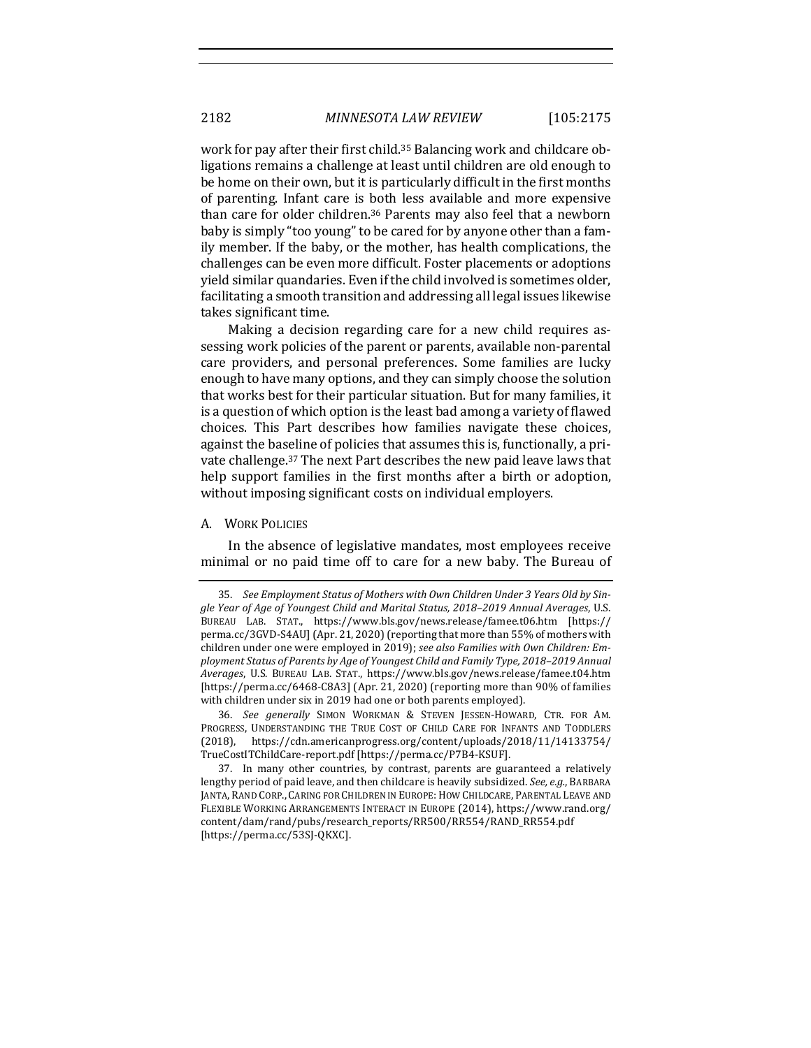work for pay after their first child.[35] Balancing work and childcare obligations remains a challenge at least until children are old enough to be home on their own, but it is particularly difficult in the first months of parenting. Infant care is both less available and more expensive than care for older children.[36] Parents may also feel that a newborn baby is simply "too young" to be cared for by anyone other than a family member. If the baby, or the mother, has health complications, the challenges can be even more difficult. Foster placements or adoptions yield similar quandaries. Even if the child involved is sometimes older, facilitating a smooth transition and addressing all legal issues likewise takes significant time.

Making a decision regarding care for a new child requires assessing work policies of the parent or parents, available non-parental care providers, and personal preferences. Some families are lucky enough to have many options, and they can simply choose the solution that works best for their particular situation. But for many families, it is a question of which option is the least bad among a variety of flawed choices. This Part describes how families navigate these choices, against the baseline of policies that assumes this is, functionally, a private challenge.[37] The next Part describes the new paid leave laws that help support families in the first months after a birth or adoption, without imposing significant costs on individual employers.

### A. Work Policies

In the absence of legislative mandates, most employees receive minimal or no paid time off to care for a new baby. The Bureau of

---

35. *See Employment Status of Mothers with Own Children Under 3 Years Old by Single Year of Age of Youngest Child and Marital Status, 2018–2019 Annual Averages*, U.S. BUREAU LAB. STAT., https://www.bls.gov/news.release/famee.t06.htm [https://perma.cc/3GVD-S4AU] (Apr. 21, 2020) (reporting that more than 55% of mothers with children under one were employed in 2019); *see also Families with Own Children: Employment Status of Parents by Age of Youngest Child and Family Type, 2018–2019 Annual Averages*, U.S. BUREAU LAB. STAT., https://www.bls.gov/news.release/famee.t04.htm [https://perma.cc/6468-C8A3] (Apr. 21, 2020) (reporting more than 90% of families with children under six in 2019 had one or both parents employed).

36. *See generally* SIMON WORKMAN & STEVEN JESSEN-HOWARD, CTR. FOR AM. PROGRESS, UNDERSTANDING THE TRUE COST OF CHILD CARE FOR INFANTS AND TODDLERS (2018), https://cdn.americanprogress.org/content/uploads/2018/11/14133754/TrueCostITChildCare-report.pdf [https://perma.cc/P7B4-KSUF].

37. In many other countries, by contrast, parents are guaranteed a relatively lengthy period of paid leave, and then childcare is heavily subsidized. *See, e.g.*, BARBARA JANTA, RAND CORP., CARING FOR CHILDREN IN EUROPE: HOW CHILDCARE, PARENTAL LEAVE AND FLEXIBLE WORKING ARRANGEMENTS INTERACT IN EUROPE (2014), https://www.rand.org/content/dam/rand/pubs/research_reports/RR500/RR554/RAND_RR554.pdf [https://perma.cc/53SJ-QKXC].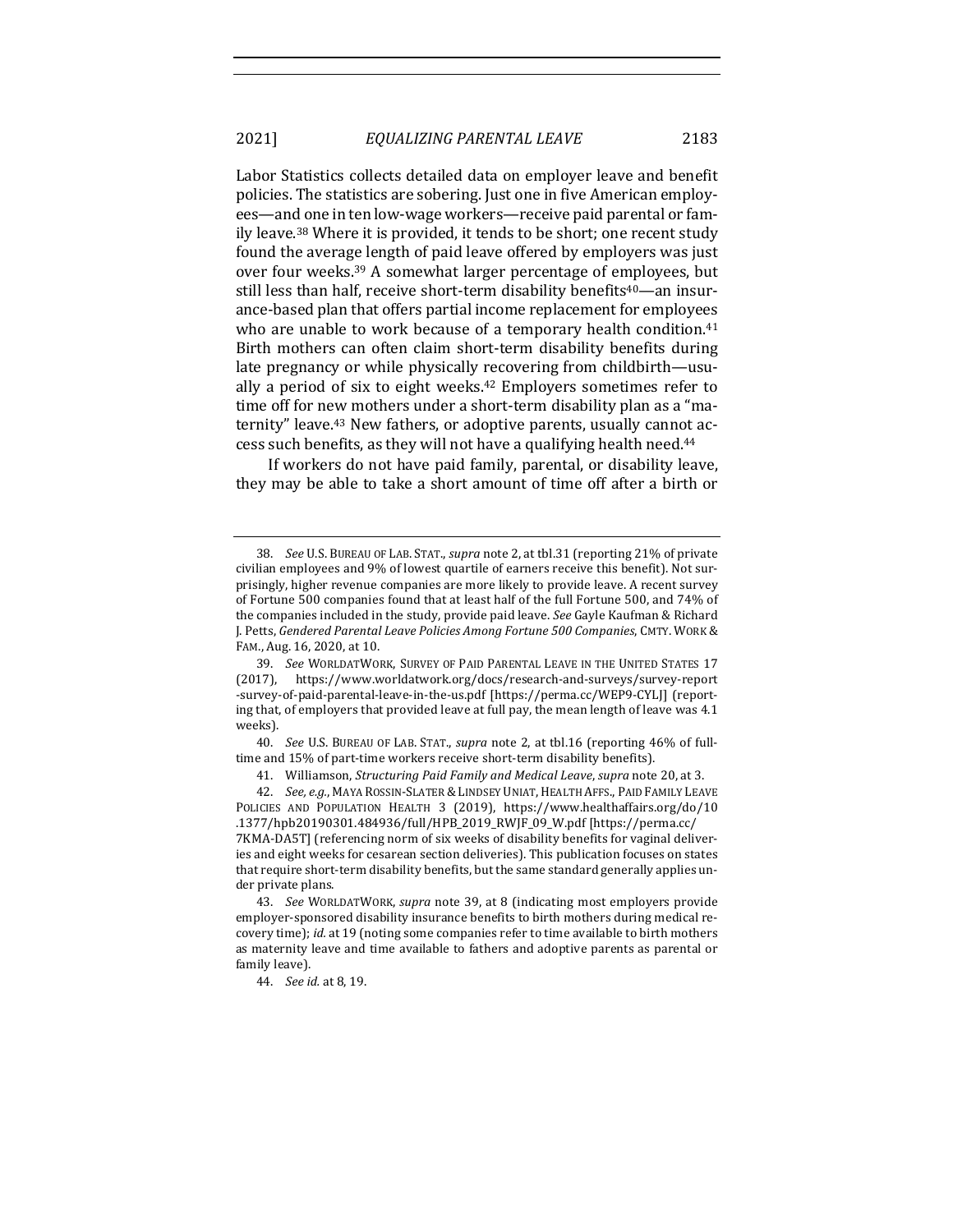Labor Statistics collects detailed data on employer leave and benefit policies. The statistics are sobering. Just one in five American employees—and one in ten low-wage workers—receive paid parental or family leave.[38] Where it is provided, it tends to be short; one recent study found the average length of paid leave offered by employers was just over four weeks.[39] A somewhat larger percentage of employees, but still less than half, receive short-term disability benefits[40]—an insurance-based plan that offers partial income replacement for employees who are unable to work because of a temporary health condition.[41] Birth mothers can often claim short-term disability benefits during late pregnancy or while physically recovering from childbirth—usually a period of six to eight weeks.[42] Employers sometimes refer to time off for new mothers under a short-term disability plan as a "maternity" leave.[43] New fathers, or adoptive parents, usually cannot access such benefits, as they will not have a qualifying health need.[44]

If workers do not have paid family, parental, or disability leave, they may be able to take a short amount of time off after a birth or

---

38. *See* U.S. BUREAU OF LAB. STAT., *supra* note 2, at tbl.31 (reporting 21% of private civilian employees and 9% of lowest quartile of earners receive this benefit). Not surprisingly, higher revenue companies are more likely to provide leave. A recent survey of Fortune 500 companies found that at least half of the full Fortune 500, and 74% of the companies included in the study, provide paid leave. *See* Gayle Kaufman & Richard J. Petts, *Gendered Parental Leave Policies Among Fortune 500 Companies*, CMTY. WORK & FAM., Aug. 16, 2020, at 10.

39. *See* WORLDATWORK, SURVEY OF PAID PARENTAL LEAVE IN THE UNITED STATES 17 (2017), https://www.worldatwork.org/docs/research-and-surveys/survey-report-survey-of-paid-parental-leave-in-the-us.pdf [https://perma.cc/WEP9-CYLJ] (reporting that, of employers that provided leave at full pay, the mean length of leave was 4.1 weeks).

40. *See* U.S. BUREAU OF LAB. STAT., *supra* note 2, at tbl.16 (reporting 46% of full-time and 15% of part-time workers receive short-term disability benefits).

41. Williamson, *Structuring Paid Family and Medical Leave*, *supra* note 20, at 3.

42. *See, e.g.*, MAYA ROSSIN-SLATER & LINDSEY UNIAT, HEALTH AFFS., PAID FAMILY LEAVE POLICIES AND POPULATION HEALTH 3 (2019), https://www.healthaffairs.org/do/10.1377/hpb20190301.484936/full/HPB_2019_RWJF_09_W.pdf [https://perma.cc/7KMA-DA5T] (referencing norm of six weeks of disability benefits for vaginal deliveries and eight weeks for cesarean section deliveries). This publication focuses on states that require short-term disability benefits, but the same standard generally applies under private plans.

43. *See* WORLDATWORK, *supra* note 39, at 8 (indicating most employers provide employer-sponsored disability insurance benefits to birth mothers during medical recovery time); *id.* at 19 (noting some companies refer to time available to birth mothers as maternity leave and time available to fathers and adoptive parents as parental or family leave).

44. *See id.* at 8, 19.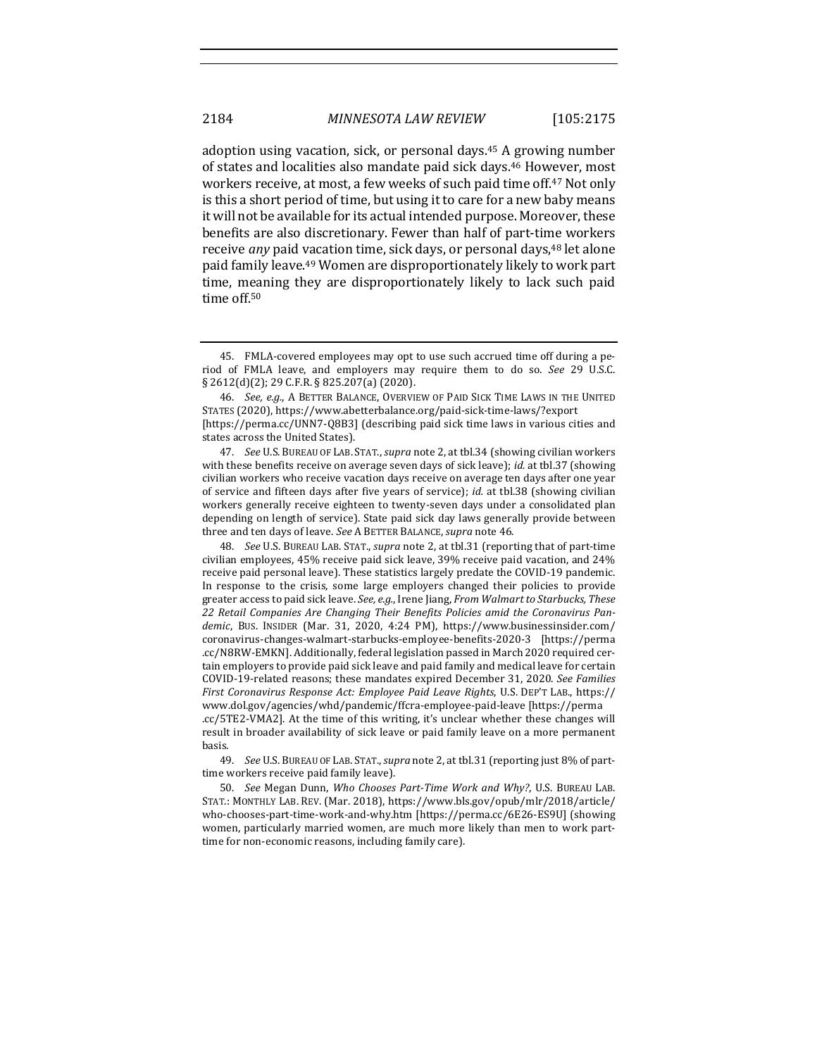adoption using vacation, sick, or personal days.[45] A growing number of states and localities also mandate paid sick days.[46] However, most workers receive, at most, a few weeks of such paid time off.[47] Not only is this a short period of time, but using it to care for a new baby means it will not be available for its actual intended purpose. Moreover, these benefits are also discretionary. Fewer than half of part-time workers receive *any* paid vacation time, sick days, or personal days,[48] let alone paid family leave.[49] Women are disproportionately likely to work part time, meaning they are disproportionately likely to lack such paid time off.[50]

---

45. FMLA-covered employees may opt to use such accrued time off during a period of FMLA leave, and employers may require them to do so. *See* 29 U.S.C. § 2612(d)(2); 29 C.F.R. § 825.207(a) (2020).

46. *See, e.g.*, A BETTER BALANCE, OVERVIEW OF PAID SICK TIME LAWS IN THE UNITED STATES (2020), https://www.abetterbalance.org/paid-sick-time-laws/?export [https://perma.cc/UNN7-Q8B3] (describing paid sick time laws in various cities and states across the United States).

47. *See* U.S. BUREAU OF LAB. STAT., *supra* note 2, at tbl.34 (showing civilian workers with these benefits receive on average seven days of sick leave); *id.* at tbl.37 (showing civilian workers who receive vacation days receive on average ten days after one year of service and fifteen days after five years of service); *id.* at tbl.38 (showing civilian workers generally receive eighteen to twenty-seven days under a consolidated plan depending on length of service). State paid sick day laws generally provide between three and ten days of leave. *See* A BETTER BALANCE, *supra* note 46.

48. *See* U.S. BUREAU LAB. STAT., *supra* note 2, at tbl.31 (reporting that of part-time civilian employees, 45% receive paid sick leave, 39% receive paid vacation, and 24% receive paid personal leave). These statistics largely predate the COVID-19 pandemic. In response to the crisis, some large employers changed their policies to provide greater access to paid sick leave. *See, e.g.*, Irene Jiang, *From Walmart to Starbucks, These 22 Retail Companies Are Changing Their Benefits Policies amid the Coronavirus Pandemic*, BUS. INSIDER (Mar. 31, 2020, 4:24 PM), https://www.businessinsider.com/coronavirus-changes-walmart-starbucks-employee-benefits-2020-3 [https://perma.cc/N8RW-EMKN]. Additionally, federal legislation passed in March 2020 required certain employers to provide paid sick leave and paid family and medical leave for certain COVID-19-related reasons; these mandates expired December 31, 2020. *See Families First Coronavirus Response Act: Employee Paid Leave Rights*, U.S. DEP'T LAB., https://www.dol.gov/agencies/whd/pandemic/ffcra-employee-paid-leave [https://perma.cc/5TE2-VMA2]. At the time of this writing, it's unclear whether these changes will result in broader availability of sick leave or paid family leave on a more permanent basis.

49. *See* U.S. BUREAU OF LAB. STAT., *supra* note 2, at tbl.31 (reporting just 8% of part-time workers receive paid family leave).

50. *See* Megan Dunn, *Who Chooses Part-Time Work and Why?*, U.S. BUREAU LAB. STAT.: MONTHLY LAB. REV. (Mar. 2018), https://www.bls.gov/opub/mlr/2018/article/who-chooses-part-time-work-and-why.htm [https://perma.cc/6E26-ES9U] (showing women, particularly married women, are much more likely than men to work part-time for non-economic reasons, including family care).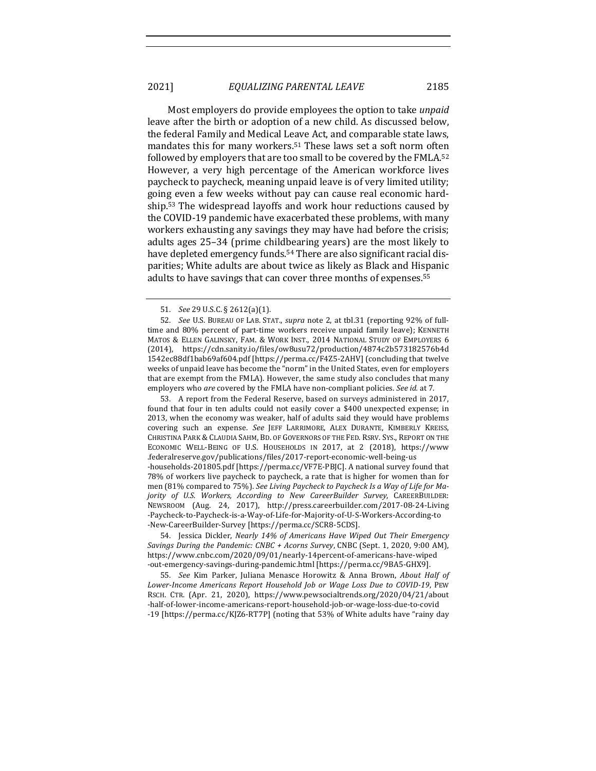Most employers do provide employees the option to take *unpaid* leave after the birth or adoption of a new child. As discussed below, the federal Family and Medical Leave Act, and comparable state laws, mandates this for many workers.[51] These laws set a soft norm often followed by employers that are too small to be covered by the FMLA.[52] However, a very high percentage of the American workforce lives paycheck to paycheck, meaning unpaid leave is of very limited utility; going even a few weeks without pay can cause real economic hardship.[53] The widespread layoffs and work hour reductions caused by the COVID-19 pandemic have exacerbated these problems, with many workers exhausting any savings they may have had before the crisis; adults ages 25–34 (prime childbearing years) are the most likely to have depleted emergency funds.[54] There are also significant racial disparities; White adults are about twice as likely as Black and Hispanic adults to have savings that can cover three months of expenses.[55]

---

51. *See* 29 U.S.C. § 2612(a)(1).

52. *See* U.S. BUREAU OF LAB. STAT., *supra* note 2, at tbl.31 (reporting 92% of full-time and 80% percent of part-time workers receive unpaid family leave); KENNETH MATOS & ELLEN GALINSKY, FAM. & WORK INST., 2014 NATIONAL STUDY OF EMPLOYERS 6 (2014), https://cdn.sanity.io/files/ow8usu72/production/4874c2b573182576b4d1542ec88df1bab69af604.pdf [https://perma.cc/F4Z5-2AHV] (concluding that twelve weeks of unpaid leave has become the "norm" in the United States, even for employers that are exempt from the FMLA). However, the same study also concludes that many employers who *are* covered by the FMLA have non-compliant policies. *See id.* at 7.

53. A report from the Federal Reserve, based on surveys administered in 2017, found that four in ten adults could not easily cover a $400 unexpected expense; in 2013, when the economy was weaker, half of adults said they would have problems covering such an expense. *See* JEFF LARRIMORE, ALEX DURANTE, KIMBERLY KREISS, CHRISTINA PARK & CLAUDIA SAHM, BD. OF GOVERNORS OF THE FED. RSRV. SYS., REPORT ON THE ECONOMIC WELL-BEING OF U.S. HOUSEHOLDS IN 2017, at 2 (2018), https://www.federalreserve.gov/publications/files/2017-report-economic-well-being-us-households-201805.pdf [https://perma.cc/VF7E-PBJC]. A national survey found that 78% of workers live paycheck to paycheck, a rate that is higher for women than for men (81% compared to 75%). *See Living Paycheck to Paycheck Is a Way of Life for Majority of U.S. Workers, According to New CareerBuilder Survey*, CAREERBUILDER: NEWSROOM (Aug. 24, 2017), http://press.careerbuilder.com/2017-08-24-Living-Paycheck-to-Paycheck-is-a-Way-of-Life-for-Majority-of-U-S-Workers-According-to-New-CareerBuilder-Survey [https://perma.cc/SCR8-5CDS].

54. Jessica Dickler, *Nearly 14% of Americans Have Wiped Out Their Emergency Savings During the Pandemic: CNBC + Acorns Survey*, CNBC (Sept. 1, 2020, 9:00 AM), https://www.cnbc.com/2020/09/01/nearly-14percent-of-americans-have-wiped-out-emergency-savings-during-pandemic.html [https://perma.cc/9BA5-GHX9].

55. *See* Kim Parker, Juliana Menasce Horowitz & Anna Brown, *About Half of Lower-Income Americans Report Household Job or Wage Loss Due to COVID-19*, PEW RSCH. CTR. (Apr. 21, 2020), https://www.pewsocialtrends.org/2020/04/21/about-half-of-lower-income-americans-report-household-job-or-wage-loss-due-to-covid-19 [https://perma.cc/KJZ6-RT7P] (noting that 53% of White adults have "rainy day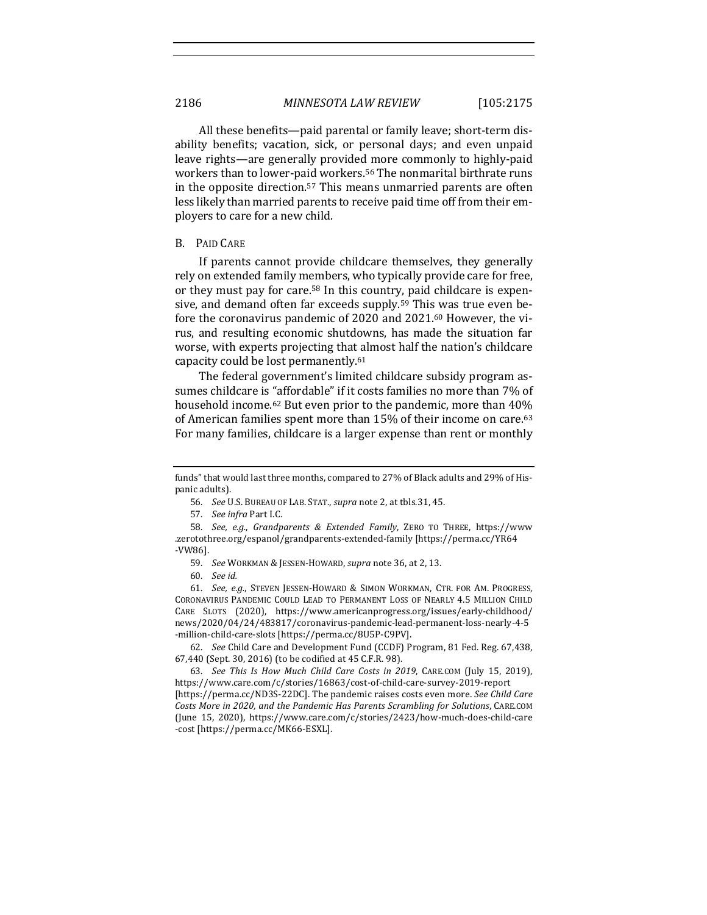All these benefits—paid parental or family leave; short-term disability benefits; vacation, sick, or personal days; and even unpaid leave rights—are generally provided more commonly to highly-paid workers than to lower-paid workers.[56] The nonmarital birthrate runs in the opposite direction.[57] This means unmarried parents are often less likely than married parents to receive paid time off from their employers to care for a new child.

## B. Paid Care

If parents cannot provide childcare themselves, they generally rely on extended family members, who typically provide care for free, or they must pay for care.[58] In this country, paid childcare is expensive, and demand often far exceeds supply.[59] This was true even before the coronavirus pandemic of 2020 and 2021.[60] However, the virus, and resulting economic shutdowns, has made the situation far worse, with experts projecting that almost half the nation's childcare capacity could be lost permanently.[61]

The federal government's limited childcare subsidy program assumes childcare is "affordable" if it costs families no more than 7% of household income.[62] But even prior to the pandemic, more than 40% of American families spent more than 15% of their income on care.[63] For many families, childcare is a larger expense than rent or monthly

---

funds" that would last three months, compared to 27% of Black adults and 29% of Hispanic adults).

56. *See* U.S. Bureau of Lab. Stat., *supra* note 2, at tbls.31, 45.

57. *See infra* Part I.C.

58. *See, e.g.*, *Grandparents & Extended Family*, Zero to Three, https://www.zerotothree.org/espanol/grandparents-extended-family [https://perma.cc/YR64-VW86].

59. *See* Workman & Jessen-Howard, *supra* note 36, at 2, 13.

60. *See id.*

61. *See, e.g.*, Steven Jessen-Howard & Simon Workman, Ctr. for Am. Progress, Coronavirus Pandemic Could Lead to Permanent Loss of Nearly 4.5 Million Child Care Slots (2020), https://www.americanprogress.org/issues/early-childhood/news/2020/04/24/483817/coronavirus-pandemic-lead-permanent-loss-nearly-4-5-million-child-care-slots [https://perma.cc/8U5P-C9PV].

62. *See* Child Care and Development Fund (CCDF) Program, 81 Fed. Reg. 67,438, 67,440 (Sept. 30, 2016) (to be codified at 45 C.F.R. 98).

63. *See This Is How Much Child Care Costs in 2019*, Care.com (July 15, 2019), https://www.care.com/c/stories/16863/cost-of-child-care-survey-2019-report [https://perma.cc/ND3S-22DC]. The pandemic raises costs even more. *See Child Care Costs More in 2020, and the Pandemic Has Parents Scrambling for Solutions*, Care.com (June 15, 2020), https://www.care.com/c/stories/2423/how-much-does-child-care-cost [https://perma.cc/MK66-ESXL].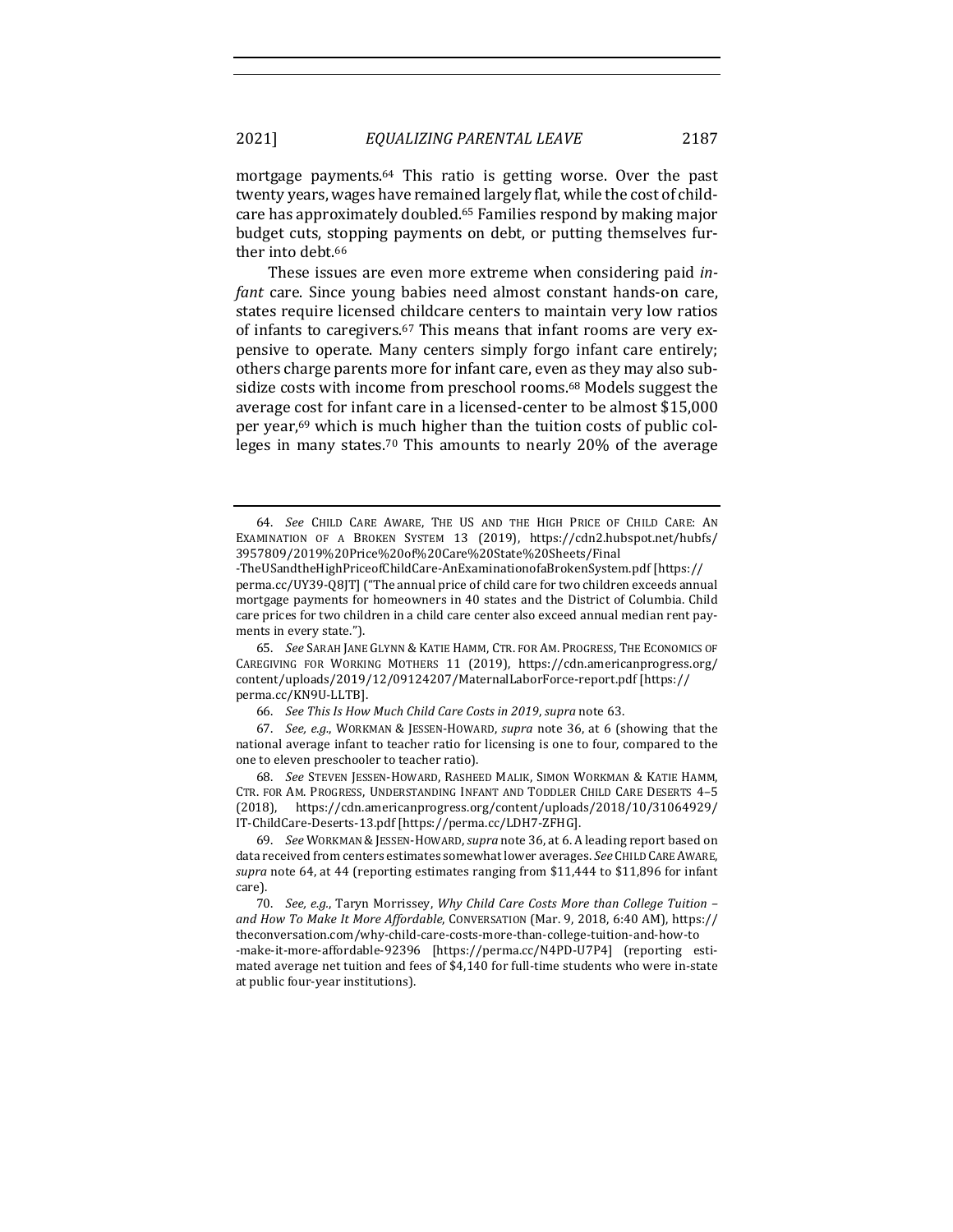mortgage payments.[64] This ratio is getting worse. Over the past twenty years, wages have remained largely flat, while the cost of childcare has approximately doubled.[65] Families respond by making major budget cuts, stopping payments on debt, or putting themselves further into debt.[66]

These issues are even more extreme when considering paid *infant* care. Since young babies need almost constant hands-on care, states require licensed childcare centers to maintain very low ratios of infants to caregivers.[67] This means that infant rooms are very expensive to operate. Many centers simply forgo infant care entirely; others charge parents more for infant care, even as they may also subsidize costs with income from preschool rooms.[68] Models suggest the average cost for infant care in a licensed-center to be almost $15,000 per year,[69] which is much higher than the tuition costs of public colleges in many states.[70] This amounts to nearly 20% of the average

---

64. *See* CHILD CARE AWARE, THE US AND THE HIGH PRICE OF CHILD CARE: AN EXAMINATION OF A BROKEN SYSTEM 13 (2019), https://cdn2.hubspot.net/hubfs/3957809/2019%20Price%20of%20Care%20State%20Sheets/Final-TheUSandtheHighPriceofChildCare-AnExaminationofaBrokenSystem.pdf [https://perma.cc/UY39-Q8JT] ("The annual price of child care for two children exceeds annual mortgage payments for homeowners in 40 states and the District of Columbia. Child care prices for two children in a child care center also exceed annual median rent payments in every state.").

65. *See* SARAH JANE GLYNN & KATIE HAMM, CTR. FOR AM. PROGRESS, THE ECONOMICS OF CAREGIVING FOR WORKING MOTHERS 11 (2019), https://cdn.americanprogress.org/content/uploads/2019/12/09124207/MaternalLaborForce-report.pdf [https://perma.cc/KN9U-LLTB].

66. *See This Is How Much Child Care Costs in 2019*, *supra* note 63.

67. *See, e.g.*, WORKMAN & JESSEN-HOWARD, *supra* note 36, at 6 (showing that the national average infant to teacher ratio for licensing is one to four, compared to the one to eleven preschooler to teacher ratio).

68. *See* STEVEN JESSEN-HOWARD, RASHEED MALIK, SIMON WORKMAN & KATIE HAMM, CTR. FOR AM. PROGRESS, UNDERSTANDING INFANT AND TODDLER CHILD CARE DESERTS 4–5 (2018), https://cdn.americanprogress.org/content/uploads/2018/10/31064929/IT-ChildCare-Deserts-13.pdf [https://perma.cc/LDH7-ZFHG].

69. *See* WORKMAN & JESSEN-HOWARD, *supra* note 36, at 6. A leading report based on data received from centers estimates somewhat lower averages. *See* CHILD CARE AWARE, *supra* note 64, at 44 (reporting estimates ranging from $11,444 to $11,896 for infant care).

70. *See, e.g.*, Taryn Morrissey, *Why Child Care Costs More than College Tuition – and How To Make It More Affordable*, CONVERSATION (Mar. 9, 2018, 6:40 AM), https://theconversation.com/why-child-care-costs-more-than-college-tuition-and-how-to-make-it-more-affordable-92396 [https://perma.cc/N4PD-U7P4] (reporting estimated average net tuition and fees of $4,140 for full-time students who were in-state at public four-year institutions).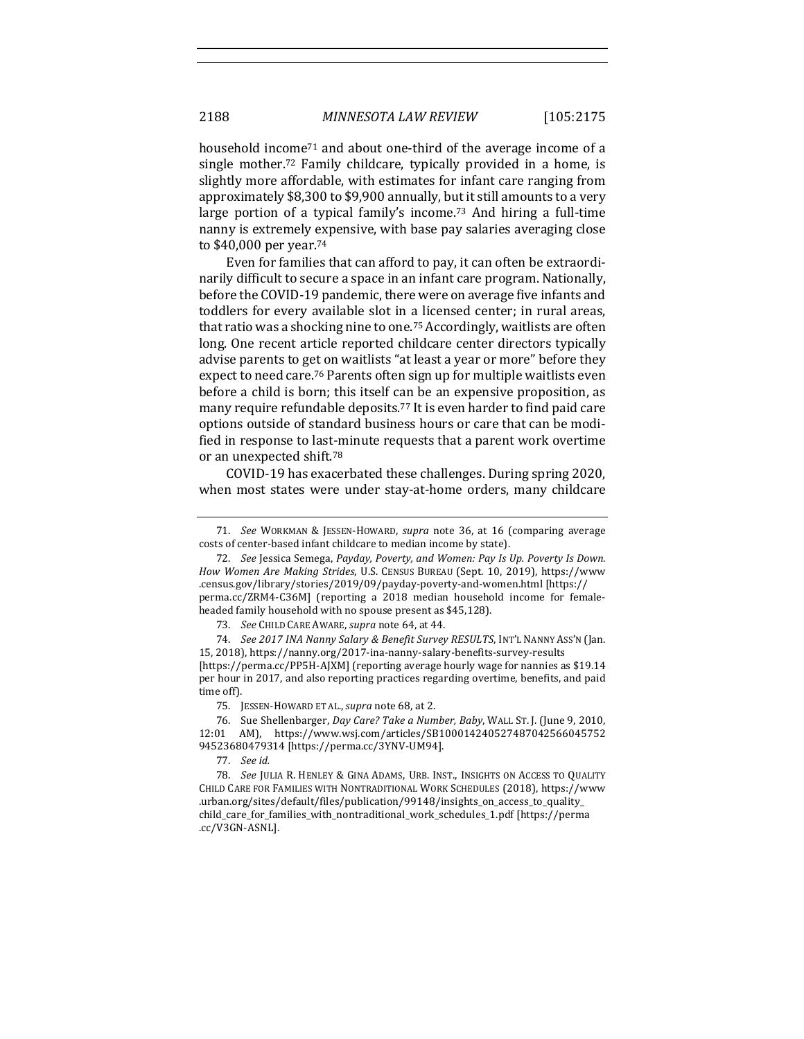household income[71] and about one-third of the average income of a single mother.[72] Family childcare, typically provided in a home, is slightly more affordable, with estimates for infant care ranging from approximately $8,300 to $9,900 annually, but it still amounts to a very large portion of a typical family's income.[73] And hiring a full-time nanny is extremely expensive, with base pay salaries averaging close to $40,000 per year.[74]

Even for families that can afford to pay, it can often be extraordinarily difficult to secure a space in an infant care program. Nationally, before the COVID-19 pandemic, there were on average five infants and toddlers for every available slot in a licensed center; in rural areas, that ratio was a shocking nine to one.[75] Accordingly, waitlists are often long. One recent article reported childcare center directors typically advise parents to get on waitlists "at least a year or more" before they expect to need care.[76] Parents often sign up for multiple waitlists even before a child is born; this itself can be an expensive proposition, as many require refundable deposits.[77] It is even harder to find paid care options outside of standard business hours or care that can be modified in response to last-minute requests that a parent work overtime or an unexpected shift.[78]

COVID-19 has exacerbated these challenges. During spring 2020, when most states were under stay-at-home orders, many childcare

---

71. *See* WORKMAN & JESSEN-HOWARD, *supra* note 36, at 16 (comparing average costs of center-based infant childcare to median income by state).

72. *See* Jessica Semega, *Payday, Poverty, and Women: Pay Is Up. Poverty Is Down. How Women Are Making Strides*, U.S. CENSUS BUREAU (Sept. 10, 2019), https://www.census.gov/library/stories/2019/09/payday-poverty-and-women.html [https://perma.cc/ZRM4-C36M] (reporting a 2018 median household income for female-headed family household with no spouse present as $45,128).

73. *See* CHILD CARE AWARE, *supra* note 64, at 44.

74. *See 2017 INA Nanny Salary & Benefit Survey RESULTS*, INT'L NANNY ASS'N (Jan. 15, 2018), https://nanny.org/2017-ina-nanny-salary-benefits-survey-results [https://perma.cc/PP5H-AJXM] (reporting average hourly wage for nannies as $19.14 per hour in 2017, and also reporting practices regarding overtime, benefits, and paid time off).

75. JESSEN-HOWARD ET AL., *supra* note 68, at 2.

76. Sue Shellenbarger, *Day Care? Take a Number, Baby*, WALL ST. J. (June 9, 2010, 12:01 AM), https://www.wsj.com/articles/SB10001424052748704256604575294523680479314 [https://perma.cc/3YNV-UM94].

77. *See id.*

78. *See* JULIA R. HENLEY & GINA ADAMS, URB. INST., INSIGHTS ON ACCESS TO QUALITY CHILD CARE FOR FAMILIES WITH NONTRADITIONAL WORK SCHEDULES (2018), https://www.urban.org/sites/default/files/publication/99148/insights_on_access_to_quality_child_care_for_families_with_nontraditional_work_schedules_1.pdf [https://perma.cc/V3GN-ASNL].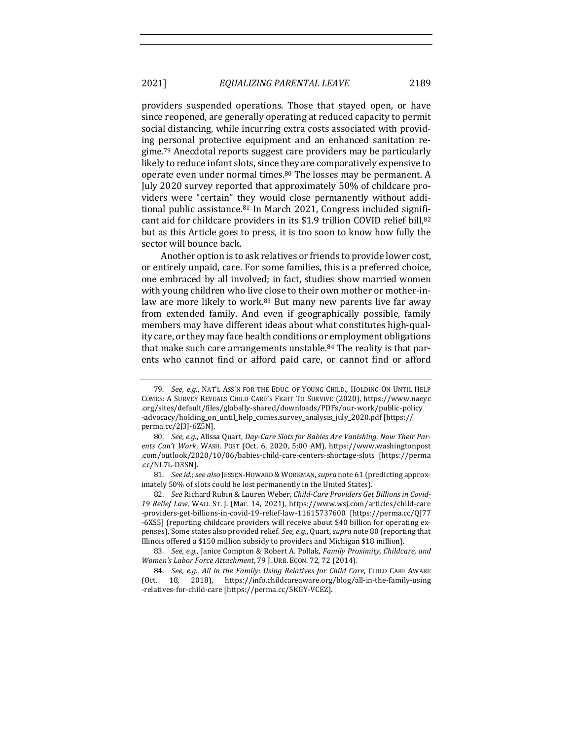providers suspended operations. Those that stayed open, or have since reopened, are generally operating at reduced capacity to permit social distancing, while incurring extra costs associated with providing personal protective equipment and an enhanced sanitation regime.[79] Anecdotal reports suggest care providers may be particularly likely to reduce infant slots, since they are comparatively expensive to operate even under normal times.[80] The losses may be permanent. A July 2020 survey reported that approximately 50% of childcare providers were "certain" they would close permanently without additional public assistance.[81] In March 2021, Congress included significant aid for childcare providers in its $1.9 trillion COVID relief bill,[82] but as this Article goes to press, it is too soon to know how fully the sector will bounce back.

Another option is to ask relatives or friends to provide lower cost, or entirely unpaid, care. For some families, this is a preferred choice, one embraced by all involved; in fact, studies show married women with young children who live close to their own mother or mother-in-law are more likely to work.[83] But many new parents live far away from extended family. And even if geographically possible, family members may have different ideas about what constitutes high-quality care, or they may face health conditions or employment obligations that make such care arrangements unstable.[84] The reality is that parents who cannot find or afford paid care, or cannot find or afford

---

79. *See, e.g.*, NAT'L ASS'N FOR THE EDUC. OF YOUNG CHILD., HOLDING ON UNTIL HELP COMES: A SURVEY REVEALS CHILD CARE'S FIGHT TO SURVIVE (2020), https://www.naeyc.org/sites/default/files/globally-shared/downloads/PDFs/our-work/public-policy-advocacy/holding_on_until_help_comes.survey_analysis_july_2020.pdf [https://perma.cc/2J3J-6Z5N].

80. *See, e.g.*, Alissa Quart, *Day-Care Slots for Babies Are Vanishing. Now Their Parents Can't Work*, WASH. POST (Oct. 6, 2020, 5:00 AM), https://www.washingtonpost.com/outlook/2020/10/06/babies-child-care-centers-shortage-slots [https://perma.cc/NL7L-D3SN].

81. *See id.*; *see also* JESSEN-HOWARD & WORKMAN, *supra* note 61 (predicting approximately 50% of slots could be lost permanently in the United States).

82. *See* Richard Rubin & Lauren Weber, *Child-Care Providers Get Billions in Covid-19 Relief Law*, WALL ST. J. (Mar. 14, 2021), https://www.wsj.com/articles/child-care-providers-get-billions-in-covid-19-relief-law-11615737600 [https://perma.cc/QJ77-6XS5] (reporting childcare providers will receive about $40 billion for operating expenses). Some states also provided relief. *See, e.g.*, Quart, *supra* note 80 (reporting that Illinois offered a $150 million subsidy to providers and Michigan $18 million).

83. *See, e.g.*, Janice Compton & Robert A. Pollak, *Family Proximity, Childcare, and Women's Labor Force Attachment*, 79 J. URB. ECON. 72, 72 (2014).

84. *See, e.g.*, *All in the Family: Using Relatives for Child Care*, CHILD CARE AWARE (Oct. 18, 2018), https://info.childcareaware.org/blog/all-in-the-family-using-relatives-for-child-care [https://perma.cc/5KGY-VCEZ].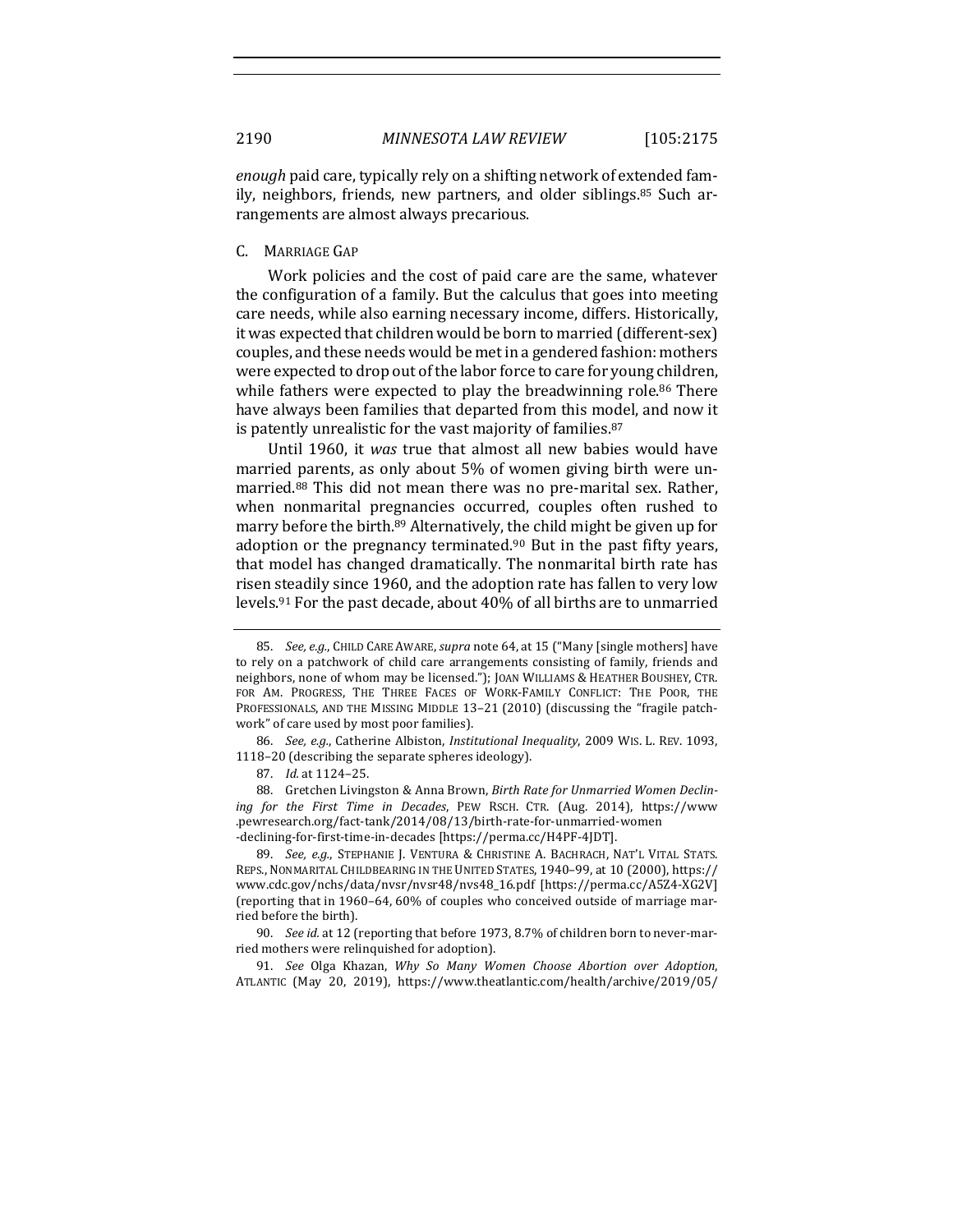*enough* paid care, typically rely on a shifting network of extended family, neighbors, friends, new partners, and older siblings.[85] Such arrangements are almost always precarious.

### C. Marriage Gap

Work policies and the cost of paid care are the same, whatever the configuration of a family. But the calculus that goes into meeting care needs, while also earning necessary income, differs. Historically, it was expected that children would be born to married (different-sex) couples, and these needs would be met in a gendered fashion: mothers were expected to drop out of the labor force to care for young children, while fathers were expected to play the breadwinning role.[86] There have always been families that departed from this model, and now it is patently unrealistic for the vast majority of families.[87]

Until 1960, it *was* true that almost all new babies would have married parents, as only about 5% of women giving birth were unmarried.[88] This did not mean there was no pre-marital sex. Rather, when nonmarital pregnancies occurred, couples often rushed to marry before the birth.[89] Alternatively, the child might be given up for adoption or the pregnancy terminated.[90] But in the past fifty years, that model has changed dramatically. The nonmarital birth rate has risen steadily since 1960, and the adoption rate has fallen to very low levels.[91] For the past decade, about 40% of all births are to unmarried

---

85. *See, e.g.*, CHILD CARE AWARE, *supra* note 64, at 15 ("Many [single mothers] have to rely on a patchwork of child care arrangements consisting of family, friends and neighbors, none of whom may be licensed."); JOAN WILLIAMS & HEATHER BOUSHEY, CTR. FOR AM. PROGRESS, THE THREE FACES OF WORK-FAMILY CONFLICT: THE POOR, THE PROFESSIONALS, AND THE MISSING MIDDLE 13–21 (2010) (discussing the "fragile patchwork" of care used by most poor families).

86. *See, e.g.*, Catherine Albiston, *Institutional Inequality*, 2009 WIS. L. REV. 1093, 1118–20 (describing the separate spheres ideology).

87. *Id.* at 1124–25.

88. Gretchen Livingston & Anna Brown, *Birth Rate for Unmarried Women Declining for the First Time in Decades*, PEW RSCH. CTR. (Aug. 2014), https://www.pewresearch.org/fact-tank/2014/08/13/birth-rate-for-unmarried-women-declining-for-first-time-in-decades [https://perma.cc/H4PF-4JDT].

89. *See, e.g.*, STEPHANIE J. VENTURA & CHRISTINE A. BACHRACH, NAT'L VITAL STATS. REPS., NONMARITAL CHILDBEARING IN THE UNITED STATES, 1940–99, at 10 (2000), https://www.cdc.gov/nchs/data/nvsr/nvsr48/nvs48_16.pdf [https://perma.cc/A5Z4-XG2V] (reporting that in 1960–64, 60% of couples who conceived outside of marriage married before the birth).

90. *See id.* at 12 (reporting that before 1973, 8.7% of children born to never-married mothers were relinquished for adoption).

91. *See* Olga Khazan, *Why So Many Women Choose Abortion over Adoption*, ATLANTIC (May 20, 2019), https://www.theatlantic.com/health/archive/2019/05/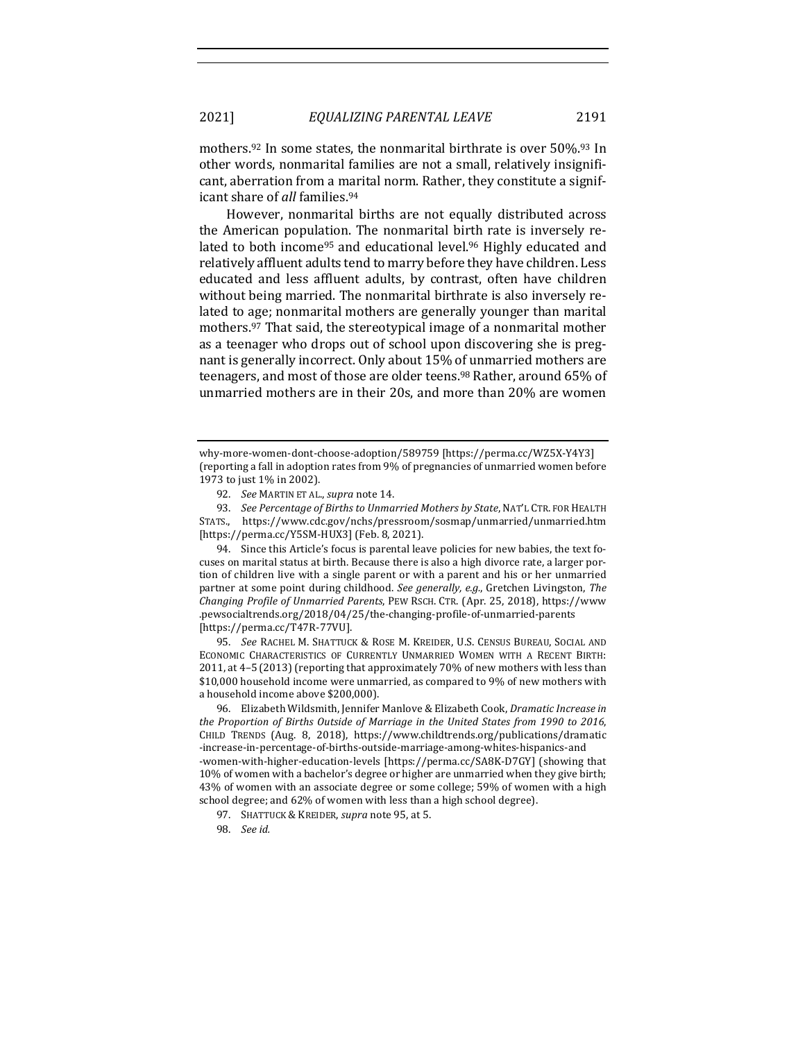mothers.[92] In some states, the nonmarital birthrate is over 50%.[93] In other words, nonmarital families are not a small, relatively insignificant, aberration from a marital norm. Rather, they constitute a significant share of *all* families.[94]

However, nonmarital births are not equally distributed across the American population. The nonmarital birth rate is inversely related to both income[95] and educational level.[96] Highly educated and relatively affluent adults tend to marry before they have children. Less educated and less affluent adults, by contrast, often have children without being married. The nonmarital birthrate is also inversely related to age; nonmarital mothers are generally younger than marital mothers.[97] That said, the stereotypical image of a nonmarital mother as a teenager who drops out of school upon discovering she is pregnant is generally incorrect. Only about 15% of unmarried mothers are teenagers, and most of those are older teens.[98] Rather, around 65% of unmarried mothers are in their 20s, and more than 20% are women

---

why-more-women-dont-choose-adoption/589759 [https://perma.cc/WZ5X-Y4Y3] (reporting a fall in adoption rates from 9% of pregnancies of unmarried women before 1973 to just 1% in 2002).

92. *See* MARTIN ET AL., *supra* note 14.

93. *See Percentage of Births to Unmarried Mothers by State*, NAT'L CTR. FOR HEALTH STATS., https://www.cdc.gov/nchs/pressroom/sosmap/unmarried/unmarried.htm [https://perma.cc/Y5SM-HUX3] (Feb. 8, 2021).

94. Since this Article's focus is parental leave policies for new babies, the text focuses on marital status at birth. Because there is also a high divorce rate, a larger portion of children live with a single parent or with a parent and his or her unmarried partner at some point during childhood. *See generally, e.g.*, Gretchen Livingston, *The Changing Profile of Unmarried Parents*, PEW RSCH. CTR. (Apr. 25, 2018), https://www.pewsocialtrends.org/2018/04/25/the-changing-profile-of-unmarried-parents [https://perma.cc/T47R-77VU].

95. *See* RACHEL M. SHATTUCK & ROSE M. KREIDER, U.S. CENSUS BUREAU, SOCIAL AND ECONOMIC CHARACTERISTICS OF CURRENTLY UNMARRIED WOMEN WITH A RECENT BIRTH: 2011, at 4–5 (2013) (reporting that approximately 70% of new mothers with less than $10,000 household income were unmarried, as compared to 9% of new mothers with a household income above $200,000).

96. Elizabeth Wildsmith, Jennifer Manlove & Elizabeth Cook, *Dramatic Increase in the Proportion of Births Outside of Marriage in the United States from 1990 to 2016*, CHILD TRENDS (Aug. 8, 2018), https://www.childtrends.org/publications/dramatic-increase-in-percentage-of-births-outside-marriage-among-whites-hispanics-and-women-with-higher-education-levels [https://perma.cc/SA8K-D7GY] (showing that 10% of women with a bachelor's degree or higher are unmarried when they give birth; 43% of women with an associate degree or some college; 59% of women with a high school degree; and 62% of women with less than a high school degree).

97. SHATTUCK & KREIDER, *supra* note 95, at 5.

98. *See id.*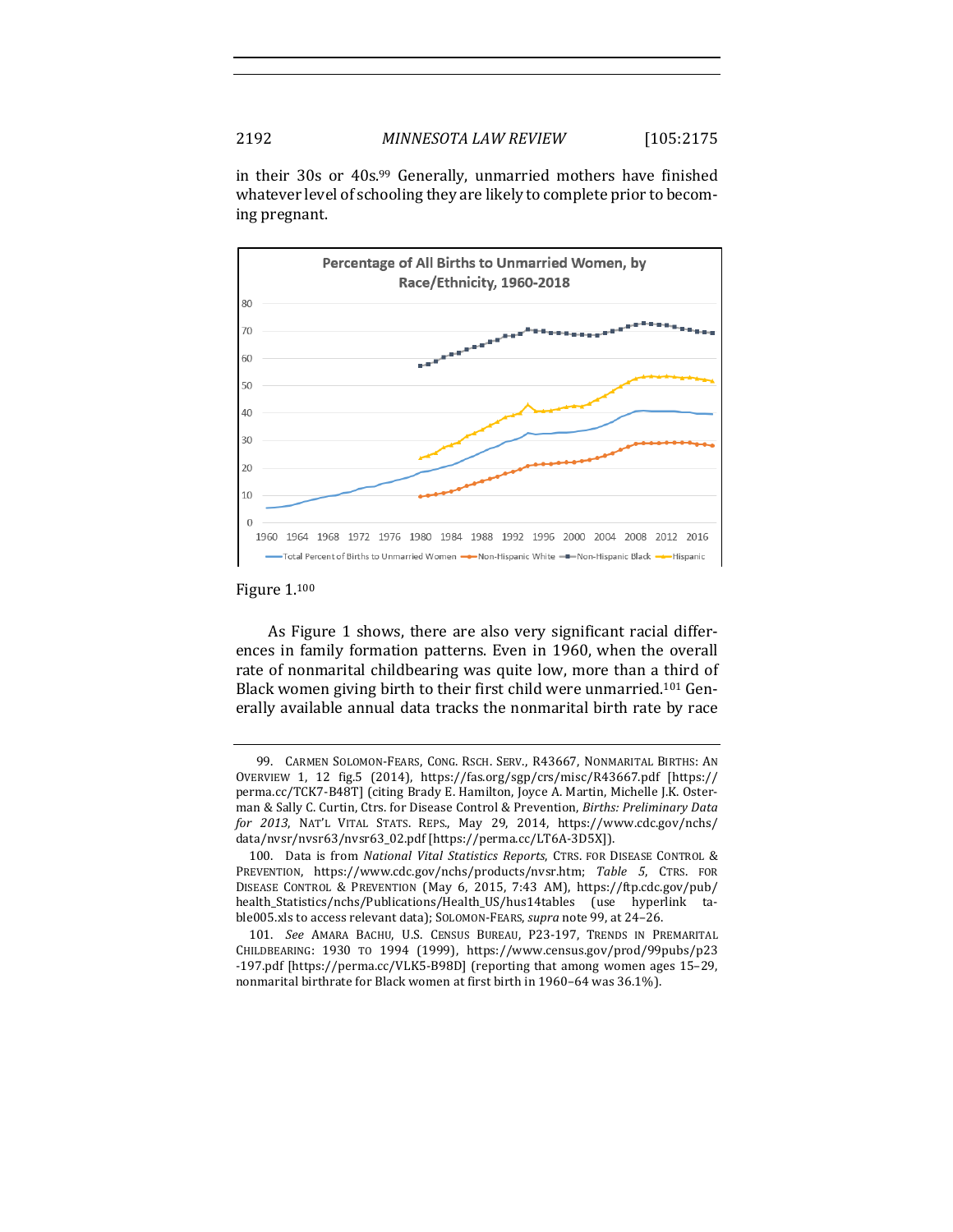in their 30s or 40s.[99] Generally, unmarried mothers have finished whatever level of schooling they are likely to complete prior to becoming pregnant.

Figure 1.[100]

As Figure 1 shows, there are also very significant racial differences in family formation patterns. Even in 1960, when the overall rate of nonmarital childbearing was quite low, more than a third of Black women giving birth to their first child were unmarried.[101] Generally available annual data tracks the nonmarital birth rate by race

---

99. CARMEN SOLOMON-FEARS, CONG. RSCH. SERV., R43667, NONMARITAL BIRTHS: AN OVERVIEW 1, 12 fig.5 (2014), https://fas.org/sgp/crs/misc/R43667.pdf [https://perma.cc/TCK7-B48T] (citing Brady E. Hamilton, Joyce A. Martin, Michelle J.K. Osterman & Sally C. Curtin, Ctrs. for Disease Control & Prevention, *Births: Preliminary Data for 2013*, NAT'L VITAL STATS. REPS., May 29, 2014, https://www.cdc.gov/nchs/data/nvsr/nvsr63/nvsr63_02.pdf [https://perma.cc/LT6A-3D5X]).

100. Data is from *National Vital Statistics Reports*, CTRS. FOR DISEASE CONTROL & PREVENTION, https://www.cdc.gov/nchs/products/nvsr.htm; *Table 5*, CTRS. FOR DISEASE CONTROL & PREVENTION (May 6, 2015, 7:43 AM), https://ftp.cdc.gov/pub/health_Statistics/nchs/Publications/Health_US/hus14tables (use hyperlink table005.xls to access relevant data); SOLOMON-FEARS, *supra* note 99, at 24–26.

101. *See* AMARA BACHU, U.S. CENSUS BUREAU, P23-197, TRENDS IN PREMARITAL CHILDBEARING: 1930 TO 1994 (1999), https://www.census.gov/prod/99pubs/p23-197.pdf [https://perma.cc/VLK5-B98D] (reporting that among women ages 15–29, nonmarital birthrate for Black women at first birth in 1960–64 was 36.1%).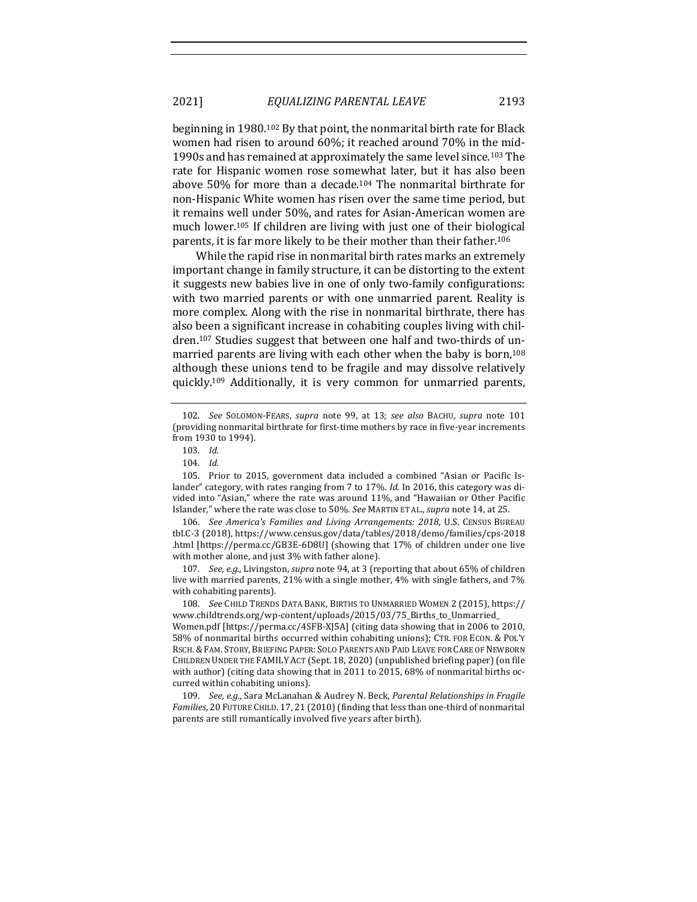beginning in 1980.[102] By that point, the nonmarital birth rate for Black women had risen to around 60%; it reached around 70% in the mid-1990s and has remained at approximately the same level since.[103] The rate for Hispanic women rose somewhat later, but it has also been above 50% for more than a decade.[104] The nonmarital birthrate for non-Hispanic White women has risen over the same time period, but it remains well under 50%, and rates for Asian-American women are much lower.[105] If children are living with just one of their biological parents, it is far more likely to be their mother than their father.[106]

While the rapid rise in nonmarital birth rates marks an extremely important change in family structure, it can be distorting to the extent it suggests new babies live in one of only two-family configurations: with two married parents or with one unmarried parent. Reality is more complex. Along with the rise in nonmarital birthrate, there has also been a significant increase in cohabiting couples living with children.[107] Studies suggest that between one half and two-thirds of unmarried parents are living with each other when the baby is born,[108] although these unions tend to be fragile and may dissolve relatively quickly.[109] Additionally, it is very common for unmarried parents,

---

102. *See* SOLOMON-FEARS, *supra* note 99, at 13; *see also* BACHU, *supra* note 101 (providing nonmarital birthrate for first-time mothers by race in five-year increments from 1930 to 1994).

103. *Id.*

104. *Id.*

105. Prior to 2015, government data included a combined "Asian or Pacific Islander" category, with rates ranging from 7 to 17%. *Id.* In 2016, this category was divided into "Asian," where the rate was around 11%, and "Hawaiian or Other Pacific Islander," where the rate was close to 50%. *See* MARTIN ET AL., *supra* note 14, at 25.

106. *See America's Families and Living Arrangements: 2018*, U.S. CENSUS BUREAU tbl.C-3 (2018), https://www.census.gov/data/tables/2018/demo/families/cps-2018.html [https://perma.cc/GB3E-6D8U] (showing that 17% of children under one live with mother alone, and just 3% with father alone).

107. *See, e.g.*, Livingston, *supra* note 94, at 3 (reporting that about 65% of children live with married parents, 21% with a single mother, 4% with single fathers, and 7% with cohabiting parents).

108. *See* CHILD TRENDS DATA BANK, BIRTHS TO UNMARRIED WOMEN 2 (2015), https://www.childtrends.org/wp-content/uploads/2015/03/75_Births_to_Unmarried_Women.pdf [https://perma.cc/4SFB-XJ5A] (citing data showing that in 2006 to 2010, 58% of nonmarital births occurred within cohabiting unions); CTR. FOR ECON. & POL'Y RSCH. & FAM. STORY, BRIEFING PAPER: SOLO PARENTS AND PAID LEAVE FOR CARE OF NEWBORN CHILDREN UNDER THE FAMILY ACT (Sept. 18, 2020) (unpublished briefing paper) (on file with author) (citing data showing that in 2011 to 2015, 68% of nonmarital births occurred within cohabiting unions).

109. *See, e.g.*, Sara McLanahan & Audrey N. Beck, *Parental Relationships in Fragile Families*, 20 FUTURE CHILD. 17, 21 (2010) (finding that less than one-third of nonmarital parents are still romantically involved five years after birth).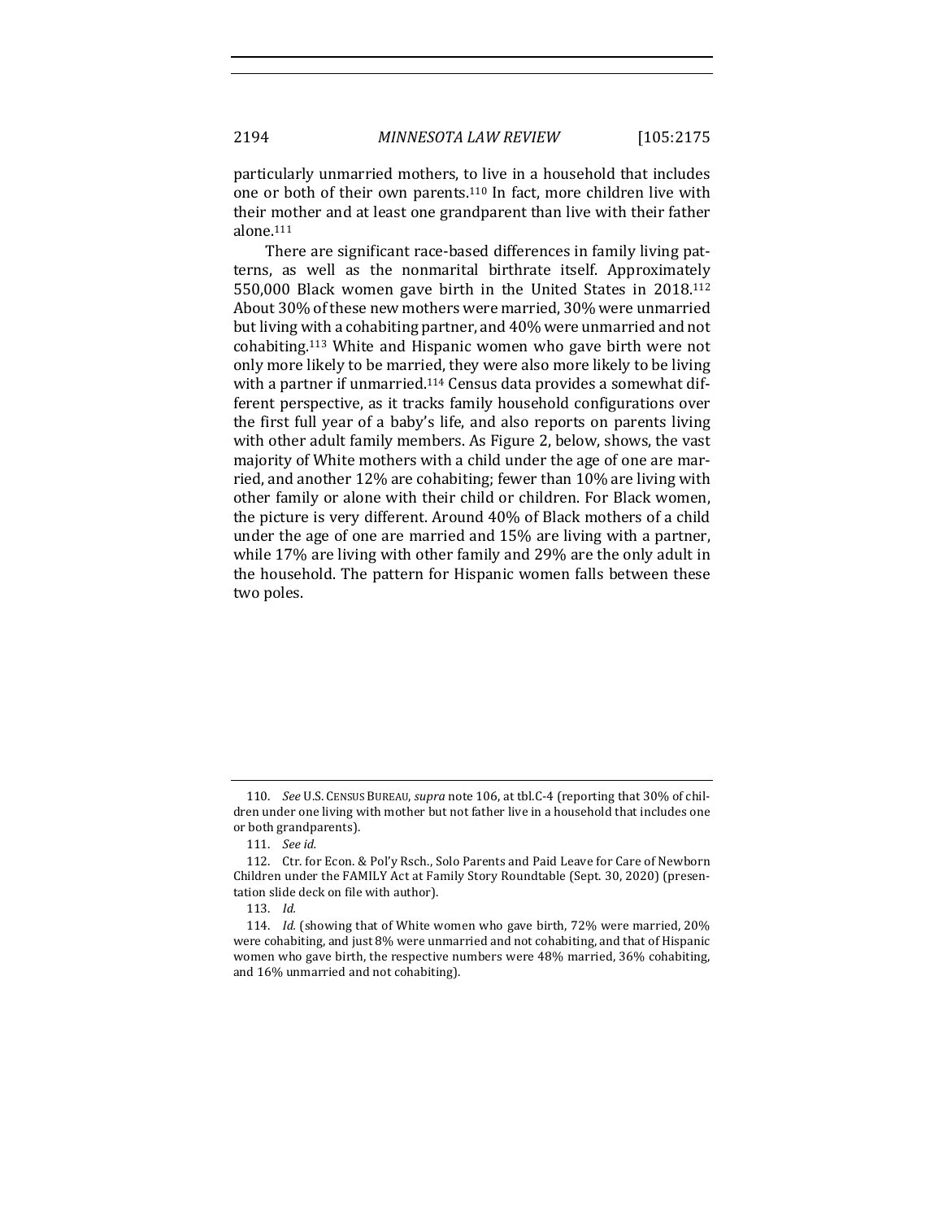particularly unmarried mothers, to live in a household that includes one or both of their own parents.[110] In fact, more children live with their mother and at least one grandparent than live with their father alone.[111]

There are significant race-based differences in family living patterns, as well as the nonmarital birthrate itself. Approximately 550,000 Black women gave birth in the United States in 2018.[112] About 30% of these new mothers were married, 30% were unmarried but living with a cohabiting partner, and 40% were unmarried and not cohabiting.[113] White and Hispanic women who gave birth were not only more likely to be married, they were also more likely to be living with a partner if unmarried.[114] Census data provides a somewhat different perspective, as it tracks family household configurations over the first full year of a baby's life, and also reports on parents living with other adult family members. As Figure 2, below, shows, the vast majority of White mothers with a child under the age of one are married, and another 12% are cohabiting; fewer than 10% are living with other family or alone with their child or children. For Black women, the picture is very different. Around 40% of Black mothers of a child under the age of one are married and 15% are living with a partner, while 17% are living with other family and 29% are the only adult in the household. The pattern for Hispanic women falls between these two poles.

---

110. *See* U.S. CENSUS BUREAU, *supra* note 106, at tbl.C-4 (reporting that 30% of children under one living with mother but not father live in a household that includes one or both grandparents).

111. *See id.*

112. Ctr. for Econ. & Pol'y Rsch., Solo Parents and Paid Leave for Care of Newborn Children under the FAMILY Act at Family Story Roundtable (Sept. 30, 2020) (presentation slide deck on file with author).

113. *Id.*

114. *Id.* (showing that of White women who gave birth, 72% were married, 20% were cohabiting, and just 8% were unmarried and not cohabiting, and that of Hispanic women who gave birth, the respective numbers were 48% married, 36% cohabiting, and 16% unmarried and not cohabiting).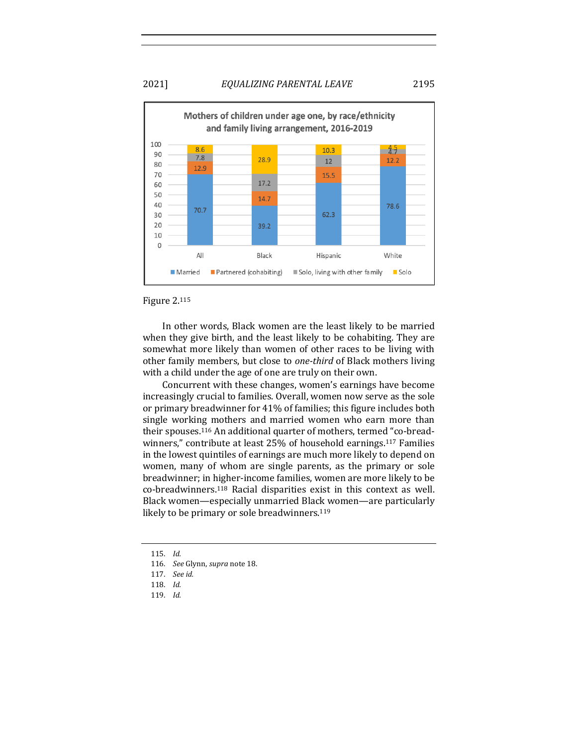**Mothers of children under age one, by race/ethnicity and family living arrangement, 2016-2019**

| | Married | Partnered (cohabiting) | Solo, living with other family | Solo |
|---|---|---|---|---|
| All | 70.7 | 12.9 | 7.8 | 8.6 |
| Black | 39.2 | 14.7 | 17.2 | 28.9 |
| Hispanic | 62.3 | 15.5 | 12 | 10.3 |
| White | 78.6 | 12.2 | 4.7 | 4.5 |

Figure 2.[115]

In other words, Black women are the least likely to be married when they give birth, and the least likely to be cohabiting. They are somewhat more likely than women of other races to be living with other family members, but close to *one-third* of Black mothers living with a child under the age of one are truly on their own.

Concurrent with these changes, women's earnings have become increasingly crucial to families. Overall, women now serve as the sole or primary breadwinner for 41% of families; this figure includes both single working mothers and married women who earn more than their spouses.[116] An additional quarter of mothers, termed "co-breadwinners," contribute at least 25% of household earnings.[117] Families in the lowest quintiles of earnings are much more likely to depend on women, many of whom are single parents, as the primary or sole breadwinner; in higher-income families, women are more likely to be co-breadwinners.[118] Racial disparities exist in this context as well. Black women—especially unmarried Black women—are particularly likely to be primary or sole breadwinners.[119]

---

115. *Id.*

116. *See* Glynn, *supra* note 18.

117. *See id.*

118. *Id.*

119. *Id.*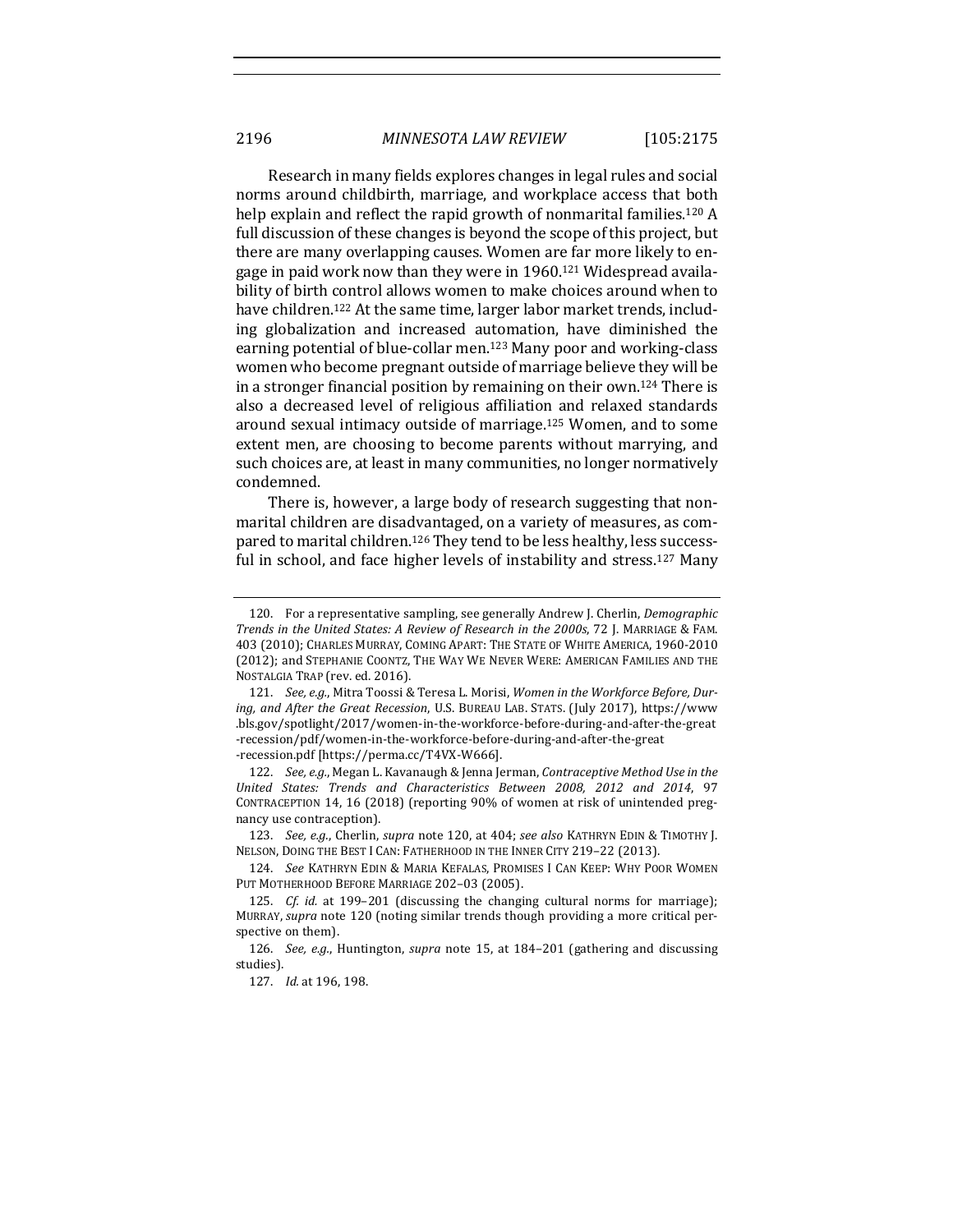Research in many fields explores changes in legal rules and social norms around childbirth, marriage, and workplace access that both help explain and reflect the rapid growth of nonmarital families.[120] A full discussion of these changes is beyond the scope of this project, but there are many overlapping causes. Women are far more likely to engage in paid work now than they were in 1960.[121] Widespread availability of birth control allows women to make choices around when to have children.[122] At the same time, larger labor market trends, including globalization and increased automation, have diminished the earning potential of blue-collar men.[123] Many poor and working-class women who become pregnant outside of marriage believe they will be in a stronger financial position by remaining on their own.[124] There is also a decreased level of religious affiliation and relaxed standards around sexual intimacy outside of marriage.[125] Women, and to some extent men, are choosing to become parents without marrying, and such choices are, at least in many communities, no longer normatively condemned.

There is, however, a large body of research suggesting that nonmarital children are disadvantaged, on a variety of measures, as compared to marital children.[126] They tend to be less healthy, less successful in school, and face higher levels of instability and stress.[127] Many

---

120. For a representative sampling, see generally Andrew J. Cherlin, *Demographic Trends in the United States: A Review of Research in the 2000s*, 72 J. MARRIAGE & FAM. 403 (2010); CHARLES MURRAY, COMING APART: THE STATE OF WHITE AMERICA, 1960-2010 (2012); and STEPHANIE COONTZ, THE WAY WE NEVER WERE: AMERICAN FAMILIES AND THE NOSTALGIA TRAP (rev. ed. 2016).

121. *See, e.g.*, Mitra Toossi & Teresa L. Morisi, *Women in the Workforce Before, During, and After the Great Recession*, U.S. BUREAU LAB. STATS. (July 2017), https://www.bls.gov/spotlight/2017/women-in-the-workforce-before-during-and-after-the-great-recession/pdf/women-in-the-workforce-before-during-and-after-the-great-recession.pdf [https://perma.cc/T4VX-W666].

122. *See, e.g.*, Megan L. Kavanaugh & Jenna Jerman, *Contraceptive Method Use in the United States: Trends and Characteristics Between 2008, 2012 and 2014*, 97 CONTRACEPTION 14, 16 (2018) (reporting 90% of women at risk of unintended pregnancy use contraception).

123. *See, e.g.*, Cherlin, *supra* note 120, at 404; *see also* KATHRYN EDIN & TIMOTHY J. NELSON, DOING THE BEST I CAN: FATHERHOOD IN THE INNER CITY 219–22 (2013).

124. *See* KATHRYN EDIN & MARIA KEFALAS, PROMISES I CAN KEEP: WHY POOR WOMEN PUT MOTHERHOOD BEFORE MARRIAGE 202–03 (2005).

125. *Cf. id.* at 199–201 (discussing the changing cultural norms for marriage); MURRAY, *supra* note 120 (noting similar trends though providing a more critical perspective on them).

126. *See, e.g.*, Huntington, *supra* note 15, at 184–201 (gathering and discussing studies).

127. *Id.* at 196, 198.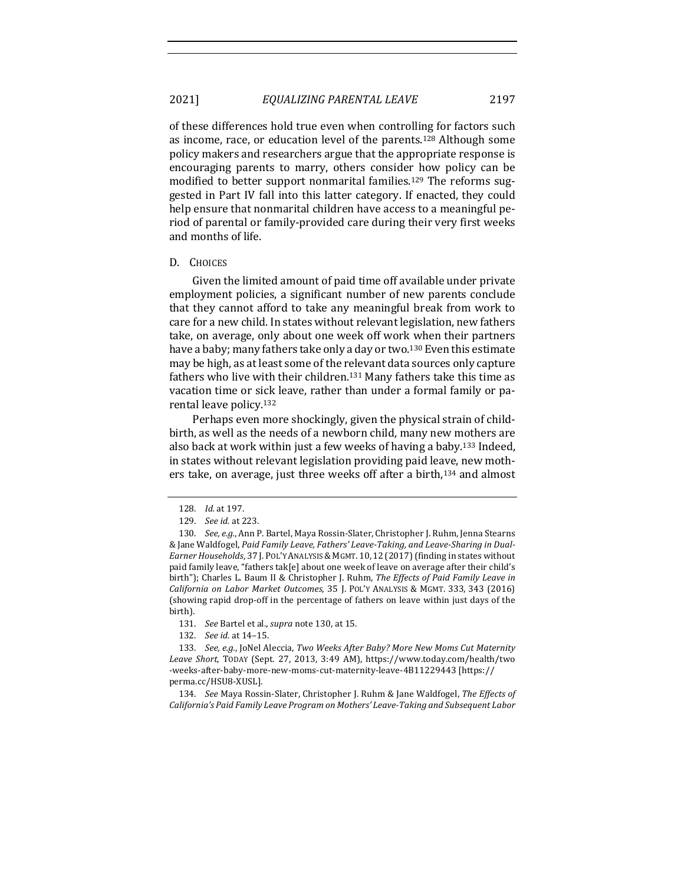of these differences hold true even when controlling for factors such as income, race, or education level of the parents.[128] Although some policy makers and researchers argue that the appropriate response is encouraging parents to marry, others consider how policy can be modified to better support nonmarital families.[129] The reforms suggested in Part IV fall into this latter category. If enacted, they could help ensure that nonmarital children have access to a meaningful period of parental or family-provided care during their very first weeks and months of life.

### D. Choices

Given the limited amount of paid time off available under private employment policies, a significant number of new parents conclude that they cannot afford to take any meaningful break from work to care for a new child. In states without relevant legislation, new fathers take, on average, only about one week off work when their partners have a baby; many fathers take only a day or two.[130] Even this estimate may be high, as at least some of the relevant data sources only capture fathers who live with their children.[131] Many fathers take this time as vacation time or sick leave, rather than under a formal family or parental leave policy.[132]

Perhaps even more shockingly, given the physical strain of childbirth, as well as the needs of a newborn child, many new mothers are also back at work within just a few weeks of having a baby.[133] Indeed, in states without relevant legislation providing paid leave, new mothers take, on average, just three weeks off after a birth,[134] and almost

---

128. *Id.* at 197.

129. *See id.* at 223.

130. *See, e.g.*, Ann P. Bartel, Maya Rossin-Slater, Christopher J. Ruhm, Jenna Stearns & Jane Waldfogel, *Paid Family Leave, Fathers' Leave-Taking, and Leave-Sharing in Dual-Earner Households*, 37 J. POL'Y ANALYSIS & MGMT. 10, 12 (2017) (finding in states without paid family leave, "fathers tak[e] about one week of leave on average after their child's birth"); Charles L. Baum II & Christopher J. Ruhm, *The Effects of Paid Family Leave in California on Labor Market Outcomes*, 35 J. POL'Y ANALYSIS & MGMT. 333, 343 (2016) (showing rapid drop-off in the percentage of fathers on leave within just days of the birth).

131. *See* Bartel et al., *supra* note 130, at 15.

132. *See id.* at 14–15.

133. *See, e.g.*, JoNel Aleccia, *Two Weeks After Baby? More New Moms Cut Maternity Leave Short*, TODAY (Sept. 27, 2013, 3:49 AM), https://www.today.com/health/two-weeks-after-baby-more-new-moms-cut-maternity-leave-4B11229443 [https://perma.cc/HSU8-XUSL].

134. *See* Maya Rossin-Slater, Christopher J. Ruhm & Jane Waldfogel, *The Effects of California's Paid Family Leave Program on Mothers' Leave-Taking and Subsequent Labor*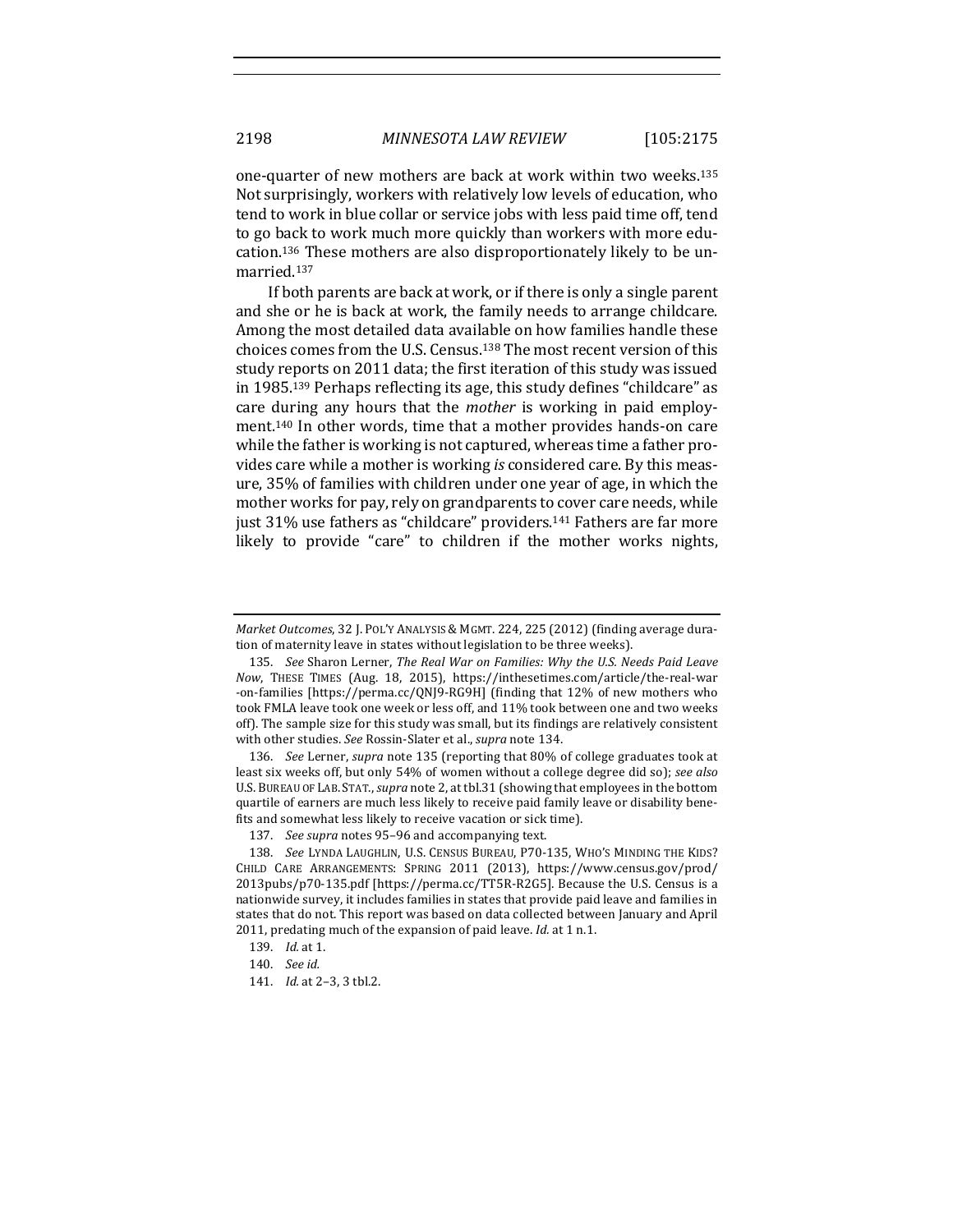one-quarter of new mothers are back at work within two weeks.[135] Not surprisingly, workers with relatively low levels of education, who tend to work in blue collar or service jobs with less paid time off, tend to go back to work much more quickly than workers with more education.[136] These mothers are also disproportionately likely to be unmarried.[137]

If both parents are back at work, or if there is only a single parent and she or he is back at work, the family needs to arrange childcare. Among the most detailed data available on how families handle these choices comes from the U.S. Census.[138] The most recent version of this study reports on 2011 data; the first iteration of this study was issued in 1985.[139] Perhaps reflecting its age, this study defines "childcare" as care during any hours that the *mother* is working in paid employment.[140] In other words, time that a mother provides hands-on care while the father is working is not captured, whereas time a father provides care while a mother is working *is* considered care. By this measure, 35% of families with children under one year of age, in which the mother works for pay, rely on grandparents to cover care needs, while just 31% use fathers as "childcare" providers.[141] Fathers are far more likely to provide "care" to children if the mother works nights,

---

*Market Outcomes*, 32 J. POL'Y ANALYSIS & MGMT. 224, 225 (2012) (finding average duration of maternity leave in states without legislation to be three weeks).

135. *See* Sharon Lerner, *The Real War on Families: Why the U.S. Needs Paid Leave Now*, THESE TIMES (Aug. 18, 2015), https://inthesetimes.com/article/the-real-war-on-families [https://perma.cc/QNJ9-RG9H] (finding that 12% of new mothers who took FMLA leave took one week or less off, and 11% took between one and two weeks off). The sample size for this study was small, but its findings are relatively consistent with other studies. *See* Rossin-Slater et al., *supra* note 134.

136. *See* Lerner, *supra* note 135 (reporting that 80% of college graduates took at least six weeks off, but only 54% of women without a college degree did so); *see also* U.S. BUREAU OF LAB. STAT., *supra* note 2, at tbl.31 (showing that employees in the bottom quartile of earners are much less likely to receive paid family leave or disability benefits and somewhat less likely to receive vacation or sick time).

137. *See supra* notes 95–96 and accompanying text.

138. *See* LYNDA LAUGHLIN, U.S. CENSUS BUREAU, P70-135, WHO'S MINDING THE KIDS? CHILD CARE ARRANGEMENTS: SPRING 2011 (2013), https://www.census.gov/prod/2013pubs/p70-135.pdf [https://perma.cc/TT5R-R2G5]. Because the U.S. Census is a nationwide survey, it includes families in states that provide paid leave and families in states that do not. This report was based on data collected between January and April 2011, predating much of the expansion of paid leave. *Id.* at 1 n.1.

139. *Id.* at 1.

140. *See id.*

141. *Id.* at 2–3, 3 tbl.2.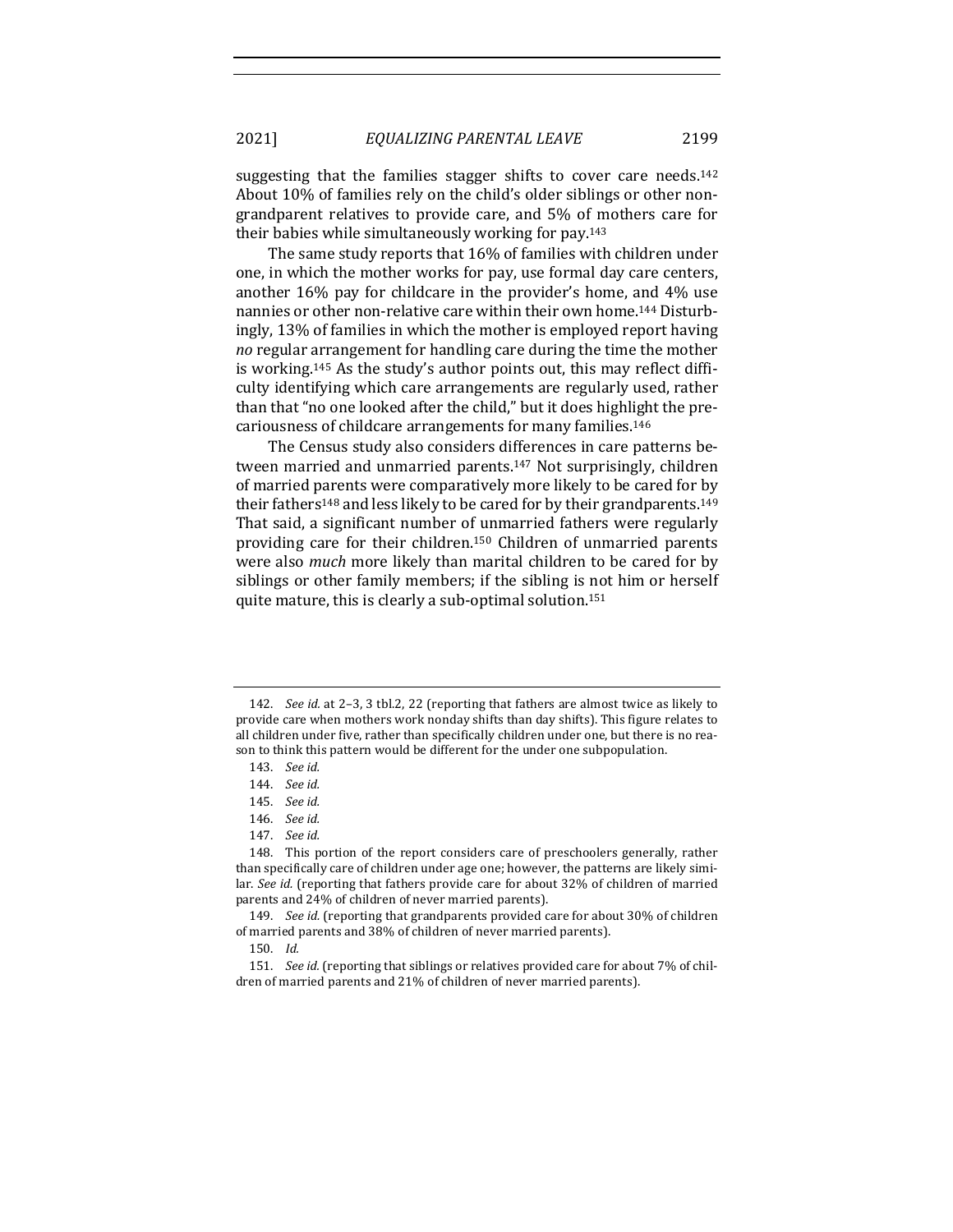suggesting that the families stagger shifts to cover care needs.[142] About 10% of families rely on the child's older siblings or other non-grandparent relatives to provide care, and 5% of mothers care for their babies while simultaneously working for pay.[143]

The same study reports that 16% of families with children under one, in which the mother works for pay, use formal day care centers, another 16% pay for childcare in the provider's home, and 4% use nannies or other non-relative care within their own home.[144] Disturbingly, 13% of families in which the mother is employed report having *no* regular arrangement for handling care during the time the mother is working.[145] As the study's author points out, this may reflect difficulty identifying which care arrangements are regularly used, rather than that "no one looked after the child," but it does highlight the precariousness of childcare arrangements for many families.[146]

The Census study also considers differences in care patterns between married and unmarried parents.[147] Not surprisingly, children of married parents were comparatively more likely to be cared for by their fathers[148] and less likely to be cared for by their grandparents.[149] That said, a significant number of unmarried fathers were regularly providing care for their children.[150] Children of unmarried parents were also *much* more likely than marital children to be cared for by siblings or other family members; if the sibling is not him or herself quite mature, this is clearly a sub-optimal solution.[151]

---

142. *See id.* at 2–3, 3 tbl.2, 22 (reporting that fathers are almost twice as likely to provide care when mothers work nonday shifts than day shifts). This figure relates to all children under five, rather than specifically children under one, but there is no reason to think this pattern would be different for the under one subpopulation.

143. *See id.*

144. *See id.*

145. *See id.*

146. *See id.*

147. *See id.*

148. This portion of the report considers care of preschoolers generally, rather than specifically care of children under age one; however, the patterns are likely similar. *See id.* (reporting that fathers provide care for about 32% of children of married parents and 24% of children of never married parents).

149. *See id.* (reporting that grandparents provided care for about 30% of children of married parents and 38% of children of never married parents).

150. *Id.*

151. *See id.* (reporting that siblings or relatives provided care for about 7% of children of married parents and 21% of children of never married parents).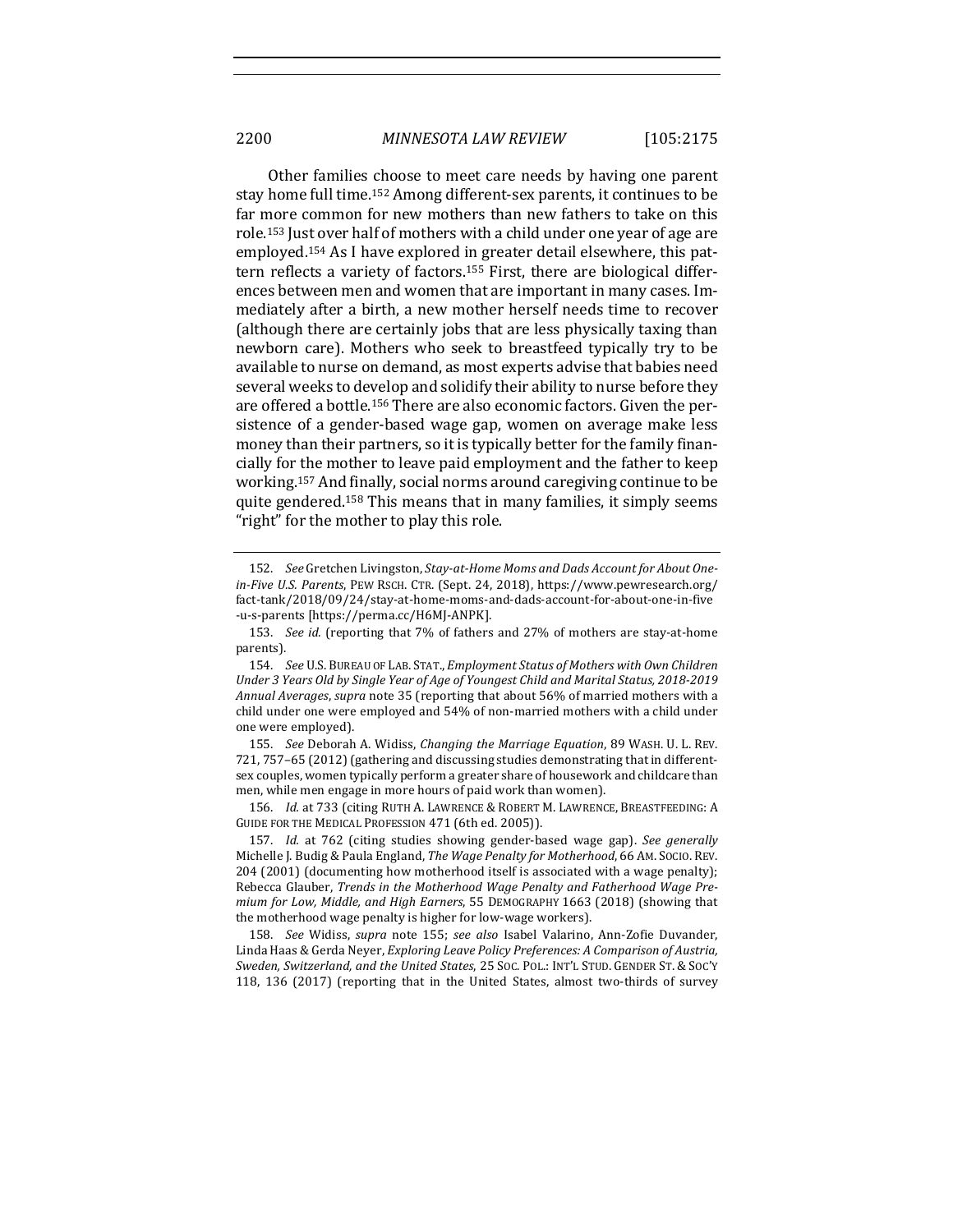Other families choose to meet care needs by having one parent stay home full time.[152] Among different-sex parents, it continues to be far more common for new mothers than new fathers to take on this role.[153] Just over half of mothers with a child under one year of age are employed.[154] As I have explored in greater detail elsewhere, this pattern reflects a variety of factors.[155] First, there are biological differences between men and women that are important in many cases. Immediately after a birth, a new mother herself needs time to recover (although there are certainly jobs that are less physically taxing than newborn care). Mothers who seek to breastfeed typically try to be available to nurse on demand, as most experts advise that babies need several weeks to develop and solidify their ability to nurse before they are offered a bottle.[156] There are also economic factors. Given the persistence of a gender-based wage gap, women on average make less money than their partners, so it is typically better for the family financially for the mother to leave paid employment and the father to keep working.[157] And finally, social norms around caregiving continue to be quite gendered.[158] This means that in many families, it simply seems "right" for the mother to play this role.

---

152. *See* Gretchen Livingston, *Stay-at-Home Moms and Dads Account for About One-in-Five U.S. Parents*, PEW RSCH. CTR. (Sept. 24, 2018), https://www.pewresearch.org/fact-tank/2018/09/24/stay-at-home-moms-and-dads-account-for-about-one-in-five-u-s-parents [https://perma.cc/H6MJ-ANPK].

153. *See id.* (reporting that 7% of fathers and 27% of mothers are stay-at-home parents).

154. *See* U.S. BUREAU OF LAB. STAT., *Employment Status of Mothers with Own Children Under 3 Years Old by Single Year of Age of Youngest Child and Marital Status, 2018-2019 Annual Averages*, *supra* note 35 (reporting that about 56% of married mothers with a child under one were employed and 54% of non-married mothers with a child under one were employed).

155. *See* Deborah A. Widiss, *Changing the Marriage Equation*, 89 WASH. U. L. REV. 721, 757–65 (2012) (gathering and discussing studies demonstrating that in different-sex couples, women typically perform a greater share of housework and childcare than men, while men engage in more hours of paid work than women).

156. *Id.* at 733 (citing RUTH A. LAWRENCE & ROBERT M. LAWRENCE, BREASTFEEDING: A GUIDE FOR THE MEDICAL PROFESSION 471 (6th ed. 2005)).

157. *Id.* at 762 (citing studies showing gender-based wage gap). *See generally* Michelle J. Budig & Paula England, *The Wage Penalty for Motherhood*, 66 AM. SOCIO. REV. 204 (2001) (documenting how motherhood itself is associated with a wage penalty); Rebecca Glauber, *Trends in the Motherhood Wage Penalty and Fatherhood Wage Premium for Low, Middle, and High Earners*, 55 DEMOGRAPHY 1663 (2018) (showing that the motherhood wage penalty is higher for low-wage workers).

158. *See* Widiss, *supra* note 155; *see also* Isabel Valarino, Ann-Zofie Duvander, Linda Haas & Gerda Neyer, *Exploring Leave Policy Preferences: A Comparison of Austria, Sweden, Switzerland, and the United States*, 25 SOC. POL.: INT'L STUD. GENDER ST. & SOC'Y 118, 136 (2017) (reporting that in the United States, almost two-thirds of survey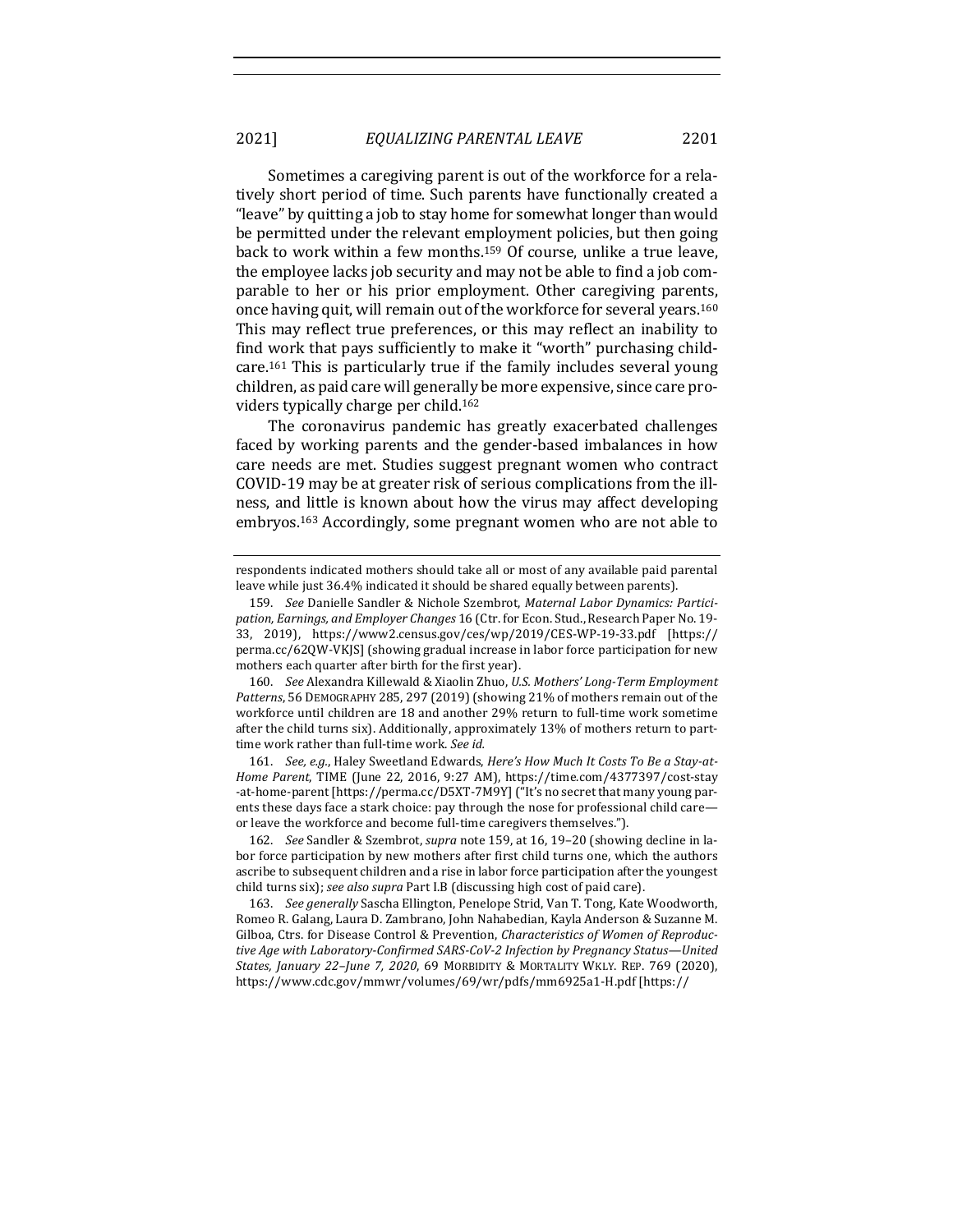Sometimes a caregiving parent is out of the workforce for a relatively short period of time. Such parents have functionally created a "leave" by quitting a job to stay home for somewhat longer than would be permitted under the relevant employment policies, but then going back to work within a few months.[159] Of course, unlike a true leave, the employee lacks job security and may not be able to find a job comparable to her or his prior employment. Other caregiving parents, once having quit, will remain out of the workforce for several years.[160] This may reflect true preferences, or this may reflect an inability to find work that pays sufficiently to make it "worth" purchasing childcare.[161] This is particularly true if the family includes several young children, as paid care will generally be more expensive, since care providers typically charge per child.[162]

The coronavirus pandemic has greatly exacerbated challenges faced by working parents and the gender-based imbalances in how care needs are met. Studies suggest pregnant women who contract COVID-19 may be at greater risk of serious complications from the illness, and little is known about how the virus may affect developing embryos.[163] Accordingly, some pregnant women who are not able to

---

respondents indicated mothers should take all or most of any available paid parental leave while just 36.4% indicated it should be shared equally between parents).

159. *See* Danielle Sandler & Nichole Szembrot, *Maternal Labor Dynamics: Participation, Earnings, and Employer Changes* 16 (Ctr. for Econ. Stud., Research Paper No. 19-33, 2019), https://www2.census.gov/ces/wp/2019/CES-WP-19-33.pdf [https://perma.cc/62QW-VKJS] (showing gradual increase in labor force participation for new mothers each quarter after birth for the first year).

160. *See* Alexandra Killewald & Xiaolin Zhuo, *U.S. Mothers' Long-Term Employment Patterns*, 56 DEMOGRAPHY 285, 297 (2019) (showing 21% of mothers remain out of the workforce until children are 18 and another 29% return to full-time work sometime after the child turns six). Additionally, approximately 13% of mothers return to part-time work rather than full-time work. *See id.*

161. *See, e.g.*, Haley Sweetland Edwards, *Here's How Much It Costs To Be a Stay-at-Home Parent*, TIME (June 22, 2016, 9:27 AM), https://time.com/4377397/cost-stay-at-home-parent [https://perma.cc/D5XT-7M9Y] ("It's no secret that many young parents these days face a stark choice: pay through the nose for professional child care—or leave the workforce and become full-time caregivers themselves.").

162. *See* Sandler & Szembrot, *supra* note 159, at 16, 19–20 (showing decline in labor force participation by new mothers after first child turns one, which the authors ascribe to subsequent children and a rise in labor force participation after the youngest child turns six); *see also supra* Part I.B (discussing high cost of paid care).

163. *See generally* Sascha Ellington, Penelope Strid, Van T. Tong, Kate Woodworth, Romeo R. Galang, Laura D. Zambrano, John Nahabedian, Kayla Anderson & Suzanne M. Gilboa, Ctrs. for Disease Control & Prevention, *Characteristics of Women of Reproductive Age with Laboratory-Confirmed SARS-CoV-2 Infection by Pregnancy Status—United States, January 22–June 7, 2020*, 69 MORBIDITY & MORTALITY WKLY. REP. 769 (2020), https://www.cdc.gov/mmwr/volumes/69/wr/pdfs/mm6925a1-H.pdf [https://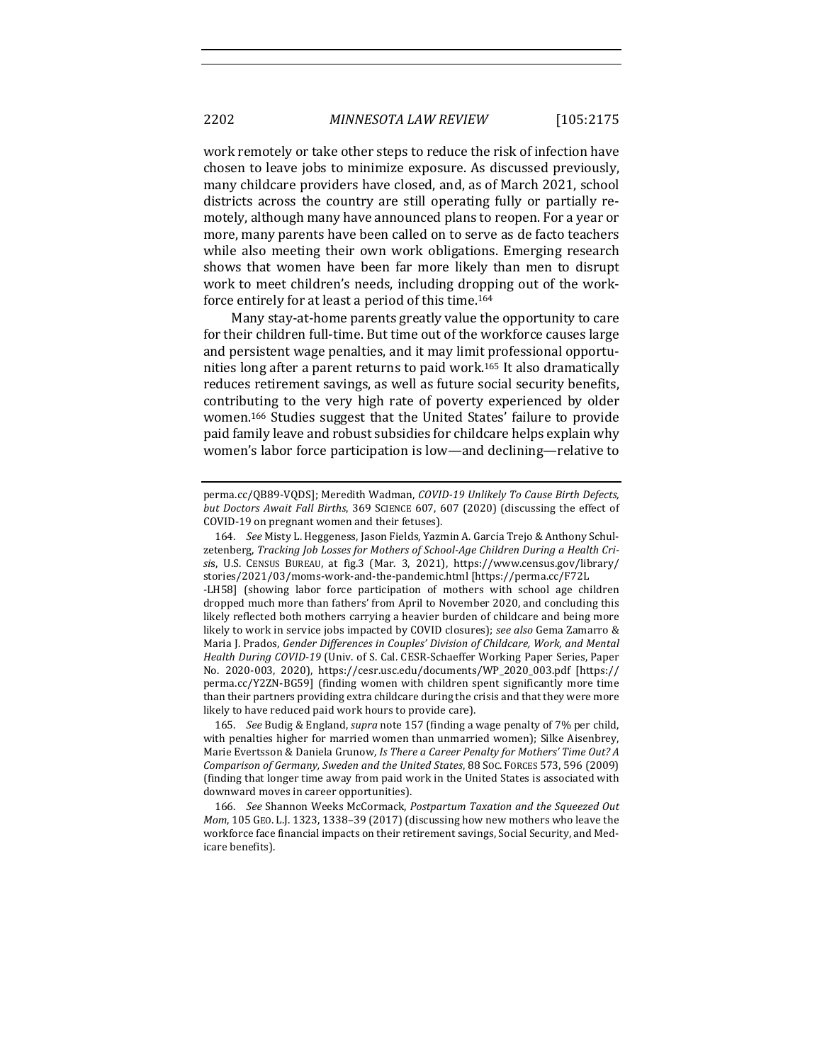work remotely or take other steps to reduce the risk of infection have chosen to leave jobs to minimize exposure. As discussed previously, many childcare providers have closed, and, as of March 2021, school districts across the country are still operating fully or partially remotely, although many have announced plans to reopen. For a year or more, many parents have been called on to serve as de facto teachers while also meeting their own work obligations. Emerging research shows that women have been far more likely than men to disrupt work to meet children's needs, including dropping out of the workforce entirely for at least a period of this time.[164]

Many stay-at-home parents greatly value the opportunity to care for their children full-time. But time out of the workforce causes large and persistent wage penalties, and it may limit professional opportunities long after a parent returns to paid work.[165] It also dramatically reduces retirement savings, as well as future social security benefits, contributing to the very high rate of poverty experienced by older women.[166] Studies suggest that the United States' failure to provide paid family leave and robust subsidies for childcare helps explain why women's labor force participation is low—and declining—relative to

---

perma.cc/QB89-VQDS]; Meredith Wadman, *COVID-19 Unlikely To Cause Birth Defects, but Doctors Await Fall Births*, 369 SCIENCE 607, 607 (2020) (discussing the effect of COVID-19 on pregnant women and their fetuses).

164. *See* Misty L. Heggeness, Jason Fields, Yazmin A. García Trejo & Anthony Schulzetenberg, *Tracking Job Losses for Mothers of School-Age Children During a Health Crisis*, U.S. CENSUS BUREAU, at fig.3 (Mar. 3, 2021), https://www.census.gov/library/stories/2021/03/moms-work-and-the-pandemic.html [https://perma.cc/F72L-LH58] (showing labor force participation of mothers with school age children dropped much more than fathers' from April to November 2020, and concluding this likely reflected both mothers carrying a heavier burden of childcare and being more likely to work in service jobs impacted by COVID closures); *see also* Gema Zamarro & Maria J. Prados, *Gender Differences in Couples' Division of Childcare, Work, and Mental Health During COVID-19* (Univ. of S. Cal. CESR-Schaeffer Working Paper Series, Paper No. 2020-003, 2020), https://cesr.usc.edu/documents/WP_2020_003.pdf [https://perma.cc/Y2ZN-BG59] (finding women with children spent significantly more time than their partners providing extra childcare during the crisis and that they were more likely to have reduced paid work hours to provide care).

165. *See* Budig & England, *supra* note 157 (finding a wage penalty of 7% per child, with penalties higher for married women than unmarried women); Silke Aisenbrey, Marie Evertsson & Daniela Grunow, *Is There a Career Penalty for Mothers' Time Out? A Comparison of Germany, Sweden and the United States*, 88 SOC. FORCES 573, 596 (2009) (finding that longer time away from paid work in the United States is associated with downward moves in career opportunities).

166. *See* Shannon Weeks McCormack, *Postpartum Taxation and the Squeezed Out Mom*, 105 GEO. L.J. 1323, 1338–39 (2017) (discussing how new mothers who leave the workforce face financial impacts on their retirement savings, Social Security, and Medicare benefits).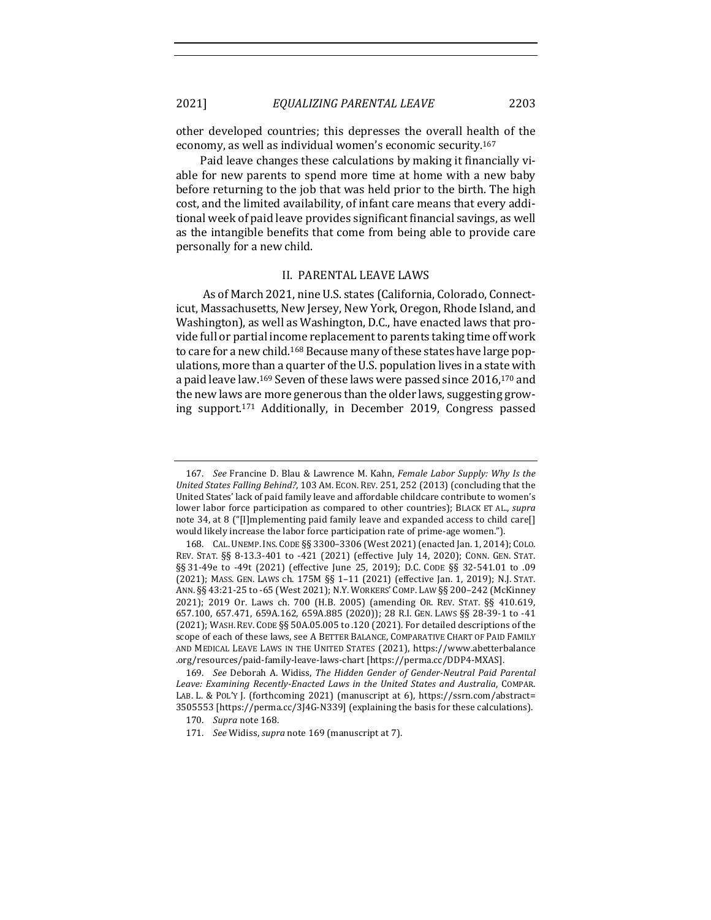other developed countries; this depresses the overall health of the economy, as well as individual women's economic security.[167]

Paid leave changes these calculations by making it financially viable for new parents to spend more time at home with a new baby before returning to the job that was held prior to the birth. The high cost, and the limited availability, of infant care means that every additional week of paid leave provides significant financial savings, as well as the intangible benefits that come from being able to provide care personally for a new child.

## II. PARENTAL LEAVE LAWS

As of March 2021, nine U.S. states (California, Colorado, Connecticut, Massachusetts, New Jersey, New York, Oregon, Rhode Island, and Washington), as well as Washington, D.C., have enacted laws that provide full or partial income replacement to parents taking time off work to care for a new child.[168] Because many of these states have large populations, more than a quarter of the U.S. population lives in a state with a paid leave law.[169] Seven of these laws were passed since 2016,[170] and the new laws are more generous than the older laws, suggesting growing support.[171] Additionally, in December 2019, Congress passed

---

167. *See* Francine D. Blau & Lawrence M. Kahn, *Female Labor Supply: Why Is the United States Falling Behind?*, 103 AM. ECON. REV. 251, 252 (2013) (concluding that the United States' lack of paid family leave and affordable childcare contribute to women's lower labor force participation as compared to other countries); BLACK ET AL., *supra* note 34, at 8 ("[I]mplementing paid family leave and expanded access to child care[] would likely increase the labor force participation rate of prime-age women.").

168. CAL. UNEMP. INS. CODE §§ 3300–3306 (West 2021) (enacted Jan. 1, 2014); COLO. REV. STAT. §§ 8-13.3-401 to -421 (2021) (effective July 14, 2020); CONN. GEN. STAT. §§ 31-49e to -49t (2021) (effective June 25, 2019); D.C. CODE §§ 32-541.01 to .09 (2021); MASS. GEN. LAWS ch. 175M §§ 1–11 (2021) (effective Jan. 1, 2019); N.J. STAT. ANN. §§ 43:21-25 to -65 (West 2021); N.Y. WORKERS' COMP. LAW §§ 200–242 (McKinney 2021); 2019 Or. Laws ch. 700 (H.B. 2005) (amending OR. REV. STAT. §§ 410.619, 657.100, 657.471, 659A.162, 659A.885 (2020)); 28 R.I. GEN. LAWS §§ 28-39-1 to -41 (2021); WASH. REV. CODE §§ 50A.05.005 to .120 (2021). For detailed descriptions of the scope of each of these laws, see A BETTER BALANCE, COMPARATIVE CHART OF PAID FAMILY AND MEDICAL LEAVE LAWS IN THE UNITED STATES (2021), https://www.abetterbalance.org/resources/paid-family-leave-laws-chart [https://perma.cc/DDP4-MXAS].

169. *See* Deborah A. Widiss, *The Hidden Gender of Gender-Neutral Paid Parental Leave: Examining Recently-Enacted Laws in the United States and Australia*, COMPAR. LAB. L. & POL'Y J. (forthcoming 2021) (manuscript at 6), https://ssrn.com/abstract=3505553 [https://perma.cc/3J4G-N339] (explaining the basis for these calculations).

170. *Supra* note 168.

171. *See* Widiss, *supra* note 169 (manuscript at 7).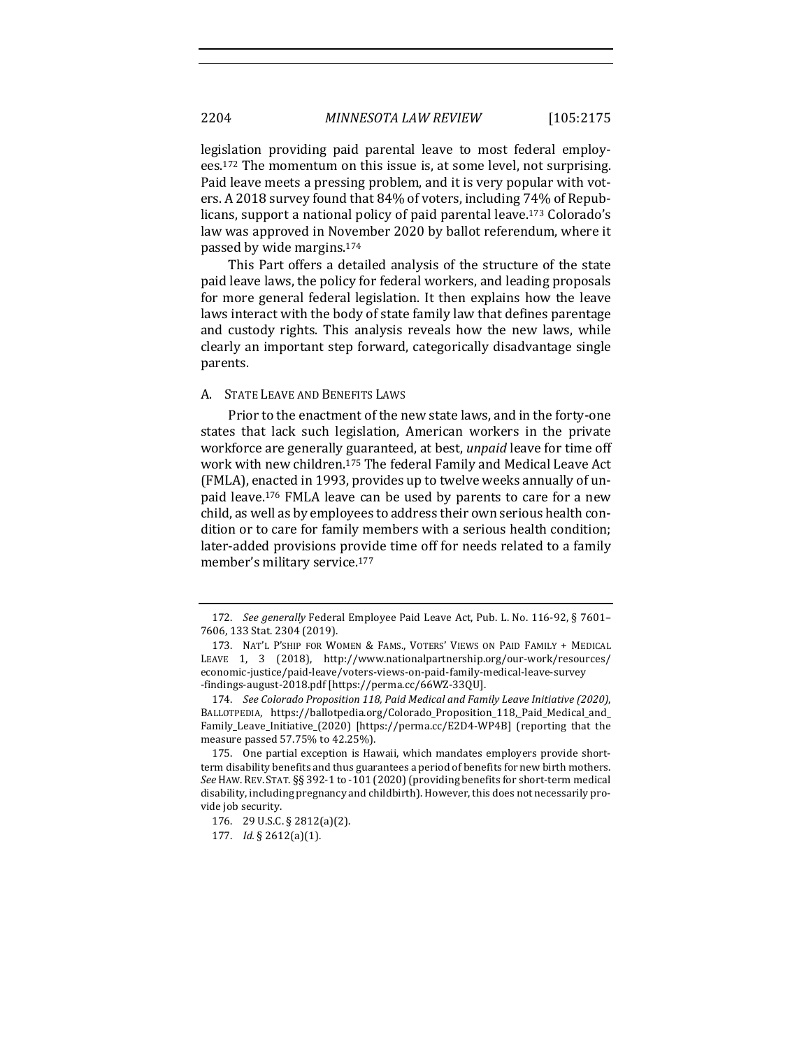legislation providing paid parental leave to most federal employees.[172] The momentum on this issue is, at some level, not surprising. Paid leave meets a pressing problem, and it is very popular with voters. A 2018 survey found that 84% of voters, including 74% of Republicans, support a national policy of paid parental leave.[173] Colorado's law was approved in November 2020 by ballot referendum, where it passed by wide margins.[174]

This Part offers a detailed analysis of the structure of the state paid leave laws, the policy for federal workers, and leading proposals for more general federal legislation. It then explains how the leave laws interact with the body of state family law that defines parentage and custody rights. This analysis reveals how the new laws, while clearly an important step forward, categorically disadvantage single parents.

### A. State Leave and Benefits Laws

Prior to the enactment of the new state laws, and in the forty-one states that lack such legislation, American workers in the private workforce are generally guaranteed, at best, *unpaid* leave for time off work with new children.[175] The federal Family and Medical Leave Act (FMLA), enacted in 1993, provides up to twelve weeks annually of unpaid leave.[176] FMLA leave can be used by parents to care for a new child, as well as by employees to address their own serious health condition or to care for family members with a serious health condition; later-added provisions provide time off for needs related to a family member's military service.[177]

---

172. *See generally* Federal Employee Paid Leave Act, Pub. L. No. 116-92, § 7601–7606, 133 Stat. 2304 (2019).

173. Nat'l P'ship for Women & Fams., Voters' Views on Paid Family + Medical Leave 1, 3 (2018), http://www.nationalpartnership.org/our-work/resources/economic-justice/paid-leave/voters-views-on-paid-family-medical-leave-survey-findings-august-2018.pdf [https://perma.cc/66WZ-33QU].

174. *See Colorado Proposition 118, Paid Medical and Family Leave Initiative (2020)*, Ballotpedia, https://ballotpedia.org/Colorado_Proposition_118,_Paid_Medical_and_Family_Leave_Initiative_(2020) [https://perma.cc/E2D4-WP4B] (reporting that the measure passed 57.75% to 42.25%).

175. One partial exception is Hawaii, which mandates employers provide short-term disability benefits and thus guarantees a period of benefits for new birth mothers. *See* Haw. Rev. Stat. §§ 392-1 to -101 (2020) (providing benefits for short-term medical disability, including pregnancy and childbirth). However, this does not necessarily provide job security.

176. 29 U.S.C. § 2812(a)(2).

177. *Id.* § 2612(a)(1).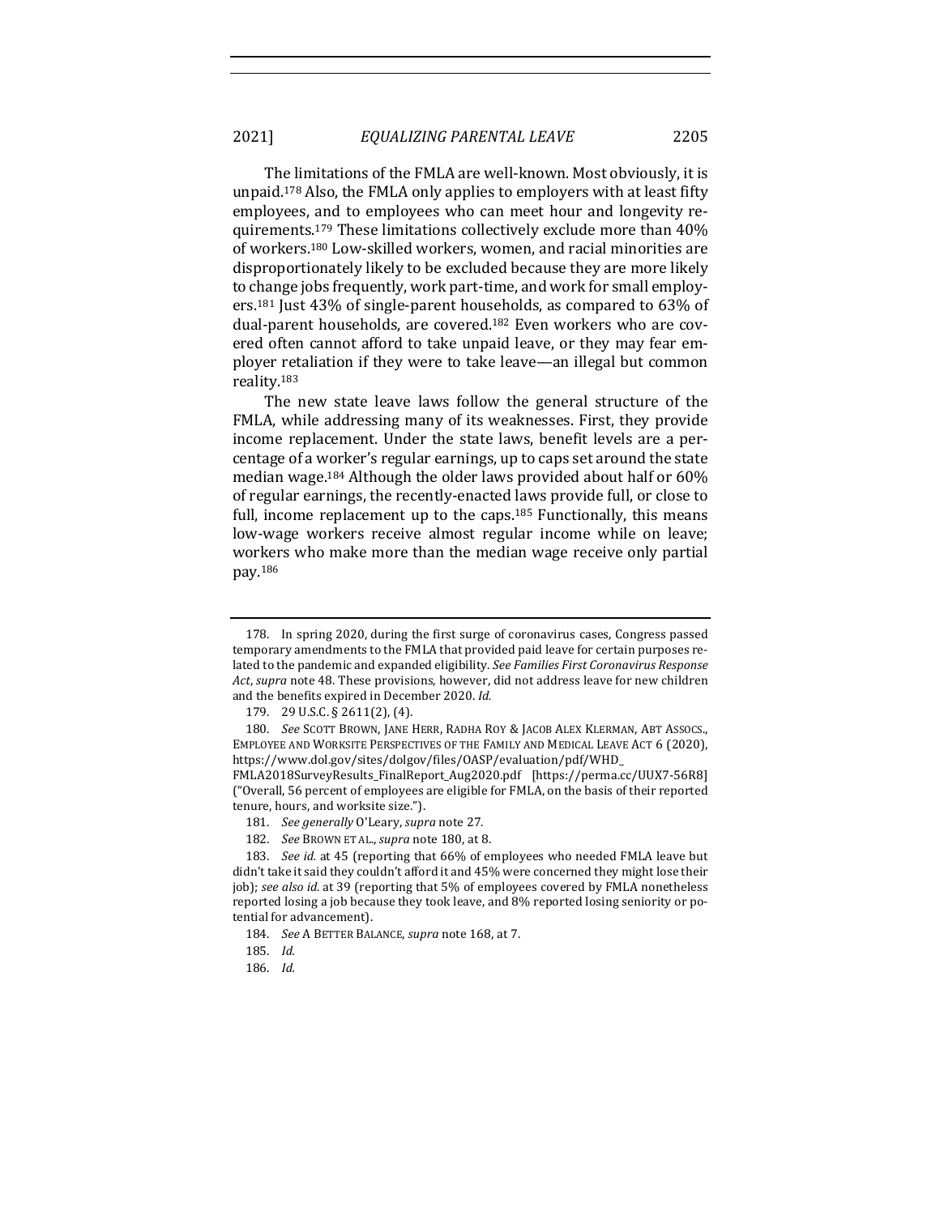The limitations of the FMLA are well-known. Most obviously, it is unpaid.[178] Also, the FMLA only applies to employers with at least fifty employees, and to employees who can meet hour and longevity requirements.[179] These limitations collectively exclude more than 40% of workers.[180] Low-skilled workers, women, and racial minorities are disproportionately likely to be excluded because they are more likely to change jobs frequently, work part-time, and work for small employers.[181] Just 43% of single-parent households, as compared to 63% of dual-parent households, are covered.[182] Even workers who are covered often cannot afford to take unpaid leave, or they may fear employer retaliation if they were to take leave—an illegal but common reality.[183]

The new state leave laws follow the general structure of the FMLA, while addressing many of its weaknesses. First, they provide income replacement. Under the state laws, benefit levels are a percentage of a worker's regular earnings, up to caps set around the state median wage.[184] Although the older laws provided about half or 60% of regular earnings, the recently-enacted laws provide full, or close to full, income replacement up to the caps.[185] Functionally, this means low-wage workers receive almost regular income while on leave; workers who make more than the median wage receive only partial pay.[186]

---

178. In spring 2020, during the first surge of coronavirus cases, Congress passed temporary amendments to the FMLA that provided paid leave for certain purposes related to the pandemic and expanded eligibility. *See Families First Coronavirus Response Act*, *supra* note 48. These provisions, however, did not address leave for new children and the benefits expired in December 2020. *Id.*

179. 29 U.S.C. § 2611(2), (4).

180. *See* SCOTT BROWN, JANE HERR, RADHA ROY & JACOB ALEX KLERMAN, ABT ASSOCS., EMPLOYEE AND WORKSITE PERSPECTIVES OF THE FAMILY AND MEDICAL LEAVE ACT 6 (2020), https://www.dol.gov/sites/dolgov/files/OASP/evaluation/pdf/WHD_FMLA2018SurveyResults_FinalReport_Aug2020.pdf [https://perma.cc/UUX7-56R8] ("Overall, 56 percent of employees are eligible for FMLA, on the basis of their reported tenure, hours, and worksite size.").

181. *See generally* O'Leary, *supra* note 27.

182. *See* BROWN ET AL., *supra* note 180, at 8.

183. *See id.* at 45 (reporting that 66% of employees who needed FMLA leave but didn't take it said they couldn't afford it and 45% were concerned they might lose their job); *see also id.* at 39 (reporting that 5% of employees covered by FMLA nonetheless reported losing a job because they took leave, and 8% reported losing seniority or potential for advancement).

184. *See* A BETTER BALANCE, *supra* note 168, at 7.

185. *Id.*

186. *Id.*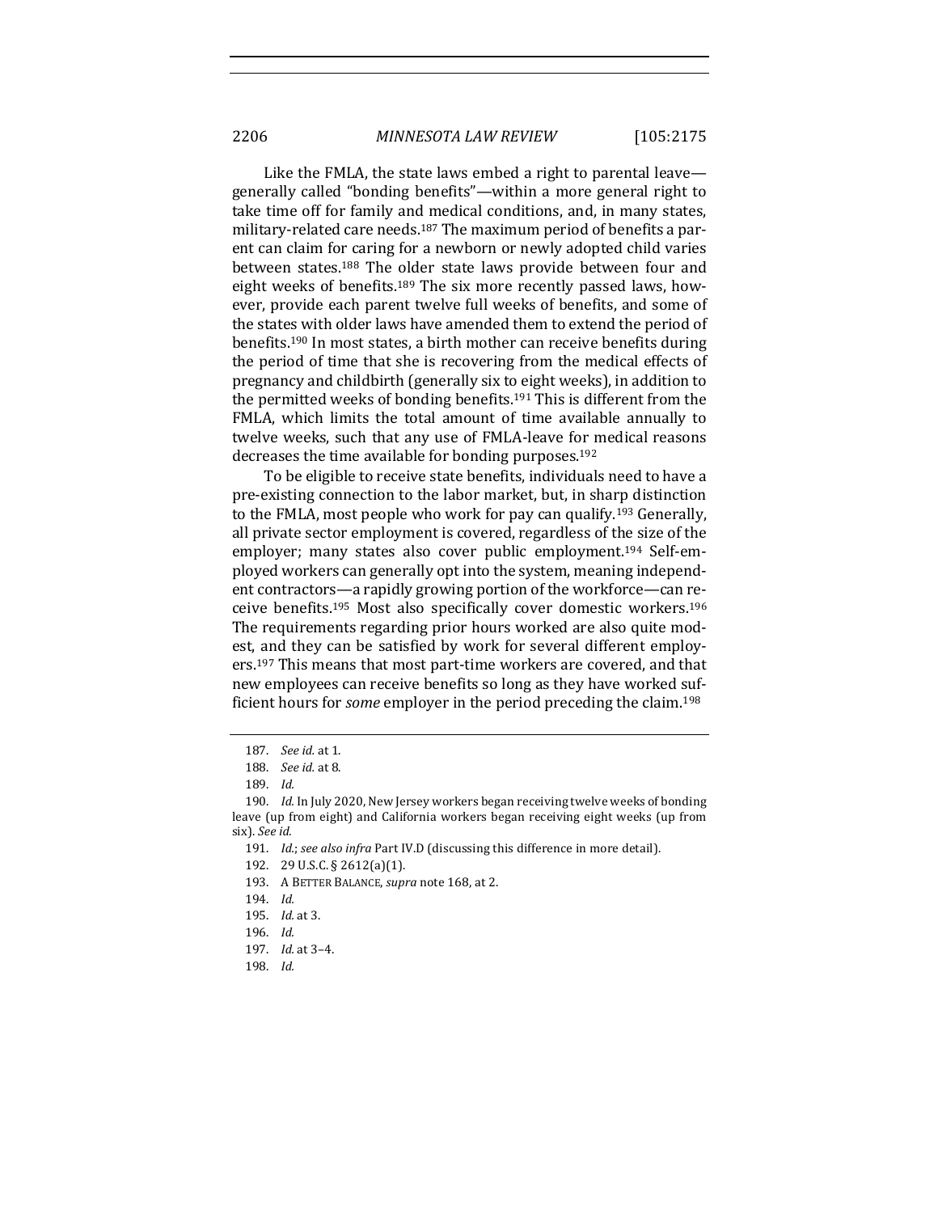Like the FMLA, the state laws embed a right to parental leave—generally called "bonding benefits"—within a more general right to take time off for family and medical conditions, and, in many states, military-related care needs.[187] The maximum period of benefits a parent can claim for caring for a newborn or newly adopted child varies between states.[188] The older state laws provide between four and eight weeks of benefits.[189] The six more recently passed laws, however, provide each parent twelve full weeks of benefits, and some of the states with older laws have amended them to extend the period of benefits.[190] In most states, a birth mother can receive benefits during the period of time that she is recovering from the medical effects of pregnancy and childbirth (generally six to eight weeks), in addition to the permitted weeks of bonding benefits.[191] This is different from the FMLA, which limits the total amount of time available annually to twelve weeks, such that any use of FMLA-leave for medical reasons decreases the time available for bonding purposes.[192]

To be eligible to receive state benefits, individuals need to have a pre-existing connection to the labor market, but, in sharp distinction to the FMLA, most people who work for pay can qualify.[193] Generally, all private sector employment is covered, regardless of the size of the employer; many states also cover public employment.[194] Self-employed workers can generally opt into the system, meaning independent contractors—a rapidly growing portion of the workforce—can receive benefits.[195] Most also specifically cover domestic workers.[196] The requirements regarding prior hours worked are also quite modest, and they can be satisfied by work for several different employers.[197] This means that most part-time workers are covered, and that new employees can receive benefits so long as they have worked sufficient hours for *some* employer in the period preceding the claim.[198]

187. *See id.* at 1.

188. *See id.* at 8.

189. *Id.*

190. *Id.* In July 2020, New Jersey workers began receiving twelve weeks of bonding leave (up from eight) and California workers began receiving eight weeks (up from six). *See id.*

191. *Id.*; *see also infra* Part IV.D (discussing this difference in more detail).

192. 29 U.S.C. § 2612(a)(1).

193. A BETTER BALANCE, *supra* note 168, at 2.

194. *Id.*

195. *Id.* at 3.

196. *Id.*

197. *Id.* at 3–4.

198. *Id.*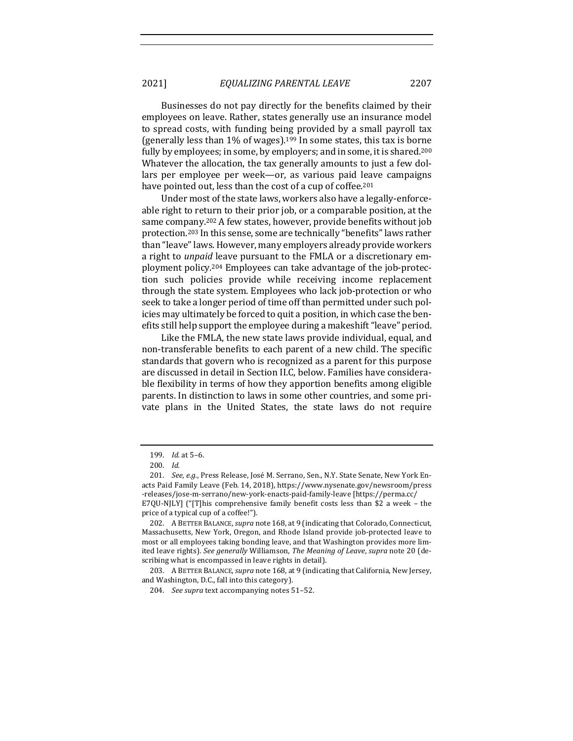Businesses do not pay directly for the benefits claimed by their employees on leave. Rather, states generally use an insurance model to spread costs, with funding being provided by a small payroll tax (generally less than 1% of wages).[199] In some states, this tax is borne fully by employees; in some, by employers; and in some, it is shared.[200] Whatever the allocation, the tax generally amounts to just a few dollars per employee per week—or, as various paid leave campaigns have pointed out, less than the cost of a cup of coffee.[201]

Under most of the state laws, workers also have a legally-enforceable right to return to their prior job, or a comparable position, at the same company.[202] A few states, however, provide benefits without job protection.[203] In this sense, some are technically "benefits" laws rather than "leave" laws. However, many employers already provide workers a right to *unpaid* leave pursuant to the FMLA or a discretionary employment policy.[204] Employees can take advantage of the job-protection such policies provide while receiving income replacement through the state system. Employees who lack job-protection or who seek to take a longer period of time off than permitted under such policies may ultimately be forced to quit a position, in which case the benefits still help support the employee during a makeshift "leave" period.

Like the FMLA, the new state laws provide individual, equal, and non-transferable benefits to each parent of a new child. The specific standards that govern who is recognized as a parent for this purpose are discussed in detail in Section II.C, below. Families have considerable flexibility in terms of how they apportion benefits among eligible parents. In distinction to laws in some other countries, and some private plans in the United States, the state laws do not require

---

199. *Id.* at 5–6.

200. *Id.*

201. *See, e.g.*, Press Release, José M. Serrano, Sen., N.Y. State Senate, New York Enacts Paid Family Leave (Feb. 14, 2018), https://www.nysenate.gov/newsroom/press-releases/jose-m-serrano/new-york-enacts-paid-family-leave [https://perma.cc/E7QU-NJLY] ("[T]his comprehensive family benefit costs less than $2 a week – the price of a typical cup of a coffee!").

202. A BETTER BALANCE, *supra* note 168, at 9 (indicating that Colorado, Connecticut, Massachusetts, New York, Oregon, and Rhode Island provide job-protected leave to most or all employees taking bonding leave, and that Washington provides more limited leave rights). *See generally* Williamson, *The Meaning of Leave*, *supra* note 20 (describing what is encompassed in leave rights in detail).

203. A BETTER BALANCE, *supra* note 168, at 9 (indicating that California, New Jersey, and Washington, D.C., fall into this category).

204. *See supra* text accompanying notes 51–52.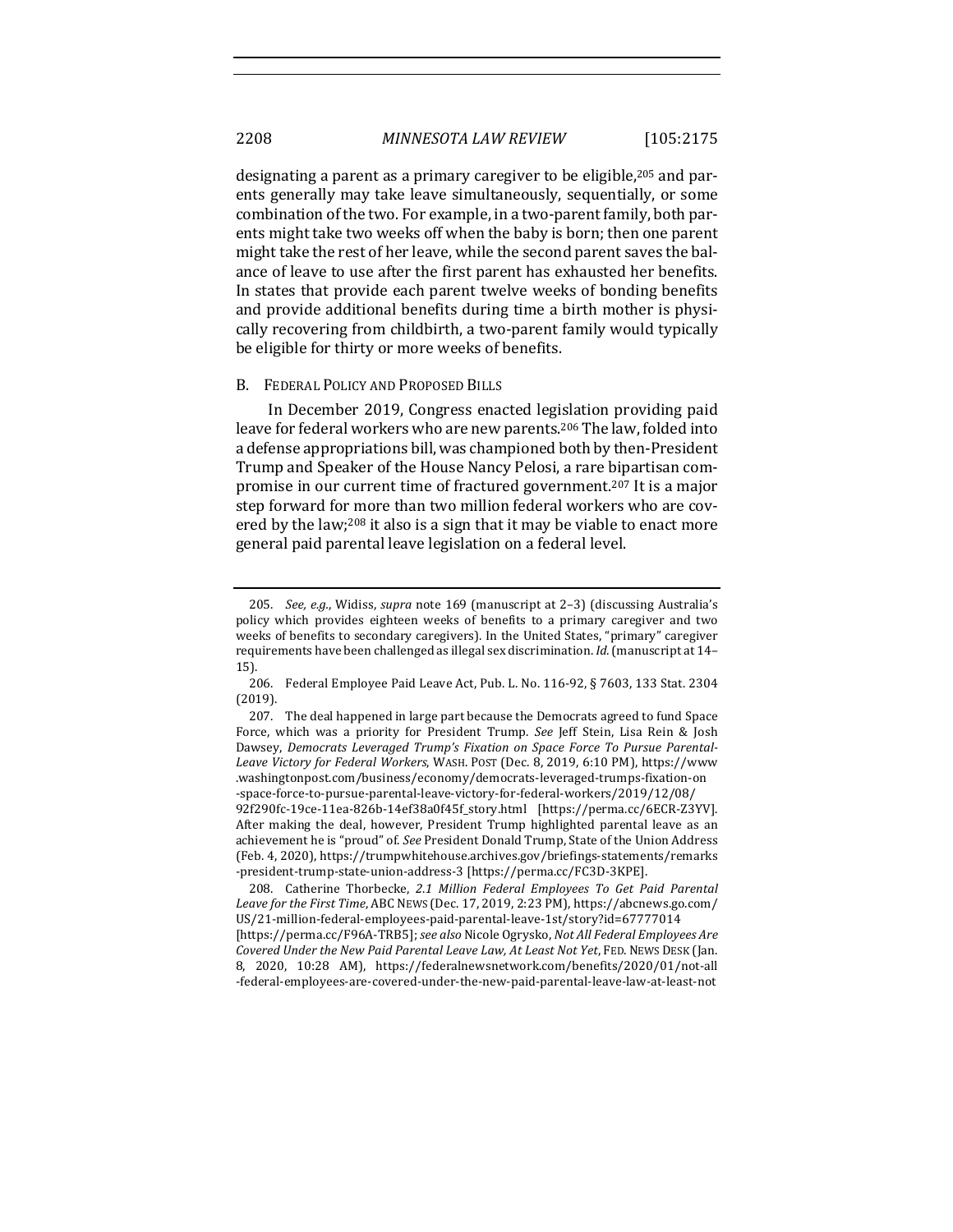designating a parent as a primary caregiver to be eligible,[205] and parents generally may take leave simultaneously, sequentially, or some combination of the two. For example, in a two-parent family, both parents might take two weeks off when the baby is born; then one parent might take the rest of her leave, while the second parent saves the balance of leave to use after the first parent has exhausted her benefits. In states that provide each parent twelve weeks of bonding benefits and provide additional benefits during time a birth mother is physically recovering from childbirth, a two-parent family would typically be eligible for thirty or more weeks of benefits.

### B. Federal Policy and Proposed Bills

In December 2019, Congress enacted legislation providing paid leave for federal workers who are new parents.[206] The law, folded into a defense appropriations bill, was championed both by then-President Trump and Speaker of the House Nancy Pelosi, a rare bipartisan compromise in our current time of fractured government.[207] It is a major step forward for more than two million federal workers who are covered by the law;[208] it also is a sign that it may be viable to enact more general paid parental leave legislation on a federal level.

---

205. *See, e.g.*, Widiss, *supra* note 169 (manuscript at 2–3) (discussing Australia's policy which provides eighteen weeks of benefits to a primary caregiver and two weeks of benefits to secondary caregivers). In the United States, "primary" caregiver requirements have been challenged as illegal sex discrimination. *Id.* (manuscript at 14–15).

206. Federal Employee Paid Leave Act, Pub. L. No. 116-92, § 7603, 133 Stat. 2304 (2019).

207. The deal happened in large part because the Democrats agreed to fund Space Force, which was a priority for President Trump. *See* Jeff Stein, Lisa Rein & Josh Dawsey, *Democrats Leveraged Trump's Fixation on Space Force To Pursue Parental-Leave Victory for Federal Workers*, WASH. POST (Dec. 8, 2019, 6:10 PM), https://www.washingtonpost.com/business/economy/democrats-leveraged-trumps-fixation-on-space-force-to-pursue-parental-leave-victory-for-federal-workers/2019/12/08/92f290fc-19ce-11ea-826b-14ef38a0f45f_story.html [https://perma.cc/6ECR-Z3YV]. After making the deal, however, President Trump highlighted parental leave as an achievement he is "proud" of. *See* President Donald Trump, State of the Union Address (Feb. 4, 2020), https://trumpwhitehouse.archives.gov/briefings-statements/remarks-president-trump-state-union-address-3 [https://perma.cc/FC3D-3KPE].

208. Catherine Thorbecke, *2.1 Million Federal Employees To Get Paid Parental Leave for the First Time*, ABC NEWS (Dec. 17, 2019, 2:23 PM), https://abcnews.go.com/US/21-million-federal-employees-paid-parental-leave-1st/story?id=67777014 [https://perma.cc/F96A-TRB5]; *see also* Nicole Ogrysko, *Not All Federal Employees Are Covered Under the New Paid Parental Leave Law, At Least Not Yet*, FED. NEWS DESK (Jan. 8, 2020, 10:28 AM), https://federalnewsnetwork.com/benefits/2020/01/not-all-federal-employees-are-covered-under-the-new-paid-parental-leave-law-at-least-not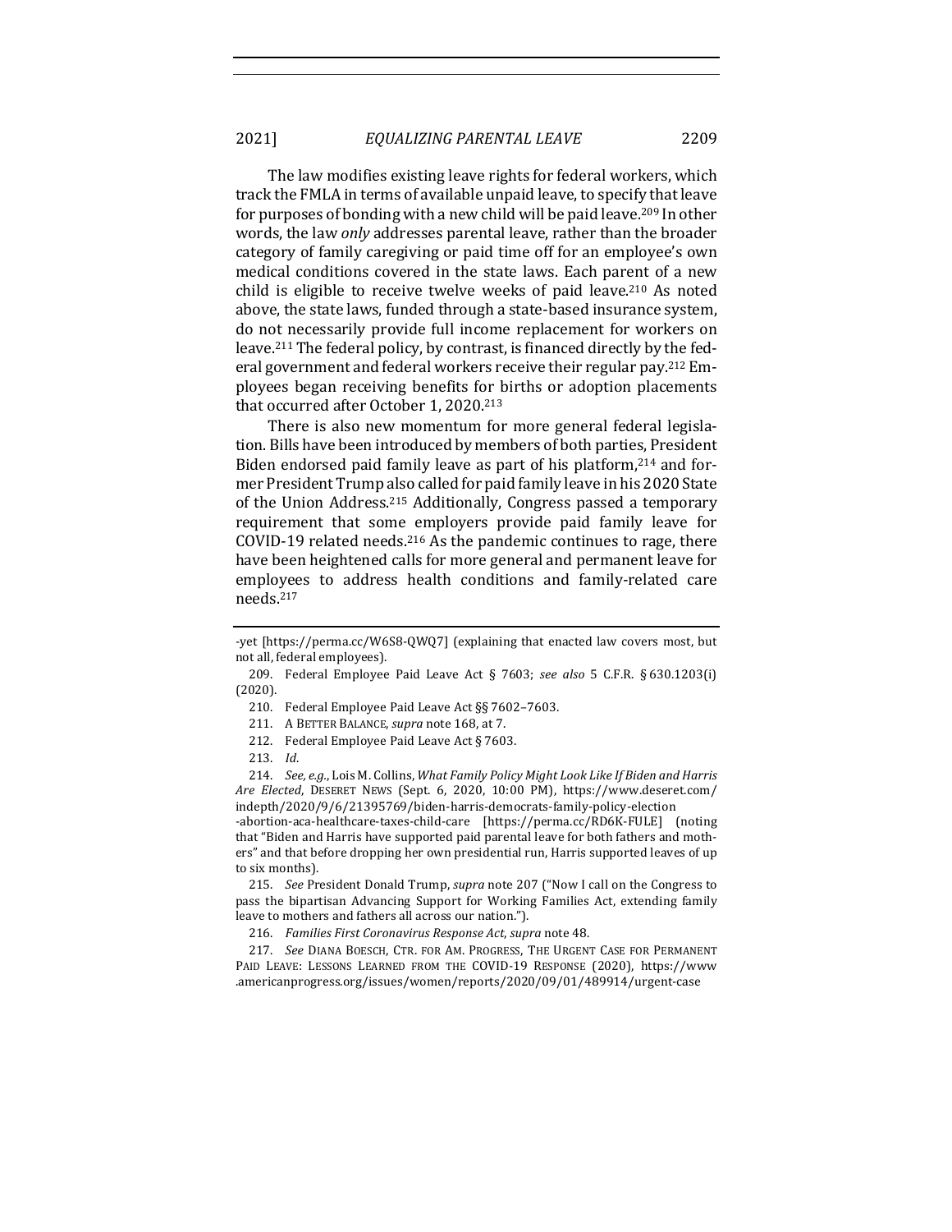The law modifies existing leave rights for federal workers, which track the FMLA in terms of available unpaid leave, to specify that leave for purposes of bonding with a new child will be paid leave.[209] In other words, the law *only* addresses parental leave, rather than the broader category of family caregiving or paid time off for an employee's own medical conditions covered in the state laws. Each parent of a new child is eligible to receive twelve weeks of paid leave.[210] As noted above, the state laws, funded through a state-based insurance system, do not necessarily provide full income replacement for workers on leave.[211] The federal policy, by contrast, is financed directly by the federal government and federal workers receive their regular pay.[212] Employees began receiving benefits for births or adoption placements that occurred after October 1, 2020.[213]

There is also new momentum for more general federal legislation. Bills have been introduced by members of both parties, President Biden endorsed paid family leave as part of his platform,[214] and former President Trump also called for paid family leave in his 2020 State of the Union Address.[215] Additionally, Congress passed a temporary requirement that some employers provide paid family leave for COVID-19 related needs.[216] As the pandemic continues to rage, there have been heightened calls for more general and permanent leave for employees to address health conditions and family-related care needs.[217]

---

-yet [https://perma.cc/W6S8-QWQ7] (explaining that enacted law covers most, but not all, federal employees).

209. Federal Employee Paid Leave Act § 7603; *see also* 5 C.F.R. § 630.1203(i) (2020).

210. Federal Employee Paid Leave Act §§ 7602–7603.

211. A BETTER BALANCE, *supra* note 168, at 7.

212. Federal Employee Paid Leave Act § 7603.

213. *Id.*

214. *See, e.g.*, Lois M. Collins, *What Family Policy Might Look Like If Biden and Harris Are Elected*, DESERET NEWS (Sept. 6, 2020, 10:00 PM), https://www.deseret.com/indepth/2020/9/6/21395769/biden-harris-democrats-family-policy-election-abortion-aca-healthcare-taxes-child-care [https://perma.cc/RD6K-FULE] (noting that "Biden and Harris have supported paid parental leave for both fathers and mothers" and that before dropping her own presidential run, Harris supported leaves of up to six months).

215. *See* President Donald Trump, *supra* note 207 ("Now I call on the Congress to pass the bipartisan Advancing Support for Working Families Act, extending family leave to mothers and fathers all across our nation.").

216. *Families First Coronavirus Response Act*, *supra* note 48.

217. *See* DIANA BOESCH, CTR. FOR AM. PROGRESS, THE URGENT CASE FOR PERMANENT PAID LEAVE: LESSONS LEARNED FROM THE COVID-19 RESPONSE (2020), https://www.americanprogress.org/issues/women/reports/2020/09/01/489914/urgent-case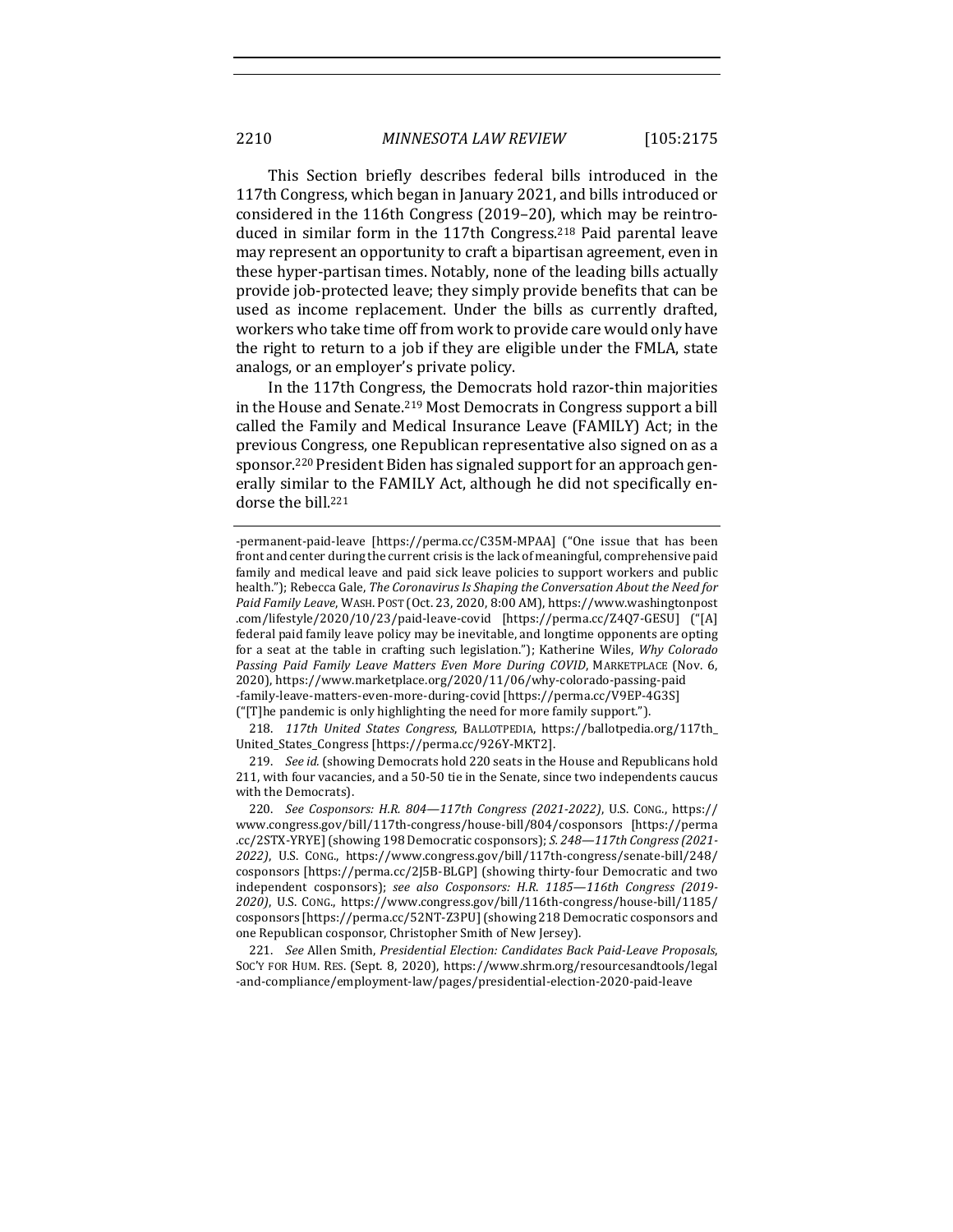This Section briefly describes federal bills introduced in the 117th Congress, which began in January 2021, and bills introduced or considered in the 116th Congress (2019–20), which may be reintroduced in similar form in the 117th Congress.[218] Paid parental leave may represent an opportunity to craft a bipartisan agreement, even in these hyper-partisan times. Notably, none of the leading bills actually provide job-protected leave; they simply provide benefits that can be used as income replacement. Under the bills as currently drafted, workers who take time off from work to provide care would only have the right to return to a job if they are eligible under the FMLA, state analogs, or an employer's private policy.

In the 117th Congress, the Democrats hold razor-thin majorities in the House and Senate.[219] Most Democrats in Congress support a bill called the Family and Medical Insurance Leave (FAMILY) Act; in the previous Congress, one Republican representative also signed on as a sponsor.[220] President Biden has signaled support for an approach generally similar to the FAMILY Act, although he did not specifically endorse the bill.[221]

---

-permanent-paid-leave [https://perma.cc/C35M-MPAA] ("One issue that has been front and center during the current crisis is the lack of meaningful, comprehensive paid family and medical leave and paid sick leave policies to support workers and public health."); Rebecca Gale, *The Coronavirus Is Shaping the Conversation About the Need for Paid Family Leave*, WASH. POST (Oct. 23, 2020, 8:00 AM), https://www.washingtonpost.com/lifestyle/2020/10/23/paid-leave-covid [https://perma.cc/Z4Q7-GESU] ("[A] federal paid family leave policy may be inevitable, and longtime opponents are opting for a seat at the table in crafting such legislation."); Katherine Wiles, *Why Colorado Passing Paid Family Leave Matters Even More During COVID*, MARKETPLACE (Nov. 6, 2020), https://www.marketplace.org/2020/11/06/why-colorado-passing-paid-family-leave-matters-even-more-during-covid [https://perma.cc/V9EP-4G3S] ("[T]he pandemic is only highlighting the need for more family support.").

218. *117th United States Congress*, BALLOTPEDIA, https://ballotpedia.org/117th_United_States_Congress [https://perma.cc/926Y-MKT2].

219. *See id.* (showing Democrats hold 220 seats in the House and Republicans hold 211, with four vacancies, and a 50-50 tie in the Senate, since two independents caucus with the Democrats).

220. *See Cosponsors: H.R. 804—117th Congress (2021-2022)*, U.S. CONG., https://www.congress.gov/bill/117th-congress/house-bill/804/cosponsors [https://perma.cc/2STX-YRYE] (showing 198 Democratic cosponsors); *S. 248—117th Congress (2021-2022)*, U.S. CONG., https://www.congress.gov/bill/117th-congress/senate-bill/248/cosponsors [https://perma.cc/2J5B-BLGP] (showing thirty-four Democratic and two independent cosponsors); *see also Cosponsors: H.R. 1185—116th Congress (2019-2020)*, U.S. CONG., https://www.congress.gov/bill/116th-congress/house-bill/1185/cosponsors [https://perma.cc/52NT-Z3PU] (showing 218 Democratic cosponsors and one Republican cosponsor, Christopher Smith of New Jersey).

221. *See* Allen Smith, *Presidential Election: Candidates Back Paid-Leave Proposals*, SOC'Y FOR HUM. RES. (Sept. 8, 2020), https://www.shrm.org/resourcesandtools/legal-and-compliance/employment-law/pages/presidential-election-2020-paid-leave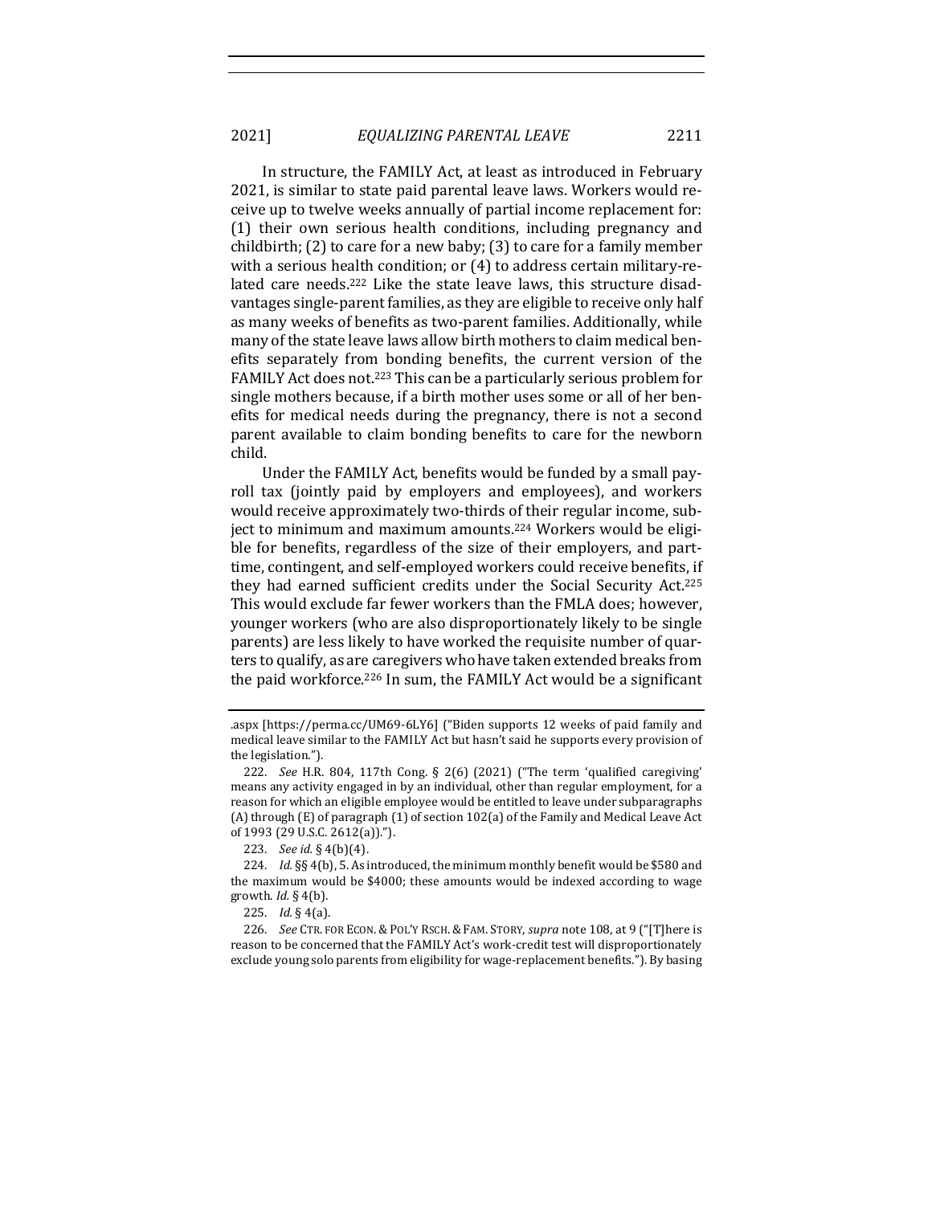In structure, the FAMILY Act, at least as introduced in February 2021, is similar to state paid parental leave laws. Workers would receive up to twelve weeks annually of partial income replacement for: (1) their own serious health conditions, including pregnancy and childbirth; (2) to care for a new baby; (3) to care for a family member with a serious health condition; or (4) to address certain military-related care needs.[222] Like the state leave laws, this structure disadvantages single-parent families, as they are eligible to receive only half as many weeks of benefits as two-parent families. Additionally, while many of the state leave laws allow birth mothers to claim medical benefits separately from bonding benefits, the current version of the FAMILY Act does not.[223] This can be a particularly serious problem for single mothers because, if a birth mother uses some or all of her benefits for medical needs during the pregnancy, there is not a second parent available to claim bonding benefits to care for the newborn child.

Under the FAMILY Act, benefits would be funded by a small payroll tax (jointly paid by employers and employees), and workers would receive approximately two-thirds of their regular income, subject to minimum and maximum amounts.[224] Workers would be eligible for benefits, regardless of the size of their employers, and part-time, contingent, and self-employed workers could receive benefits, if they had earned sufficient credits under the Social Security Act.[225] This would exclude far fewer workers than the FMLA does; however, younger workers (who are also disproportionately likely to be single parents) are less likely to have worked the requisite number of quarters to qualify, as are caregivers who have taken extended breaks from the paid workforce.[226] In sum, the FAMILY Act would be a significant

.aspx [https://perma.cc/UM69-6LY6] ("Biden supports 12 weeks of paid family and medical leave similar to the FAMILY Act but hasn't said he supports every provision of the legislation.").

222. *See* H.R. 804, 117th Cong. § 2(6) (2021) ("The term 'qualified caregiving' means any activity engaged in by an individual, other than regular employment, for a reason for which an eligible employee would be entitled to leave under subparagraphs (A) through (E) of paragraph (1) of section 102(a) of the Family and Medical Leave Act of 1993 (29 U.S.C. 2612(a)).").

223. *See id.* § 4(b)(4).

224. *Id.* §§ 4(b), 5. As introduced, the minimum monthly benefit would be $580 and the maximum would be $4000; these amounts would be indexed according to wage growth. *Id.* § 4(b).

225. *Id.* § 4(a).

226. *See* CTR. FOR ECON. & POL'Y RSCH. & FAM. STORY, *supra* note 108, at 9 ("[T]here is reason to be concerned that the FAMILY Act's work-credit test will disproportionately exclude young solo parents from eligibility for wage-replacement benefits."). By basing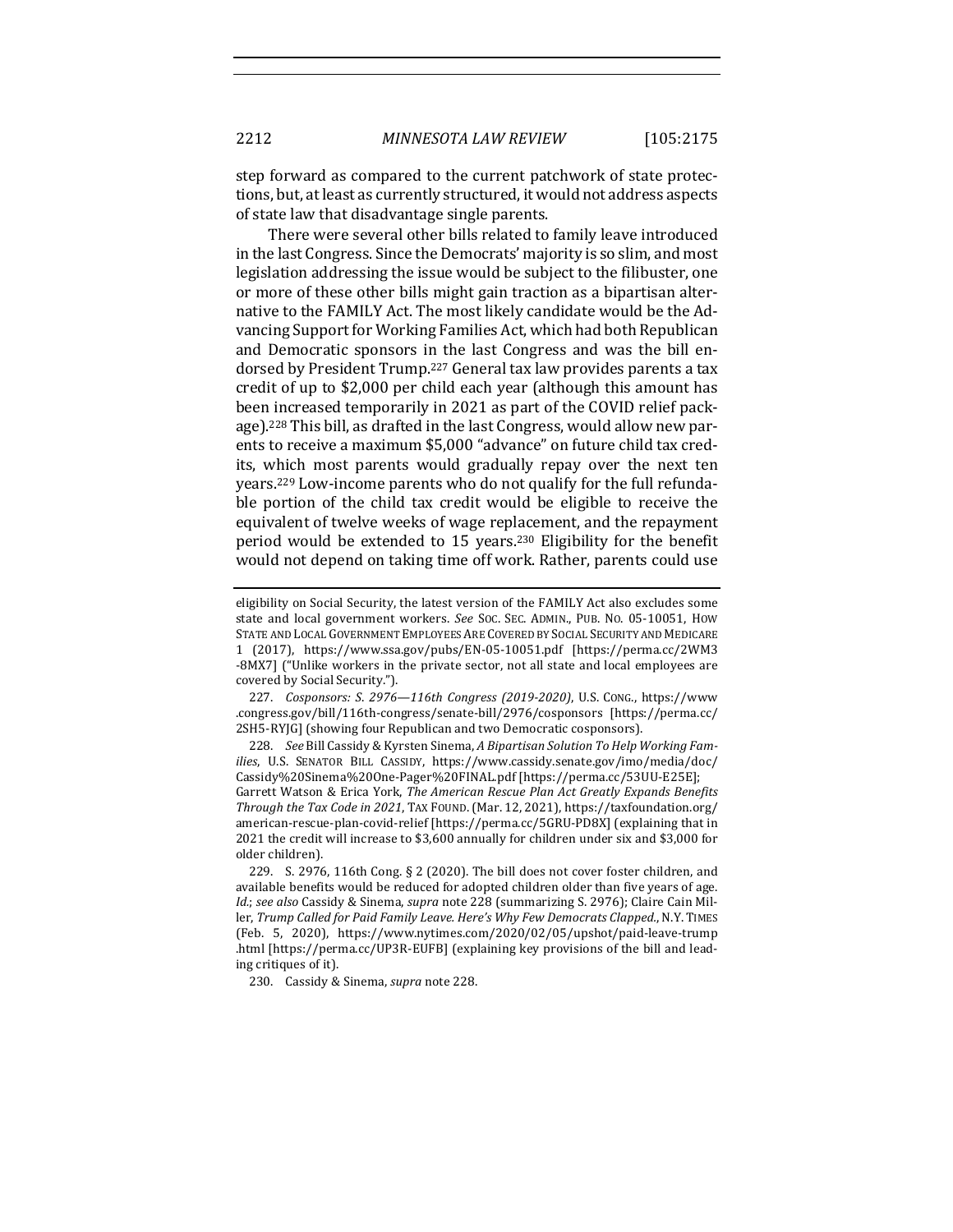step forward as compared to the current patchwork of state protections, but, at least as currently structured, it would not address aspects of state law that disadvantage single parents.

There were several other bills related to family leave introduced in the last Congress. Since the Democrats' majority is so slim, and most legislation addressing the issue would be subject to the filibuster, one or more of these other bills might gain traction as a bipartisan alternative to the FAMILY Act. The most likely candidate would be the Advancing Support for Working Families Act, which had both Republican and Democratic sponsors in the last Congress and was the bill endorsed by President Trump.[227] General tax law provides parents a tax credit of up to $2,000 per child each year (although this amount has been increased temporarily in 2021 as part of the COVID relief package).[228] This bill, as drafted in the last Congress, would allow new parents to receive a maximum $5,000 "advance" on future child tax credits, which most parents would gradually repay over the next ten years.[229] Low-income parents who do not qualify for the full refundable portion of the child tax credit would be eligible to receive the equivalent of twelve weeks of wage replacement, and the repayment period would be extended to 15 years.[230] Eligibility for the benefit would not depend on taking time off work. Rather, parents could use

---

eligibility on Social Security, the latest version of the FAMILY Act also excludes some state and local government workers. *See* SOC. SEC. ADMIN., PUB. NO. 05-10051, HOW STATE AND LOCAL GOVERNMENT EMPLOYEES ARE COVERED BY SOCIAL SECURITY AND MEDICARE 1 (2017), https://www.ssa.gov/pubs/EN-05-10051.pdf [https://perma.cc/2WM3-8MX7] ("Unlike workers in the private sector, not all state and local employees are covered by Social Security.").

227. *Cosponsors: S. 2976—116th Congress (2019-2020)*, U.S. CONG., https://www.congress.gov/bill/116th-congress/senate-bill/2976/cosponsors [https://perma.cc/2SH5-RYJG] (showing four Republican and two Democratic cosponsors).

228. *See* Bill Cassidy & Kyrsten Sinema, *A Bipartisan Solution To Help Working Families*, U.S. SENATOR BILL CASSIDY, https://www.cassidy.senate.gov/imo/media/doc/Cassidy%20Sinema%20One-Pager%20FINAL.pdf [https://perma.cc/53UU-E25E]; Garrett Watson & Erica York, *The American Rescue Plan Act Greatly Expands Benefits Through the Tax Code in 2021*, TAX FOUND. (Mar. 12, 2021), https://taxfoundation.org/american-rescue-plan-covid-relief [https://perma.cc/5GRU-PD8X] (explaining that in 2021 the credit will increase to $3,600 annually for children under six and $3,000 for older children).

229. S. 2976, 116th Cong. § 2 (2020). The bill does not cover foster children, and available benefits would be reduced for adopted children older than five years of age. *Id.*; *see also* Cassidy & Sinema, *supra* note 228 (summarizing S. 2976); Claire Cain Miller, *Trump Called for Paid Family Leave. Here's Why Few Democrats Clapped.*, N.Y. TIMES (Feb. 5, 2020), https://www.nytimes.com/2020/02/05/upshot/paid-leave-trump.html [https://perma.cc/UP3R-EUFB] (explaining key provisions of the bill and leading critiques of it).

230. Cassidy & Sinema, *supra* note 228.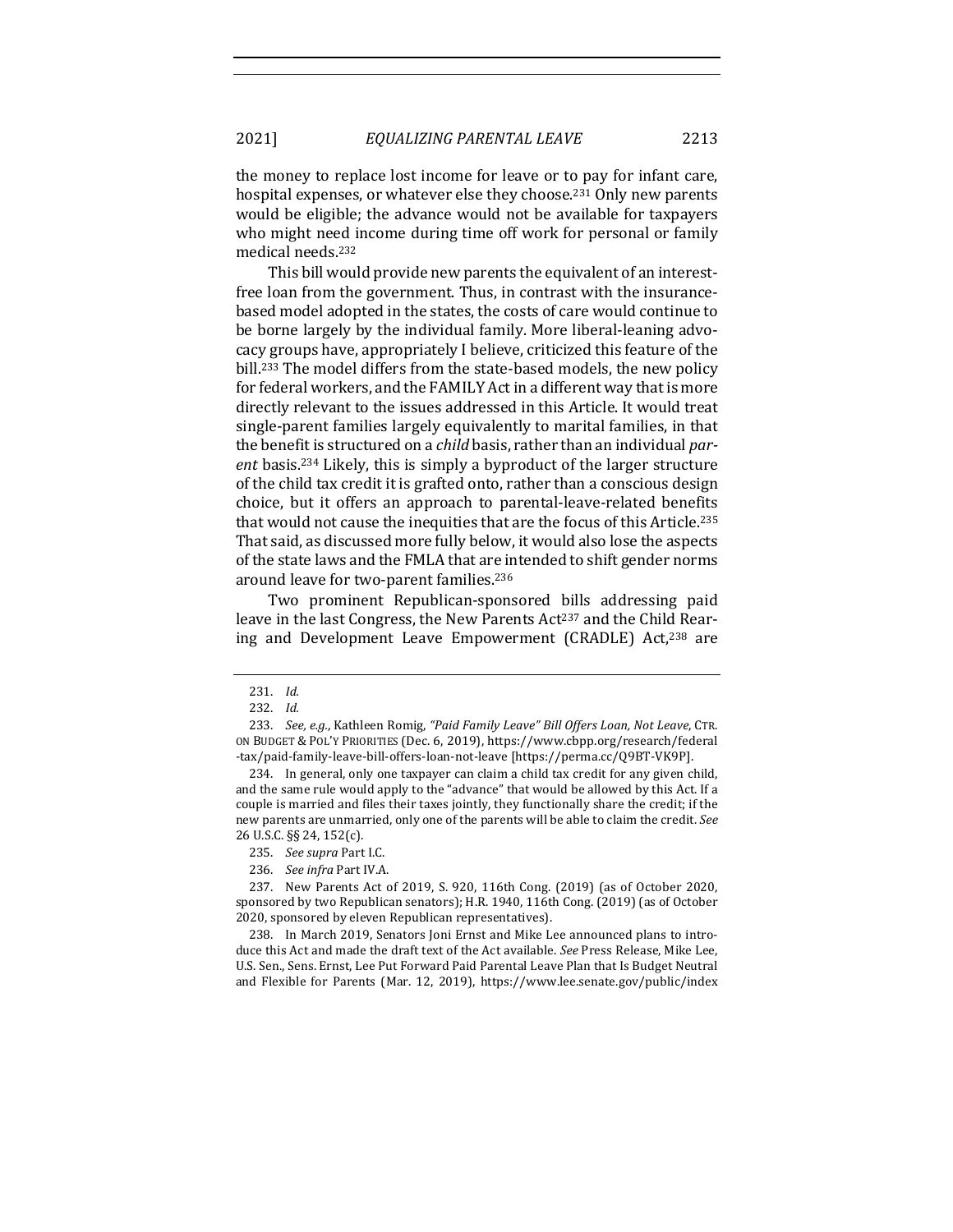the money to replace lost income for leave or to pay for infant care, hospital expenses, or whatever else they choose.[231] Only new parents would be eligible; the advance would not be available for taxpayers who might need income during time off work for personal or family medical needs.[232]

This bill would provide new parents the equivalent of an interest-free loan from the government. Thus, in contrast with the insurance-based model adopted in the states, the costs of care would continue to be borne largely by the individual family. More liberal-leaning advocacy groups have, appropriately I believe, criticized this feature of the bill.[233] The model differs from the state-based models, the new policy for federal workers, and the FAMILY Act in a different way that is more directly relevant to the issues addressed in this Article. It would treat single-parent families largely equivalently to marital families, in that the benefit is structured on a *child* basis, rather than an individual *parent* basis.[234] Likely, this is simply a byproduct of the larger structure of the child tax credit it is grafted onto, rather than a conscious design choice, but it offers an approach to parental-leave-related benefits that would not cause the inequities that are the focus of this Article.[235] That said, as discussed more fully below, it would also lose the aspects of the state laws and the FMLA that are intended to shift gender norms around leave for two-parent families.[236]

Two prominent Republican-sponsored bills addressing paid leave in the last Congress, the New Parents Act[237] and the Child Rearing and Development Leave Empowerment (CRADLE) Act,[238] are

---

231. *Id.*

232. *Id.*

233. *See, e.g.*, Kathleen Romig, *"Paid Family Leave" Bill Offers Loan, Not Leave*, CTR. ON BUDGET & POL'Y PRIORITIES (Dec. 6, 2019), https://www.cbpp.org/research/federal-tax/paid-family-leave-bill-offers-loan-not-leave [https://perma.cc/Q9BT-VK9P].

234. In general, only one taxpayer can claim a child tax credit for any given child, and the same rule would apply to the "advance" that would be allowed by this Act. If a couple is married and files their taxes jointly, they functionally share the credit; if the new parents are unmarried, only one of the parents will be able to claim the credit. *See* 26 U.S.C. §§ 24, 152(c).

235. *See supra* Part I.C.

236. *See infra* Part IV.A.

237. New Parents Act of 2019, S. 920, 116th Cong. (2019) (as of October 2020, sponsored by two Republican senators); H.R. 1940, 116th Cong. (2019) (as of October 2020, sponsored by eleven Republican representatives).

238. In March 2019, Senators Joni Ernst and Mike Lee announced plans to introduce this Act and made the draft text of the Act available. *See* Press Release, Mike Lee, U.S. Sen., Sens. Ernst, Lee Put Forward Paid Parental Leave Plan that Is Budget Neutral and Flexible for Parents (Mar. 12, 2019), https://www.lee.senate.gov/public/index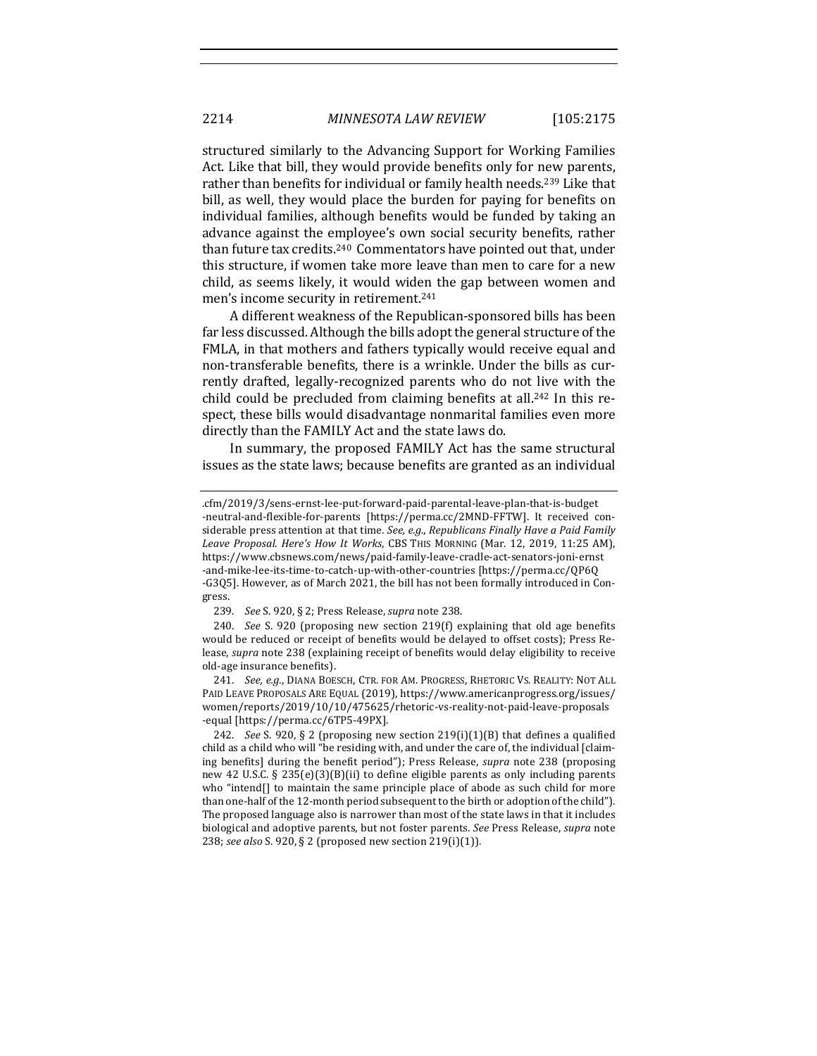structured similarly to the Advancing Support for Working Families Act. Like that bill, they would provide benefits only for new parents, rather than benefits for individual or family health needs.[239] Like that bill, as well, they would place the burden for paying for benefits on individual families, although benefits would be funded by taking an advance against the employee's own social security benefits, rather than future tax credits.[240] Commentators have pointed out that, under this structure, if women take more leave than men to care for a new child, as seems likely, it would widen the gap between women and men's income security in retirement.[241]

A different weakness of the Republican-sponsored bills has been far less discussed. Although the bills adopt the general structure of the FMLA, in that mothers and fathers typically would receive equal and non-transferable benefits, there is a wrinkle. Under the bills as currently drafted, legally-recognized parents who do not live with the child could be precluded from claiming benefits at all.[242] In this respect, these bills would disadvantage nonmarital families even more directly than the FAMILY Act and the state laws do.

In summary, the proposed FAMILY Act has the same structural issues as the state laws; because benefits are granted as an individual

.cfm/2019/3/sens-ernst-lee-put-forward-paid-parental-leave-plan-that-is-budget-neutral-and-flexible-for-parents [https://perma.cc/2MND-FFTW]. It received considerable press attention at that time. *See, e.g.*, *Republicans Finally Have a Paid Family Leave Proposal. Here's How It Works*, CBS THIS MORNING (Mar. 12, 2019, 11:25 AM), https://www.cbsnews.com/news/paid-family-leave-cradle-act-senators-joni-ernst-and-mike-lee-its-time-to-catch-up-with-other-countries [https://perma.cc/QP6Q-G3Q5]. However, as of March 2021, the bill has not been formally introduced in Congress.

239. *See* S. 920, § 2; Press Release, *supra* note 238.

240. *See* S. 920 (proposing new section 219(f) explaining that old age benefits would be reduced or receipt of benefits would be delayed to offset costs); Press Release, *supra* note 238 (explaining receipt of benefits would delay eligibility to receive old-age insurance benefits).

241. *See, e.g.*, DIANA BOESCH, CTR. FOR AM. PROGRESS, RHETORIC VS. REALITY: NOT ALL PAID LEAVE PROPOSALS ARE EQUAL (2019), https://www.americanprogress.org/issues/women/reports/2019/10/10/475625/rhetoric-vs-reality-not-paid-leave-proposals-equal [https://perma.cc/6TP5-49PX].

242. *See* S. 920, § 2 (proposing new section 219(i)(1)(B) that defines a qualified child as a child who will "be residing with, and under the care of, the individual [claiming benefits] during the benefit period"); Press Release, *supra* note 238 (proposing new 42 U.S.C. § 235(e)(3)(B)(ii) to define eligible parents as only including parents who "intend[] to maintain the same principle place of abode as such child for more than one-half of the 12-month period subsequent to the birth or adoption of the child"). The proposed language also is narrower than most of the state laws in that it includes biological and adoptive parents, but not foster parents. *See* Press Release, *supra* note 238; *see also* S. 920, § 2 (proposed new section 219(i)(1)).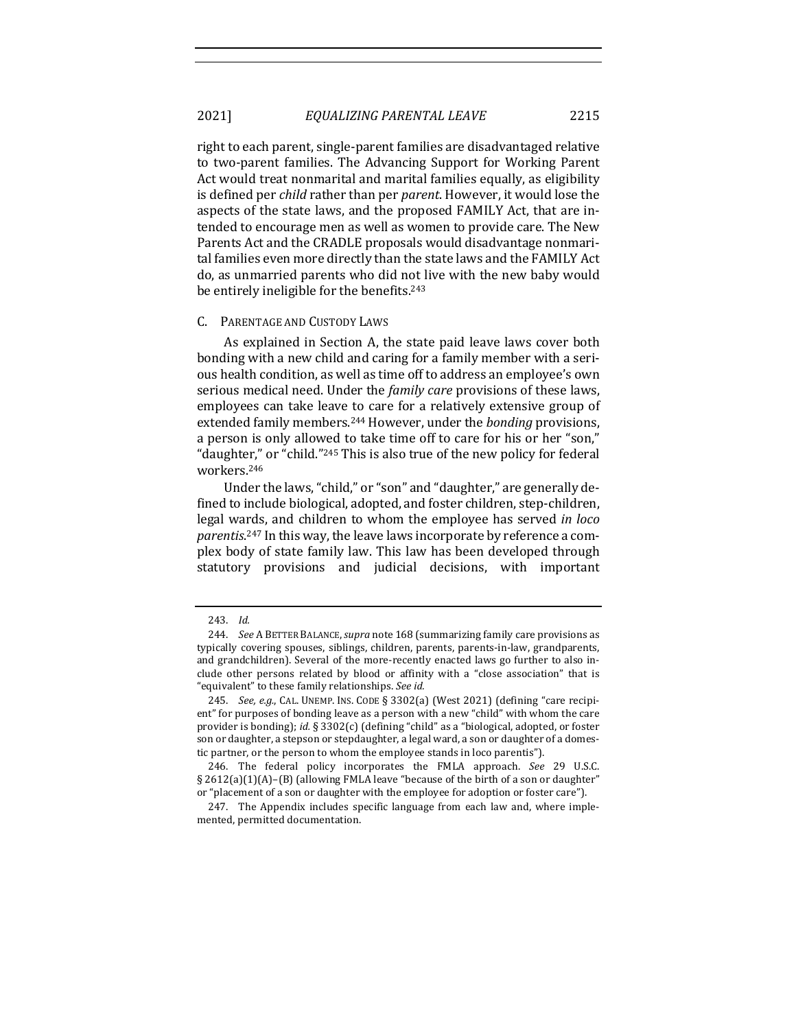right to each parent, single-parent families are disadvantaged relative to two-parent families. The Advancing Support for Working Parent Act would treat nonmarital and marital families equally, as eligibility is defined per *child* rather than per *parent*. However, it would lose the aspects of the state laws, and the proposed FAMILY Act, that are intended to encourage men as well as women to provide care. The New Parents Act and the CRADLE proposals would disadvantage nonmarital families even more directly than the state laws and the FAMILY Act do, as unmarried parents who did not live with the new baby would be entirely ineligible for the benefits.[243]

## C. Parentage and Custody Laws

As explained in Section A, the state paid leave laws cover both bonding with a new child and caring for a family member with a serious health condition, as well as time off to address an employee's own serious medical need. Under the *family care* provisions of these laws, employees can take leave to care for a relatively extensive group of extended family members.[244] However, under the *bonding* provisions, a person is only allowed to take time off to care for his or her "son," "daughter," or "child."[245] This is also true of the new policy for federal workers.[246]

Under the laws, "child," or "son" and "daughter," are generally defined to include biological, adopted, and foster children, step-children, legal wards, and children to whom the employee has served *in loco parentis*.[247] In this way, the leave laws incorporate by reference a complex body of state family law. This law has been developed through statutory provisions and judicial decisions, with important

---

243. *Id.*

244. *See* A Better Balance, *supra* note 168 (summarizing family care provisions as typically covering spouses, siblings, children, parents, parents-in-law, grandparents, and grandchildren). Several of the more-recently enacted laws go further to also include other persons related by blood or affinity with a "close association" that is "equivalent" to these family relationships. *See id.*

245. *See, e.g.*, Cal. Unemp. Ins. Code § 3302(a) (West 2021) (defining "care recipient" for purposes of bonding leave as a person with a new "child" with whom the care provider is bonding); *id.* § 3302(c) (defining "child" as a "biological, adopted, or foster son or daughter, a stepson or stepdaughter, a legal ward, a son or daughter of a domestic partner, or the person to whom the employee stands in loco parentis").

246. The federal policy incorporates the FMLA approach. *See* 29 U.S.C. § 2612(a)(1)(A)–(B) (allowing FMLA leave "because of the birth of a son or daughter" or "placement of a son or daughter with the employee for adoption or foster care").

247. The Appendix includes specific language from each law and, where implemented, permitted documentation.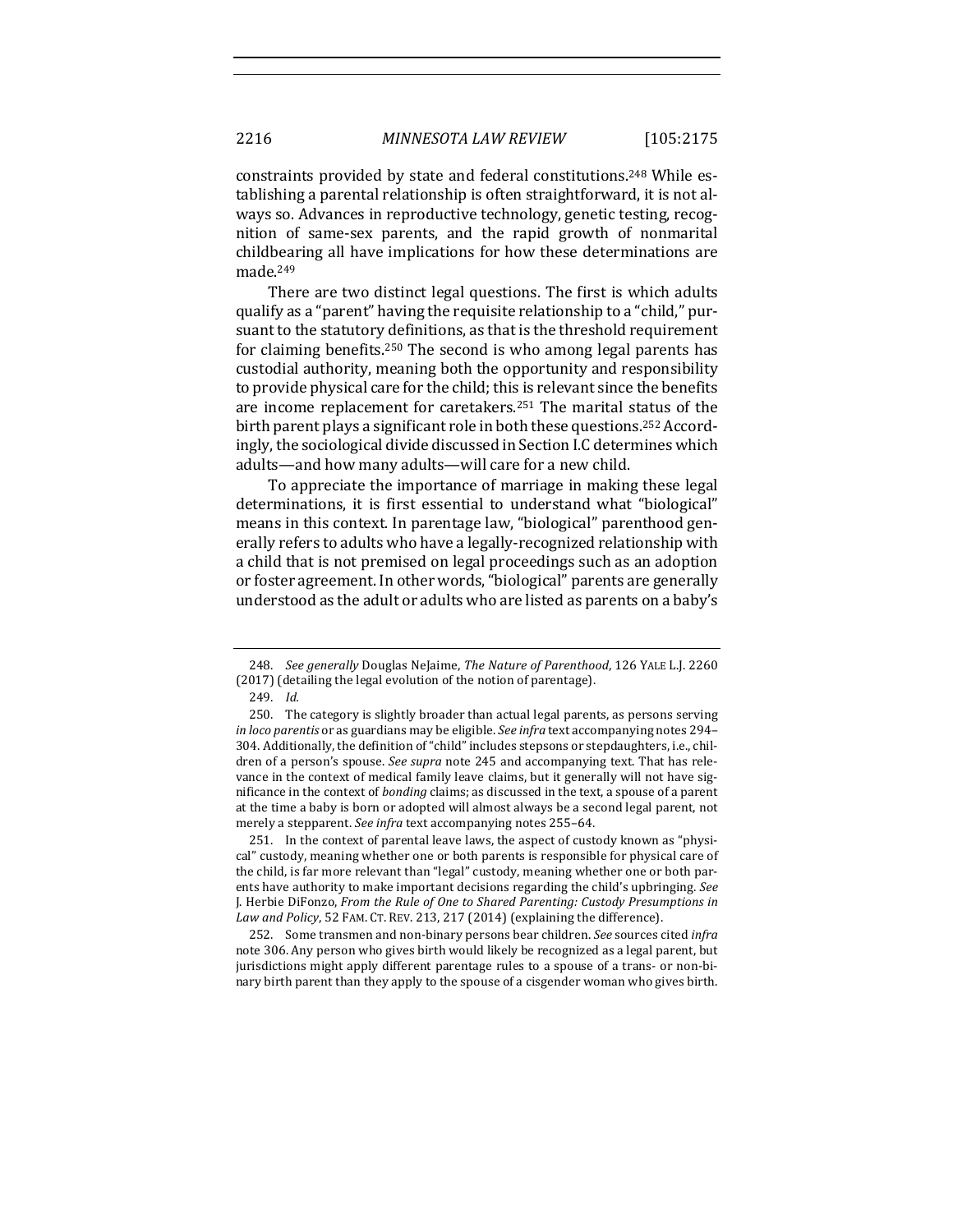constraints provided by state and federal constitutions.[248] While establishing a parental relationship is often straightforward, it is not always so. Advances in reproductive technology, genetic testing, recognition of same-sex parents, and the rapid growth of nonmarital childbearing all have implications for how these determinations are made.[249]

There are two distinct legal questions. The first is which adults qualify as a "parent" having the requisite relationship to a "child," pursuant to the statutory definitions, as that is the threshold requirement for claiming benefits.[250] The second is who among legal parents has custodial authority, meaning both the opportunity and responsibility to provide physical care for the child; this is relevant since the benefits are income replacement for caretakers.[251] The marital status of the birth parent plays a significant role in both these questions.[252] Accordingly, the sociological divide discussed in Section I.C determines which adults—and how many adults—will care for a new child.

To appreciate the importance of marriage in making these legal determinations, it is first essential to understand what "biological" means in this context. In parentage law, "biological" parenthood generally refers to adults who have a legally-recognized relationship with a child that is not premised on legal proceedings such as an adoption or foster agreement. In other words, "biological" parents are generally understood as the adult or adults who are listed as parents on a baby's

---

248. *See generally* Douglas NeJaime, *The Nature of Parenthood*, 126 YALE L.J. 2260 (2017) (detailing the legal evolution of the notion of parentage).

249. *Id.*

250. The category is slightly broader than actual legal parents, as persons serving *in loco parentis* or as guardians may be eligible. *See infra* text accompanying notes 294–304. Additionally, the definition of "child" includes stepsons or stepdaughters, i.e., children of a person's spouse. *See supra* note 245 and accompanying text. That has relevance in the context of medical family leave claims, but it generally will not have significance in the context of *bonding* claims; as discussed in the text, a spouse of a parent at the time a baby is born or adopted will almost always be a second legal parent, not merely a stepparent. *See infra* text accompanying notes 255–64.

251. In the context of parental leave laws, the aspect of custody known as "physical" custody, meaning whether one or both parents is responsible for physical care of the child, is far more relevant than "legal" custody, meaning whether one or both parents have authority to make important decisions regarding the child's upbringing. *See* J. Herbie DiFonzo, *From the Rule of One to Shared Parenting: Custody Presumptions in Law and Policy*, 52 FAM. CT. REV. 213, 217 (2014) (explaining the difference).

252. Some transmen and non-binary persons bear children. *See* sources cited *infra* note 306. Any person who gives birth would likely be recognized as a legal parent, but jurisdictions might apply different parentage rules to a spouse of a trans- or non-binary birth parent than they apply to the spouse of a cisgender woman who gives birth.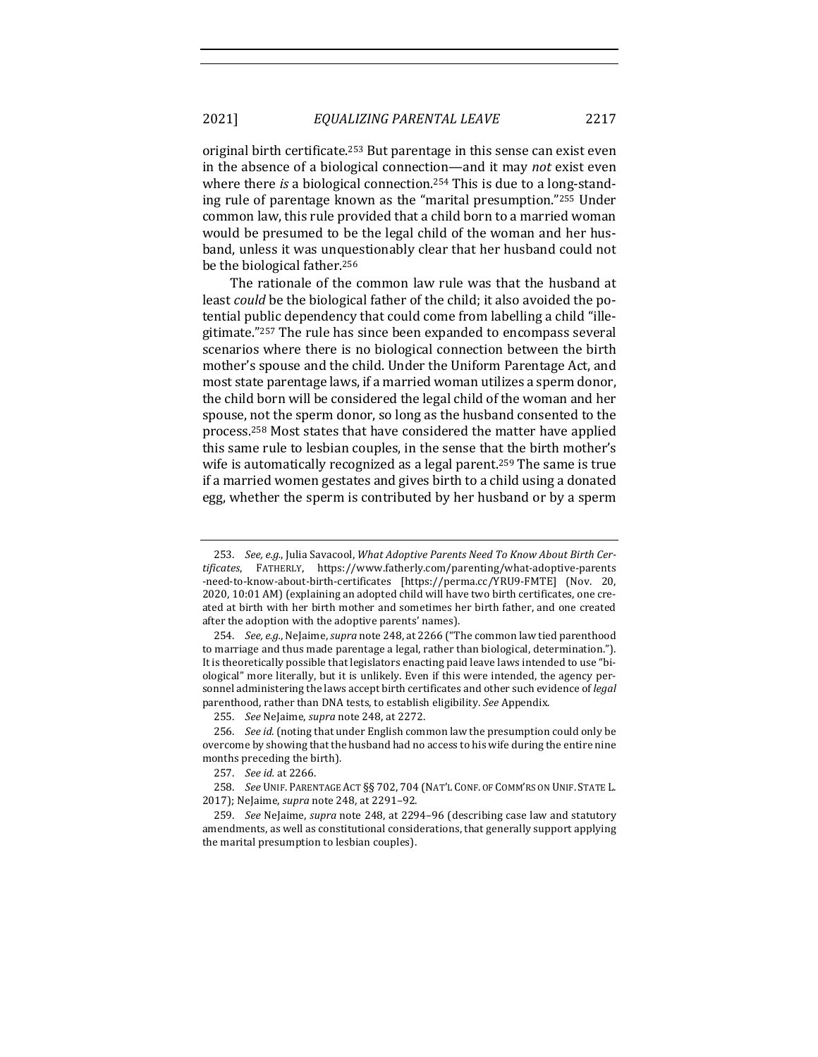original birth certificate.[253] But parentage in this sense can exist even in the absence of a biological connection—and it may *not* exist even where there *is* a biological connection.[254] This is due to a long-standing rule of parentage known as the "marital presumption."[255] Under common law, this rule provided that a child born to a married woman would be presumed to be the legal child of the woman and her husband, unless it was unquestionably clear that her husband could not be the biological father.[256]

The rationale of the common law rule was that the husband at least *could* be the biological father of the child; it also avoided the potential public dependency that could come from labelling a child "illegitimate."[257] The rule has since been expanded to encompass several scenarios where there is no biological connection between the birth mother's spouse and the child. Under the Uniform Parentage Act, and most state parentage laws, if a married woman utilizes a sperm donor, the child born will be considered the legal child of the woman and her spouse, not the sperm donor, so long as the husband consented to the process.[258] Most states that have considered the matter have applied this same rule to lesbian couples, in the sense that the birth mother's wife is automatically recognized as a legal parent.[259] The same is true if a married women gestates and gives birth to a child using a donated egg, whether the sperm is contributed by her husband or by a sperm

---

253. *See, e.g.*, Julia Savacool, *What Adoptive Parents Need To Know About Birth Certificates*, FATHERLY, https://www.fatherly.com/parenting/what-adoptive-parents-need-to-know-about-birth-certificates [https://perma.cc/YRU9-FMTE] (Nov. 20, 2020, 10:01 AM) (explaining an adopted child will have two birth certificates, one created at birth with her birth mother and sometimes her birth father, and one created after the adoption with the adoptive parents' names).

254. *See, e.g.*, NeJaime, *supra* note 248, at 2266 ("The common law tied parenthood to marriage and thus made parentage a legal, rather than biological, determination."). It is theoretically possible that legislators enacting paid leave laws intended to use "biological" more literally, but it is unlikely. Even if this were intended, the agency personnel administering the laws accept birth certificates and other such evidence of *legal* parenthood, rather than DNA tests, to establish eligibility. *See* Appendix.

255. *See* NeJaime, *supra* note 248, at 2272.

256. *See id.* (noting that under English common law the presumption could only be overcome by showing that the husband had no access to his wife during the entire nine months preceding the birth).

257. *See id.* at 2266.

258. *See* UNIF. PARENTAGE ACT §§ 702, 704 (NAT'L CONF. OF COMM'RS ON UNIF. STATE L. 2017); NeJaime, *supra* note 248, at 2291–92.

259. *See* NeJaime, *supra* note 248, at 2294–96 (describing case law and statutory amendments, as well as constitutional considerations, that generally support applying the marital presumption to lesbian couples).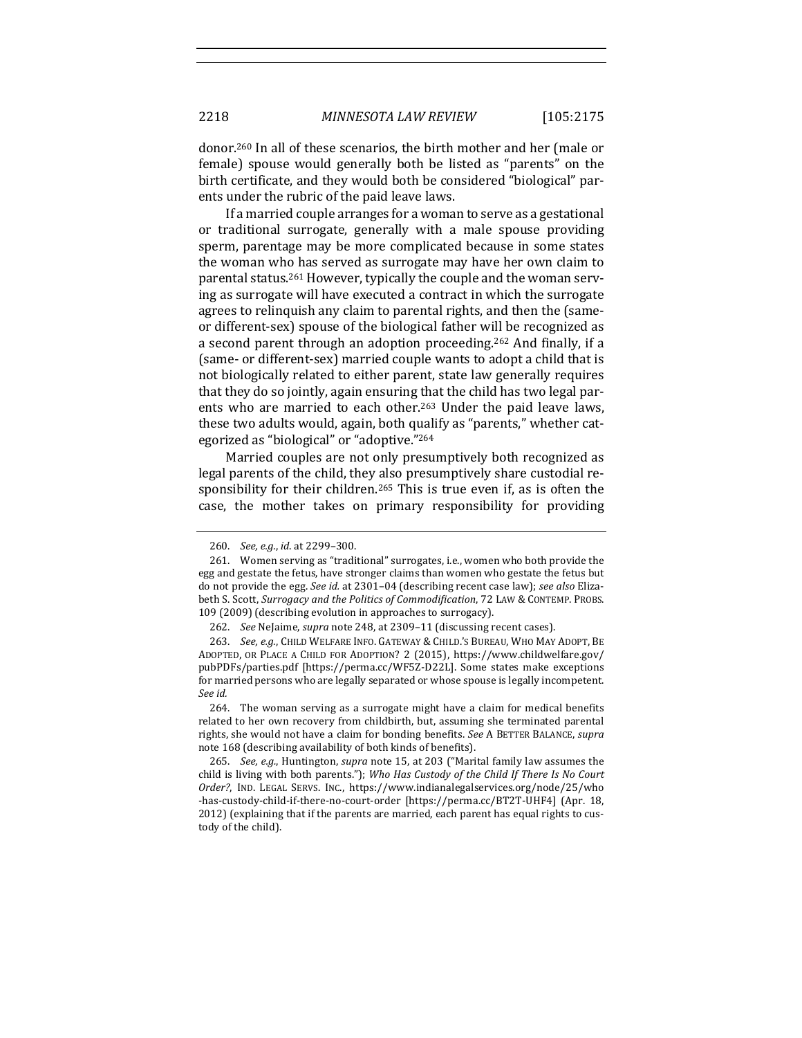donor.[260] In all of these scenarios, the birth mother and her (male or female) spouse would generally both be listed as "parents" on the birth certificate, and they would both be considered "biological" parents under the rubric of the paid leave laws.

If a married couple arranges for a woman to serve as a gestational or traditional surrogate, generally with a male spouse providing sperm, parentage may be more complicated because in some states the woman who has served as surrogate may have her own claim to parental status.[261] However, typically the couple and the woman serving as surrogate will have executed a contract in which the surrogate agrees to relinquish any claim to parental rights, and then the (same- or different-sex) spouse of the biological father will be recognized as a second parent through an adoption proceeding.[262] And finally, if a (same- or different-sex) married couple wants to adopt a child that is not biologically related to either parent, state law generally requires that they do so jointly, again ensuring that the child has two legal parents who are married to each other.[263] Under the paid leave laws, these two adults would, again, both qualify as "parents," whether categorized as "biological" or "adoptive."[264]

Married couples are not only presumptively both recognized as legal parents of the child, they also presumptively share custodial responsibility for their children.[265] This is true even if, as is often the case, the mother takes on primary responsibility for providing

---

260. *See, e.g.*, *id.* at 2299–300.

261. Women serving as "traditional" surrogates, i.e., women who both provide the egg and gestate the fetus, have stronger claims than women who gestate the fetus but do not provide the egg. *See id.* at 2301–04 (describing recent case law); *see also* Elizabeth S. Scott, *Surrogacy and the Politics of Commodification*, 72 LAW & CONTEMP. PROBS. 109 (2009) (describing evolution in approaches to surrogacy).

262. *See* NeJaime, *supra* note 248, at 2309–11 (discussing recent cases).

263. *See, e.g.*, CHILD WELFARE INFO. GATEWAY & CHILD.'S BUREAU, WHO MAY ADOPT, BE ADOPTED, OR PLACE A CHILD FOR ADOPTION? 2 (2015), https://www.childwelfare.gov/pubPDFs/parties.pdf [https://perma.cc/WF5Z-D22L]. Some states make exceptions for married persons who are legally separated or whose spouse is legally incompetent. *See id.*

264. The woman serving as a surrogate might have a claim for medical benefits related to her own recovery from childbirth, but, assuming she terminated parental rights, she would not have a claim for bonding benefits. *See* A BETTER BALANCE, *supra* note 168 (describing availability of both kinds of benefits).

265. *See, e.g.*, Huntington, *supra* note 15, at 203 ("Marital family law assumes the child is living with both parents."); *Who Has Custody of the Child If There Is No Court Order?*, IND. LEGAL SERVS. INC., https://www.indianalegalservices.org/node/25/who-has-custody-child-if-there-no-court-order [https://perma.cc/BT2T-UHF4] (Apr. 18, 2012) (explaining that if the parents are married, each parent has equal rights to custody of the child).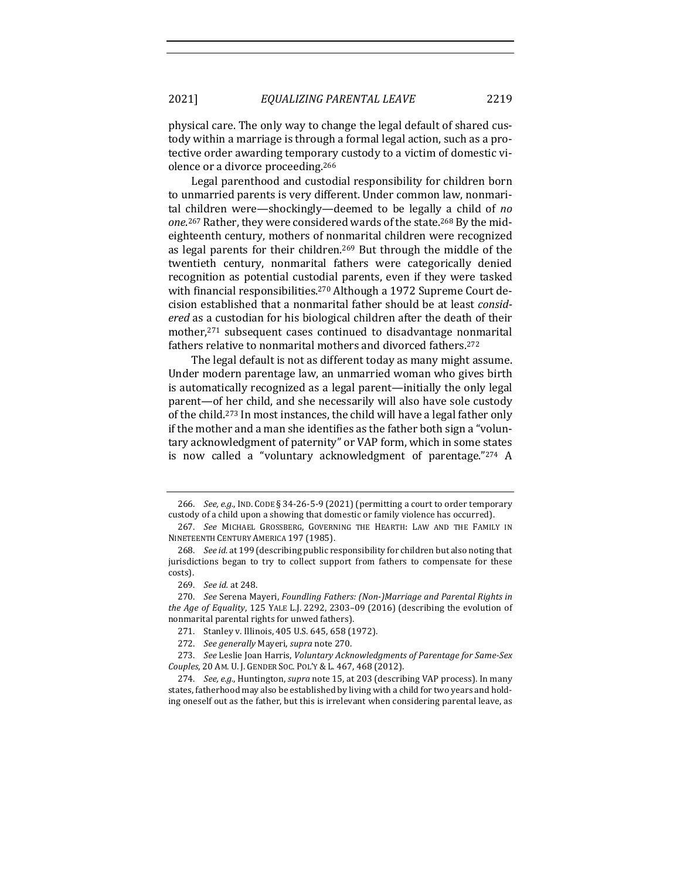physical care. The only way to change the legal default of shared custody within a marriage is through a formal legal action, such as a protective order awarding temporary custody to a victim of domestic violence or a divorce proceeding.[266]

Legal parenthood and custodial responsibility for children born to unmarried parents is very different. Under common law, nonmarital children were—shockingly—deemed to be legally a child of *no one*.[267] Rather, they were considered wards of the state.[268] By the mid-eighteenth century, mothers of nonmarital children were recognized as legal parents for their children.[269] But through the middle of the twentieth century, nonmarital fathers were categorically denied recognition as potential custodial parents, even if they were tasked with financial responsibilities.[270] Although a 1972 Supreme Court decision established that a nonmarital father should be at least *considered* as a custodian for his biological children after the death of their mother,[271] subsequent cases continued to disadvantage nonmarital fathers relative to nonmarital mothers and divorced fathers.[272]

The legal default is not as different today as many might assume. Under modern parentage law, an unmarried woman who gives birth is automatically recognized as a legal parent—initially the only legal parent—of her child, and she necessarily will also have sole custody of the child.[273] In most instances, the child will have a legal father only if the mother and a man she identifies as the father both sign a "voluntary acknowledgment of paternity" or VAP form, which in some states is now called a "voluntary acknowledgment of parentage."[274] A

---

266. *See, e.g.*, IND. CODE § 34-26-5-9 (2021) (permitting a court to order temporary custody of a child upon a showing that domestic or family violence has occurred).

267. *See* MICHAEL GROSSBERG, GOVERNING THE HEARTH: LAW AND THE FAMILY IN NINETEENTH CENTURY AMERICA 197 (1985).

268. *See id.* at 199 (describing public responsibility for children but also noting that jurisdictions began to try to collect support from fathers to compensate for these costs).

269. *See id.* at 248.

270. *See* Serena Mayeri, *Foundling Fathers: (Non-)Marriage and Parental Rights in the Age of Equality*, 125 YALE L.J. 2292, 2303–09 (2016) (describing the evolution of nonmarital parental rights for unwed fathers).

271. Stanley v. Illinois, 405 U.S. 645, 658 (1972).

272. *See generally* Mayeri, *supra* note 270.

273. *See* Leslie Joan Harris, *Voluntary Acknowledgments of Parentage for Same-Sex Couples*, 20 AM. U. J. GENDER SOC. POL'Y & L. 467, 468 (2012).

274. *See, e.g.*, Huntington, *supra* note 15, at 203 (describing VAP process). In many states, fatherhood may also be established by living with a child for two years and holding oneself out as the father, but this is irrelevant when considering parental leave, as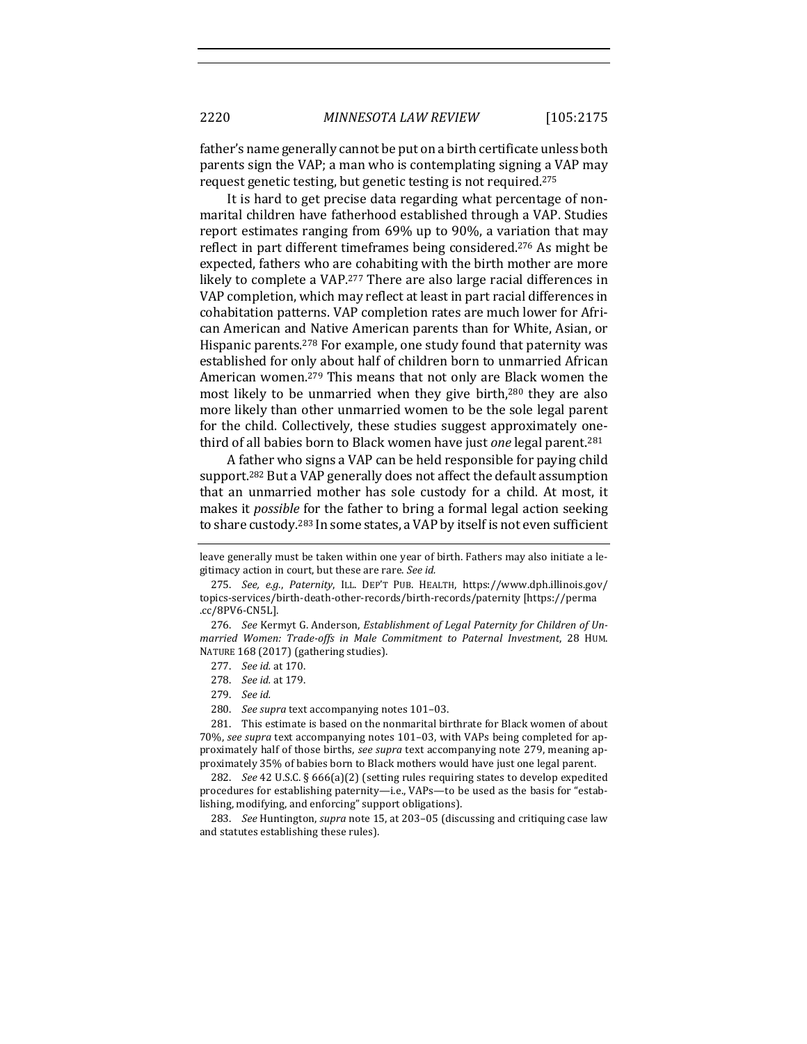father's name generally cannot be put on a birth certificate unless both parents sign the VAP; a man who is contemplating signing a VAP may request genetic testing, but genetic testing is not required.[275]

It is hard to get precise data regarding what percentage of nonmarital children have fatherhood established through a VAP. Studies report estimates ranging from 69% up to 90%, a variation that may reflect in part different timeframes being considered.[276] As might be expected, fathers who are cohabiting with the birth mother are more likely to complete a VAP.[277] There are also large racial differences in VAP completion, which may reflect at least in part racial differences in cohabitation patterns. VAP completion rates are much lower for African American and Native American parents than for White, Asian, or Hispanic parents.[278] For example, one study found that paternity was established for only about half of children born to unmarried African American women.[279] This means that not only are Black women the most likely to be unmarried when they give birth,[280] they are also more likely than other unmarried women to be the sole legal parent for the child. Collectively, these studies suggest approximately one-third of all babies born to Black women have just *one* legal parent.[281]

A father who signs a VAP can be held responsible for paying child support.[282] But a VAP generally does not affect the default assumption that an unmarried mother has sole custody for a child. At most, it makes it *possible* for the father to bring a formal legal action seeking to share custody.[283] In some states, a VAP by itself is not even sufficient

---

leave generally must be taken within one year of birth. Fathers may also initiate a legitimacy action in court, but these are rare. *See id.*

275. *See, e.g.*, *Paternity*, ILL. DEP'T PUB. HEALTH, https://www.dph.illinois.gov/topics-services/birth-death-other-records/birth-records/paternity [https://perma.cc/8PV6-CN5L].

276. *See* Kermyt G. Anderson, *Establishment of Legal Paternity for Children of Unmarried Women: Trade-offs in Male Commitment to Paternal Investment*, 28 HUM. NATURE 168 (2017) (gathering studies).

277. *See id.* at 170.

278. *See id.* at 179.

279. *See id.*

280. *See supra* text accompanying notes 101–03.

281. This estimate is based on the nonmarital birthrate for Black women of about 70%, *see supra* text accompanying notes 101–03, with VAPs being completed for approximately half of those births, *see supra* text accompanying note 279, meaning approximately 35% of babies born to Black mothers would have just one legal parent.

282. *See* 42 U.S.C. § 666(a)(2) (setting rules requiring states to develop expedited procedures for establishing paternity—i.e., VAPs—to be used as the basis for "establishing, modifying, and enforcing" support obligations).

283. *See* Huntington, *supra* note 15, at 203–05 (discussing and critiquing case law and statutes establishing these rules).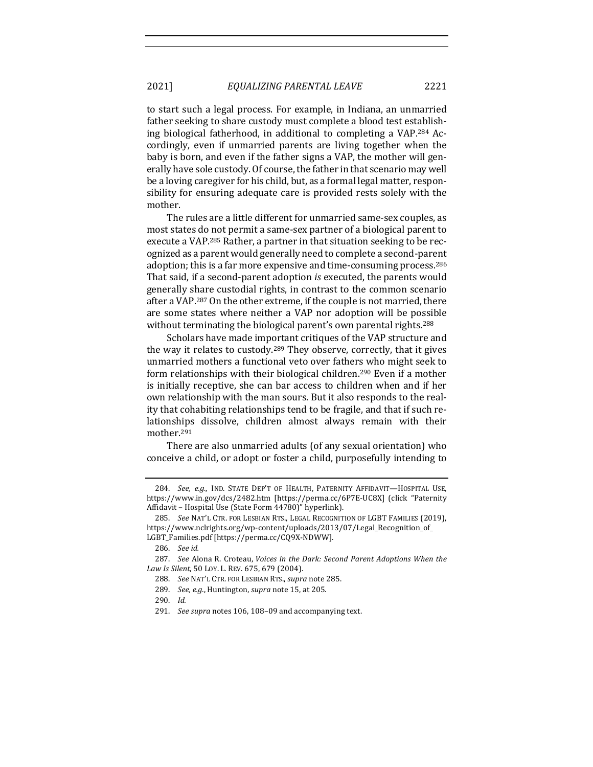to start such a legal process. For example, in Indiana, an unmarried father seeking to share custody must complete a blood test establishing biological fatherhood, in additional to completing a VAP.[284] Accordingly, even if unmarried parents are living together when the baby is born, and even if the father signs a VAP, the mother will generally have sole custody. Of course, the father in that scenario may well be a loving caregiver for his child, but, as a formal legal matter, responsibility for ensuring adequate care is provided rests solely with the mother.

The rules are a little different for unmarried same-sex couples, as most states do not permit a same-sex partner of a biological parent to execute a VAP.[285] Rather, a partner in that situation seeking to be recognized as a parent would generally need to complete a second-parent adoption; this is a far more expensive and time-consuming process.[286] That said, if a second-parent adoption *is* executed, the parents would generally share custodial rights, in contrast to the common scenario after a VAP.[287] On the other extreme, if the couple is not married, there are some states where neither a VAP nor adoption will be possible without terminating the biological parent's own parental rights.[288]

Scholars have made important critiques of the VAP structure and the way it relates to custody.[289] They observe, correctly, that it gives unmarried mothers a functional veto over fathers who might seek to form relationships with their biological children.[290] Even if a mother is initially receptive, she can bar access to children when and if her own relationship with the man sours. But it also responds to the reality that cohabiting relationships tend to be fragile, and that if such relationships dissolve, children almost always remain with their mother.[291]

There are also unmarried adults (of any sexual orientation) who conceive a child, or adopt or foster a child, purposefully intending to

---

284. *See, e.g.*, IND. STATE DEP'T OF HEALTH, PATERNITY AFFIDAVIT—HOSPITAL USE, https://www.in.gov/dcs/2482.htm [https://perma.cc/6P7E-UC8X] (click "Paternity Affidavit – Hospital Use (State Form 44780)" hyperlink).

285. *See* NAT'L CTR. FOR LESBIAN RTS., LEGAL RECOGNITION OF LGBT FAMILIES (2019), https://www.nclrights.org/wp-content/uploads/2013/07/Legal_Recognition_of_LGBT_Families.pdf [https://perma.cc/CQ9X-NDWW].

286. *See id.*

287. *See* Alona R. Croteau, *Voices in the Dark: Second Parent Adoptions When the Law Is Silent*, 50 LOY. L. REV. 675, 679 (2004).

288. *See* NAT'L CTR. FOR LESBIAN RTS., *supra* note 285.

289. *See, e.g.*, Huntington, *supra* note 15, at 205.

290. *Id.*

291. *See supra* notes 106, 108–09 and accompanying text.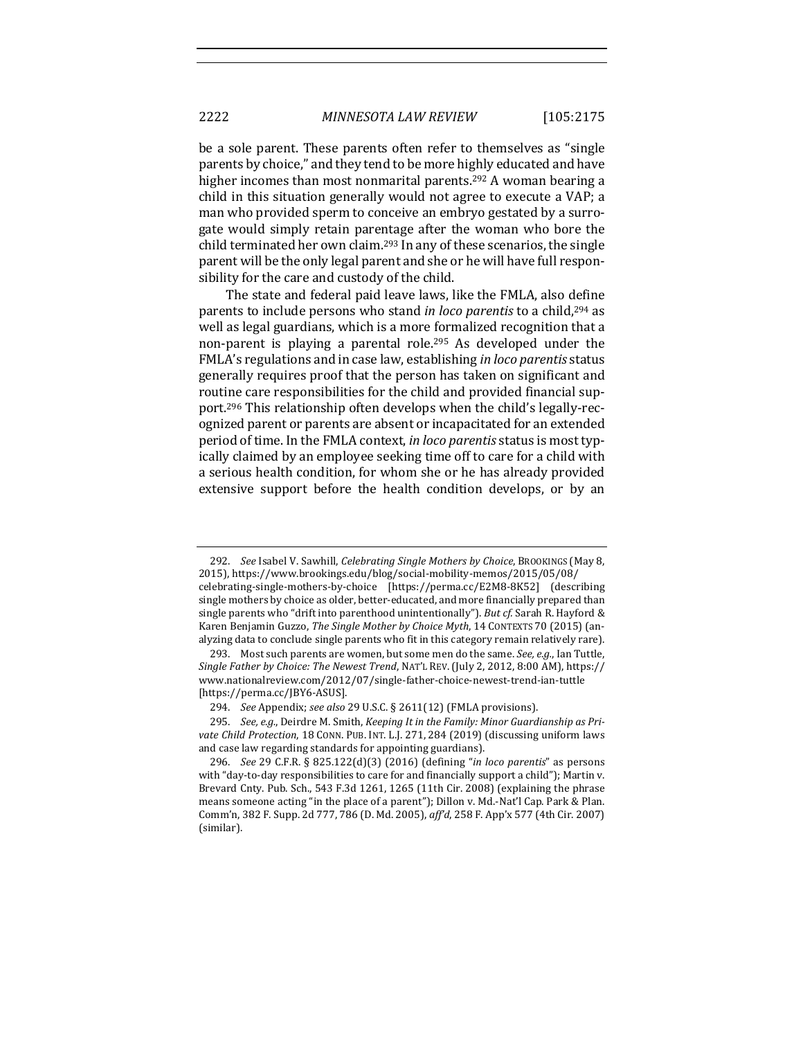be a sole parent. These parents often refer to themselves as "single parents by choice," and they tend to be more highly educated and have higher incomes than most nonmarital parents.[292] A woman bearing a child in this situation generally would not agree to execute a VAP; a man who provided sperm to conceive an embryo gestated by a surrogate would simply retain parentage after the woman who bore the child terminated her own claim.[293] In any of these scenarios, the single parent will be the only legal parent and she or he will have full responsibility for the care and custody of the child.

The state and federal paid leave laws, like the FMLA, also define parents to include persons who stand *in loco parentis* to a child,[294] as well as legal guardians, which is a more formalized recognition that a non-parent is playing a parental role.[295] As developed under the FMLA's regulations and in case law, establishing *in loco parentis* status generally requires proof that the person has taken on significant and routine care responsibilities for the child and provided financial support.[296] This relationship often develops when the child's legally-recognized parent or parents are absent or incapacitated for an extended period of time. In the FMLA context, *in loco parentis* status is most typically claimed by an employee seeking time off to care for a child with a serious health condition, for whom she or he has already provided extensive support before the health condition develops, or by an

---

292. *See* Isabel V. Sawhill, *Celebrating Single Mothers by Choice*, BROOKINGS (May 8, 2015), https://www.brookings.edu/blog/social-mobility-memos/2015/05/08/celebrating-single-mothers-by-choice [https://perma.cc/E2M8-8K52] (describing single mothers by choice as older, better-educated, and more financially prepared than single parents who "drift into parenthood unintentionally"). *But cf.* Sarah R. Hayford & Karen Benjamin Guzzo, *The Single Mother by Choice Myth*, 14 CONTEXTS 70 (2015) (analyzing data to conclude single parents who fit in this category remain relatively rare).

293. Most such parents are women, but some men do the same. *See, e.g.*, Ian Tuttle, *Single Father by Choice: The Newest Trend*, NAT'L REV. (July 2, 2012, 8:00 AM), https://www.nationalreview.com/2012/07/single-father-choice-newest-trend-ian-tuttle [https://perma.cc/JBY6-ASUS].

294. *See* Appendix; *see also* 29 U.S.C. § 2611(12) (FMLA provisions).

295. *See, e.g.*, Deirdre M. Smith, *Keeping It in the Family: Minor Guardianship as Private Child Protection*, 18 CONN. PUB. INT. L.J. 271, 284 (2019) (discussing uniform laws and case law regarding standards for appointing guardians).

296. *See* 29 C.F.R. § 825.122(d)(3) (2016) (defining "*in loco parentis*" as persons with "day-to-day responsibilities to care for and financially support a child"); Martin v. Brevard Cnty. Pub. Sch., 543 F.3d 1261, 1265 (11th Cir. 2008) (explaining the phrase means someone acting "in the place of a parent"); Dillon v. Md.-Nat'l Cap. Park & Plan. Comm'n, 382 F. Supp. 2d 777, 786 (D. Md. 2005), *aff'd*, 258 F. App'x 577 (4th Cir. 2007) (similar).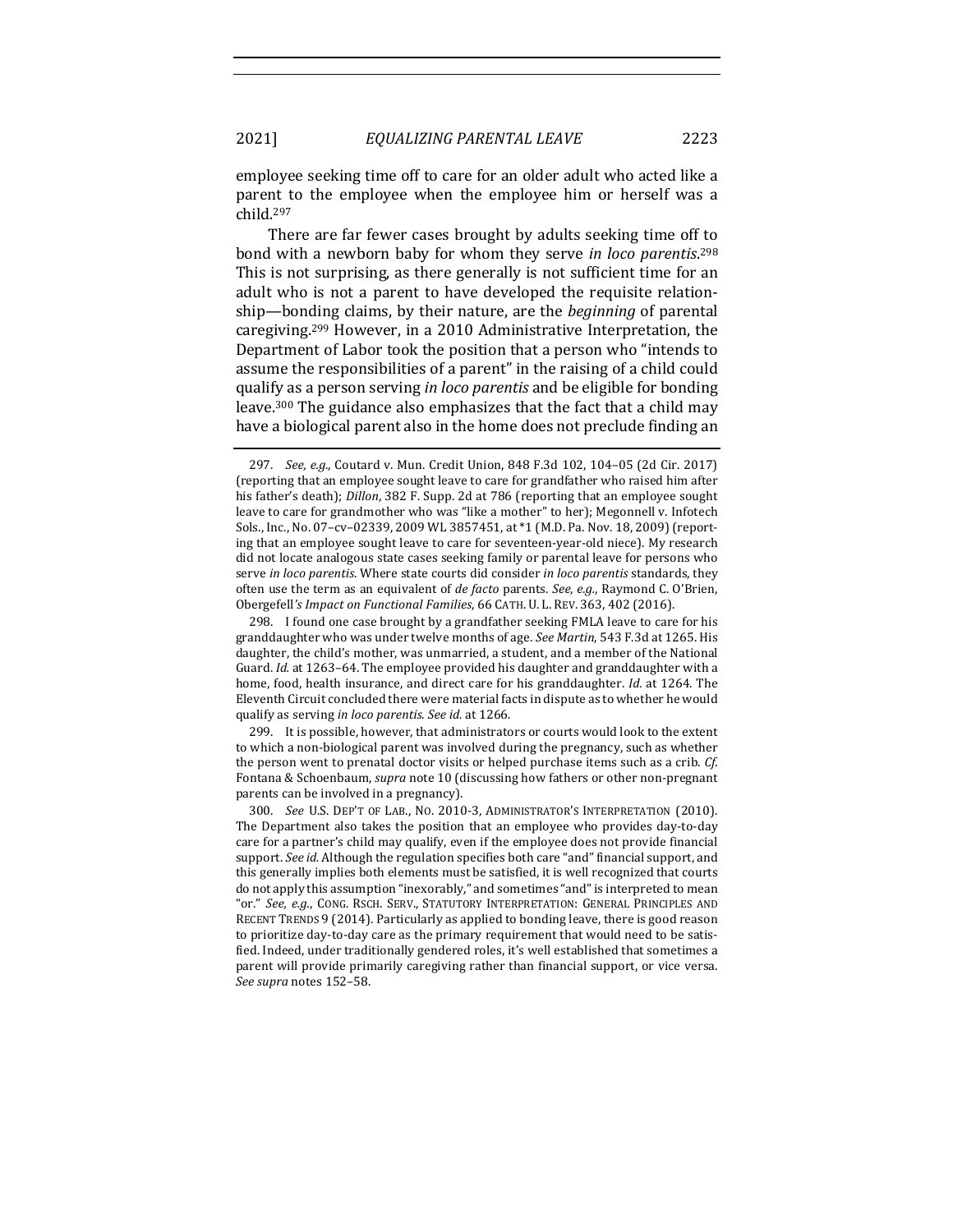employee seeking time off to care for an older adult who acted like a parent to the employee when the employee him or herself was a child.[297]

There are far fewer cases brought by adults seeking time off to bond with a newborn baby for whom they serve *in loco parentis*.[298] This is not surprising, as there generally is not sufficient time for an adult who is not a parent to have developed the requisite relationship—bonding claims, by their nature, are the *beginning* of parental caregiving.[299] However, in a 2010 Administrative Interpretation, the Department of Labor took the position that a person who "intends to assume the responsibilities of a parent" in the raising of a child could qualify as a person serving *in loco parentis* and be eligible for bonding leave.[300] The guidance also emphasizes that the fact that a child may have a biological parent also in the home does not preclude finding an

---

297. *See, e.g.*, Coutard v. Mun. Credit Union, 848 F.3d 102, 104–05 (2d Cir. 2017) (reporting that an employee sought leave to care for grandfather who raised him after his father's death); *Dillon*, 382 F. Supp. 2d at 786 (reporting that an employee sought leave to care for grandmother who was "like a mother" to her); Megonnell v. Infotech Sols., Inc., No. 07–cv–02339, 2009 WL 3857451, at *1 (M.D. Pa. Nov. 18, 2009) (reporting that an employee sought leave to care for seventeen-year-old niece). My research did not locate analogous state cases seeking family or parental leave for persons who serve *in loco parentis*. Where state courts did consider *in loco parentis* standards, they often use the term as an equivalent of *de facto* parents. *See, e.g.*, Raymond C. O'Brien, Obergefell*'s Impact on Functional Families*, 66 CATH. U. L. REV. 363, 402 (2016).

298. I found one case brought by a grandfather seeking FMLA leave to care for his granddaughter who was under twelve months of age. *See Martin*, 543 F.3d at 1265. His daughter, the child's mother, was unmarried, a student, and a member of the National Guard. *Id.* at 1263–64. The employee provided his daughter and granddaughter with a home, food, health insurance, and direct care for his granddaughter. *Id.* at 1264. The Eleventh Circuit concluded there were material facts in dispute as to whether he would qualify as serving *in loco parentis*. *See id.* at 1266.

299. It is possible, however, that administrators or courts would look to the extent to which a non-biological parent was involved during the pregnancy, such as whether the person went to prenatal doctor visits or helped purchase items such as a crib. *Cf.* Fontana & Schoenbaum, *supra* note 10 (discussing how fathers or other non-pregnant parents can be involved in a pregnancy).

300. *See* U.S. DEP'T OF LAB., NO. 2010-3, ADMINISTRATOR'S INTERPRETATION (2010). The Department also takes the position that an employee who provides day-to-day care for a partner's child may qualify, even if the employee does not provide financial support. *See id.* Although the regulation specifies both care "and" financial support, and this generally implies both elements must be satisfied, it is well recognized that courts do not apply this assumption "inexorably," and sometimes "and" is interpreted to mean "or." *See, e.g.*, CONG. RSCH. SERV., STATUTORY INTERPRETATION: GENERAL PRINCIPLES AND RECENT TRENDS 9 (2014). Particularly as applied to bonding leave, there is good reason to prioritize day-to-day care as the primary requirement that would need to be satisfied. Indeed, under traditionally gendered roles, it's well established that sometimes a parent will provide primarily caregiving rather than financial support, or vice versa. *See supra* notes 152–58.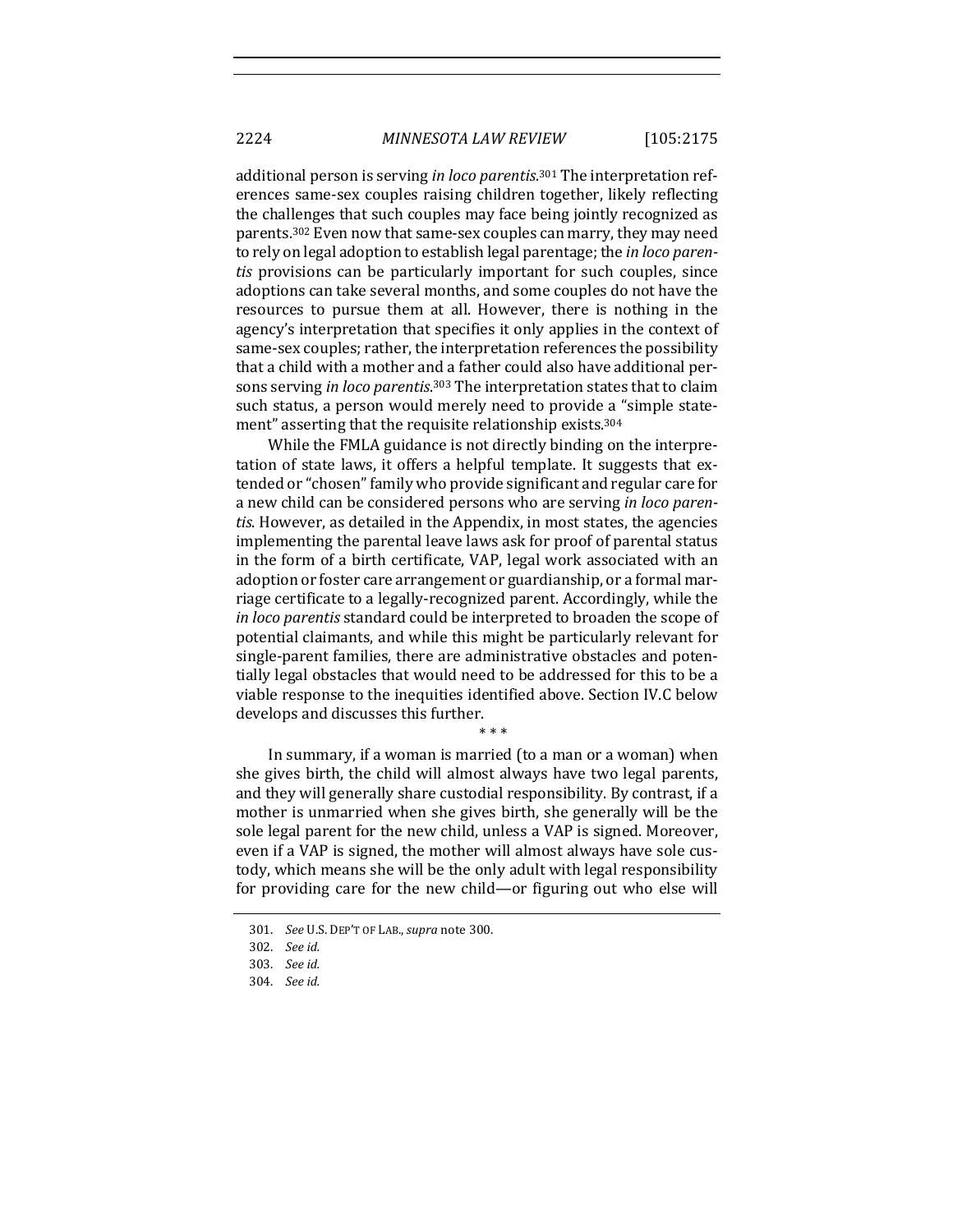additional person is serving *in loco parentis*.[301] The interpretation references same-sex couples raising children together, likely reflecting the challenges that such couples may face being jointly recognized as parents.[302] Even now that same-sex couples can marry, they may need to rely on legal adoption to establish legal parentage; the *in loco parentis* provisions can be particularly important for such couples, since adoptions can take several months, and some couples do not have the resources to pursue them at all. However, there is nothing in the agency's interpretation that specifies it only applies in the context of same-sex couples; rather, the interpretation references the possibility that a child with a mother and a father could also have additional persons serving *in loco parentis*.[303] The interpretation states that to claim such status, a person would merely need to provide a "simple statement" asserting that the requisite relationship exists.[304]

While the FMLA guidance is not directly binding on the interpretation of state laws, it offers a helpful template. It suggests that extended or "chosen" family who provide significant and regular care for a new child can be considered persons who are serving *in loco parentis*. However, as detailed in the Appendix, in most states, the agencies implementing the parental leave laws ask for proof of parental status in the form of a birth certificate, VAP, legal work associated with an adoption or foster care arrangement or guardianship, or a formal marriage certificate to a legally-recognized parent. Accordingly, while the *in loco parentis* standard could be interpreted to broaden the scope of potential claimants, and while this might be particularly relevant for single-parent families, there are administrative obstacles and potentially legal obstacles that would need to be addressed for this to be a viable response to the inequities identified above. Section IV.C below develops and discusses this further.

\* \* \*

In summary, if a woman is married (to a man or a woman) when she gives birth, the child will almost always have two legal parents, and they will generally share custodial responsibility. By contrast, if a mother is unmarried when she gives birth, she generally will be the sole legal parent for the new child, unless a VAP is signed. Moreover, even if a VAP is signed, the mother will almost always have sole custody, which means she will be the only adult with legal responsibility for providing care for the new child—or figuring out who else will

301. *See* U.S. DEP'T OF LAB., *supra* note 300.

302. *See id.*

303. *See id.*

304. *See id.*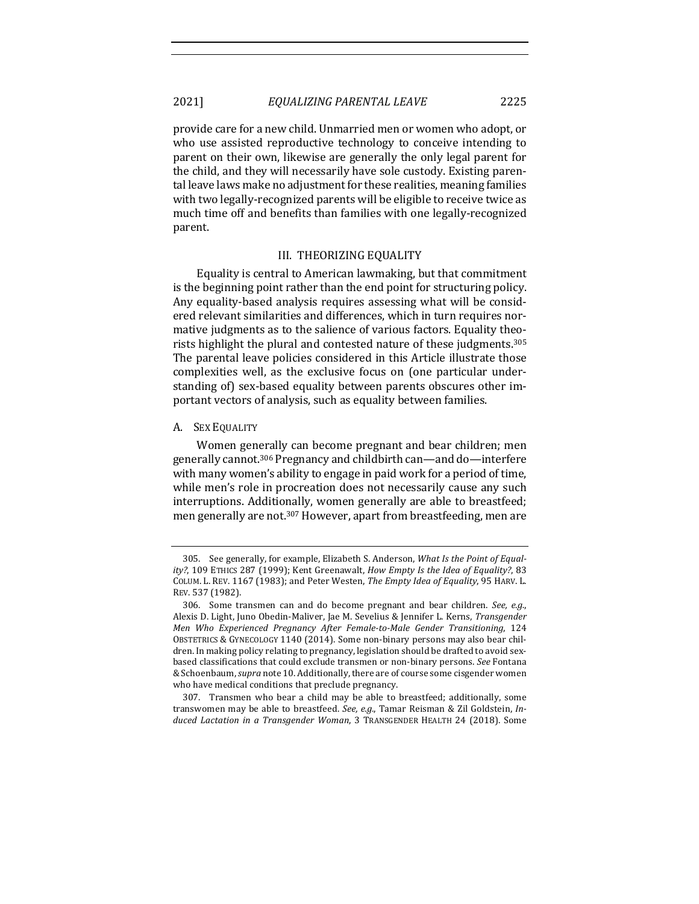provide care for a new child. Unmarried men or women who adopt, or who use assisted reproductive technology to conceive intending to parent on their own, likewise are generally the only legal parent for the child, and they will necessarily have sole custody. Existing parental leave laws make no adjustment for these realities, meaning families with two legally-recognized parents will be eligible to receive twice as much time off and benefits than families with one legally-recognized parent.

## III. THEORIZING EQUALITY

Equality is central to American lawmaking, but that commitment is the beginning point rather than the end point for structuring policy. Any equality-based analysis requires assessing what will be considered relevant similarities and differences, which in turn requires normative judgments as to the salience of various factors. Equality theorists highlight the plural and contested nature of these judgments.[305] The parental leave policies considered in this Article illustrate those complexities well, as the exclusive focus on (one particular understanding of) sex-based equality between parents obscures other important vectors of analysis, such as equality between families.

### A. SEX EQUALITY

Women generally can become pregnant and bear children; men generally cannot.[306] Pregnancy and childbirth can—and do—interfere with many women's ability to engage in paid work for a period of time, while men's role in procreation does not necessarily cause any such interruptions. Additionally, women generally are able to breastfeed; men generally are not.[307] However, apart from breastfeeding, men are

---

305. See generally, for example, Elizabeth S. Anderson, *What Is the Point of Equality?*, 109 ETHICS 287 (1999); Kent Greenawalt, *How Empty Is the Idea of Equality?*, 83 COLUM. L. REV. 1167 (1983); and Peter Westen, *The Empty Idea of Equality*, 95 HARV. L. REV. 537 (1982).

306. Some transmen can and do become pregnant and bear children. *See, e.g.*, Alexis D. Light, Juno Obedin-Maliver, Jae M. Sevelius & Jennifer L. Kerns, *Transgender Men Who Experienced Pregnancy After Female-to-Male Gender Transitioning*, 124 OBSTETRICS & GYNECOLOGY 1140 (2014). Some non-binary persons may also bear children. In making policy relating to pregnancy, legislation should be drafted to avoid sex-based classifications that could exclude transmen or non-binary persons. *See* Fontana & Schoenbaum, *supra* note 10. Additionally, there are of course some cisgender women who have medical conditions that preclude pregnancy.

307. Transmen who bear a child may be able to breastfeed; additionally, some transwomen may be able to breastfeed. *See, e.g.*, Tamar Reisman & Zil Goldstein, *Induced Lactation in a Transgender Woman*, 3 TRANSGENDER HEALTH 24 (2018). Some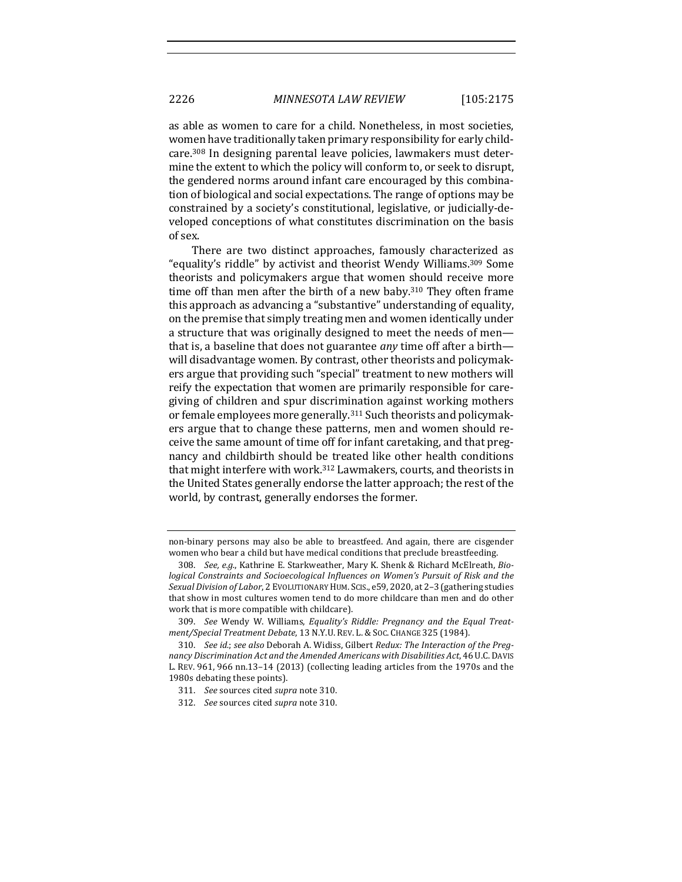as able as women to care for a child. Nonetheless, in most societies, women have traditionally taken primary responsibility for early childcare.[308] In designing parental leave policies, lawmakers must determine the extent to which the policy will conform to, or seek to disrupt, the gendered norms around infant care encouraged by this combination of biological and social expectations. The range of options may be constrained by a society's constitutional, legislative, or judicially-developed conceptions of what constitutes discrimination on the basis of sex.

There are two distinct approaches, famously characterized as "equality's riddle" by activist and theorist Wendy Williams.[309] Some theorists and policymakers argue that women should receive more time off than men after the birth of a new baby.[310] They often frame this approach as advancing a "substantive" understanding of equality, on the premise that simply treating men and women identically under a structure that was originally designed to meet the needs of men—that is, a baseline that does not guarantee *any* time off after a birth—will disadvantage women. By contrast, other theorists and policymakers argue that providing such "special" treatment to new mothers will reify the expectation that women are primarily responsible for caregiving of children and spur discrimination against working mothers or female employees more generally.[311] Such theorists and policymakers argue that to change these patterns, men and women should receive the same amount of time off for infant caretaking, and that pregnancy and childbirth should be treated like other health conditions that might interfere with work.[312] Lawmakers, courts, and theorists in the United States generally endorse the latter approach; the rest of the world, by contrast, generally endorses the former.

---

non-binary persons may also be able to breastfeed. And again, there are cisgender women who bear a child but have medical conditions that preclude breastfeeding.

308. *See, e.g.*, Kathrine E. Starkweather, Mary K. Shenk & Richard McElreath, *Biological Constraints and Socioecological Influences on Women's Pursuit of Risk and the Sexual Division of Labor*, 2 EVOLUTIONARY HUM. SCIS., e59, 2020, at 2–3 (gathering studies that show in most cultures women tend to do more childcare than men and do other work that is more compatible with childcare).

309. *See* Wendy W. Williams, *Equality's Riddle: Pregnancy and the Equal Treatment/Special Treatment Debate*, 13 N.Y.U. REV. L. & SOC. CHANGE 325 (1984).

310. *See id.*; *see also* Deborah A. Widiss, Gilbert *Redux: The Interaction of the Pregnancy Discrimination Act and the Amended Americans with Disabilities Act*, 46 U.C. DAVIS L. REV. 961, 966 nn.13–14 (2013) (collecting leading articles from the 1970s and the 1980s debating these points).

311. *See* sources cited *supra* note 310.

312. *See* sources cited *supra* note 310.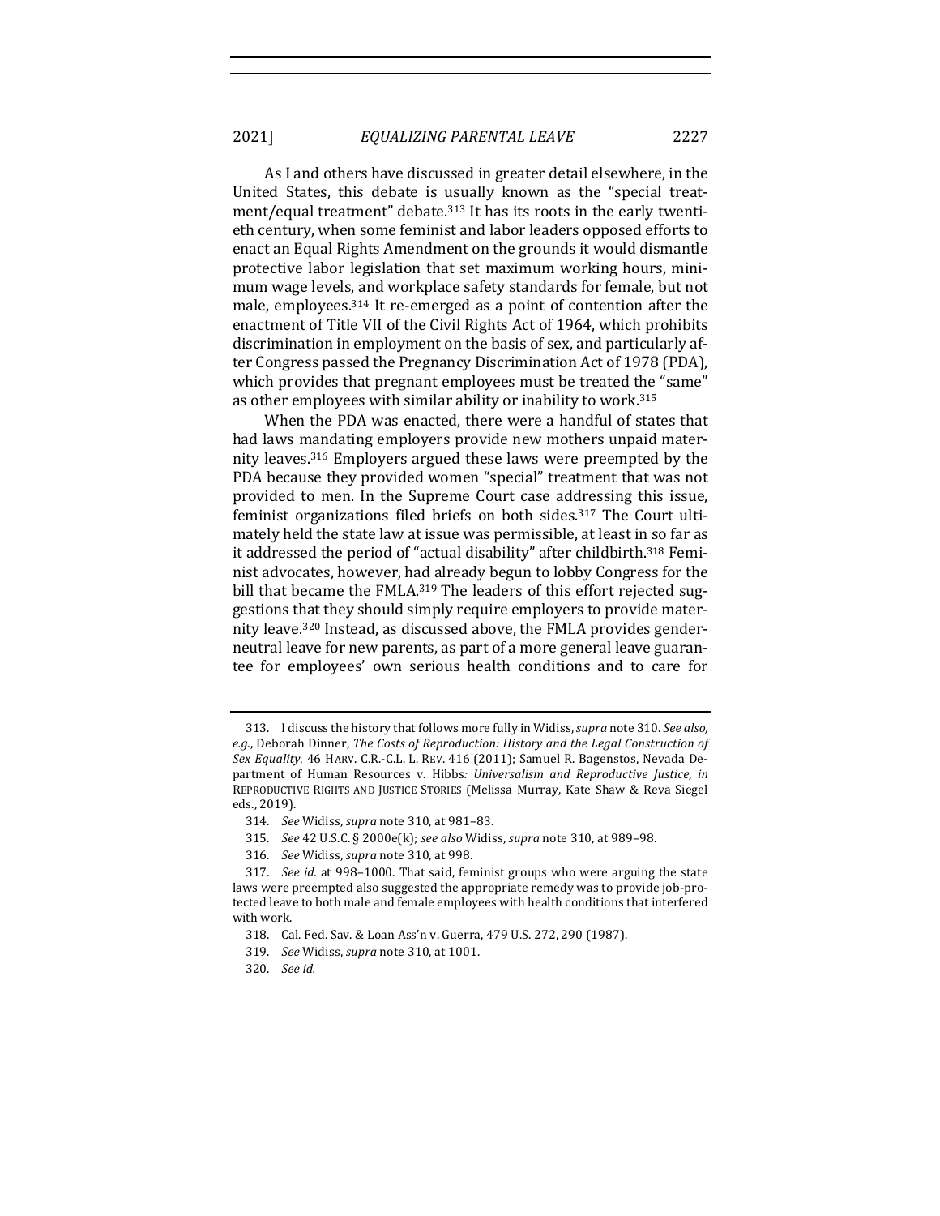As I and others have discussed in greater detail elsewhere, in the United States, this debate is usually known as the "special treatment/equal treatment" debate.[313] It has its roots in the early twentieth century, when some feminist and labor leaders opposed efforts to enact an Equal Rights Amendment on the grounds it would dismantle protective labor legislation that set maximum working hours, minimum wage levels, and workplace safety standards for female, but not male, employees.[314] It re-emerged as a point of contention after the enactment of Title VII of the Civil Rights Act of 1964, which prohibits discrimination in employment on the basis of sex, and particularly after Congress passed the Pregnancy Discrimination Act of 1978 (PDA), which provides that pregnant employees must be treated the "same" as other employees with similar ability or inability to work.[315]

When the PDA was enacted, there were a handful of states that had laws mandating employers provide new mothers unpaid maternity leaves.[316] Employers argued these laws were preempted by the PDA because they provided women "special" treatment that was not provided to men. In the Supreme Court case addressing this issue, feminist organizations filed briefs on both sides.[317] The Court ultimately held the state law at issue was permissible, at least in so far as it addressed the period of "actual disability" after childbirth.[318] Feminist advocates, however, had already begun to lobby Congress for the bill that became the FMLA.[319] The leaders of this effort rejected suggestions that they should simply require employers to provide maternity leave.[320] Instead, as discussed above, the FMLA provides gender-neutral leave for new parents, as part of a more general leave guarantee for employees' own serious health conditions and to care for

313. I discuss the history that follows more fully in Widiss, *supra* note 310. *See also, e.g.*, Deborah Dinner, *The Costs of Reproduction: History and the Legal Construction of Sex Equality*, 46 HARV. C.R.-C.L. L. REV. 416 (2011); Samuel R. Bagenstos, Nevada Department of Human Resources v. Hibbs*: Universalism and Reproductive Justice*, *in* REPRODUCTIVE RIGHTS AND JUSTICE STORIES (Melissa Murray, Kate Shaw & Reva Siegel eds., 2019).

314. *See* Widiss, *supra* note 310, at 981–83.

315. *See* 42 U.S.C. § 2000e(k); *see also* Widiss, *supra* note 310, at 989–98.

316. *See* Widiss, *supra* note 310, at 998.

317. *See id.* at 998–1000. That said, feminist groups who were arguing the state laws were preempted also suggested the appropriate remedy was to provide job-protected leave to both male and female employees with health conditions that interfered with work.

318. Cal. Fed. Sav. & Loan Ass'n v. Guerra, 479 U.S. 272, 290 (1987).

319. *See* Widiss, *supra* note 310, at 1001.

320. *See id.*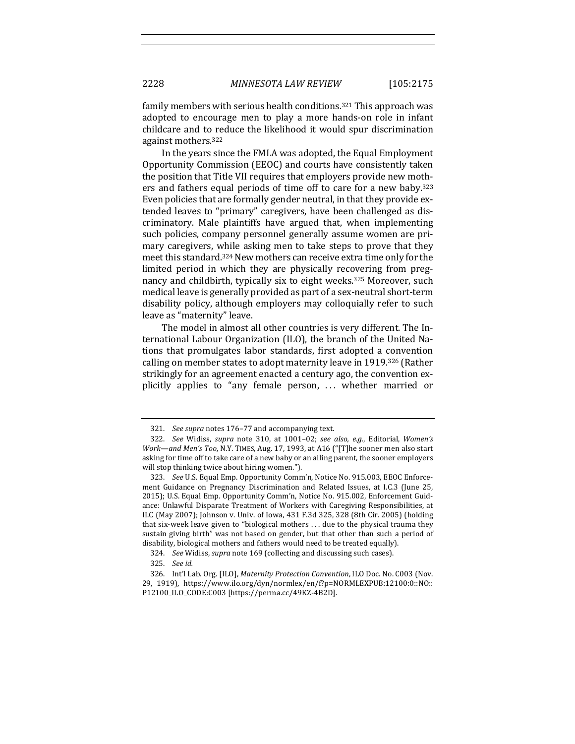family members with serious health conditions.[321] This approach was adopted to encourage men to play a more hands-on role in infant childcare and to reduce the likelihood it would spur discrimination against mothers.[322]

In the years since the FMLA was adopted, the Equal Employment Opportunity Commission (EEOC) and courts have consistently taken the position that Title VII requires that employers provide new mothers and fathers equal periods of time off to care for a new baby.[323] Even policies that are formally gender neutral, in that they provide extended leaves to "primary" caregivers, have been challenged as discriminatory. Male plaintiffs have argued that, when implementing such policies, company personnel generally assume women are primary caregivers, while asking men to take steps to prove that they meet this standard.[324] New mothers can receive extra time only for the limited period in which they are physically recovering from pregnancy and childbirth, typically six to eight weeks.[325] Moreover, such medical leave is generally provided as part of a sex-neutral short-term disability policy, although employers may colloquially refer to such leave as "maternity" leave.

The model in almost all other countries is very different. The International Labour Organization (ILO), the branch of the United Nations that promulgates labor standards, first adopted a convention calling on member states to adopt maternity leave in 1919.[326] (Rather strikingly for an agreement enacted a century ago, the convention explicitly applies to "any female person, . . . whether married or

---

321. *See supra* notes 176–77 and accompanying text.

322. *See* Widiss, *supra* note 310, at 1001–02; *see also, e.g.*, Editorial, *Women's Work—and Men's Too*, N.Y. TIMES, Aug. 17, 1993, at A16 ("[T]he sooner men also start asking for time off to take care of a new baby or an ailing parent, the sooner employers will stop thinking twice about hiring women.").

323. *See* U.S. Equal Emp. Opportunity Comm'n, Notice No. 915.003, EEOC Enforcement Guidance on Pregnancy Discrimination and Related Issues, at I.C.3 (June 25, 2015); U.S. Equal Emp. Opportunity Comm'n, Notice No. 915.002, Enforcement Guidance: Unlawful Disparate Treatment of Workers with Caregiving Responsibilities, at II.C (May 2007); Johnson v. Univ. of Iowa, 431 F.3d 325, 328 (8th Cir. 2005) (holding that six-week leave given to "biological mothers . . . due to the physical trauma they sustain giving birth" was not based on gender, but that other than such a period of disability, biological mothers and fathers would need to be treated equally).

324. *See* Widiss, *supra* note 169 (collecting and discussing such cases).

325. *See id.*

326. Int'l Lab. Org. [ILO], *Maternity Protection Convention*, ILO Doc. No. C003 (Nov. 29, 1919), https://www.ilo.org/dyn/normlex/en/f?p=NORMLEXPUB:12100:0::NO::P12100_ILO_CODE:C003 [https://perma.cc/49KZ-4B2D].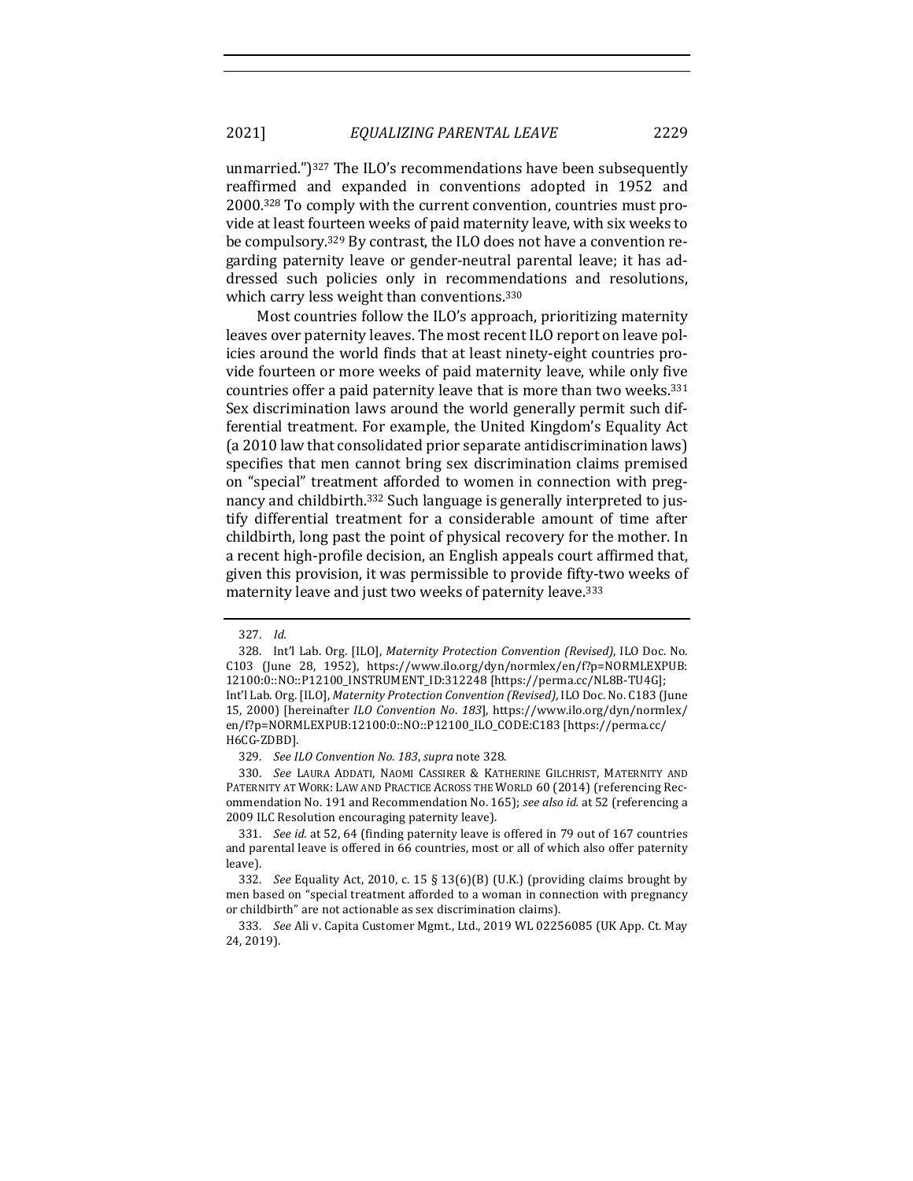unmarried.")[327] The ILO's recommendations have been subsequently reaffirmed and expanded in conventions adopted in 1952 and 2000.[328] To comply with the current convention, countries must provide at least fourteen weeks of paid maternity leave, with six weeks to be compulsory.[329] By contrast, the ILO does not have a convention regarding paternity leave or gender-neutral parental leave; it has addressed such policies only in recommendations and resolutions, which carry less weight than conventions.[330]

Most countries follow the ILO's approach, prioritizing maternity leaves over paternity leaves. The most recent ILO report on leave policies around the world finds that at least ninety-eight countries provide fourteen or more weeks of paid maternity leave, while only five countries offer a paid paternity leave that is more than two weeks.[331] Sex discrimination laws around the world generally permit such differential treatment. For example, the United Kingdom's Equality Act (a 2010 law that consolidated prior separate antidiscrimination laws) specifies that men cannot bring sex discrimination claims premised on "special" treatment afforded to women in connection with pregnancy and childbirth.[332] Such language is generally interpreted to justify differential treatment for a considerable amount of time after childbirth, long past the point of physical recovery for the mother. In a recent high-profile decision, an English appeals court affirmed that, given this provision, it was permissible to provide fifty-two weeks of maternity leave and just two weeks of paternity leave.[333]

---

327. *Id.*

328. Int'l Lab. Org. [ILO], *Maternity Protection Convention (Revised)*, ILO Doc. No. C103 (June 28, 1952), https://www.ilo.org/dyn/normlex/en/f?p=NORMLEXPUB:12100:0::NO::P12100_INSTRUMENT_ID:312248 [https://perma.cc/NL8B-TU4G]; Int'l Lab. Org. [ILO], *Maternity Protection Convention (Revised)*, ILO Doc. No. C183 (June 15, 2000) [hereinafter *ILO Convention No. 183*], https://www.ilo.org/dyn/normlex/en/f?p=NORMLEXPUB:12100:0::NO::P12100_ILO_CODE:C183 [https://perma.cc/H6CG-ZDBD].

329. *See ILO Convention No. 183*, *supra* note 328.

330. *See* LAURA ADDATI, NAOMI CASSIRER & KATHERINE GILCHRIST, MATERNITY AND PATERNITY AT WORK: LAW AND PRACTICE ACROSS THE WORLD 60 (2014) (referencing Recommendation No. 191 and Recommendation No. 165); *see also id.* at 52 (referencing a 2009 ILC Resolution encouraging paternity leave).

331. *See id.* at 52, 64 (finding paternity leave is offered in 79 out of 167 countries and parental leave is offered in 66 countries, most or all of which also offer paternity leave).

332. *See* Equality Act, 2010, c. 15 § 13(6)(B) (U.K.) (providing claims brought by men based on "special treatment afforded to a woman in connection with pregnancy or childbirth" are not actionable as sex discrimination claims).

333. *See* Ali v. Capita Customer Mgmt., Ltd., 2019 WL 02256085 (UK App. Ct. May 24, 2019).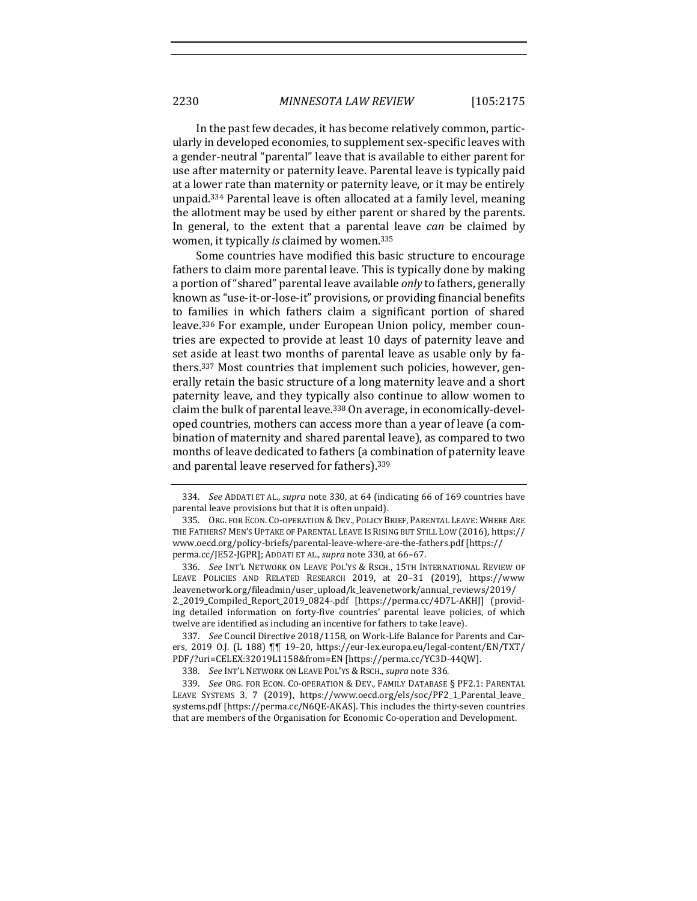In the past few decades, it has become relatively common, particularly in developed economies, to supplement sex-specific leaves with a gender-neutral "parental" leave that is available to either parent for use after maternity or paternity leave. Parental leave is typically paid at a lower rate than maternity or paternity leave, or it may be entirely unpaid.[334] Parental leave is often allocated at a family level, meaning the allotment may be used by either parent or shared by the parents. In general, to the extent that a parental leave *can* be claimed by women, it typically *is* claimed by women.[335]

Some countries have modified this basic structure to encourage fathers to claim more parental leave. This is typically done by making a portion of "shared" parental leave available *only* to fathers, generally known as "use-it-or-lose-it" provisions, or providing financial benefits to families in which fathers claim a significant portion of shared leave.[336] For example, under European Union policy, member countries are expected to provide at least 10 days of paternity leave and set aside at least two months of parental leave as usable only by fathers.[337] Most countries that implement such policies, however, generally retain the basic structure of a long maternity leave and a short paternity leave, and they typically also continue to allow women to claim the bulk of parental leave.[338] On average, in economically-developed countries, mothers can access more than a year of leave (a combination of maternity and shared parental leave), as compared to two months of leave dedicated to fathers (a combination of paternity leave and parental leave reserved for fathers).[339]

---

334. *See* ADDATI ET AL., *supra* note 330, at 64 (indicating 66 of 169 countries have parental leave provisions but that it is often unpaid).

335. ORG. FOR ECON. CO-OPERATION & DEV., POLICY BRIEF, PARENTAL LEAVE: WHERE ARE THE FATHERS? MEN'S UPTAKE OF PARENTAL LEAVE IS RISING BUT STILL LOW (2016), https://www.oecd.org/policy-briefs/parental-leave-where-are-the-fathers.pdf [https://perma.cc/JE52-JGPR]; ADDATI ET AL., *supra* note 330, at 66–67.

336. *See* INT'L NETWORK ON LEAVE POL'YS & RSCH., 15TH INTERNATIONAL REVIEW OF LEAVE POLICIES AND RELATED RESEARCH 2019, at 20–31 (2019), https://www.leavenetwork.org/fileadmin/user_upload/k_leavenetwork/annual_reviews/2019/2._2019_Compiled_Report_2019_0824-.pdf [https://perma.cc/4D7L-AKHJ] (providing detailed information on forty-five countries' parental leave policies, of which twelve are identified as including an incentive for fathers to take leave).

337. *See* Council Directive 2018/1158, on Work-Life Balance for Parents and Carers, 2019 O.J. (L 188) ¶¶ 19–20, https://eur-lex.europa.eu/legal-content/EN/TXT/PDF/?uri=CELEX:32019L1158&from=EN [https://perma.cc/YC3D-44QW].

338. *See* INT'L NETWORK ON LEAVE POL'YS & RSCH., *supra* note 336.

339. *See* ORG. FOR ECON. CO-OPERATION & DEV., FAMILY DATABASE § PF2.1: PARENTAL LEAVE SYSTEMS 3, 7 (2019), https://www.oecd.org/els/soc/PF2_1_Parental_leave_systems.pdf [https://perma.cc/N6QE-AKAS]. This includes the thirty-seven countries that are members of the Organisation for Economic Co-operation and Development.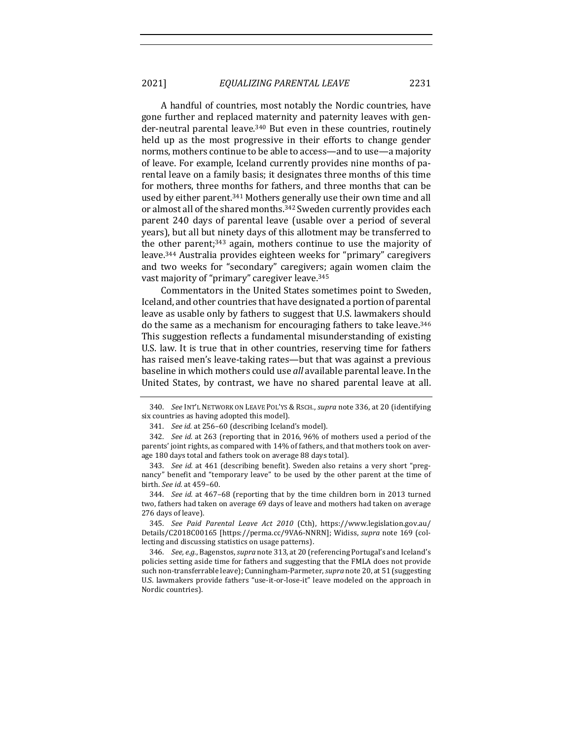A handful of countries, most notably the Nordic countries, have gone further and replaced maternity and paternity leaves with gender-neutral parental leave.[340] But even in these countries, routinely held up as the most progressive in their efforts to change gender norms, mothers continue to be able to access—and to use—a majority of leave. For example, Iceland currently provides nine months of parental leave on a family basis; it designates three months of this time for mothers, three months for fathers, and three months that can be used by either parent.[341] Mothers generally use their own time and all or almost all of the shared months.[342] Sweden currently provides each parent 240 days of parental leave (usable over a period of several years), but all but ninety days of this allotment may be transferred to the other parent;[343] again, mothers continue to use the majority of leave.[344] Australia provides eighteen weeks for "primary" caregivers and two weeks for "secondary" caregivers; again women claim the vast majority of "primary" caregiver leave.[345]

Commentators in the United States sometimes point to Sweden, Iceland, and other countries that have designated a portion of parental leave as usable only by fathers to suggest that U.S. lawmakers should do the same as a mechanism for encouraging fathers to take leave.[346] This suggestion reflects a fundamental misunderstanding of existing U.S. law. It is true that in other countries, reserving time for fathers has raised men's leave-taking rates—but that was against a previous baseline in which mothers could use *all* available parental leave. In the United States, by contrast, we have no shared parental leave at all.

---

340. *See* INT'L NETWORK ON LEAVE POL'YS & RSCH., *supra* note 336, at 20 (identifying six countries as having adopted this model).

341. *See id.* at 256–60 (describing Iceland's model).

342. *See id.* at 263 (reporting that in 2016, 96% of mothers used a period of the parents' joint rights, as compared with 14% of fathers, and that mothers took on average 180 days total and fathers took on average 88 days total).

343. *See id.* at 461 (describing benefit). Sweden also retains a very short "pregnancy" benefit and "temporary leave" to be used by the other parent at the time of birth. *See id.* at 459–60.

344. *See id.* at 467–68 (reporting that by the time children born in 2013 turned two, fathers had taken on average 69 days of leave and mothers had taken on average 276 days of leave).

345. *See Paid Parental Leave Act 2010* (Cth), https://www.legislation.gov.au/Details/C2018C00165 [https://perma.cc/9VA6-NNRN]; Widiss, *supra* note 169 (collecting and discussing statistics on usage patterns).

346. *See, e.g.*, Bagenstos, *supra* note 313, at 20 (referencing Portugal's and Iceland's policies setting aside time for fathers and suggesting that the FMLA does not provide such non-transferrable leave); Cunningham-Parmeter, *supra* note 20, at 51 (suggesting U.S. lawmakers provide fathers "use-it-or-lose-it" leave modeled on the approach in Nordic countries).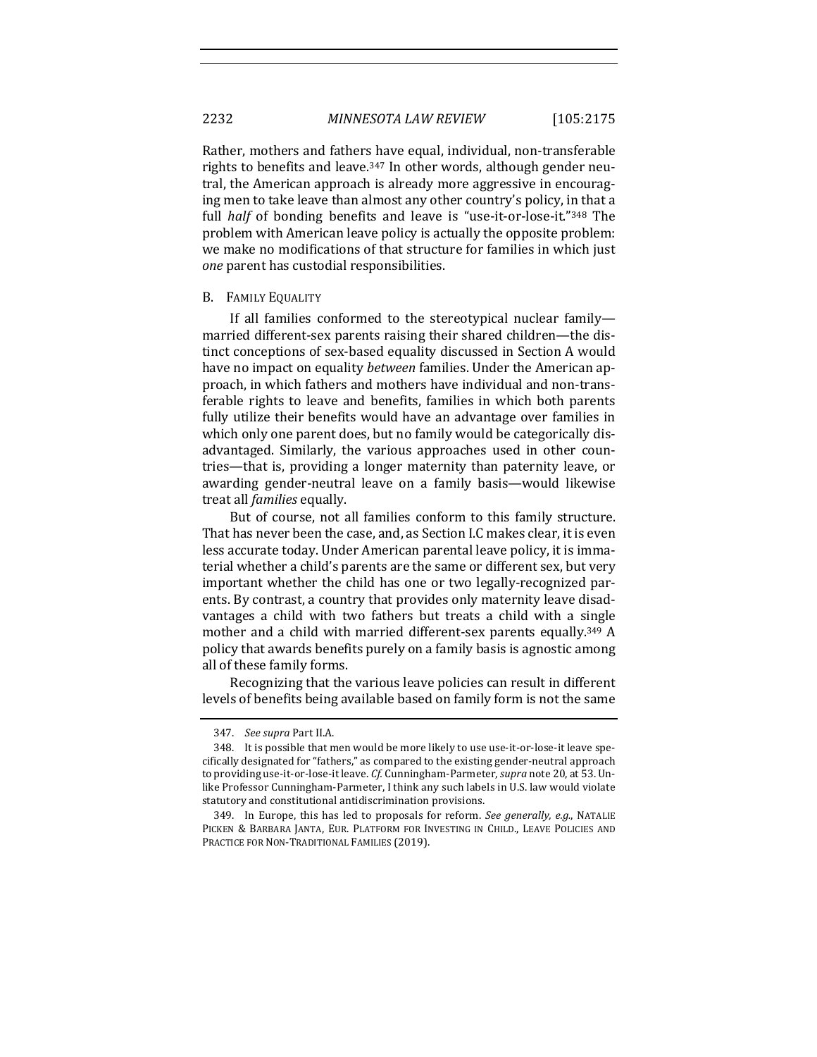Rather, mothers and fathers have equal, individual, non-transferable rights to benefits and leave.[347] In other words, although gender neutral, the American approach is already more aggressive in encouraging men to take leave than almost any other country's policy, in that a full *half* of bonding benefits and leave is "use-it-or-lose-it."[348] The problem with American leave policy is actually the opposite problem: we make no modifications of that structure for families in which just *one* parent has custodial responsibilities.

### B. Family Equality

If all families conformed to the stereotypical nuclear family—married different-sex parents raising their shared children—the distinct conceptions of sex-based equality discussed in Section A would have no impact on equality *between* families. Under the American approach, in which fathers and mothers have individual and non-transferable rights to leave and benefits, families in which both parents fully utilize their benefits would have an advantage over families in which only one parent does, but no family would be categorically disadvantaged. Similarly, the various approaches used in other countries—that is, providing a longer maternity than paternity leave, or awarding gender-neutral leave on a family basis—would likewise treat all *families* equally.

But of course, not all families conform to this family structure. That has never been the case, and, as Section I.C makes clear, it is even less accurate today. Under American parental leave policy, it is immaterial whether a child's parents are the same or different sex, but very important whether the child has one or two legally-recognized parents. By contrast, a country that provides only maternity leave disadvantages a child with two fathers but treats a child with a single mother and a child with married different-sex parents equally.[349] A policy that awards benefits purely on a family basis is agnostic among all of these family forms.

Recognizing that the various leave policies can result in different levels of benefits being available based on family form is not the same

---

347. *See supra* Part II.A.

348. It is possible that men would be more likely to use use-it-or-lose-it leave specifically designated for "fathers," as compared to the existing gender-neutral approach to providing use-it-or-lose-it leave. *Cf.* Cunningham-Parmeter, *supra* note 20, at 53. Unlike Professor Cunningham-Parmeter, I think any such labels in U.S. law would violate statutory and constitutional antidiscrimination provisions.

349. In Europe, this has led to proposals for reform. *See generally, e.g.*, Natalie Picken & Barbara Janta, Eur. Platform for Investing in Child., Leave Policies and Practice for Non-Traditional Families (2019).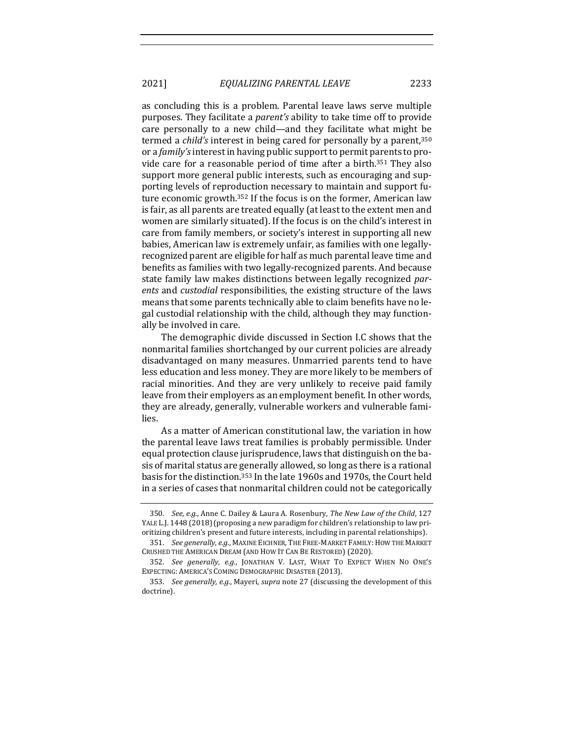as concluding this is a problem. Parental leave laws serve multiple purposes. They facilitate a *parent's* ability to take time off to provide care personally to a new child—and they facilitate what might be termed a *child's* interest in being cared for personally by a parent,[350] or a *family's* interest in having public support to permit parents to provide care for a reasonable period of time after a birth.[351] They also support more general public interests, such as encouraging and supporting levels of reproduction necessary to maintain and support future economic growth.[352] If the focus is on the former, American law is fair, as all parents are treated equally (at least to the extent men and women are similarly situated). If the focus is on the child's interest in care from family members, or society's interest in supporting all new babies, American law is extremely unfair, as families with one legally-recognized parent are eligible for half as much parental leave time and benefits as families with two legally-recognized parents. And because state family law makes distinctions between legally recognized *parents* and *custodial* responsibilities, the existing structure of the laws means that some parents technically able to claim benefits have no legal custodial relationship with the child, although they may functionally be involved in care.

The demographic divide discussed in Section I.C shows that the nonmarital families shortchanged by our current policies are already disadvantaged on many measures. Unmarried parents tend to have less education and less money. They are more likely to be members of racial minorities. And they are very unlikely to receive paid family leave from their employers as an employment benefit. In other words, they are already, generally, vulnerable workers and vulnerable families.

As a matter of American constitutional law, the variation in how the parental leave laws treat families is probably permissible. Under equal protection clause jurisprudence, laws that distinguish on the basis of marital status are generally allowed, so long as there is a rational basis for the distinction.[353] In the late 1960s and 1970s, the Court held in a series of cases that nonmarital children could not be categorically

---

350. *See, e.g.*, Anne C. Dailey & Laura A. Rosenbury, *The New Law of the Child*, 127 YALE L.J. 1448 (2018) (proposing a new paradigm for children's relationship to law prioritizing children's present and future interests, including in parental relationships).

351. *See generally, e.g.*, MAXINE EICHNER, THE FREE-MARKET FAMILY: HOW THE MARKET CRUSHED THE AMERICAN DREAM (AND HOW IT CAN BE RESTORED) (2020).

352. *See generally, e.g.*, JONATHAN V. LAST, WHAT TO EXPECT WHEN NO ONE'S EXPECTING: AMERICA'S COMING DEMOGRAPHIC DISASTER (2013).

353. *See generally, e.g.*, Mayeri, *supra* note 27 (discussing the development of this doctrine).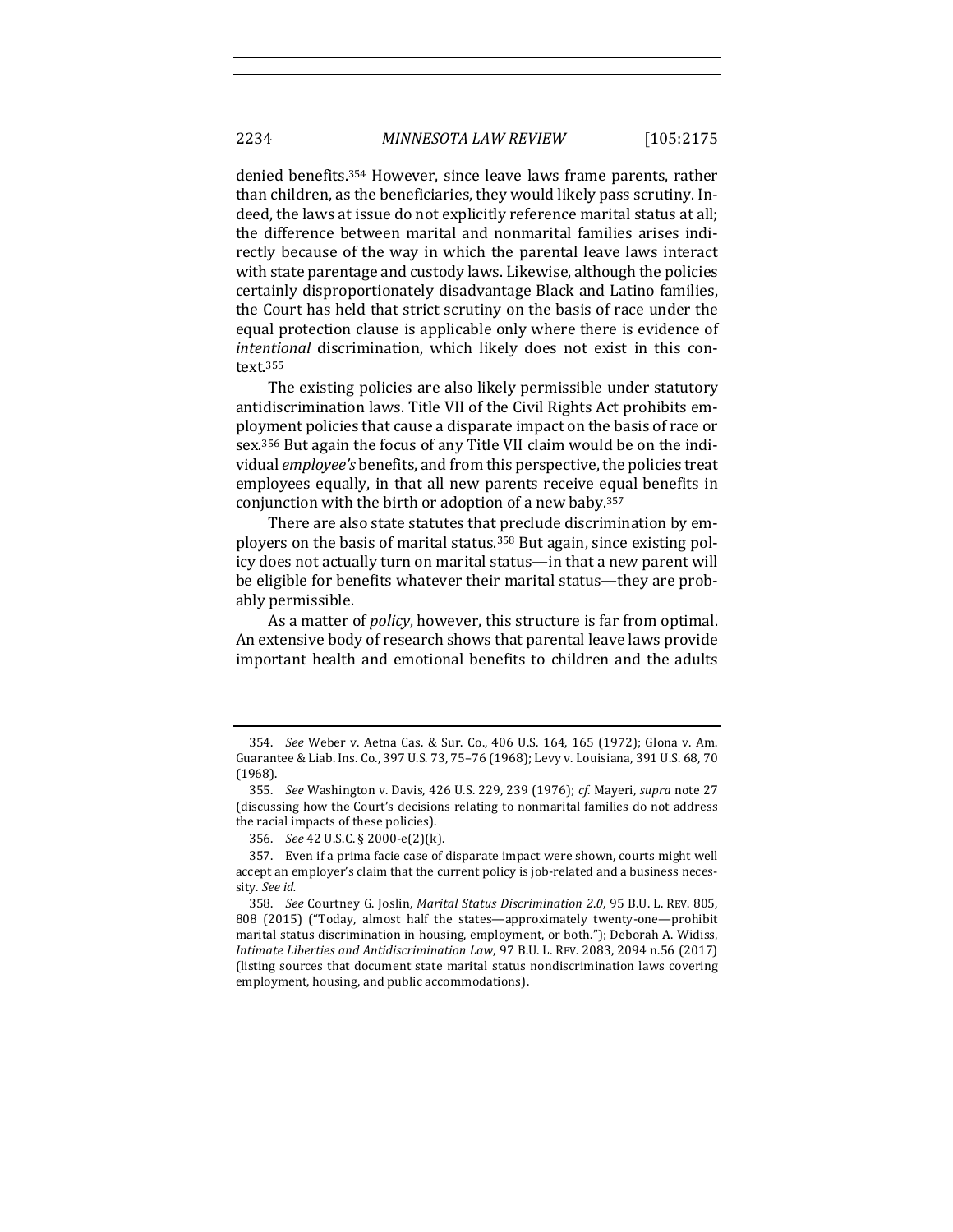denied benefits.[354] However, since leave laws frame parents, rather than children, as the beneficiaries, they would likely pass scrutiny. Indeed, the laws at issue do not explicitly reference marital status at all; the difference between marital and nonmarital families arises indirectly because of the way in which the parental leave laws interact with state parentage and custody laws. Likewise, although the policies certainly disproportionately disadvantage Black and Latino families, the Court has held that strict scrutiny on the basis of race under the equal protection clause is applicable only where there is evidence of *intentional* discrimination, which likely does not exist in this context.[355]

The existing policies are also likely permissible under statutory antidiscrimination laws. Title VII of the Civil Rights Act prohibits employment policies that cause a disparate impact on the basis of race or sex.[356] But again the focus of any Title VII claim would be on the individual *employee's* benefits, and from this perspective, the policies treat employees equally, in that all new parents receive equal benefits in conjunction with the birth or adoption of a new baby.[357]

There are also state statutes that preclude discrimination by employers on the basis of marital status.[358] But again, since existing policy does not actually turn on marital status—in that a new parent will be eligible for benefits whatever their marital status—they are probably permissible.

As a matter of *policy*, however, this structure is far from optimal. An extensive body of research shows that parental leave laws provide important health and emotional benefits to children and the adults

---

354. *See* Weber v. Aetna Cas. & Sur. Co., 406 U.S. 164, 165 (1972); Glona v. Am. Guarantee & Liab. Ins. Co., 397 U.S. 73, 75–76 (1968); Levy v. Louisiana, 391 U.S. 68, 70 (1968).

355. *See* Washington v. Davis, 426 U.S. 229, 239 (1976); *cf.* Mayeri, *supra* note 27 (discussing how the Court's decisions relating to nonmarital families do not address the racial impacts of these policies).

356. *See* 42 U.S.C. § 2000-e(2)(k).

357. Even if a prima facie case of disparate impact were shown, courts might well accept an employer's claim that the current policy is job-related and a business necessity. *See id.*

358. *See* Courtney G. Joslin, *Marital Status Discrimination 2.0*, 95 B.U. L. REV. 805, 808 (2015) ("Today, almost half the states—approximately twenty-one—prohibit marital status discrimination in housing, employment, or both."); Deborah A. Widiss, *Intimate Liberties and Antidiscrimination Law*, 97 B.U. L. REV. 2083, 2094 n.56 (2017) (listing sources that document state marital status nondiscrimination laws covering employment, housing, and public accommodations).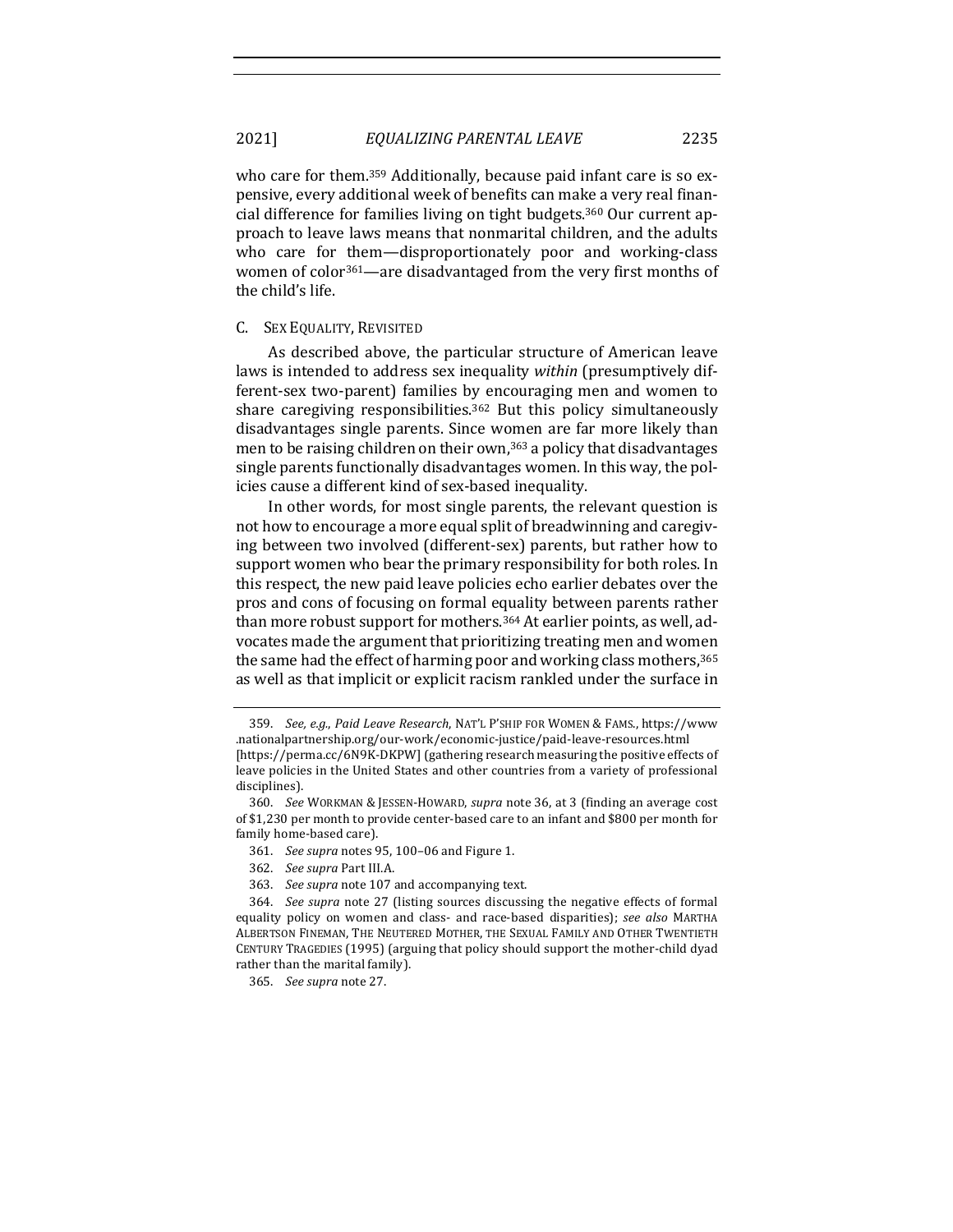who care for them.[359] Additionally, because paid infant care is so expensive, every additional week of benefits can make a very real financial difference for families living on tight budgets.[360] Our current approach to leave laws means that nonmarital children, and the adults who care for them—disproportionately poor and working-class women of color[361]—are disadvantaged from the very first months of the child's life.

### C. Sex Equality, Revisited

As described above, the particular structure of American leave laws is intended to address sex inequality *within* (presumptively different-sex two-parent) families by encouraging men and women to share caregiving responsibilities.[362] But this policy simultaneously disadvantages single parents. Since women are far more likely than men to be raising children on their own,[363] a policy that disadvantages single parents functionally disadvantages women. In this way, the policies cause a different kind of sex-based inequality.

In other words, for most single parents, the relevant question is not how to encourage a more equal split of breadwinning and caregiving between two involved (different-sex) parents, but rather how to support women who bear the primary responsibility for both roles. In this respect, the new paid leave policies echo earlier debates over the pros and cons of focusing on formal equality between parents rather than more robust support for mothers.[364] At earlier points, as well, advocates made the argument that prioritizing treating men and women the same had the effect of harming poor and working class mothers,[365] as well as that implicit or explicit racism rankled under the surface in

---

359. *See, e.g.*, *Paid Leave Research*, NAT'L P'SHIP FOR WOMEN & FAMS., https://www.nationalpartnership.org/our-work/economic-justice/paid-leave-resources.html [https://perma.cc/6N9K-DKPW] (gathering research measuring the positive effects of leave policies in the United States and other countries from a variety of professional disciplines).

360. *See* WORKMAN & JESSEN-HOWARD, *supra* note 36, at 3 (finding an average cost of $1,230 per month to provide center-based care to an infant and $800 per month for family home-based care).

361. *See supra* notes 95, 100–06 and Figure 1.

362. *See supra* Part III.A.

363. *See supra* note 107 and accompanying text.

364. *See supra* note 27 (listing sources discussing the negative effects of formal equality policy on women and class- and race-based disparities); *see also* MARTHA ALBERTSON FINEMAN, THE NEUTERED MOTHER, THE SEXUAL FAMILY AND OTHER TWENTIETH CENTURY TRAGEDIES (1995) (arguing that policy should support the mother-child dyad rather than the marital family).

365. *See supra* note 27.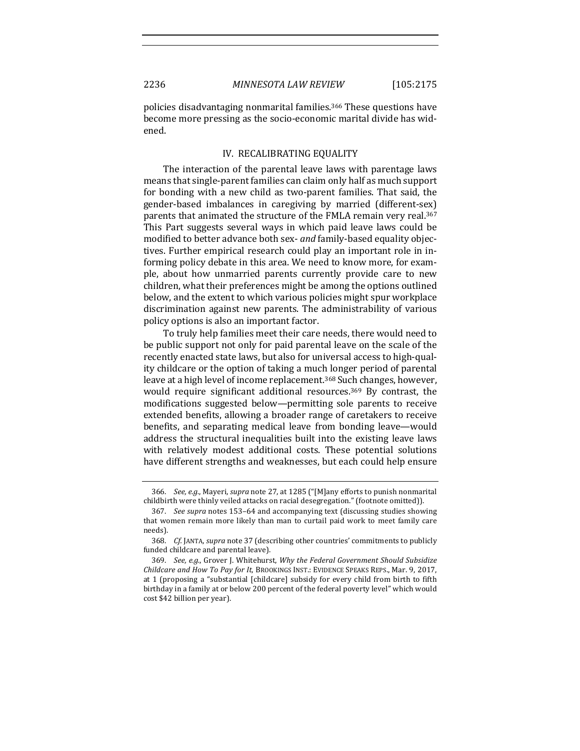policies disadvantaging nonmarital families.[366] These questions have become more pressing as the socio-economic marital divide has widened.

## IV. RECALIBRATING EQUALITY

The interaction of the parental leave laws with parentage laws means that single-parent families can claim only half as much support for bonding with a new child as two-parent families. That said, the gender-based imbalances in caregiving by married (different-sex) parents that animated the structure of the FMLA remain very real.[367] This Part suggests several ways in which paid leave laws could be modified to better advance both sex- *and* family-based equality objectives. Further empirical research could play an important role in informing policy debate in this area. We need to know more, for example, about how unmarried parents currently provide care to new children, what their preferences might be among the options outlined below, and the extent to which various policies might spur workplace discrimination against new parents. The administrability of various policy options is also an important factor.

To truly help families meet their care needs, there would need to be public support not only for paid parental leave on the scale of the recently enacted state laws, but also for universal access to high-quality childcare or the option of taking a much longer period of parental leave at a high level of income replacement.[368] Such changes, however, would require significant additional resources.[369] By contrast, the modifications suggested below—permitting sole parents to receive extended benefits, allowing a broader range of caretakers to receive benefits, and separating medical leave from bonding leave—would address the structural inequalities built into the existing leave laws with relatively modest additional costs. These potential solutions have different strengths and weaknesses, but each could help ensure

---

366. *See, e.g.*, Mayeri, *supra* note 27, at 1285 ("[M]any efforts to punish nonmarital childbirth were thinly veiled attacks on racial desegregation." (footnote omitted)).

367. *See supra* notes 153–64 and accompanying text (discussing studies showing that women remain more likely than man to curtail paid work to meet family care needs).

368. *Cf.* JANTA, *supra* note 37 (describing other countries' commitments to publicly funded childcare and parental leave).

369. *See, e.g.*, Grover J. Whitehurst, *Why the Federal Government Should Subsidize Childcare and How To Pay for It*, BROOKINGS INST.: EVIDENCE SPEAKS REPS., Mar. 9, 2017, at 1 (proposing a "substantial [childcare] subsidy for every child from birth to fifth birthday in a family at or below 200 percent of the federal poverty level" which would cost $42 billion per year).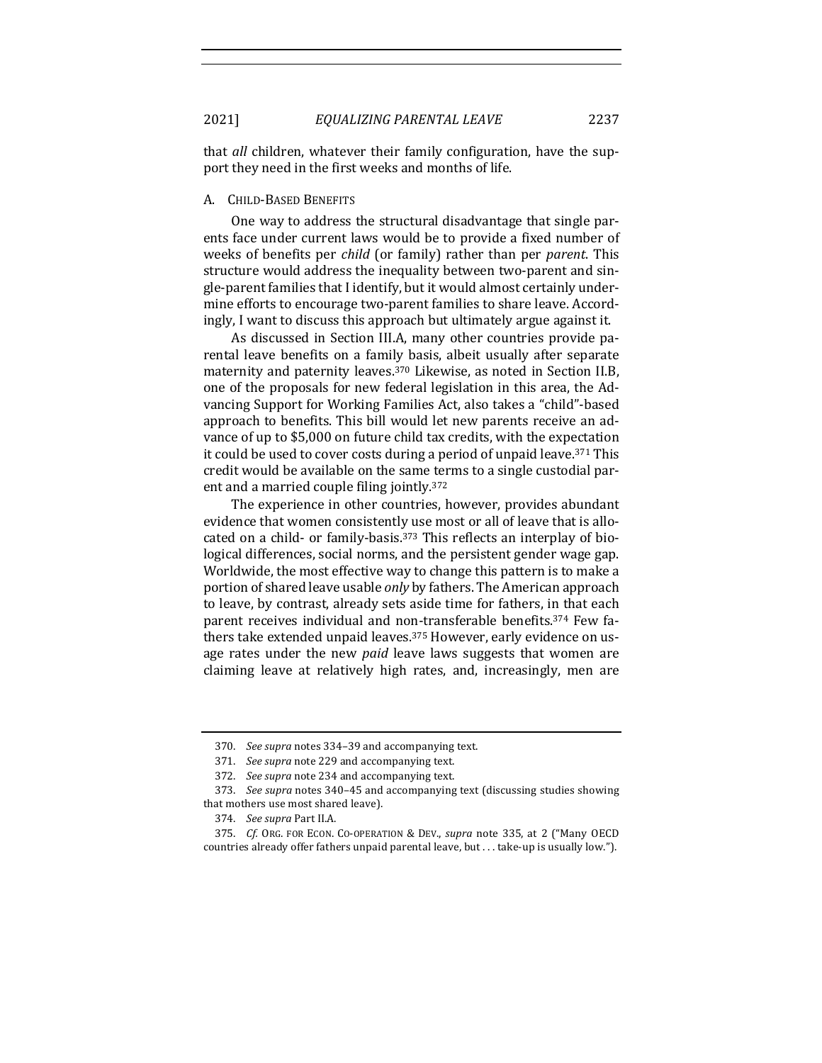that *all* children, whatever their family configuration, have the support they need in the first weeks and months of life.

### A. Child-Based Benefits

One way to address the structural disadvantage that single parents face under current laws would be to provide a fixed number of weeks of benefits per *child* (or family) rather than per *parent*. This structure would address the inequality between two-parent and single-parent families that I identify, but it would almost certainly undermine efforts to encourage two-parent families to share leave. Accordingly, I want to discuss this approach but ultimately argue against it.

As discussed in Section III.A, many other countries provide parental leave benefits on a family basis, albeit usually after separate maternity and paternity leaves.[370] Likewise, as noted in Section II.B, one of the proposals for new federal legislation in this area, the Advancing Support for Working Families Act, also takes a "child"-based approach to benefits. This bill would let new parents receive an advance of up to $5,000 on future child tax credits, with the expectation it could be used to cover costs during a period of unpaid leave.[371] This credit would be available on the same terms to a single custodial parent and a married couple filing jointly.[372]

The experience in other countries, however, provides abundant evidence that women consistently use most or all of leave that is allocated on a child- or family-basis.[373] This reflects an interplay of biological differences, social norms, and the persistent gender wage gap. Worldwide, the most effective way to change this pattern is to make a portion of shared leave usable *only* by fathers. The American approach to leave, by contrast, already sets aside time for fathers, in that each parent receives individual and non-transferable benefits.[374] Few fathers take extended unpaid leaves.[375] However, early evidence on usage rates under the new *paid* leave laws suggests that women are claiming leave at relatively high rates, and, increasingly, men are

---

370. *See supra* notes 334–39 and accompanying text.

371. *See supra* note 229 and accompanying text.

372. *See supra* note 234 and accompanying text.

373. *See supra* notes 340–45 and accompanying text (discussing studies showing that mothers use most shared leave).

374. *See supra* Part II.A.

375. *Cf.* Org. for Econ. Co-operation & Dev., *supra* note 335, at 2 ("Many OECD countries already offer fathers unpaid parental leave, but . . . take-up is usually low.").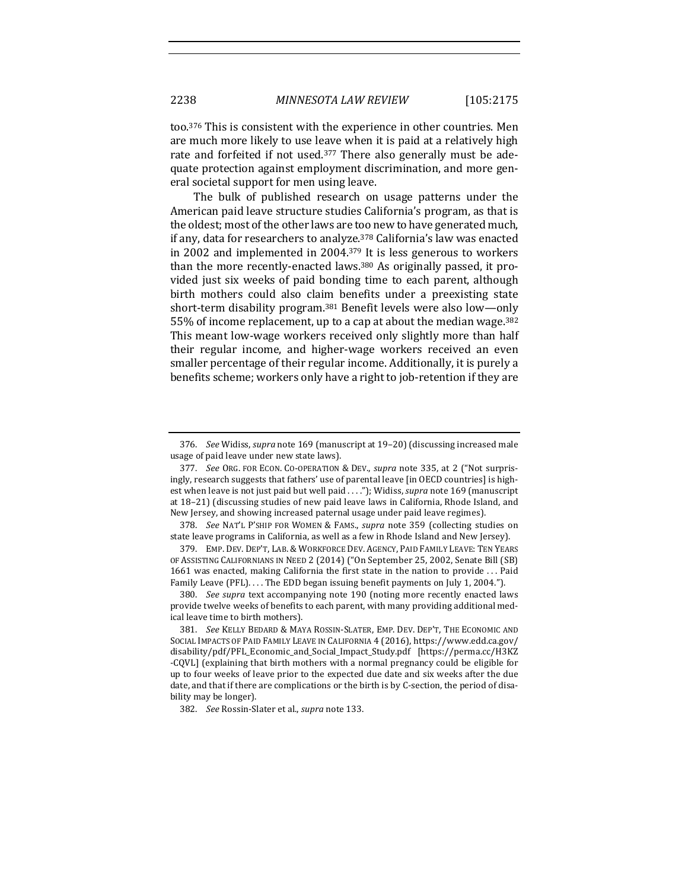too.[376] This is consistent with the experience in other countries. Men are much more likely to use leave when it is paid at a relatively high rate and forfeited if not used.[377] There also generally must be adequate protection against employment discrimination, and more general societal support for men using leave.

The bulk of published research on usage patterns under the American paid leave structure studies California's program, as that is the oldest; most of the other laws are too new to have generated much, if any, data for researchers to analyze.[378] California's law was enacted in 2002 and implemented in 2004.[379] It is less generous to workers than the more recently-enacted laws.[380] As originally passed, it provided just six weeks of paid bonding time to each parent, although birth mothers could also claim benefits under a preexisting state short-term disability program.[381] Benefit levels were also low—only 55% of income replacement, up to a cap at about the median wage.[382] This meant low-wage workers received only slightly more than half their regular income, and higher-wage workers received an even smaller percentage of their regular income. Additionally, it is purely a benefits scheme; workers only have a right to job-retention if they are

---

376. *See* Widiss, *supra* note 169 (manuscript at 19–20) (discussing increased male usage of paid leave under new state laws).

377. *See* ORG. FOR ECON. CO-OPERATION & DEV., *supra* note 335, at 2 ("Not surprisingly, research suggests that fathers' use of parental leave [in OECD countries] is highest when leave is not just paid but well paid . . . ."); Widiss, *supra* note 169 (manuscript at 18–21) (discussing studies of new paid leave laws in California, Rhode Island, and New Jersey, and showing increased paternal usage under paid leave regimes).

378. *See* NAT'L P'SHIP FOR WOMEN & FAMS., *supra* note 359 (collecting studies on state leave programs in California, as well as a few in Rhode Island and New Jersey).

379. EMP. DEV. DEP'T, LAB. & WORKFORCE DEV. AGENCY, PAID FAMILY LEAVE: TEN YEARS OF ASSISTING CALIFORNIANS IN NEED 2 (2014) ("On September 25, 2002, Senate Bill (SB) 1661 was enacted, making California the first state in the nation to provide . . . Paid Family Leave (PFL). . . . The EDD began issuing benefit payments on July 1, 2004.").

380. *See supra* text accompanying note 190 (noting more recently enacted laws provide twelve weeks of benefits to each parent, with many providing additional medical leave time to birth mothers).

381. *See* KELLY BEDARD & MAYA ROSSIN-SLATER, EMP. DEV. DEP'T, THE ECONOMIC AND SOCIAL IMPACTS OF PAID FAMILY LEAVE IN CALIFORNIA 4 (2016), https://www.edd.ca.gov/disability/pdf/PFL_Economic_and_Social_Impact_Study.pdf [https://perma.cc/H3KZ-CQVL] (explaining that birth mothers with a normal pregnancy could be eligible for up to four weeks of leave prior to the expected due date and six weeks after the due date, and that if there are complications or the birth is by C-section, the period of disability may be longer).

382. *See* Rossin-Slater et al., *supra* note 133.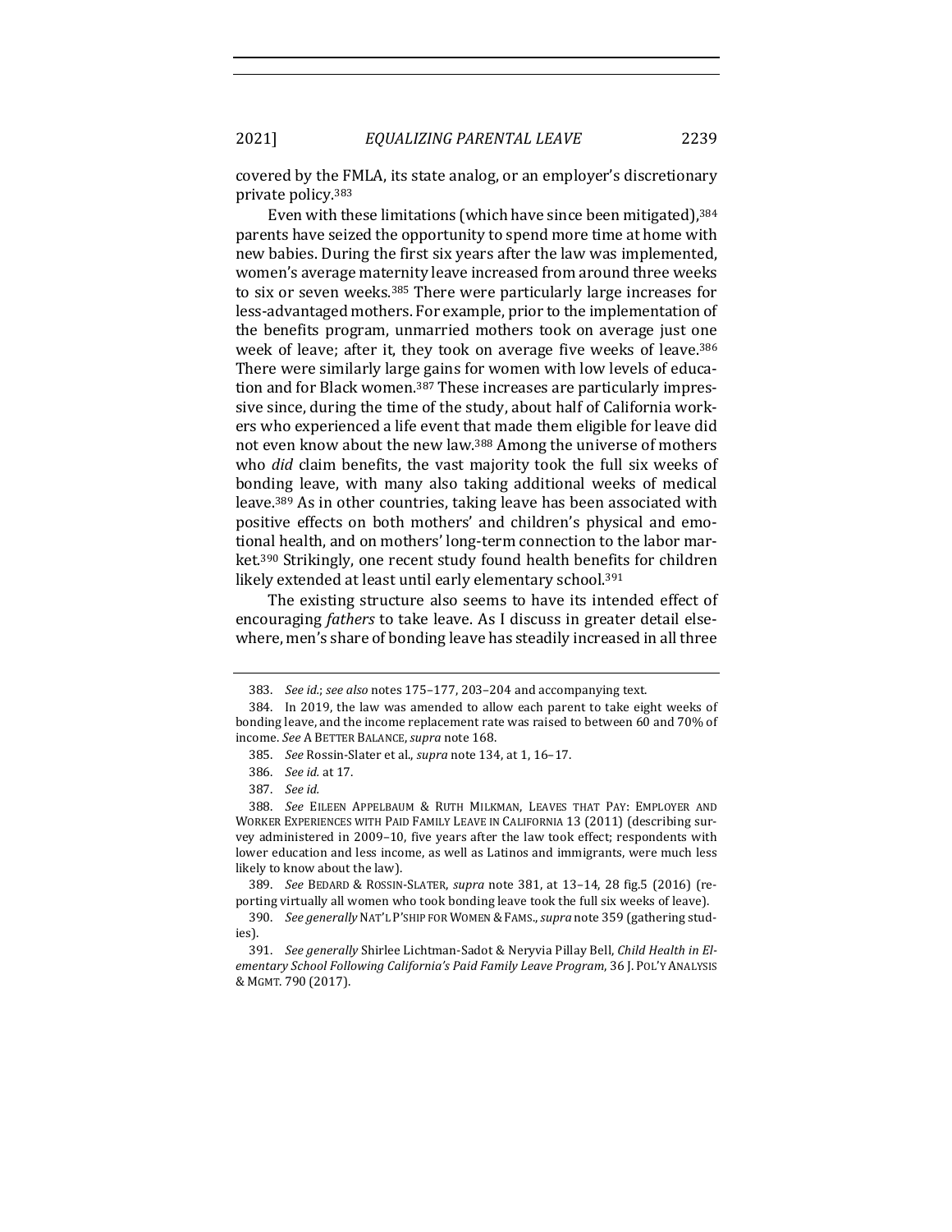covered by the FMLA, its state analog, or an employer's discretionary private policy.[383]

Even with these limitations (which have since been mitigated),[384] parents have seized the opportunity to spend more time at home with new babies. During the first six years after the law was implemented, women's average maternity leave increased from around three weeks to six or seven weeks.[385] There were particularly large increases for less-advantaged mothers. For example, prior to the implementation of the benefits program, unmarried mothers took on average just one week of leave; after it, they took on average five weeks of leave.[386] There were similarly large gains for women with low levels of education and for Black women.[387] These increases are particularly impressive since, during the time of the study, about half of California workers who experienced a life event that made them eligible for leave did not even know about the new law.[388] Among the universe of mothers who *did* claim benefits, the vast majority took the full six weeks of bonding leave, with many also taking additional weeks of medical leave.[389] As in other countries, taking leave has been associated with positive effects on both mothers' and children's physical and emotional health, and on mothers' long-term connection to the labor market.[390] Strikingly, one recent study found health benefits for children likely extended at least until early elementary school.[391]

The existing structure also seems to have its intended effect of encouraging *fathers* to take leave. As I discuss in greater detail elsewhere, men's share of bonding leave has steadily increased in all three

---

383. *See id.*; *see also* notes 175–177, 203–204 and accompanying text.

384. In 2019, the law was amended to allow each parent to take eight weeks of bonding leave, and the income replacement rate was raised to between 60 and 70% of income. *See* A BETTER BALANCE, *supra* note 168.

385. *See* Rossin-Slater et al., *supra* note 134, at 1, 16–17.

386. *See id.* at 17.

387. *See id.*

388. *See* EILEEN APPELBAUM & RUTH MILKMAN, LEAVES THAT PAY: EMPLOYER AND WORKER EXPERIENCES WITH PAID FAMILY LEAVE IN CALIFORNIA 13 (2011) (describing survey administered in 2009–10, five years after the law took effect; respondents with lower education and less income, as well as Latinos and immigrants, were much less likely to know about the law).

389. *See* BEDARD & ROSSIN-SLATER, *supra* note 381, at 13–14, 28 fig.5 (2016) (reporting virtually all women who took bonding leave took the full six weeks of leave).

390. *See generally* NAT'L P'SHIP FOR WOMEN & FAMS., *supra* note 359 (gathering studies).

391. *See generally* Shirlee Lichtman-Sadot & Neryvia Pillay Bell, *Child Health in Elementary School Following California's Paid Family Leave Program*, 36 J. POL'Y ANALYSIS & MGMT. 790 (2017).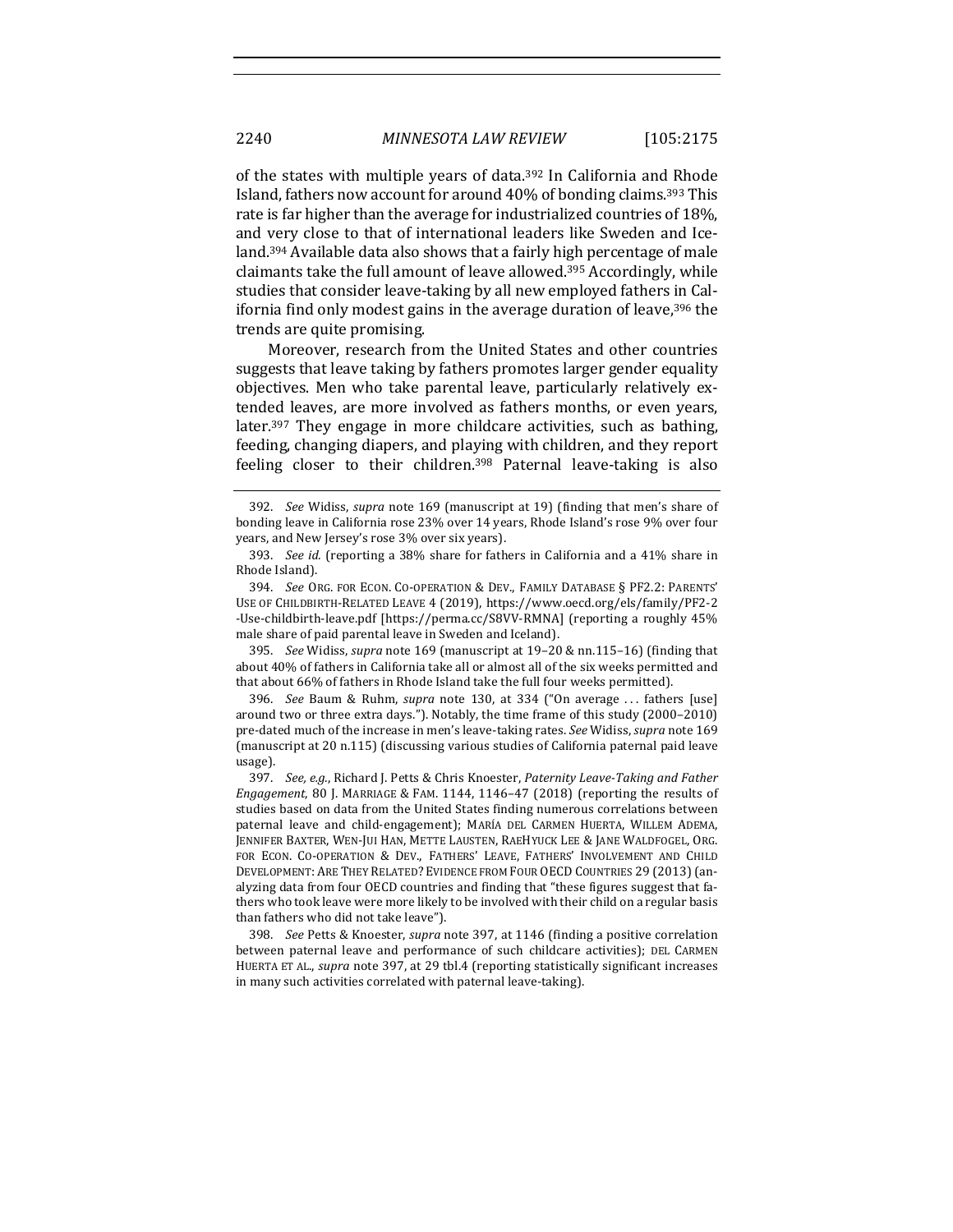of the states with multiple years of data.[392] In California and Rhode Island, fathers now account for around 40% of bonding claims.[393] This rate is far higher than the average for industrialized countries of 18%, and very close to that of international leaders like Sweden and Iceland.[394] Available data also shows that a fairly high percentage of male claimants take the full amount of leave allowed.[395] Accordingly, while studies that consider leave-taking by all new employed fathers in California find only modest gains in the average duration of leave,[396] the trends are quite promising.

Moreover, research from the United States and other countries suggests that leave taking by fathers promotes larger gender equality objectives. Men who take parental leave, particularly relatively extended leaves, are more involved as fathers months, or even years, later.[397] They engage in more childcare activities, such as bathing, feeding, changing diapers, and playing with children, and they report feeling closer to their children.[398] Paternal leave-taking is also

---

392. *See* Widiss, *supra* note 169 (manuscript at 19) (finding that men's share of bonding leave in California rose 23% over 14 years, Rhode Island's rose 9% over four years, and New Jersey's rose 3% over six years).

393. *See id.* (reporting a 38% share for fathers in California and a 41% share in Rhode Island).

394. *See* ORG. FOR ECON. CO-OPERATION & DEV., FAMILY DATABASE § PF2.2: PARENTS' USE OF CHILDBIRTH-RELATED LEAVE 4 (2019), https://www.oecd.org/els/family/PF2-2-Use-childbirth-leave.pdf [https://perma.cc/S8VV-RMNA] (reporting a roughly 45% male share of paid parental leave in Sweden and Iceland).

395. *See* Widiss, *supra* note 169 (manuscript at 19–20 & nn.115–16) (finding that about 40% of fathers in California take all or almost all of the six weeks permitted and that about 66% of fathers in Rhode Island take the full four weeks permitted).

396. *See* Baum & Ruhm, *supra* note 130, at 334 ("On average . . . fathers [use] around two or three extra days."). Notably, the time frame of this study (2000–2010) pre-dated much of the increase in men's leave-taking rates. *See* Widiss, *supra* note 169 (manuscript at 20 n.115) (discussing various studies of California paternal paid leave usage).

397. *See, e.g.*, Richard J. Petts & Chris Knoester, *Paternity Leave-Taking and Father Engagement*, 80 J. MARRIAGE & FAM. 1144, 1146–47 (2018) (reporting the results of studies based on data from the United States finding numerous correlations between paternal leave and child-engagement); MARÍA DEL CARMEN HUERTA, WILLEM ADEMA, JENNIFER BAXTER, WEN-JUI HAN, METTE LAUSTEN, RAEHYUCK LEE & JANE WALDFOGEL, ORG. FOR ECON. CO-OPERATION & DEV., FATHERS' LEAVE, FATHERS' INVOLVEMENT AND CHILD DEVELOPMENT: ARE THEY RELATED? EVIDENCE FROM FOUR OECD COUNTRIES 29 (2013) (analyzing data from four OECD countries and finding that "these figures suggest that fathers who took leave were more likely to be involved with their child on a regular basis than fathers who did not take leave").

398. *See* Petts & Knoester, *supra* note 397, at 1146 (finding a positive correlation between paternal leave and performance of such childcare activities); DEL CARMEN HUERTA ET AL., *supra* note 397, at 29 tbl.4 (reporting statistically significant increases in many such activities correlated with paternal leave-taking).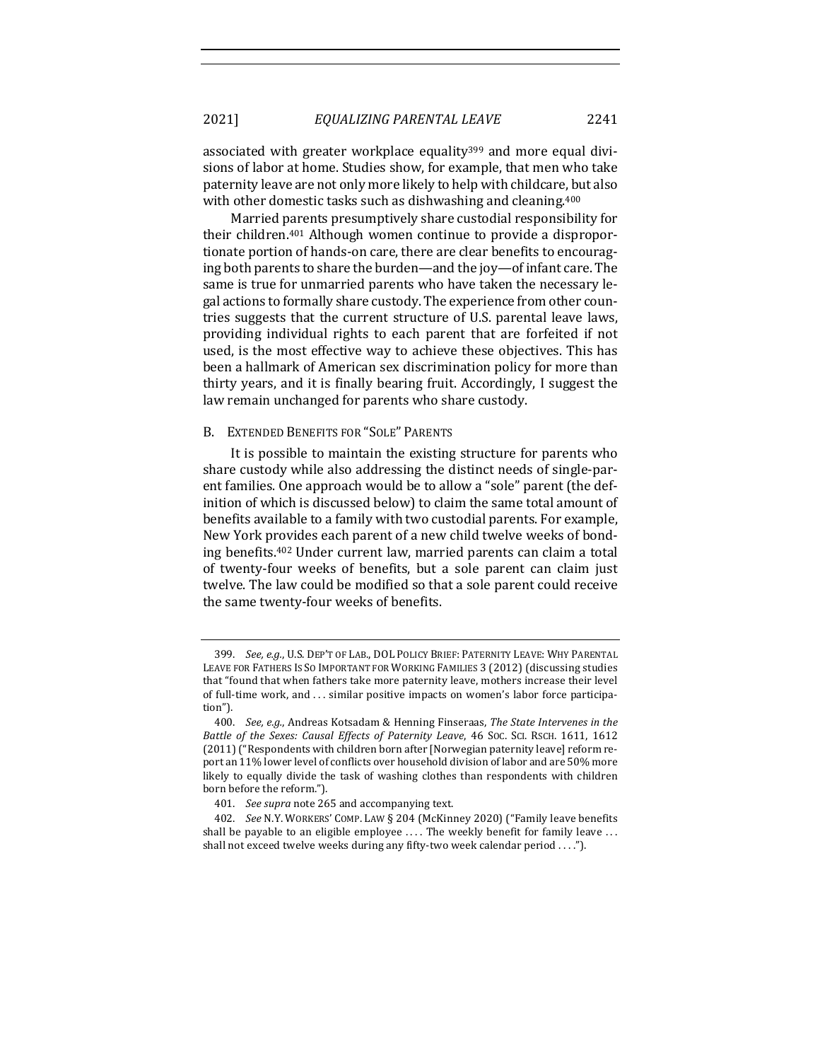associated with greater workplace equality[399] and more equal divisions of labor at home. Studies show, for example, that men who take paternity leave are not only more likely to help with childcare, but also with other domestic tasks such as dishwashing and cleaning.[400]

Married parents presumptively share custodial responsibility for their children.[401] Although women continue to provide a disproportionate portion of hands-on care, there are clear benefits to encouraging both parents to share the burden—and the joy—of infant care. The same is true for unmarried parents who have taken the necessary legal actions to formally share custody. The experience from other countries suggests that the current structure of U.S. parental leave laws, providing individual rights to each parent that are forfeited if not used, is the most effective way to achieve these objectives. This has been a hallmark of American sex discrimination policy for more than thirty years, and it is finally bearing fruit. Accordingly, I suggest the law remain unchanged for parents who share custody.

### B. Extended Benefits for "Sole" Parents

It is possible to maintain the existing structure for parents who share custody while also addressing the distinct needs of single-parent families. One approach would be to allow a "sole" parent (the definition of which is discussed below) to claim the same total amount of benefits available to a family with two custodial parents. For example, New York provides each parent of a new child twelve weeks of bonding benefits.[402] Under current law, married parents can claim a total of twenty-four weeks of benefits, but a sole parent can claim just twelve. The law could be modified so that a sole parent could receive the same twenty-four weeks of benefits.

---

399. *See, e.g.*, U.S. Dep't of Lab., DOL Policy Brief: Paternity Leave: Why Parental Leave for Fathers Is So Important for Working Families 3 (2012) (discussing studies that "found that when fathers take more paternity leave, mothers increase their level of full-time work, and . . . similar positive impacts on women's labor force participation").

400. *See, e.g.*, Andreas Kotsadam & Henning Finseraas, *The State Intervenes in the Battle of the Sexes: Causal Effects of Paternity Leave*, 46 Soc. Sci. Rsch. 1611, 1612 (2011) ("Respondents with children born after [Norwegian paternity leave] reform report an 11% lower level of conflicts over household division of labor and are 50% more likely to equally divide the task of washing clothes than respondents with children born before the reform.").

401. *See supra* note 265 and accompanying text.

402. *See* N.Y. Workers' Comp. Law § 204 (McKinney 2020) ("Family leave benefits shall be payable to an eligible employee . . . . The weekly benefit for family leave . . . shall not exceed twelve weeks during any fifty-two week calendar period . . . .").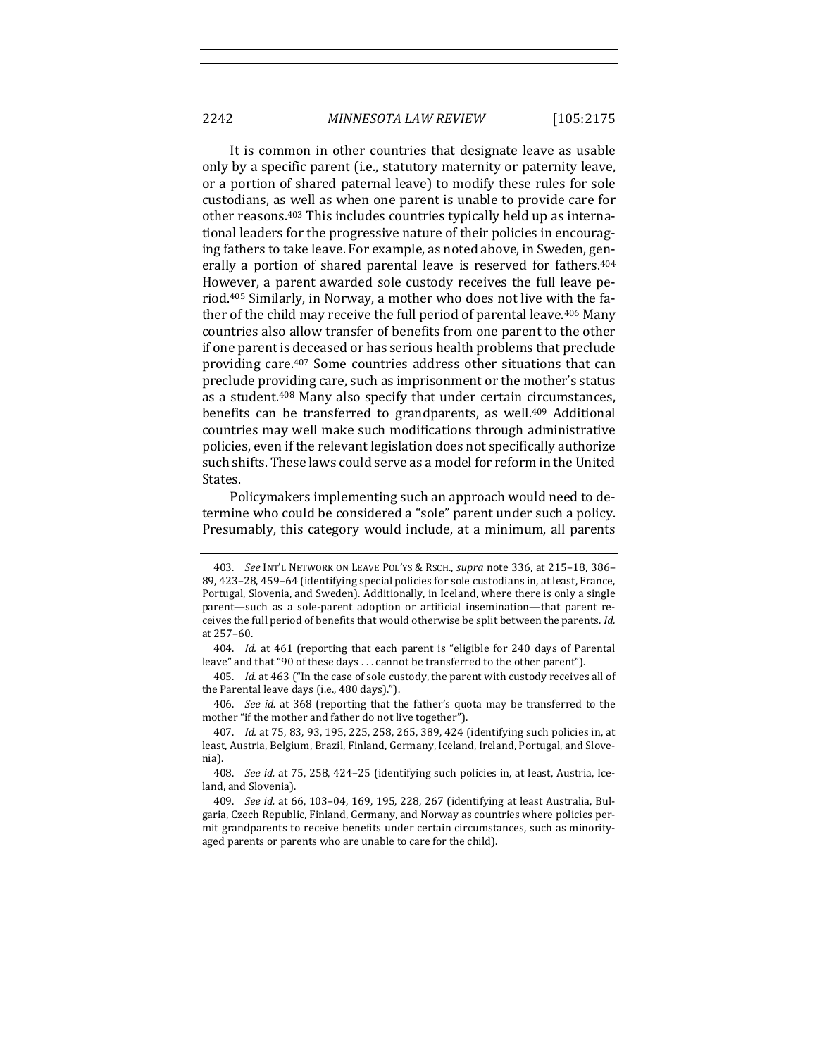It is common in other countries that designate leave as usable only by a specific parent (i.e., statutory maternity or paternity leave, or a portion of shared paternal leave) to modify these rules for sole custodians, as well as when one parent is unable to provide care for other reasons.[403] This includes countries typically held up as international leaders for the progressive nature of their policies in encouraging fathers to take leave. For example, as noted above, in Sweden, generally a portion of shared parental leave is reserved for fathers.[404] However, a parent awarded sole custody receives the full leave period.[405] Similarly, in Norway, a mother who does not live with the father of the child may receive the full period of parental leave.[406] Many countries also allow transfer of benefits from one parent to the other if one parent is deceased or has serious health problems that preclude providing care.[407] Some countries address other situations that can preclude providing care, such as imprisonment or the mother's status as a student.[408] Many also specify that under certain circumstances, benefits can be transferred to grandparents, as well.[409] Additional countries may well make such modifications through administrative policies, even if the relevant legislation does not specifically authorize such shifts. These laws could serve as a model for reform in the United States.

Policymakers implementing such an approach would need to determine who could be considered a "sole" parent under such a policy. Presumably, this category would include, at a minimum, all parents

---

403. *See* INT'L NETWORK ON LEAVE POL'YS & RSCH., *supra* note 336, at 215–18, 386–89, 423–28, 459–64 (identifying special policies for sole custodians in, at least, France, Portugal, Slovenia, and Sweden). Additionally, in Iceland, where there is only a single parent—such as a sole-parent adoption or artificial insemination—that parent receives the full period of benefits that would otherwise be split between the parents. *Id.* at 257–60.

404. *Id.* at 461 (reporting that each parent is "eligible for 240 days of Parental leave" and that "90 of these days . . . cannot be transferred to the other parent").

405. *Id.* at 463 ("In the case of sole custody, the parent with custody receives all of the Parental leave days (i.e., 480 days).").

406. *See id.* at 368 (reporting that the father's quota may be transferred to the mother "if the mother and father do not live together").

407. *Id.* at 75, 83, 93, 195, 225, 258, 265, 389, 424 (identifying such policies in, at least, Austria, Belgium, Brazil, Finland, Germany, Iceland, Ireland, Portugal, and Slovenia).

408. *See id.* at 75, 258, 424–25 (identifying such policies in, at least, Austria, Iceland, and Slovenia).

409. *See id.* at 66, 103–04, 169, 195, 228, 267 (identifying at least Australia, Bulgaria, Czech Republic, Finland, Germany, and Norway as countries where policies permit grandparents to receive benefits under certain circumstances, such as minority-aged parents or parents who are unable to care for the child).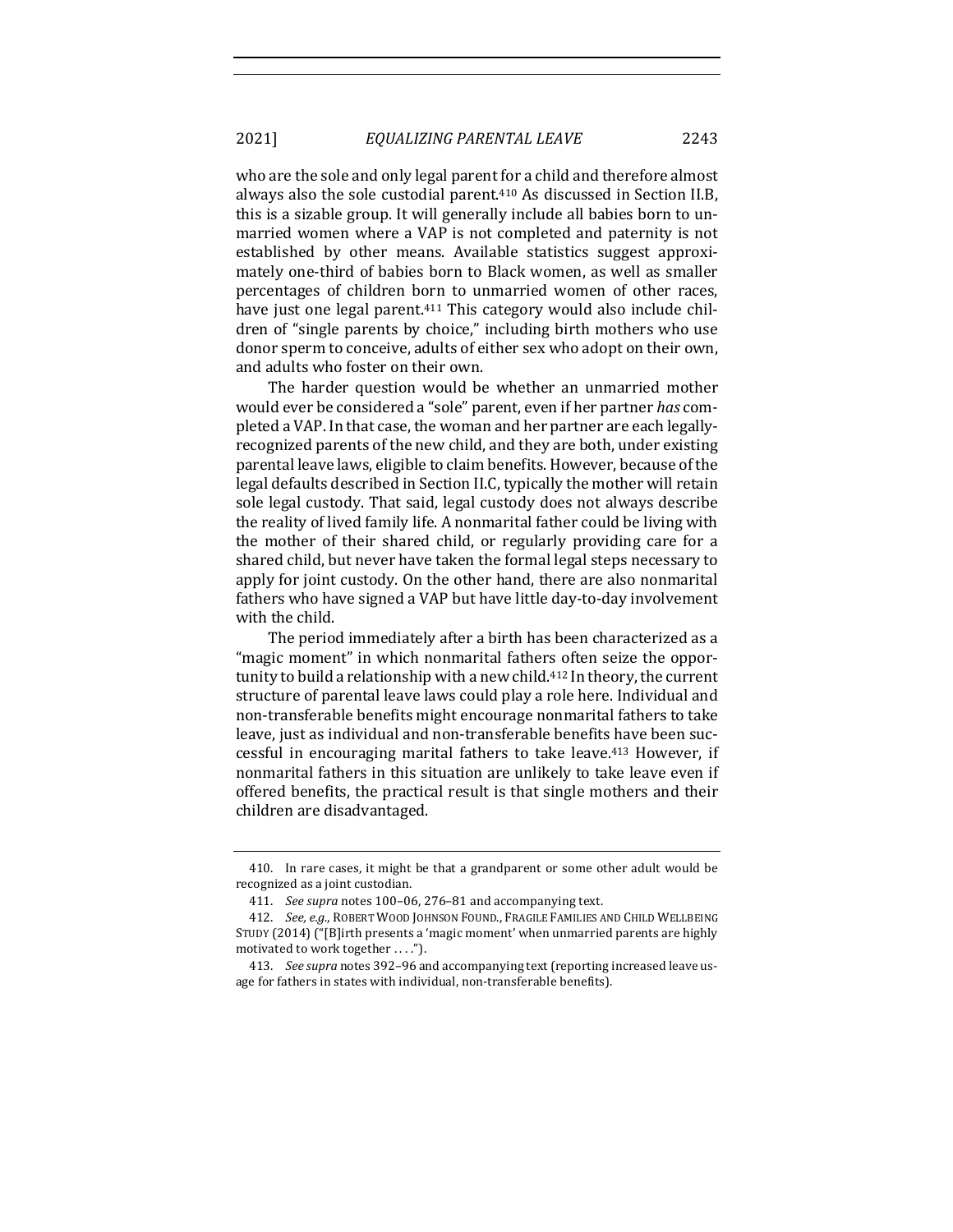who are the sole and only legal parent for a child and therefore almost always also the sole custodial parent.[410] As discussed in Section II.B, this is a sizable group. It will generally include all babies born to unmarried women where a VAP is not completed and paternity is not established by other means. Available statistics suggest approximately one-third of babies born to Black women, as well as smaller percentages of children born to unmarried women of other races, have just one legal parent.[411] This category would also include children of "single parents by choice," including birth mothers who use donor sperm to conceive, adults of either sex who adopt on their own, and adults who foster on their own.

The harder question would be whether an unmarried mother would ever be considered a "sole" parent, even if her partner *has* completed a VAP. In that case, the woman and her partner are each legally-recognized parents of the new child, and they are both, under existing parental leave laws, eligible to claim benefits. However, because of the legal defaults described in Section II.C, typically the mother will retain sole legal custody. That said, legal custody does not always describe the reality of lived family life. A nonmarital father could be living with the mother of their shared child, or regularly providing care for a shared child, but never have taken the formal legal steps necessary to apply for joint custody. On the other hand, there are also nonmarital fathers who have signed a VAP but have little day-to-day involvement with the child.

The period immediately after a birth has been characterized as a "magic moment" in which nonmarital fathers often seize the opportunity to build a relationship with a new child.[412] In theory, the current structure of parental leave laws could play a role here. Individual and non-transferable benefits might encourage nonmarital fathers to take leave, just as individual and non-transferable benefits have been successful in encouraging marital fathers to take leave.[413] However, if nonmarital fathers in this situation are unlikely to take leave even if offered benefits, the practical result is that single mothers and their children are disadvantaged.

---

410. In rare cases, it might be that a grandparent or some other adult would be recognized as a joint custodian.

411. *See supra* notes 100–06, 276–81 and accompanying text.

412. *See, e.g.*, ROBERT WOOD JOHNSON FOUND., FRAGILE FAMILIES AND CHILD WELLBEING STUDY (2014) ("[B]irth presents a 'magic moment' when unmarried parents are highly motivated to work together . . . .").

413. *See supra* notes 392–96 and accompanying text (reporting increased leave usage for fathers in states with individual, non-transferable benefits).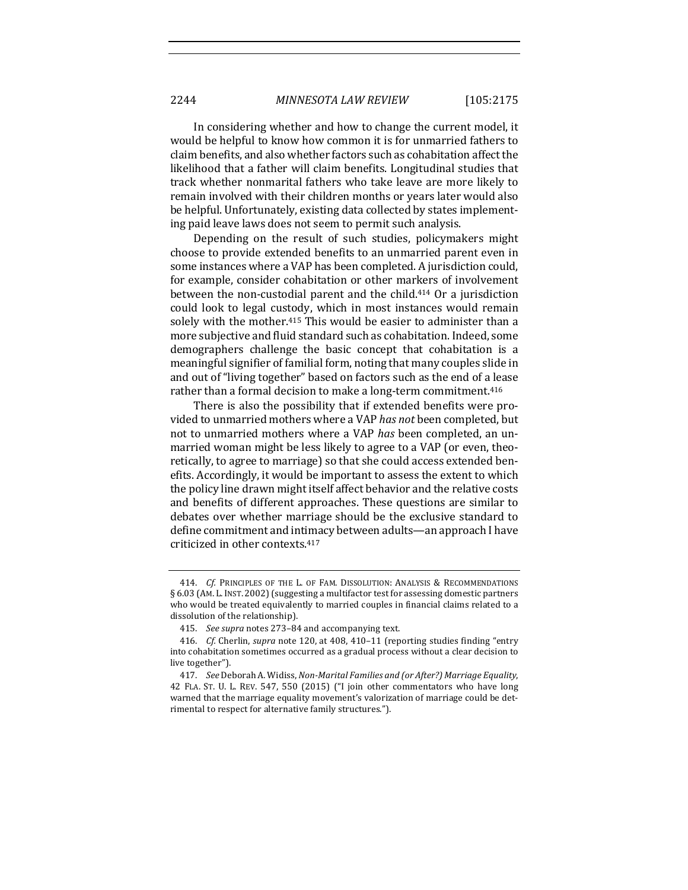In considering whether and how to change the current model, it would be helpful to know how common it is for unmarried fathers to claim benefits, and also whether factors such as cohabitation affect the likelihood that a father will claim benefits. Longitudinal studies that track whether nonmarital fathers who take leave are more likely to remain involved with their children months or years later would also be helpful. Unfortunately, existing data collected by states implementing paid leave laws does not seem to permit such analysis.

Depending on the result of such studies, policymakers might choose to provide extended benefits to an unmarried parent even in some instances where a VAP has been completed. A jurisdiction could, for example, consider cohabitation or other markers of involvement between the non-custodial parent and the child.[414] Or a jurisdiction could look to legal custody, which in most instances would remain solely with the mother.[415] This would be easier to administer than a more subjective and fluid standard such as cohabitation. Indeed, some demographers challenge the basic concept that cohabitation is a meaningful signifier of familial form, noting that many couples slide in and out of "living together" based on factors such as the end of a lease rather than a formal decision to make a long-term commitment.[416]

There is also the possibility that if extended benefits were provided to unmarried mothers where a VAP *has not* been completed, but not to unmarried mothers where a VAP *has* been completed, an unmarried woman might be less likely to agree to a VAP (or even, theoretically, to agree to marriage) so that she could access extended benefits. Accordingly, it would be important to assess the extent to which the policy line drawn might itself affect behavior and the relative costs and benefits of different approaches. These questions are similar to debates over whether marriage should be the exclusive standard to define commitment and intimacy between adults—an approach I have criticized in other contexts.[417]

---

414. *Cf.* PRINCIPLES OF THE L. OF FAM. DISSOLUTION: ANALYSIS & RECOMMENDATIONS § 6.03 (AM. L. INST. 2002) (suggesting a multifactor test for assessing domestic partners who would be treated equivalently to married couples in financial claims related to a dissolution of the relationship).

415. *See supra* notes 273–84 and accompanying text.

416. *Cf.* Cherlin, *supra* note 120, at 408, 410–11 (reporting studies finding "entry into cohabitation sometimes occurred as a gradual process without a clear decision to live together").

417. *See* Deborah A. Widiss, *Non-Marital Families and (or After?) Marriage Equality*, 42 FLA. ST. U. L. REV. 547, 550 (2015) ("I join other commentators who have long warned that the marriage equality movement's valorization of marriage could be detrimental to respect for alternative family structures.").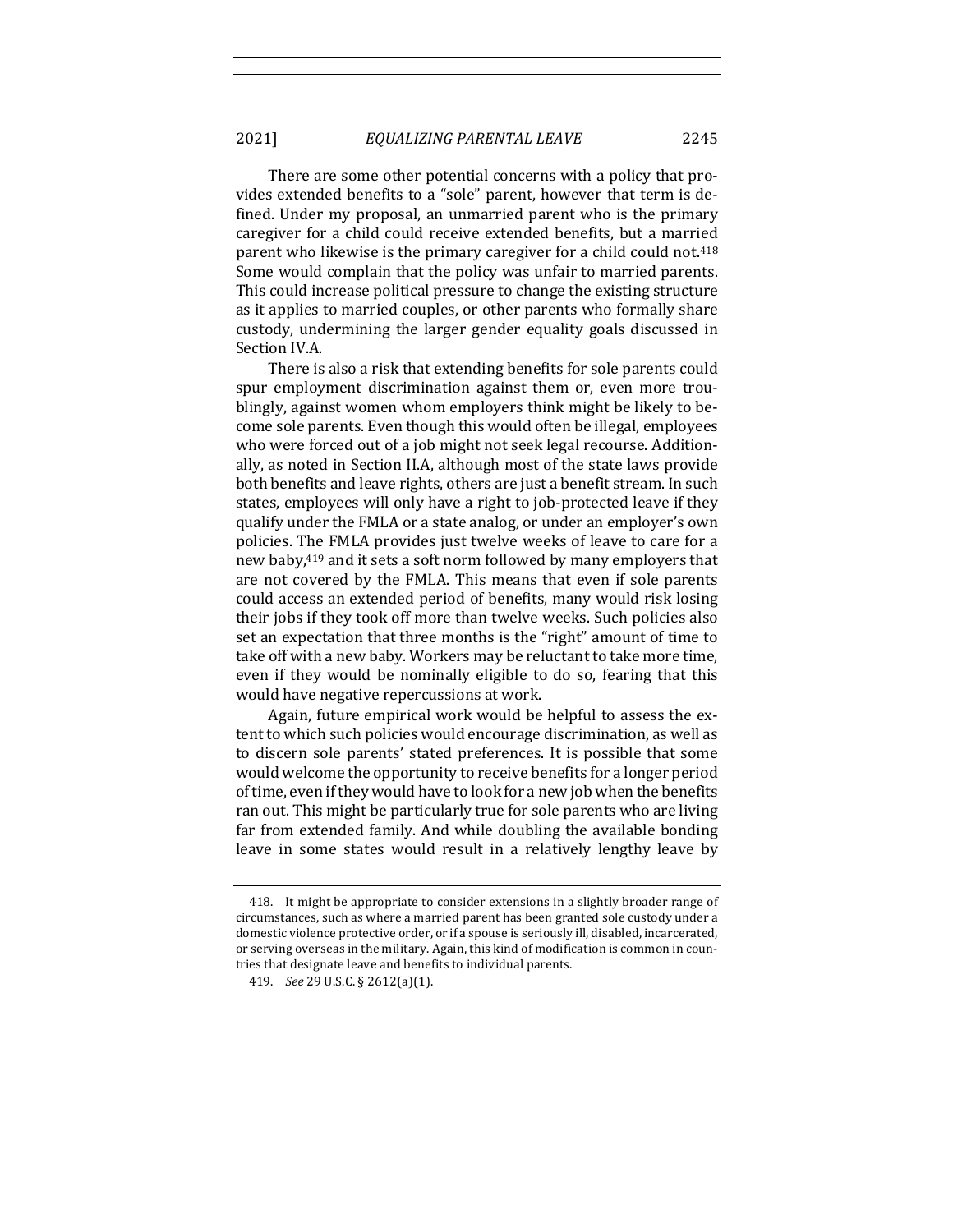There are some other potential concerns with a policy that provides extended benefits to a "sole" parent, however that term is defined. Under my proposal, an unmarried parent who is the primary caregiver for a child could receive extended benefits, but a married parent who likewise is the primary caregiver for a child could not.[418] Some would complain that the policy was unfair to married parents. This could increase political pressure to change the existing structure as it applies to married couples, or other parents who formally share custody, undermining the larger gender equality goals discussed in Section IV.A.

There is also a risk that extending benefits for sole parents could spur employment discrimination against them or, even more troublingly, against women whom employers think might be likely to become sole parents. Even though this would often be illegal, employees who were forced out of a job might not seek legal recourse. Additionally, as noted in Section II.A, although most of the state laws provide both benefits and leave rights, others are just a benefit stream. In such states, employees will only have a right to job-protected leave if they qualify under the FMLA or a state analog, or under an employer's own policies. The FMLA provides just twelve weeks of leave to care for a new baby,[419] and it sets a soft norm followed by many employers that are not covered by the FMLA. This means that even if sole parents could access an extended period of benefits, many would risk losing their jobs if they took off more than twelve weeks. Such policies also set an expectation that three months is the "right" amount of time to take off with a new baby. Workers may be reluctant to take more time, even if they would be nominally eligible to do so, fearing that this would have negative repercussions at work.

Again, future empirical work would be helpful to assess the extent to which such policies would encourage discrimination, as well as to discern sole parents' stated preferences. It is possible that some would welcome the opportunity to receive benefits for a longer period of time, even if they would have to look for a new job when the benefits ran out. This might be particularly true for sole parents who are living far from extended family. And while doubling the available bonding leave in some states would result in a relatively lengthy leave by

418. It might be appropriate to consider extensions in a slightly broader range of circumstances, such as where a married parent has been granted sole custody under a domestic violence protective order, or if a spouse is seriously ill, disabled, incarcerated, or serving overseas in the military. Again, this kind of modification is common in countries that designate leave and benefits to individual parents.

419. *See* 29 U.S.C. § 2612(a)(1).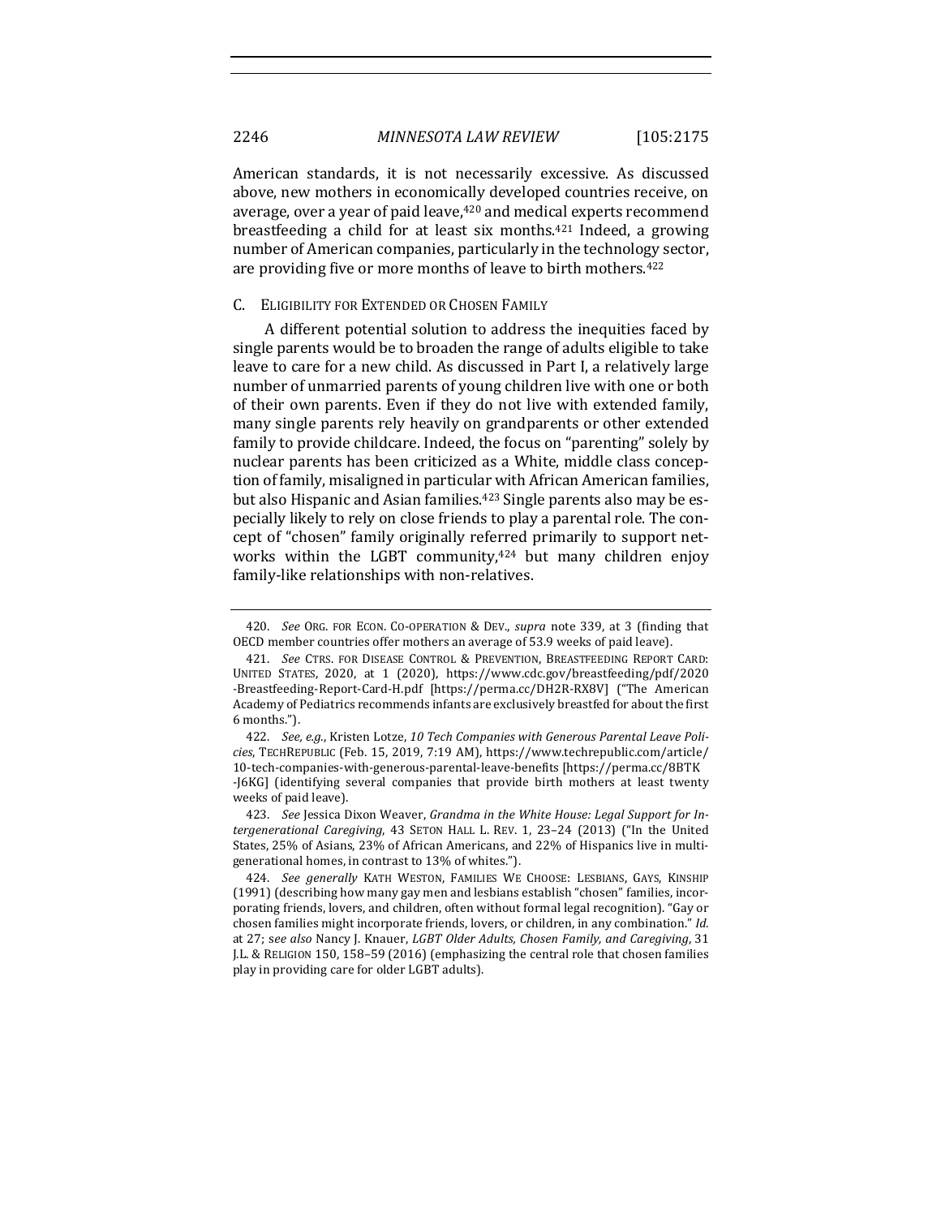American standards, it is not necessarily excessive. As discussed above, new mothers in economically developed countries receive, on average, over a year of paid leave,[420] and medical experts recommend breastfeeding a child for at least six months.[421] Indeed, a growing number of American companies, particularly in the technology sector, are providing five or more months of leave to birth mothers.[422]

### C. Eligibility for Extended or Chosen Family

A different potential solution to address the inequities faced by single parents would be to broaden the range of adults eligible to take leave to care for a new child. As discussed in Part I, a relatively large number of unmarried parents of young children live with one or both of their own parents. Even if they do not live with extended family, many single parents rely heavily on grandparents or other extended family to provide childcare. Indeed, the focus on "parenting" solely by nuclear parents has been criticized as a White, middle class conception of family, misaligned in particular with African American families, but also Hispanic and Asian families.[423] Single parents also may be especially likely to rely on close friends to play a parental role. The concept of "chosen" family originally referred primarily to support networks within the LGBT community,[424] but many children enjoy family-like relationships with non-relatives.

---

420. *See* Org. for Econ. Co-operation & Dev., *supra* note 339, at 3 (finding that OECD member countries offer mothers an average of 53.9 weeks of paid leave).

421. *See* Ctrs. for Disease Control & Prevention, Breastfeeding Report Card: United States, 2020, at 1 (2020), https://www.cdc.gov/breastfeeding/pdf/2020-Breastfeeding-Report-Card-H.pdf [https://perma.cc/DH2R-RX8V] ("The American Academy of Pediatrics recommends infants are exclusively breastfed for about the first 6 months.").

422. *See, e.g.*, Kristen Lotze, *10 Tech Companies with Generous Parental Leave Policies*, TechRepublic (Feb. 15, 2019, 7:19 AM), https://www.techrepublic.com/article/10-tech-companies-with-generous-parental-leave-benefits [https://perma.cc/8BTK-J6KG] (identifying several companies that provide birth mothers at least twenty weeks of paid leave).

423. *See* Jessica Dixon Weaver, *Grandma in the White House: Legal Support for Intergenerational Caregiving*, 43 Seton Hall L. Rev. 1, 23–24 (2013) ("In the United States, 25% of Asians, 23% of African Americans, and 22% of Hispanics live in multi-generational homes, in contrast to 13% of whites.").

424. *See generally* Kath Weston, Families We Choose: Lesbians, Gays, Kinship (1991) (describing how many gay men and lesbians establish "chosen" families, incorporating friends, lovers, and children, often without formal legal recognition). "Gay or chosen families might incorporate friends, lovers, or children, in any combination." *Id.* at 27; *see also* Nancy J. Knauer, *LGBT Older Adults, Chosen Family, and Caregiving*, 31 J.L. & Religion 150, 158–59 (2016) (emphasizing the central role that chosen families play in providing care for older LGBT adults).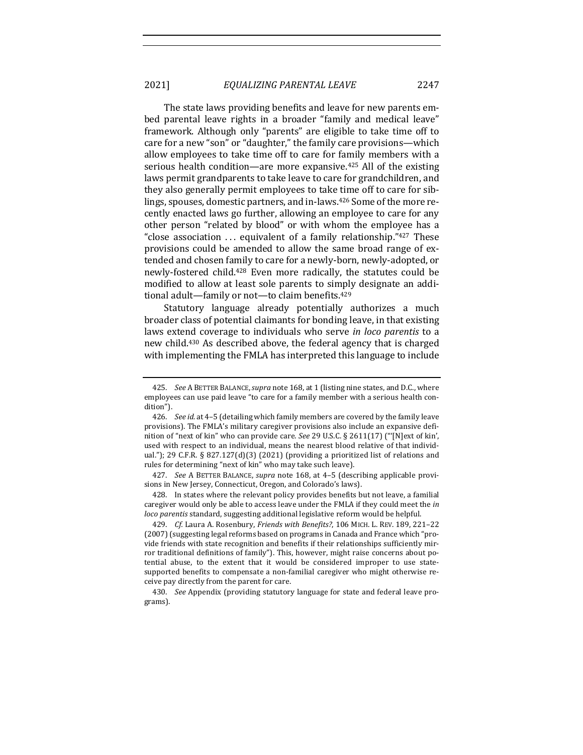The state laws providing benefits and leave for new parents embed parental leave rights in a broader "family and medical leave" framework. Although only "parents" are eligible to take time off to care for a new "son" or "daughter," the family care provisions—which allow employees to take time off to care for family members with a serious health condition—are more expansive.[425] All of the existing laws permit grandparents to take leave to care for grandchildren, and they also generally permit employees to take time off to care for siblings, spouses, domestic partners, and in-laws.[426] Some of the more recently enacted laws go further, allowing an employee to care for any other person "related by blood" or with whom the employee has a "close association . . . equivalent of a family relationship."[427] These provisions could be amended to allow the same broad range of extended and chosen family to care for a newly-born, newly-adopted, or newly-fostered child.[428] Even more radically, the statutes could be modified to allow at least sole parents to simply designate an additional adult—family or not—to claim benefits.[429]

Statutory language already potentially authorizes a much broader class of potential claimants for bonding leave, in that existing laws extend coverage to individuals who serve *in loco parentis* to a new child.[430] As described above, the federal agency that is charged with implementing the FMLA has interpreted this language to include

---

425. *See* A BETTER BALANCE, *supra* note 168, at 1 (listing nine states, and D.C., where employees can use paid leave "to care for a family member with a serious health condition").

426. *See id.* at 4–5 (detailing which family members are covered by the family leave provisions). The FMLA's military caregiver provisions also include an expansive definition of "next of kin" who can provide care. *See* 29 U.S.C. § 2611(17) ("'[N]ext of kin', used with respect to an individual, means the nearest blood relative of that individual."); 29 C.F.R. § 827.127(d)(3) (2021) (providing a prioritized list of relations and rules for determining "next of kin" who may take such leave).

427. *See* A BETTER BALANCE, *supra* note 168, at 4–5 (describing applicable provisions in New Jersey, Connecticut, Oregon, and Colorado's laws).

428. In states where the relevant policy provides benefits but not leave, a familial caregiver would only be able to access leave under the FMLA if they could meet the *in loco parentis* standard, suggesting additional legislative reform would be helpful.

429. *Cf.* Laura A. Rosenbury, *Friends with Benefits?*, 106 MICH. L. REV. 189, 221–22 (2007) (suggesting legal reforms based on programs in Canada and France which "provide friends with state recognition and benefits if their relationships sufficiently mirror traditional definitions of family"). This, however, might raise concerns about potential abuse, to the extent that it would be considered improper to use state-supported benefits to compensate a non-familial caregiver who might otherwise receive pay directly from the parent for care.

430. *See* Appendix (providing statutory language for state and federal leave programs).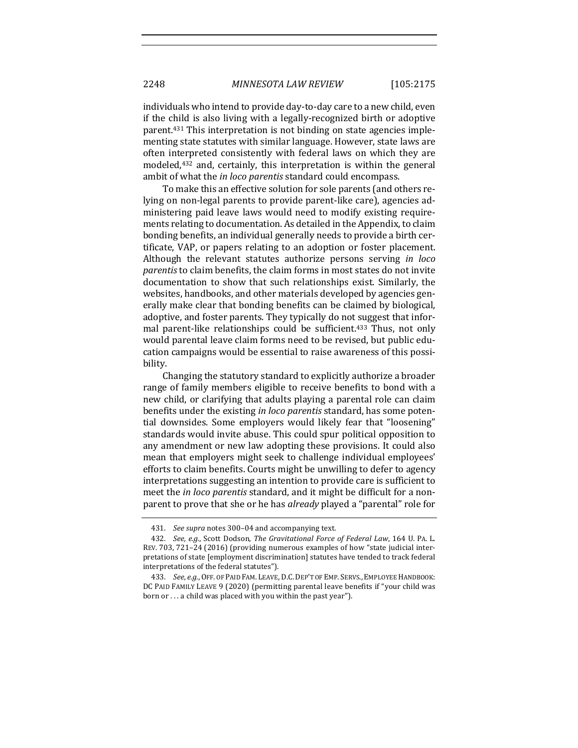individuals who intend to provide day-to-day care to a new child, even if the child is also living with a legally-recognized birth or adoptive parent.[431] This interpretation is not binding on state agencies implementing state statutes with similar language. However, state laws are often interpreted consistently with federal laws on which they are modeled,[432] and, certainly, this interpretation is within the general ambit of what the *in loco parentis* standard could encompass.

To make this an effective solution for sole parents (and others relying on non-legal parents to provide parent-like care), agencies administering paid leave laws would need to modify existing requirements relating to documentation. As detailed in the Appendix, to claim bonding benefits, an individual generally needs to provide a birth certificate, VAP, or papers relating to an adoption or foster placement. Although the relevant statutes authorize persons serving *in loco parentis* to claim benefits, the claim forms in most states do not invite documentation to show that such relationships exist. Similarly, the websites, handbooks, and other materials developed by agencies generally make clear that bonding benefits can be claimed by biological, adoptive, and foster parents. They typically do not suggest that informal parent-like relationships could be sufficient.[433] Thus, not only would parental leave claim forms need to be revised, but public education campaigns would be essential to raise awareness of this possibility.

Changing the statutory standard to explicitly authorize a broader range of family members eligible to receive benefits to bond with a new child, or clarifying that adults playing a parental role can claim benefits under the existing *in loco parentis* standard, has some potential downsides. Some employers would likely fear that "loosening" standards would invite abuse. This could spur political opposition to any amendment or new law adopting these provisions. It could also mean that employers might seek to challenge individual employees' efforts to claim benefits. Courts might be unwilling to defer to agency interpretations suggesting an intention to provide care is sufficient to meet the *in loco parentis* standard, and it might be difficult for a non-parent to prove that she or he has *already* played a "parental" role for

---

431. *See supra* notes 300–04 and accompanying text.

432. *See, e.g.*, Scott Dodson, *The Gravitational Force of Federal Law*, 164 U. PA. L. REV. 703, 721–24 (2016) (providing numerous examples of how "state judicial interpretations of state [employment discrimination] statutes have tended to track federal interpretations of the federal statutes").

433. *See, e.g.*, OFF. OF PAID FAM. LEAVE, D.C. DEP'T OF EMP. SERVS., EMPLOYEE HANDBOOK: DC PAID FAMILY LEAVE 9 (2020) (permitting parental leave benefits if "your child was born or . . . a child was placed with you within the past year").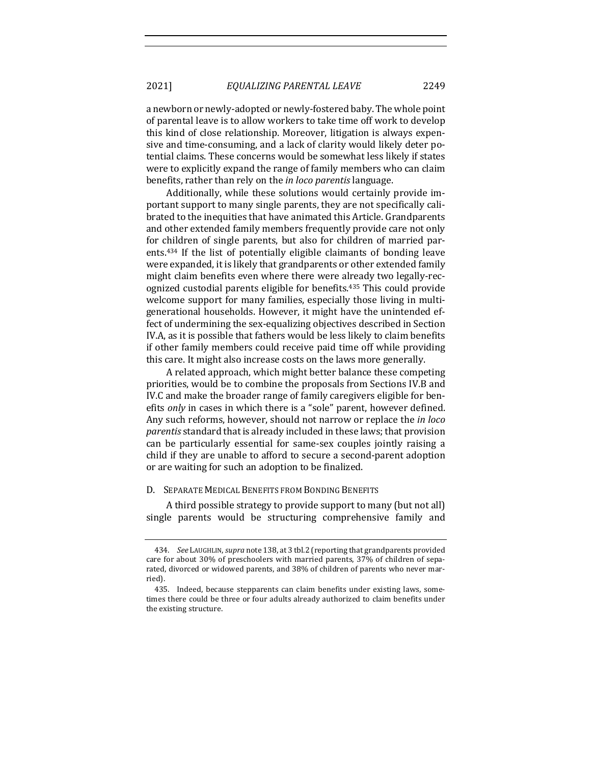a newborn or newly-adopted or newly-fostered baby. The whole point of parental leave is to allow workers to take time off work to develop this kind of close relationship. Moreover, litigation is always expensive and time-consuming, and a lack of clarity would likely deter potential claims. These concerns would be somewhat less likely if states were to explicitly expand the range of family members who can claim benefits, rather than rely on the *in loco parentis* language.

Additionally, while these solutions would certainly provide important support to many single parents, they are not specifically calibrated to the inequities that have animated this Article. Grandparents and other extended family members frequently provide care not only for children of single parents, but also for children of married parents.[434] If the list of potentially eligible claimants of bonding leave were expanded, it is likely that grandparents or other extended family might claim benefits even where there were already two legally-recognized custodial parents eligible for benefits.[435] This could provide welcome support for many families, especially those living in multigenerational households. However, it might have the unintended effect of undermining the sex-equalizing objectives described in Section IV.A, as it is possible that fathers would be less likely to claim benefits if other family members could receive paid time off while providing this care. It might also increase costs on the laws more generally.

A related approach, which might better balance these competing priorities, would be to combine the proposals from Sections IV.B and IV.C and make the broader range of family caregivers eligible for benefits *only* in cases in which there is a "sole" parent, however defined. Any such reforms, however, should not narrow or replace the *in loco parentis* standard that is already included in these laws; that provision can be particularly essential for same-sex couples jointly raising a child if they are unable to afford to secure a second-parent adoption or are waiting for such an adoption to be finalized.

### D. Separate Medical Benefits from Bonding Benefits

A third possible strategy to provide support to many (but not all) single parents would be structuring comprehensive family and

---

434. *See* Laughlin, *supra* note 138, at 3 tbl.2 (reporting that grandparents provided care for about 30% of preschoolers with married parents, 37% of children of separated, divorced or widowed parents, and 38% of children of parents who never married).

435. Indeed, because stepparents can claim benefits under existing laws, sometimes there could be three or four adults already authorized to claim benefits under the existing structure.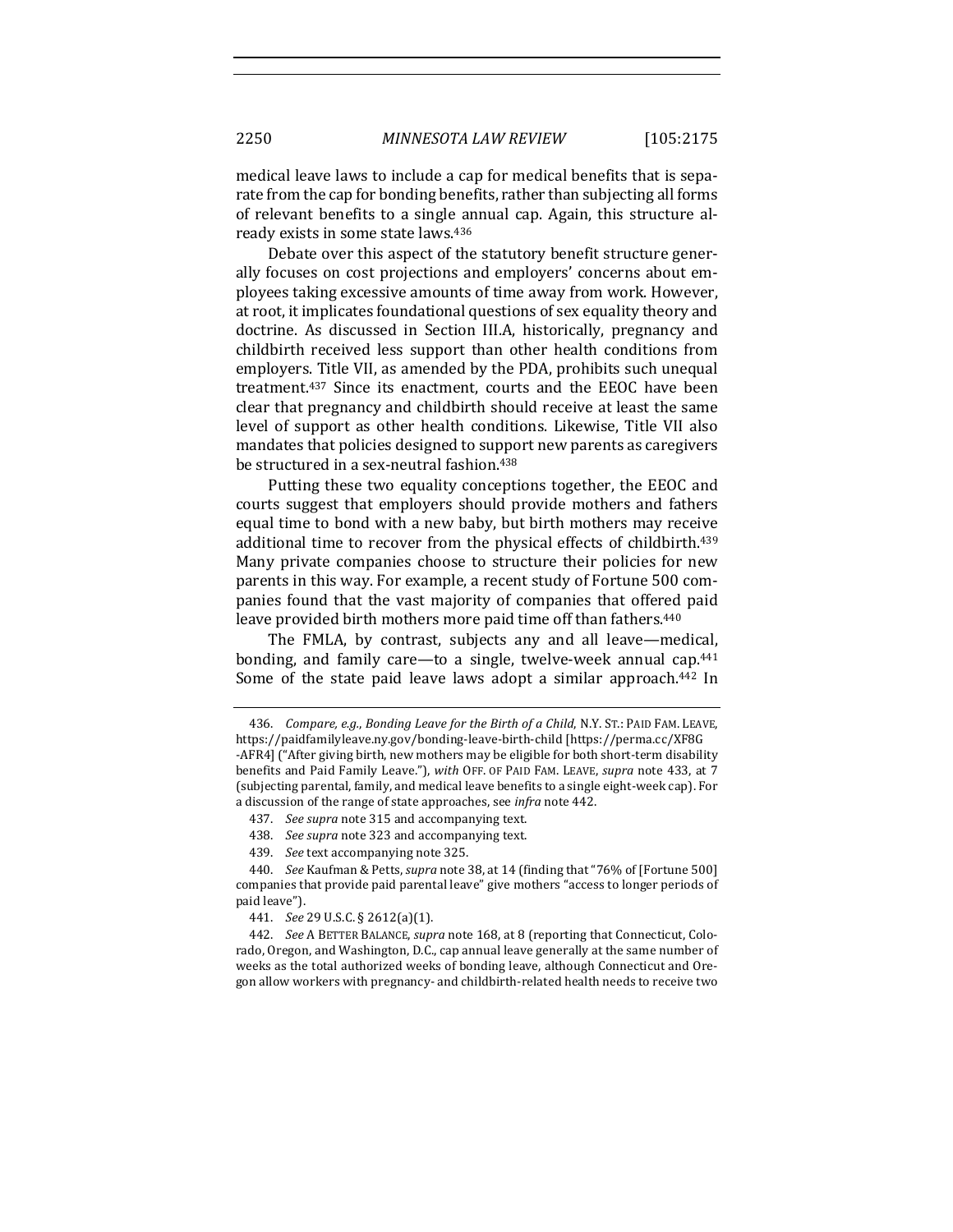medical leave laws to include a cap for medical benefits that is separate from the cap for bonding benefits, rather than subjecting all forms of relevant benefits to a single annual cap. Again, this structure already exists in some state laws.[436]

Debate over this aspect of the statutory benefit structure generally focuses on cost projections and employers' concerns about employees taking excessive amounts of time away from work. However, at root, it implicates foundational questions of sex equality theory and doctrine. As discussed in Section III.A, historically, pregnancy and childbirth received less support than other health conditions from employers. Title VII, as amended by the PDA, prohibits such unequal treatment.[437] Since its enactment, courts and the EEOC have been clear that pregnancy and childbirth should receive at least the same level of support as other health conditions. Likewise, Title VII also mandates that policies designed to support new parents as caregivers be structured in a sex-neutral fashion.[438]

Putting these two equality conceptions together, the EEOC and courts suggest that employers should provide mothers and fathers equal time to bond with a new baby, but birth mothers may receive additional time to recover from the physical effects of childbirth.[439] Many private companies choose to structure their policies for new parents in this way. For example, a recent study of Fortune 500 companies found that the vast majority of companies that offered paid leave provided birth mothers more paid time off than fathers.[440]

The FMLA, by contrast, subjects any and all leave—medical, bonding, and family care—to a single, twelve-week annual cap.[441] Some of the state paid leave laws adopt a similar approach.[442] In

436. *Compare, e.g.*, *Bonding Leave for the Birth of a Child*, N.Y. ST.: PAID FAM. LEAVE, https://paidfamilyleave.ny.gov/bonding-leave-birth-child [https://perma.cc/XF8G-AFR4] ("After giving birth, new mothers may be eligible for both short-term disability benefits and Paid Family Leave."), *with* OFF. OF PAID FAM. LEAVE, *supra* note 433, at 7 (subjecting parental, family, and medical leave benefits to a single eight-week cap). For a discussion of the range of state approaches, see *infra* note 442.

437. *See supra* note 315 and accompanying text.

438. *See supra* note 323 and accompanying text.

439. *See* text accompanying note 325.

440. *See* Kaufman & Petts, *supra* note 38, at 14 (finding that "76% of [Fortune 500] companies that provide paid parental leave" give mothers "access to longer periods of paid leave").

441. *See* 29 U.S.C. § 2612(a)(1).

442. *See* A BETTER BALANCE, *supra* note 168, at 8 (reporting that Connecticut, Colorado, Oregon, and Washington, D.C., cap annual leave generally at the same number of weeks as the total authorized weeks of bonding leave, although Connecticut and Oregon allow workers with pregnancy- and childbirth-related health needs to receive two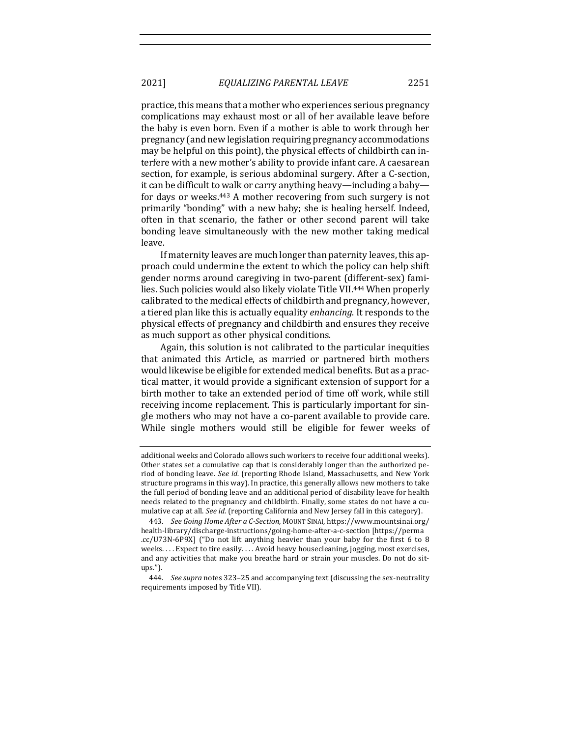practice, this means that a mother who experiences serious pregnancy complications may exhaust most or all of her available leave before the baby is even born. Even if a mother is able to work through her pregnancy (and new legislation requiring pregnancy accommodations may be helpful on this point), the physical effects of childbirth can interfere with a new mother's ability to provide infant care. A caesarean section, for example, is serious abdominal surgery. After a C-section, it can be difficult to walk or carry anything heavy—including a baby—for days or weeks.[443] A mother recovering from such surgery is not primarily "bonding" with a new baby; she is healing herself. Indeed, often in that scenario, the father or other second parent will take bonding leave simultaneously with the new mother taking medical leave.

If maternity leaves are much longer than paternity leaves, this approach could undermine the extent to which the policy can help shift gender norms around caregiving in two-parent (different-sex) families. Such policies would also likely violate Title VII.[444] When properly calibrated to the medical effects of childbirth and pregnancy, however, a tiered plan like this is actually equality *enhancing*. It responds to the physical effects of pregnancy and childbirth and ensures they receive as much support as other physical conditions.

Again, this solution is not calibrated to the particular inequities that animated this Article, as married or partnered birth mothers would likewise be eligible for extended medical benefits. But as a practical matter, it would provide a significant extension of support for a birth mother to take an extended period of time off work, while still receiving income replacement. This is particularly important for single mothers who may not have a co-parent available to provide care. While single mothers would still be eligible for fewer weeks of

---

additional weeks and Colorado allows such workers to receive four additional weeks). Other states set a cumulative cap that is considerably longer than the authorized period of bonding leave. *See id.* (reporting Rhode Island, Massachusetts, and New York structure programs in this way). In practice, this generally allows new mothers to take the full period of bonding leave and an additional period of disability leave for health needs related to the pregnancy and childbirth. Finally, some states do not have a cumulative cap at all. *See id.* (reporting California and New Jersey fall in this category).

443. *See Going Home After a C-Section*, MOUNT SINAI, https://www.mountsinai.org/health-library/discharge-instructions/going-home-after-a-c-section [https://perma.cc/U73N-6P9X] ("Do not lift anything heavier than your baby for the first 6 to 8 weeks. . . . Expect to tire easily. . . . Avoid heavy housecleaning, jogging, most exercises, and any activities that make you breathe hard or strain your muscles. Do not do sit-ups.").

444. *See supra* notes 323–25 and accompanying text (discussing the sex-neutrality requirements imposed by Title VII).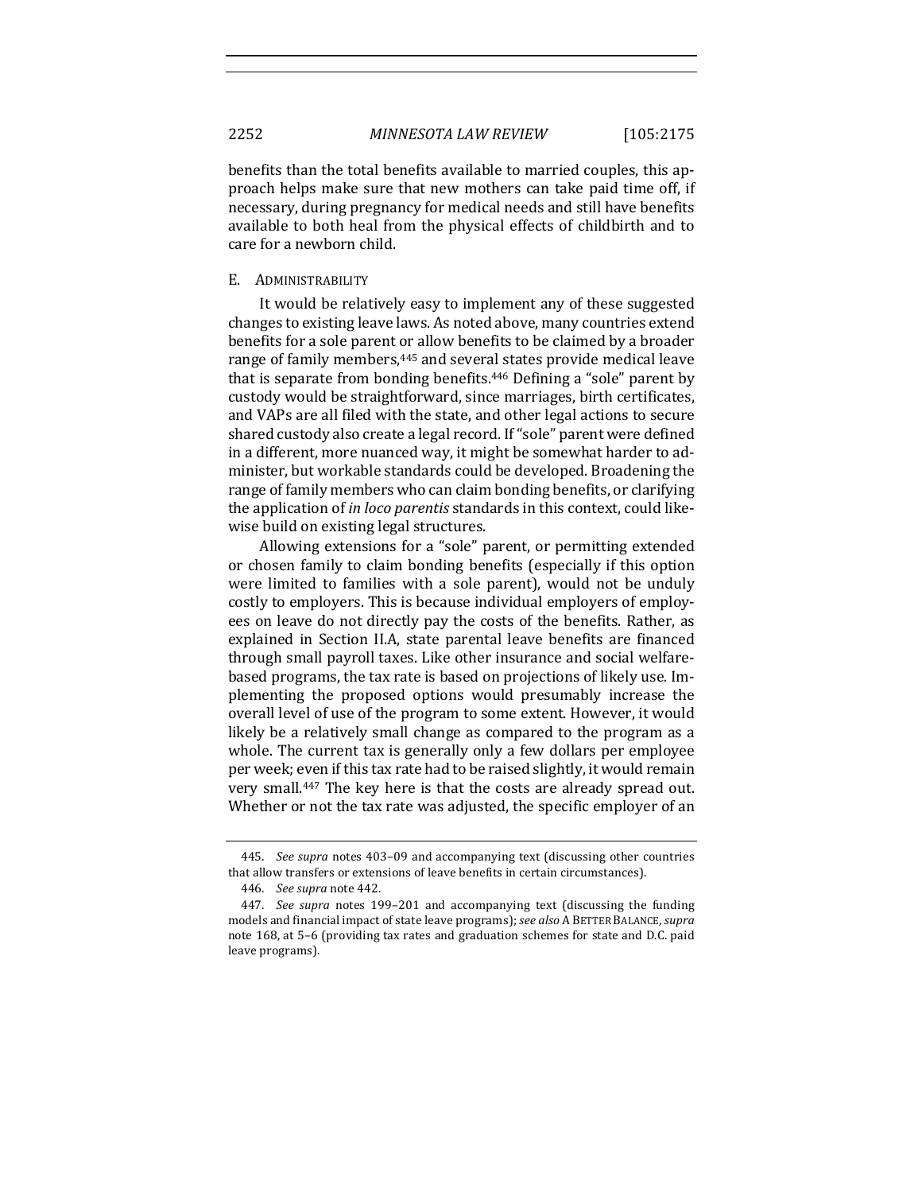benefits than the total benefits available to married couples, this approach helps make sure that new mothers can take paid time off, if necessary, during pregnancy for medical needs and still have benefits available to both heal from the physical effects of childbirth and to care for a newborn child.

### E. Administrability

It would be relatively easy to implement any of these suggested changes to existing leave laws. As noted above, many countries extend benefits for a sole parent or allow benefits to be claimed by a broader range of family members,[445] and several states provide medical leave that is separate from bonding benefits.[446] Defining a "sole" parent by custody would be straightforward, since marriages, birth certificates, and VAPs are all filed with the state, and other legal actions to secure shared custody also create a legal record. If "sole" parent were defined in a different, more nuanced way, it might be somewhat harder to administer, but workable standards could be developed. Broadening the range of family members who can claim bonding benefits, or clarifying the application of *in loco parentis* standards in this context, could likewise build on existing legal structures.

Allowing extensions for a "sole" parent, or permitting extended or chosen family to claim bonding benefits (especially if this option were limited to families with a sole parent), would not be unduly costly to employers. This is because individual employers of employees on leave do not directly pay the costs of the benefits. Rather, as explained in Section II.A, state parental leave benefits are financed through small payroll taxes. Like other insurance and social welfare-based programs, the tax rate is based on projections of likely use. Implementing the proposed options would presumably increase the overall level of use of the program to some extent. However, it would likely be a relatively small change as compared to the program as a whole. The current tax is generally only a few dollars per employee per week; even if this tax rate had to be raised slightly, it would remain very small.[447] The key here is that the costs are already spread out. Whether or not the tax rate was adjusted, the specific employer of an

---

445. *See supra* notes 403–09 and accompanying text (discussing other countries that allow transfers or extensions of leave benefits in certain circumstances).

446. *See supra* note 442.

447. *See supra* notes 199–201 and accompanying text (discussing the funding models and financial impact of state leave programs); *see also* A Better Balance, *supra* note 168, at 5–6 (providing tax rates and graduation schemes for state and D.C. paid leave programs).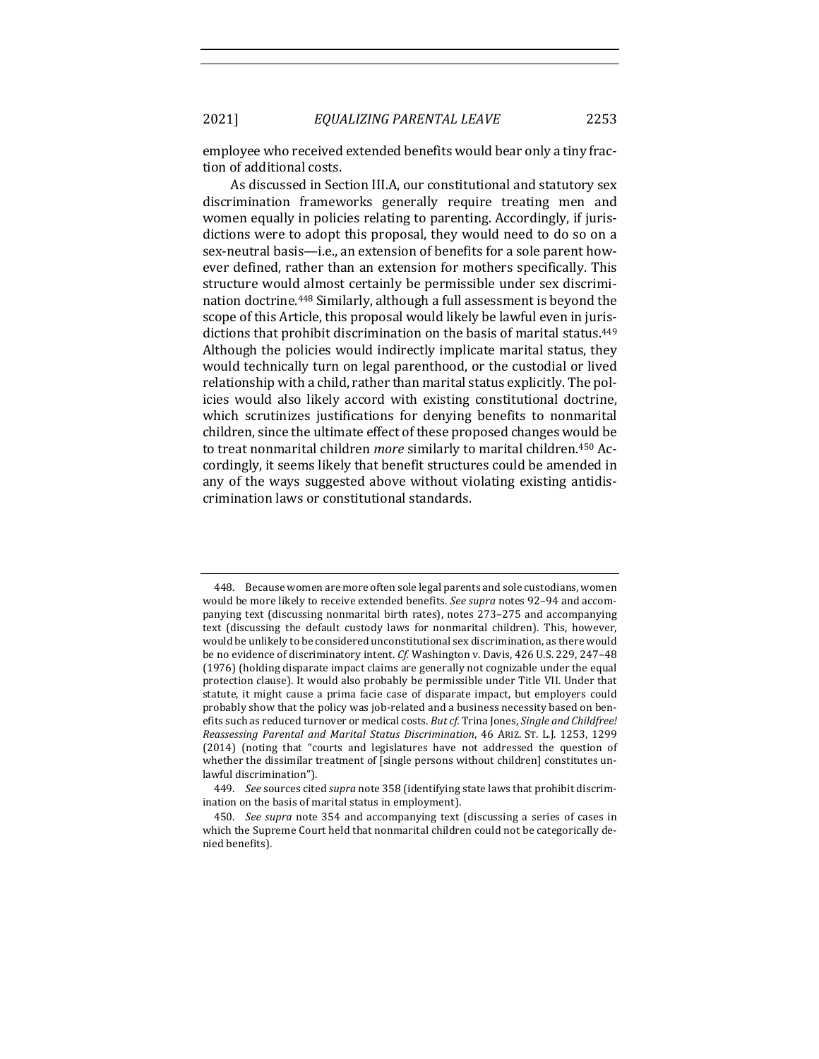employee who received extended benefits would bear only a tiny fraction of additional costs.

As discussed in Section III.A, our constitutional and statutory sex discrimination frameworks generally require treating men and women equally in policies relating to parenting. Accordingly, if jurisdictions were to adopt this proposal, they would need to do so on a sex-neutral basis—i.e., an extension of benefits for a sole parent however defined, rather than an extension for mothers specifically. This structure would almost certainly be permissible under sex discrimination doctrine.[448] Similarly, although a full assessment is beyond the scope of this Article, this proposal would likely be lawful even in jurisdictions that prohibit discrimination on the basis of marital status.[449] Although the policies would indirectly implicate marital status, they would technically turn on legal parenthood, or the custodial or lived relationship with a child, rather than marital status explicitly. The policies would also likely accord with existing constitutional doctrine, which scrutinizes justifications for denying benefits to nonmarital children, since the ultimate effect of these proposed changes would be to treat nonmarital children *more* similarly to marital children.[450] Accordingly, it seems likely that benefit structures could be amended in any of the ways suggested above without violating existing antidiscrimination laws or constitutional standards.

---

448. Because women are more often sole legal parents and sole custodians, women would be more likely to receive extended benefits. *See supra* notes 92–94 and accompanying text (discussing nonmarital birth rates), notes 273–275 and accompanying text (discussing the default custody laws for nonmarital children). This, however, would be unlikely to be considered unconstitutional sex discrimination, as there would be no evidence of discriminatory intent. *Cf.* Washington v. Davis, 426 U.S. 229, 247–48 (1976) (holding disparate impact claims are generally not cognizable under the equal protection clause). It would also probably be permissible under Title VII. Under that statute, it might cause a prima facie case of disparate impact, but employers could probably show that the policy was job-related and a business necessity based on benefits such as reduced turnover or medical costs. *But cf.* Trina Jones, *Single and Childfree! Reassessing Parental and Marital Status Discrimination*, 46 ARIZ. ST. L.J. 1253, 1299 (2014) (noting that "courts and legislatures have not addressed the question of whether the dissimilar treatment of [single persons without children] constitutes unlawful discrimination").

449. *See* sources cited *supra* note 358 (identifying state laws that prohibit discrimination on the basis of marital status in employment).

450. *See supra* note 354 and accompanying text (discussing a series of cases in which the Supreme Court held that nonmarital children could not be categorically denied benefits).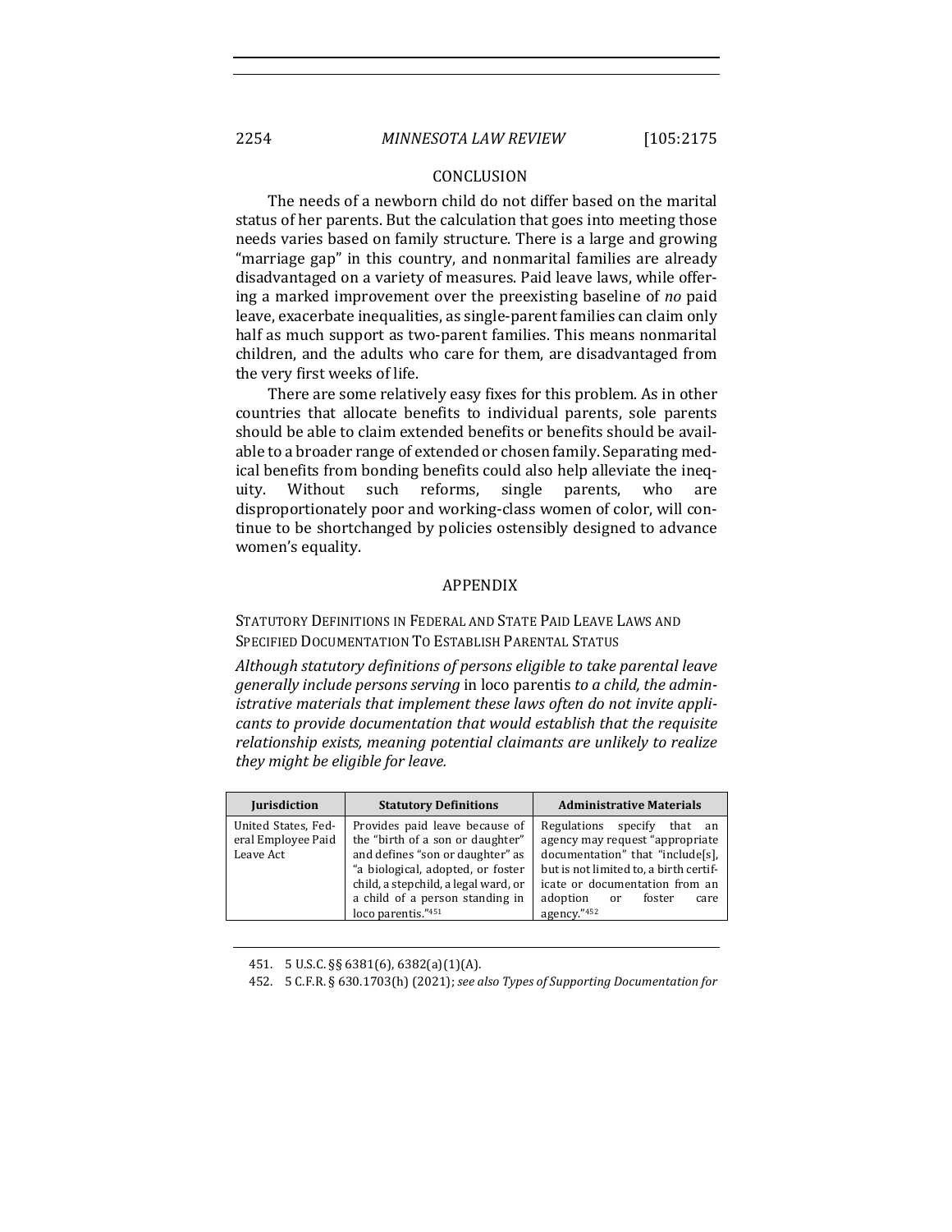## CONCLUSION

The needs of a newborn child do not differ based on the marital status of her parents. But the calculation that goes into meeting those needs varies based on family structure. There is a large and growing "marriage gap" in this country, and nonmarital families are already disadvantaged on a variety of measures. Paid leave laws, while offering a marked improvement over the preexisting baseline of *no* paid leave, exacerbate inequalities, as single-parent families can claim only half as much support as two-parent families. This means nonmarital children, and the adults who care for them, are disadvantaged from the very first weeks of life.

There are some relatively easy fixes for this problem. As in other countries that allocate benefits to individual parents, sole parents should be able to claim extended benefits or benefits should be available to a broader range of extended or chosen family. Separating medical benefits from bonding benefits could also help alleviate the inequity. Without such reforms, single parents, who are disproportionately poor and working-class women of color, will continue to be shortchanged by policies ostensibly designed to advance women's equality.

## APPENDIX

### STATUTORY DEFINITIONS IN FEDERAL AND STATE PAID LEAVE LAWS AND SPECIFIED DOCUMENTATION TO ESTABLISH PARENTAL STATUS

*Although statutory definitions of persons eligible to take parental leave generally include persons serving* in loco parentis *to a child, the administrative materials that implement these laws often do not invite applicants to provide documentation that would establish that the requisite relationship exists, meaning potential claimants are unlikely to realize they might be eligible for leave.*

| Jurisdiction | Statutory Definitions | Administrative Materials |
|---|---|---|
| United States, Federal Employee Paid Leave Act | Provides paid leave because of the "birth of a son or daughter" and defines "son or daughter" as "a biological, adopted, or foster child, a stepchild, a legal ward, or a child of a person standing in loco parentis."[451] | Regulations specify that an agency may request "appropriate documentation" that "include[s], but is not limited to, a birth certificate or documentation from an adoption or foster care agency."[452] |

451. 5 U.S.C. §§ 6381(6), 6382(a)(1)(A).

452. 5 C.F.R. § 630.1703(h) (2021); *see also Types of Supporting Documentation for*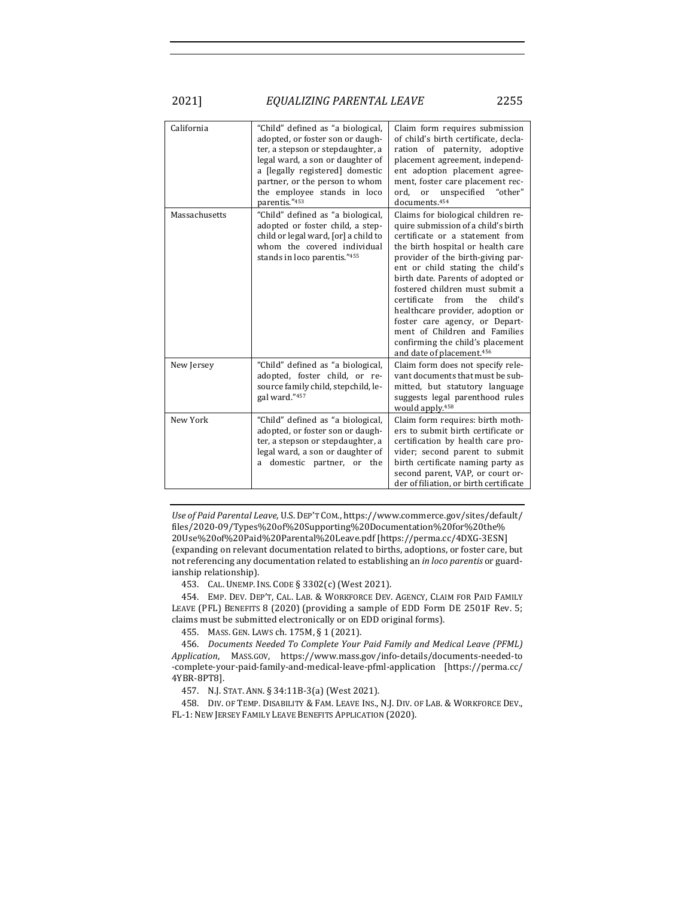| California | "Child" defined as "a biological, adopted, or foster son or daughter, a stepson or stepdaughter, a legal ward, a son or daughter of a [legally registered] domestic partner, or the person to whom the employee stands in loco parentis."[453] | Claim form requires submission of child's birth certificate, declaration of paternity, adoptive placement agreement, independent adoption placement agreement, foster care placement record, or unspecified "other" documents.[454] |
|---|---|---|
| Massachusetts | "Child" defined as "a biological, adopted or foster child, a stepchild or legal ward, [or] a child to whom the covered individual stands in loco parentis."[455] | Claims for biological children require submission of a child's birth certificate or a statement from the birth hospital or health care provider of the birth-giving parent or child stating the child's birth date. Parents of adopted or fostered children must submit a certificate from the child's healthcare provider, adoption or foster care agency, or Department of Children and Families confirming the child's placement and date of placement.[456] |
| New Jersey | "Child" defined as "a biological, adopted, foster child, or resource family child, stepchild, legal ward."[457] | Claim form does not specify relevant documents that must be submitted, but statutory language suggests legal parenthood rules would apply.[458] |
| New York | "Child" defined as "a biological, adopted, or foster son or daughter, a stepson or stepdaughter, a legal ward, a son or daughter of a domestic partner, or the | Claim form requires: birth mothers to submit birth certificate or certification by health care provider; second parent to submit birth certificate naming party as second parent, VAP, or court order of filiation, or birth certificate |

*Use of Paid Parental Leave*, U.S. DEP'T COM., https://www.commerce.gov/sites/default/files/2020-09/Types%20of%20Supporting%20Documentation%20for%20the%20Use%20of%20Paid%20Parental%20Leave.pdf [https://perma.cc/4DXG-3ESN] (expanding on relevant documentation related to births, adoptions, or foster care, but not referencing any documentation related to establishing an *in loco parentis* or guardianship relationship).

453. CAL. UNEMP. INS. CODE § 3302(c) (West 2021).

454. EMP. DEV. DEP'T, CAL. LAB. & WORKFORCE DEV. AGENCY, CLAIM FOR PAID FAMILY LEAVE (PFL) BENEFITS 8 (2020) (providing a sample of EDD Form DE 2501F Rev. 5; claims must be submitted electronically or on EDD original forms).

455. MASS. GEN. LAWS ch. 175M, § 1 (2021).

456. *Documents Needed To Complete Your Paid Family and Medical Leave (PFML) Application*, MASS.GOV, https://www.mass.gov/info-details/documents-needed-to-complete-your-paid-family-and-medical-leave-pfml-application [https://perma.cc/4YBR-8PT8].

457. N.J. STAT. ANN. § 34:11B-3(a) (West 2021).

458. DIV. OF TEMP. DISABILITY & FAM. LEAVE INS., N.J. DIV. OF LAB. & WORKFORCE DEV., FL-1: NEW JERSEY FAMILY LEAVE BENEFITS APPLICATION (2020).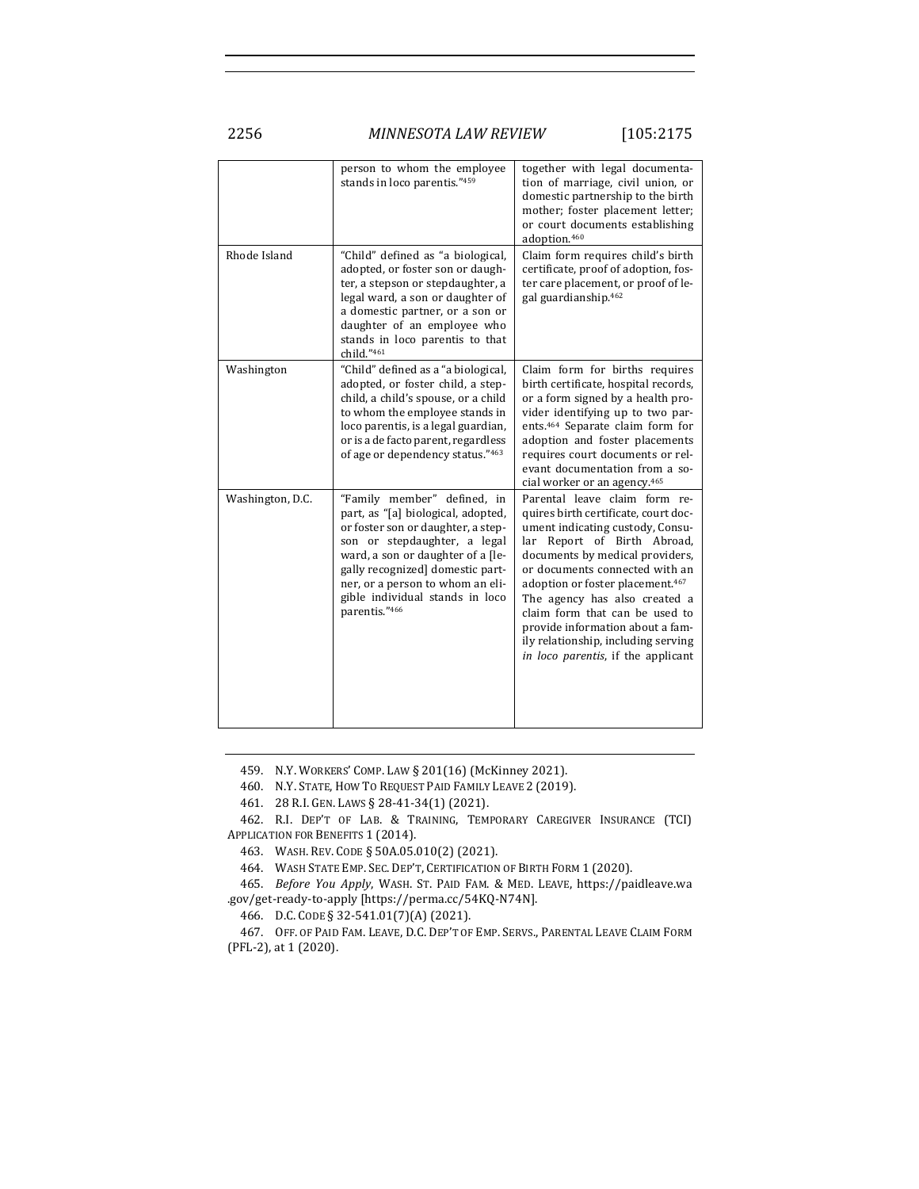| | | |
|---|---|---|
| | person to whom the employee stands in loco parentis."[459] | together with legal documentation of marriage, civil union, or domestic partnership to the birth mother; foster placement letter; or court documents establishing adoption.[460] |
| Rhode Island | "Child" defined as "a biological, adopted, or foster son or daughter, a stepson or stepdaughter, a legal ward, a son or daughter of a domestic partner, or a son or daughter of an employee who stands in loco parentis to that child."[461] | Claim form requires child's birth certificate, proof of adoption, foster care placement, or proof of legal guardianship.[462] |
| Washington | "Child" defined as a "a biological, adopted, or foster child, a stepchild, a child's spouse, or a child to whom the employee stands in loco parentis, is a legal guardian, or is a de facto parent, regardless of age or dependency status."[463] | Claim form for births requires birth certificate, hospital records, or a form signed by a health provider identifying up to two parents.[464] Separate claim form for adoption and foster placements requires court documents or relevant documentation from a social worker or an agency.[465] |
| Washington, D.C. | "Family member" defined, in part, as "[a] biological, adopted, or foster son or daughter, a stepson or stepdaughter, a legal ward, a son or daughter of a [legally recognized] domestic partner, or a person to whom an eligible individual stands in loco parentis."[466] | Parental leave claim form requires birth certificate, court document indicating custody, Consular Report of Birth Abroad, documents by medical providers, or documents connected with an adoption or foster placement.[467] The agency has also created a claim form that can be used to provide information about a family relationship, including serving *in loco parentis*, if the applicant |

459. N.Y. WORKERS' COMP. LAW § 201(16) (McKinney 2021).

460. N.Y. STATE, HOW TO REQUEST PAID FAMILY LEAVE 2 (2019).

461. 28 R.I. GEN. LAWS § 28-41-34(1) (2021).

462. R.I. DEP'T OF LAB. & TRAINING, TEMPORARY CAREGIVER INSURANCE (TCI) APPLICATION FOR BENEFITS 1 (2014).

463. WASH. REV. CODE § 50A.05.010(2) (2021).

464. WASH STATE EMP. SEC. DEP'T, CERTIFICATION OF BIRTH FORM 1 (2020).

465. *Before You Apply*, WASH. ST. PAID FAM. & MED. LEAVE, https://paidleave.wa.gov/get-ready-to-apply [https://perma.cc/54KQ-N74N].

466. D.C. CODE § 32-541.01(7)(A) (2021).

467. OFF. OF PAID FAM. LEAVE, D.C. DEP'T OF EMP. SERVS., PARENTAL LEAVE CLAIM FORM (PFL-2), at 1 (2020).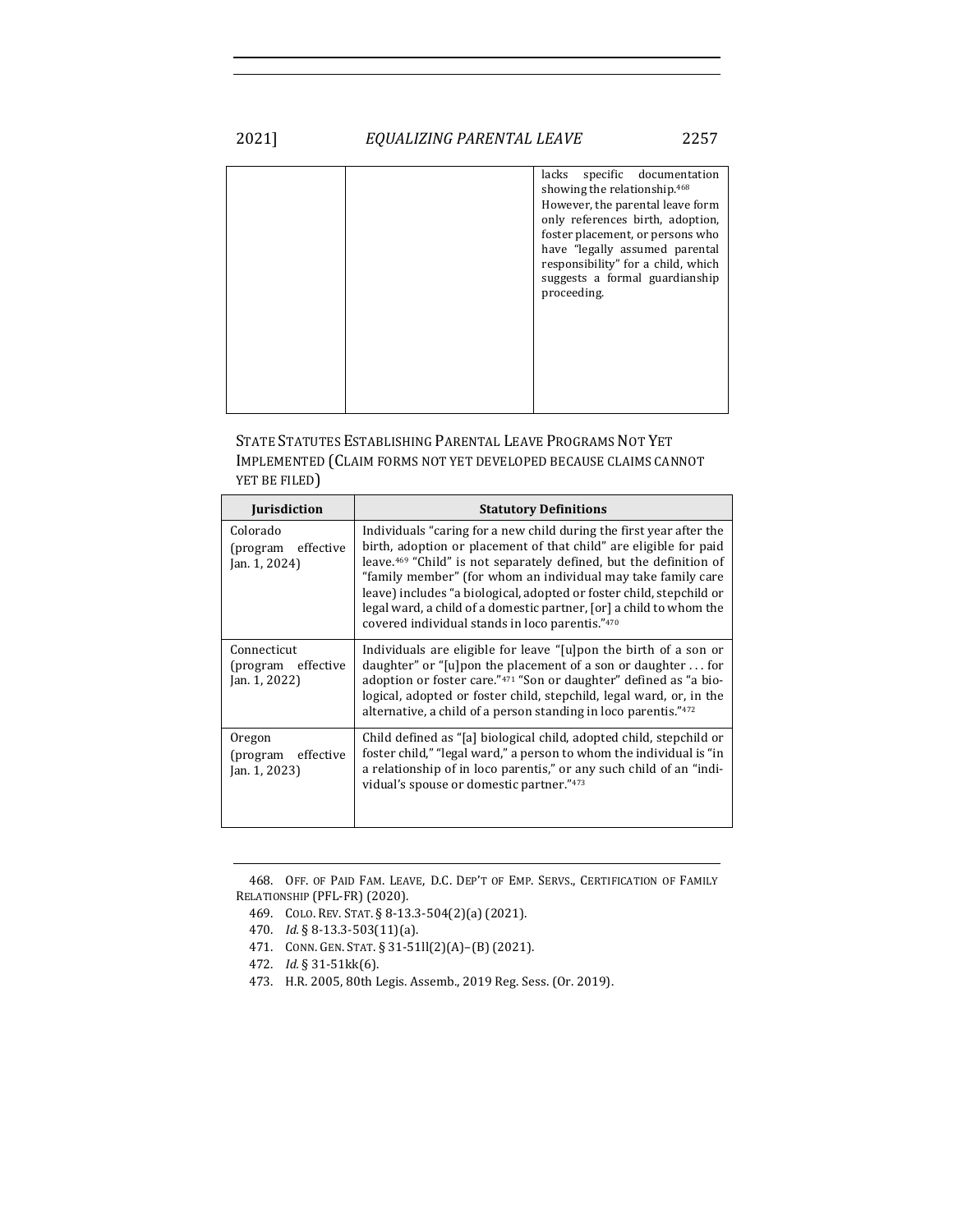| | | |
|---|---|---|
| | | lacks specific documentation showing the relationship.[468] However, the parental leave form only references birth, adoption, foster placement, or persons who have "legally assumed parental responsibility" for a child, which suggests a formal guardianship proceeding. |

STATE STATUTES ESTABLISHING PARENTAL LEAVE PROGRAMS NOT YET IMPLEMENTED (CLAIM FORMS NOT YET DEVELOPED BECAUSE CLAIMS CANNOT YET BE FILED)

| Jurisdiction | Statutory Definitions |
|---|---|
| Colorado (program effective Jan. 1, 2024) | Individuals "caring for a new child during the first year after the birth, adoption or placement of that child" are eligible for paid leave.[469] "Child" is not separately defined, but the definition of "family member" (for whom an individual may take family care leave) includes "a biological, adopted or foster child, stepchild or legal ward, a child of a domestic partner, [or] a child to whom the covered individual stands in loco parentis."[470] |
| Connecticut (program effective Jan. 1, 2022) | Individuals are eligible for leave "[u]pon the birth of a son or daughter" or "[u]pon the placement of a son or daughter . . . for adoption or foster care."[471] "Son or daughter" defined as "a biological, adopted or foster child, stepchild, legal ward, or, in the alternative, a child of a person standing in loco parentis."[472] |
| Oregon (program effective Jan. 1, 2023) | Child defined as "[a] biological child, adopted child, stepchild or foster child," "legal ward," a person to whom the individual is "in a relationship of in loco parentis," or any such child of an "individual's spouse or domestic partner."[473] |

468. OFF. OF PAID FAM. LEAVE, D.C. DEP'T OF EMP. SERVS., CERTIFICATION OF FAMILY RELATIONSHIP (PFL-FR) (2020).

469. COLO. REV. STAT. § 8-13.3-504(2)(a) (2021).

470. *Id.* § 8-13.3-503(11)(a).

471. CONN. GEN. STAT. § 31-51ll(2)(A)–(B) (2021).

472. *Id.* § 31-51kk(6).

473. H.R. 2005, 80th Legis. Assemb., 2019 Reg. Sess. (Or. 2019).